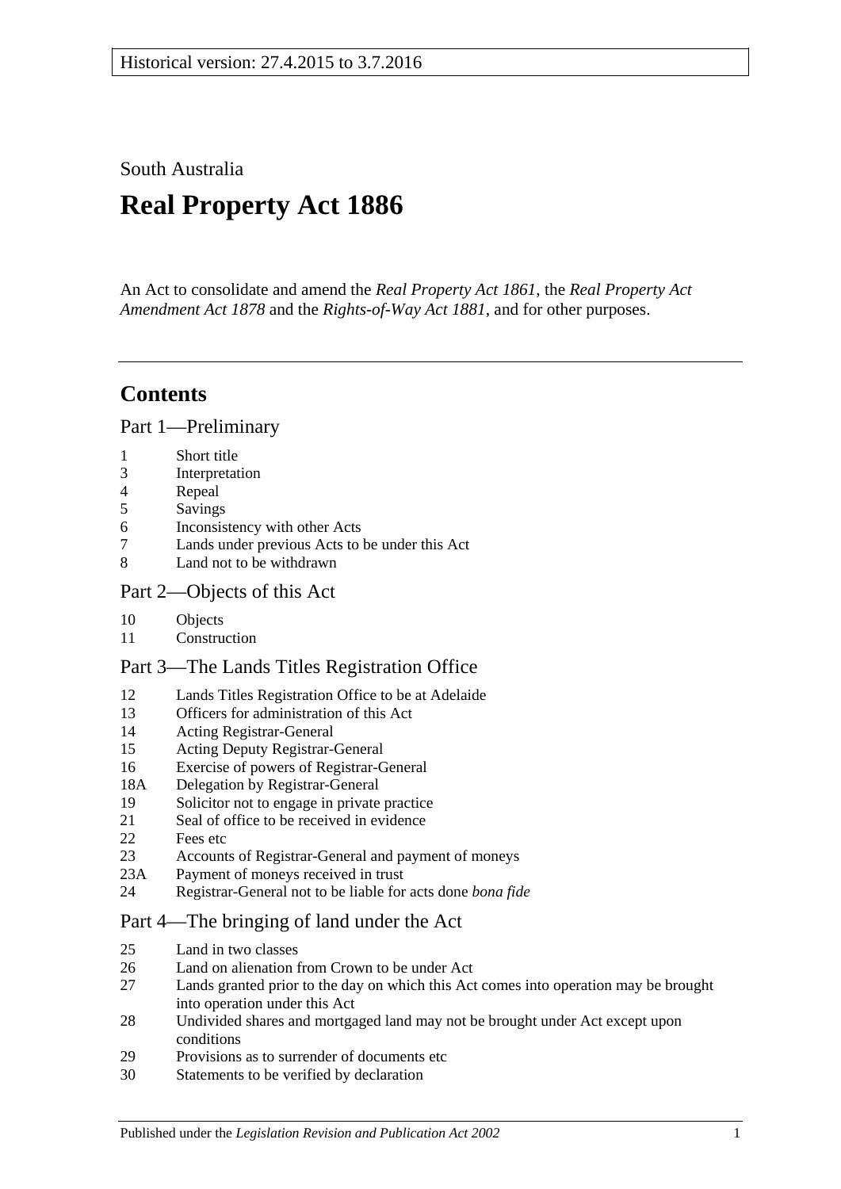Historical version: 27.4.2015 to 3.7.2016

South Australia

# Real Property Act 1886

An Act to consolidate and amend the *Real Property Act 1861*, the *Real Property Act Amendment Act 1878* and the *Rights-of-Way Act 1881*, and for other purposes.

## Contents

### Part 1—Preliminary

1 Short title
3 Interpretation
4 Repeal
5 Savings
6 Inconsistency with other Acts
7 Lands under previous Acts to be under this Act
8 Land not to be withdrawn

### Part 2—Objects of this Act

10 Objects
11 Construction

### Part 3—The Lands Titles Registration Office

12 Lands Titles Registration Office to be at Adelaide
13 Officers for administration of this Act
14 Acting Registrar-General
15 Acting Deputy Registrar-General
16 Exercise of powers of Registrar-General
18A Delegation by Registrar-General
19 Solicitor not to engage in private practice
21 Seal of office to be received in evidence
22 Fees etc
23 Accounts of Registrar-General and payment of moneys
23A Payment of moneys received in trust
24 Registrar-General not to be liable for acts done *bona fide*

### Part 4—The bringing of land under the Act

25 Land in two classes
26 Land on alienation from Crown to be under Act
27 Lands granted prior to the day on which this Act comes into operation may be brought into operation under this Act
28 Undivided shares and mortgaged land may not be brought under Act except upon conditions
29 Provisions as to surrender of documents etc
30 Statements to be verified by declaration

Published under the *Legislation Revision and Publication Act 2002*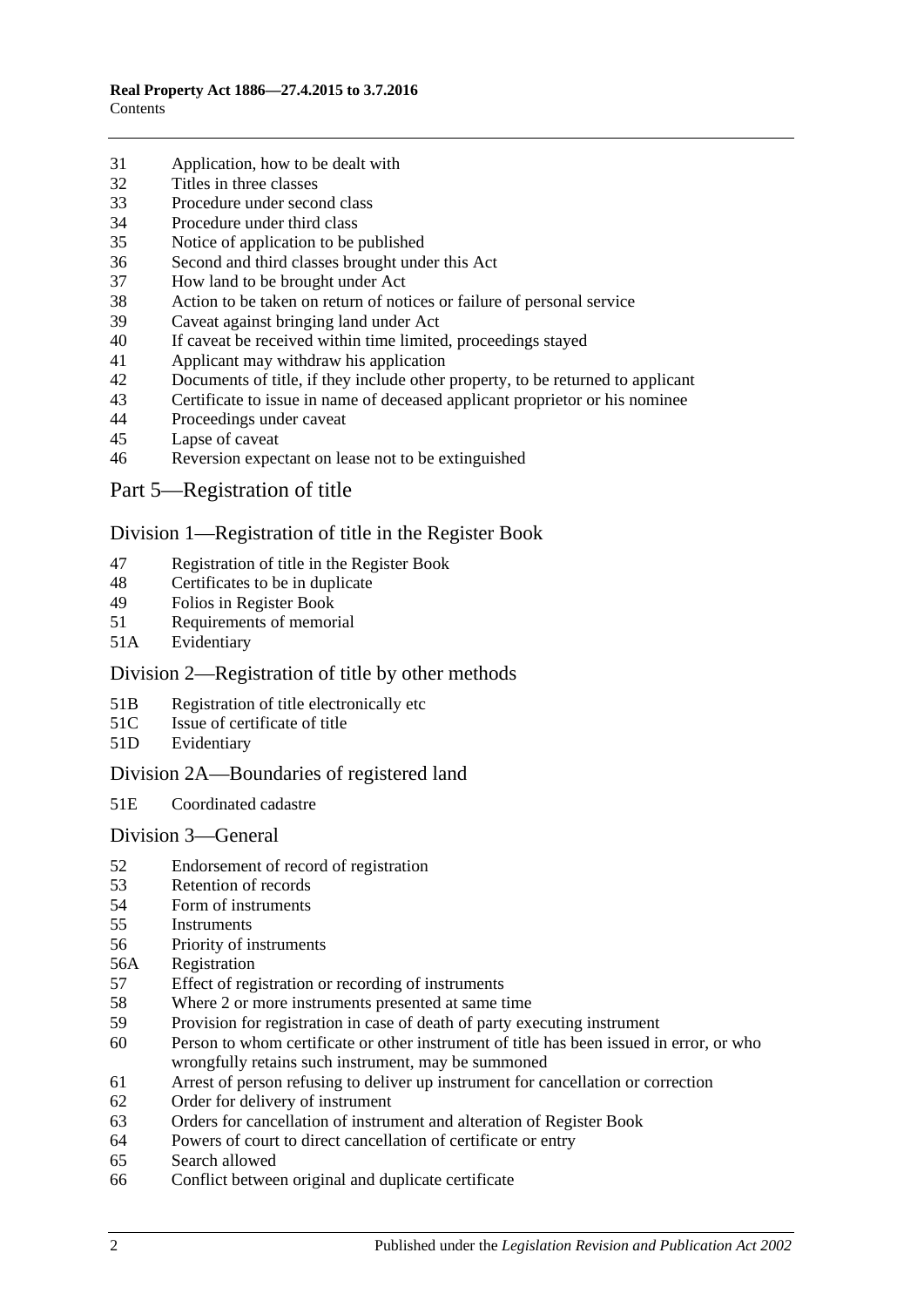31 Application, how to be dealt with
32 Titles in three classes
33 Procedure under second class
34 Procedure under third class
35 Notice of application to be published
36 Second and third classes brought under this Act
37 How land to be brought under Act
38 Action to be taken on return of notices or failure of personal service
39 Caveat against bringing land under Act
40 If caveat be received within time limited, proceedings stayed
41 Applicant may withdraw his application
42 Documents of title, if they include other property, to be returned to applicant
43 Certificate to issue in name of deceased applicant proprietor or his nominee
44 Proceedings under caveat
45 Lapse of caveat
46 Reversion expectant on lease not to be extinguished

## Part 5—Registration of title

### Division 1—Registration of title in the Register Book

47 Registration of title in the Register Book
48 Certificates to be in duplicate
49 Folios in Register Book
51 Requirements of memorial
51A Evidentiary

### Division 2—Registration of title by other methods

51B Registration of title electronically etc
51C Issue of certificate of title
51D Evidentiary

### Division 2A—Boundaries of registered land

51E Coordinated cadastre

### Division 3—General

52 Endorsement of record of registration
53 Retention of records
54 Form of instruments
55 Instruments
56 Priority of instruments
56A Registration
57 Effect of registration or recording of instruments
58 Where 2 or more instruments presented at same time
59 Provision for registration in case of death of party executing instrument
60 Person to whom certificate or other instrument of title has been issued in error, or who wrongfully retains such instrument, may be summoned
61 Arrest of person refusing to deliver up instrument for cancellation or correction
62 Order for delivery of instrument
63 Orders for cancellation of instrument and alteration of Register Book
64 Powers of court to direct cancellation of certificate or entry
65 Search allowed
66 Conflict between original and duplicate certificate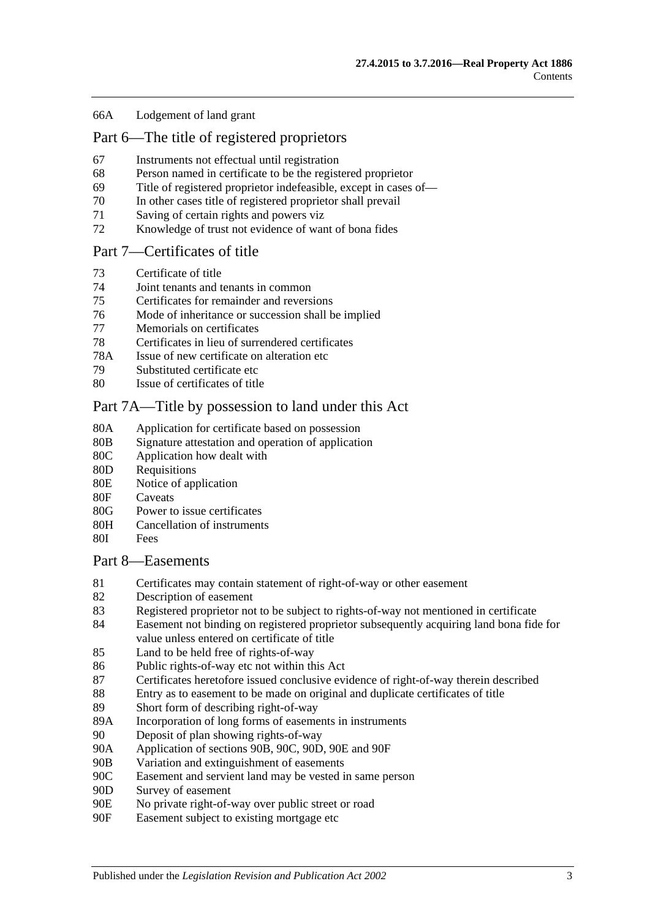66A Lodgement of land grant

## Part 6—The title of registered proprietors

67 Instruments not effectual until registration
68 Person named in certificate to be the registered proprietor
69 Title of registered proprietor indefeasible, except in cases of—
70 In other cases title of registered proprietor shall prevail
71 Saving of certain rights and powers viz
72 Knowledge of trust not evidence of want of bona fides

## Part 7—Certificates of title

73 Certificate of title
74 Joint tenants and tenants in common
75 Certificates for remainder and reversions
76 Mode of inheritance or succession shall be implied
77 Memorials on certificates
78 Certificates in lieu of surrendered certificates
78A Issue of new certificate on alteration etc
79 Substituted certificate etc
80 Issue of certificates of title

## Part 7A—Title by possession to land under this Act

80A Application for certificate based on possession
80B Signature attestation and operation of application
80C Application how dealt with
80D Requisitions
80E Notice of application
80F Caveats
80G Power to issue certificates
80H Cancellation of instruments
80I Fees

## Part 8—Easements

81 Certificates may contain statement of right-of-way or other easement
82 Description of easement
83 Registered proprietor not to be subject to rights-of-way not mentioned in certificate
84 Easement not binding on registered proprietor subsequently acquiring land bona fide for value unless entered on certificate of title
85 Land to be held free of rights-of-way
86 Public rights-of-way etc not within this Act
87 Certificates heretofore issued conclusive evidence of right-of-way therein described
88 Entry as to easement to be made on original and duplicate certificates of title
89 Short form of describing right-of-way
89A Incorporation of long forms of easements in instruments
90 Deposit of plan showing rights-of-way
90A Application of sections 90B, 90C, 90D, 90E and 90F
90B Variation and extinguishment of easements
90C Easement and servient land may be vested in same person
90D Survey of easement
90E No private right-of-way over public street or road
90F Easement subject to existing mortgage etc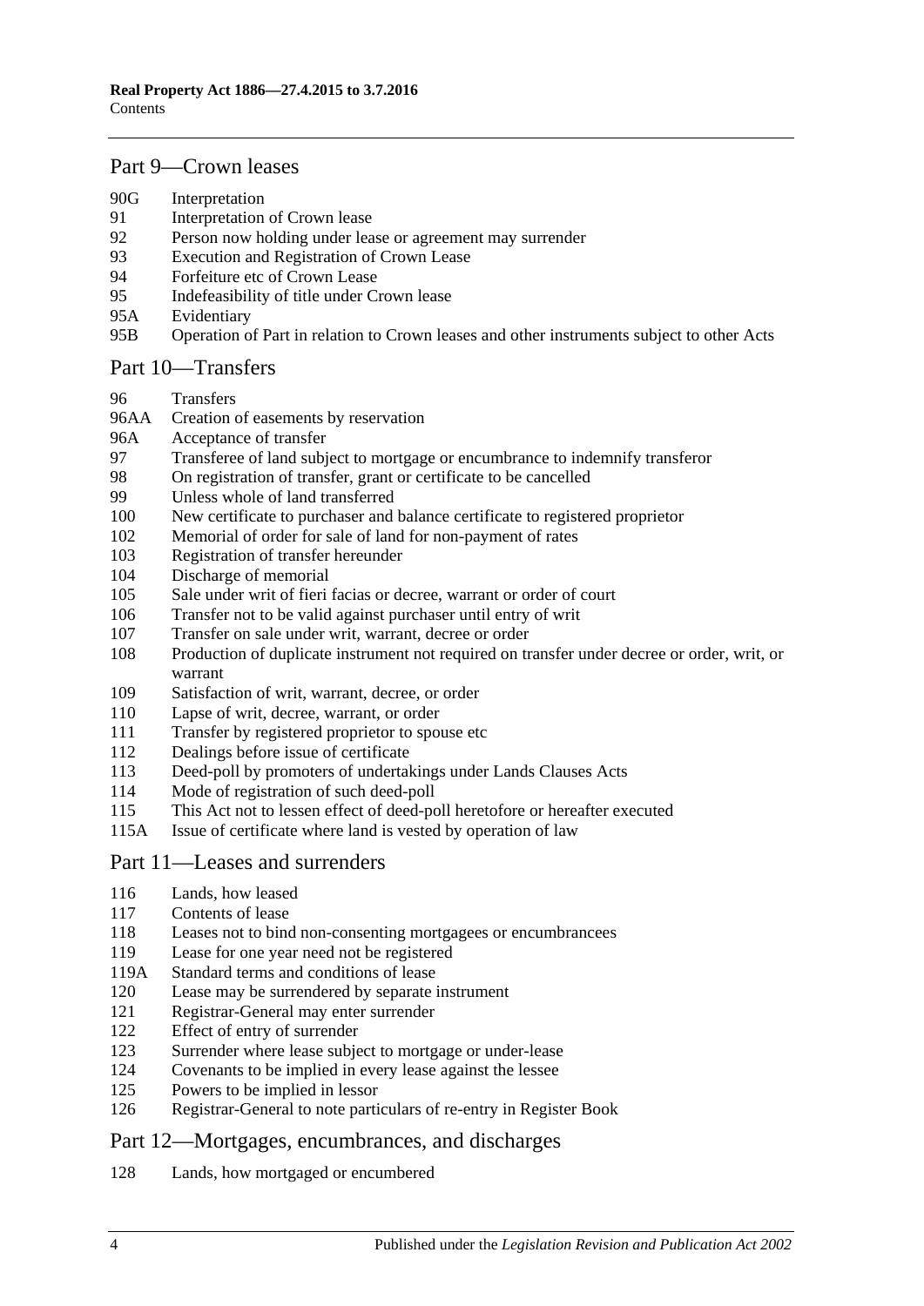## Part 9—Crown leases

90G Interpretation
91 Interpretation of Crown lease
92 Person now holding under lease or agreement may surrender
93 Execution and Registration of Crown Lease
94 Forfeiture etc of Crown Lease
95 Indefeasibility of title under Crown lease
95A Evidentiary
95B Operation of Part in relation to Crown leases and other instruments subject to other Acts

## Part 10—Transfers

96 Transfers
96AA Creation of easements by reservation
96A Acceptance of transfer
97 Transferee of land subject to mortgage or encumbrance to indemnify transferor
98 On registration of transfer, grant or certificate to be cancelled
99 Unless whole of land transferred
100 New certificate to purchaser and balance certificate to registered proprietor
102 Memorial of order for sale of land for non-payment of rates
103 Registration of transfer hereunder
104 Discharge of memorial
105 Sale under writ of fieri facias or decree, warrant or order of court
106 Transfer not to be valid against purchaser until entry of writ
107 Transfer on sale under writ, warrant, decree or order
108 Production of duplicate instrument not required on transfer under decree or order, writ, or warrant
109 Satisfaction of writ, warrant, decree, or order
110 Lapse of writ, decree, warrant, or order
111 Transfer by registered proprietor to spouse etc
112 Dealings before issue of certificate
113 Deed-poll by promoters of undertakings under Lands Clauses Acts
114 Mode of registration of such deed-poll
115 This Act not to lessen effect of deed-poll heretofore or hereafter executed
115A Issue of certificate where land is vested by operation of law

## Part 11—Leases and surrenders

116 Lands, how leased
117 Contents of lease
118 Leases not to bind non-consenting mortgagees or encumbrancees
119 Lease for one year need not be registered
119A Standard terms and conditions of lease
120 Lease may be surrendered by separate instrument
121 Registrar-General may enter surrender
122 Effect of entry of surrender
123 Surrender where lease subject to mortgage or under-lease
124 Covenants to be implied in every lease against the lessee
125 Powers to be implied in lessor
126 Registrar-General to note particulars of re-entry in Register Book

## Part 12—Mortgages, encumbrances, and discharges

128 Lands, how mortgaged or encumbered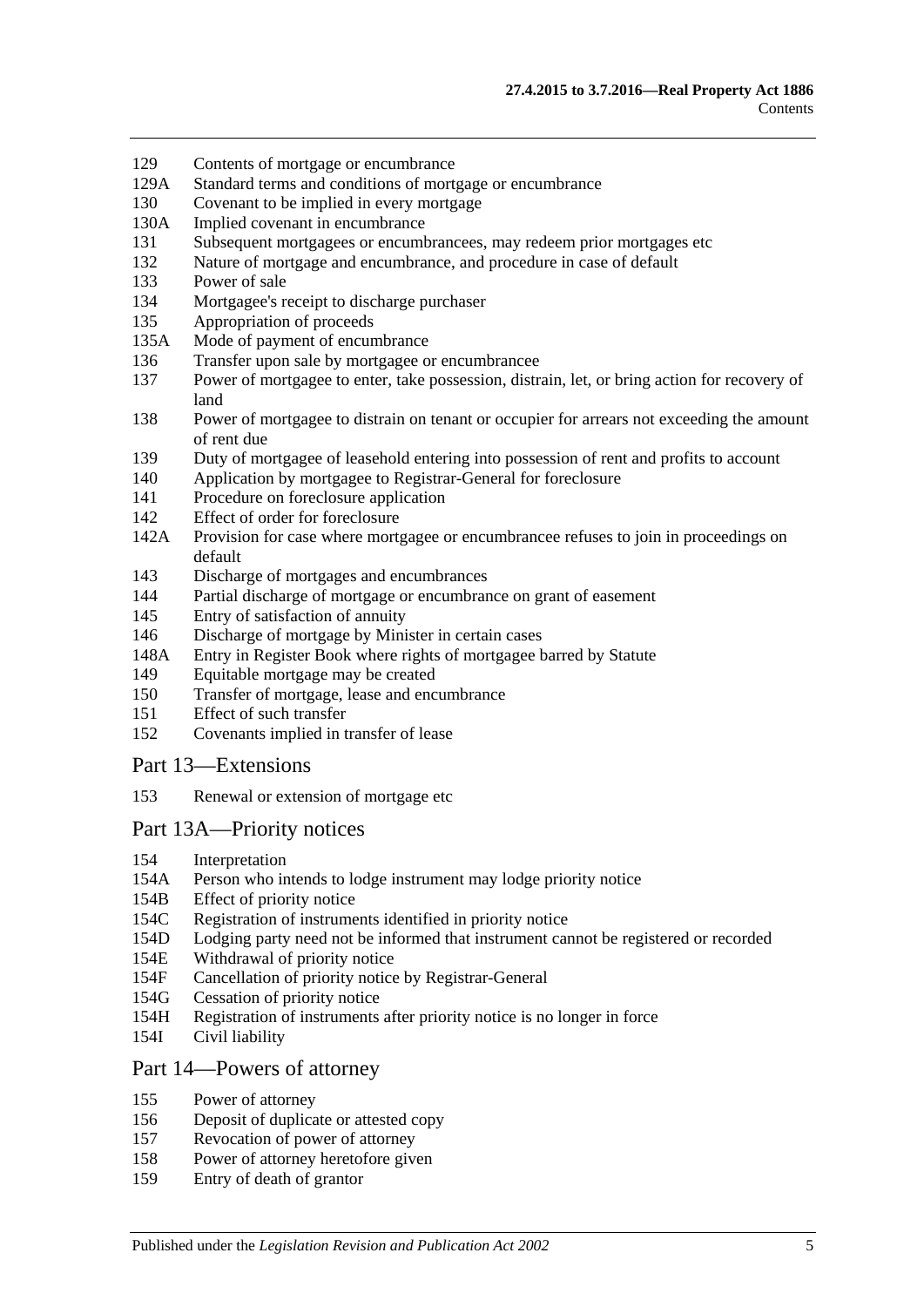129 Contents of mortgage or encumbrance
129A Standard terms and conditions of mortgage or encumbrance
130 Covenant to be implied in every mortgage
130A Implied covenant in encumbrance
131 Subsequent mortgagees or encumbrancees, may redeem prior mortgages etc
132 Nature of mortgage and encumbrance, and procedure in case of default
133 Power of sale
134 Mortgagee's receipt to discharge purchaser
135 Appropriation of proceeds
135A Mode of payment of encumbrance
136 Transfer upon sale by mortgagee or encumbrancee
137 Power of mortgagee to enter, take possession, distrain, let, or bring action for recovery of land
138 Power of mortgagee to distrain on tenant or occupier for arrears not exceeding the amount of rent due
139 Duty of mortgagee of leasehold entering into possession of rent and profits to account
140 Application by mortgagee to Registrar-General for foreclosure
141 Procedure on foreclosure application
142 Effect of order for foreclosure
142A Provision for case where mortgagee or encumbrancee refuses to join in proceedings on default
143 Discharge of mortgages and encumbrances
144 Partial discharge of mortgage or encumbrance on grant of easement
145 Entry of satisfaction of annuity
146 Discharge of mortgage by Minister in certain cases
148A Entry in Register Book where rights of mortgagee barred by Statute
149 Equitable mortgage may be created
150 Transfer of mortgage, lease and encumbrance
151 Effect of such transfer
152 Covenants implied in transfer of lease

## Part 13—Extensions

153 Renewal or extension of mortgage etc

## Part 13A—Priority notices

154 Interpretation
154A Person who intends to lodge instrument may lodge priority notice
154B Effect of priority notice
154C Registration of instruments identified in priority notice
154D Lodging party need not be informed that instrument cannot be registered or recorded
154E Withdrawal of priority notice
154F Cancellation of priority notice by Registrar-General
154G Cessation of priority notice
154H Registration of instruments after priority notice is no longer in force
154I Civil liability

## Part 14—Powers of attorney

155 Power of attorney
156 Deposit of duplicate or attested copy
157 Revocation of power of attorney
158 Power of attorney heretofore given
159 Entry of death of grantor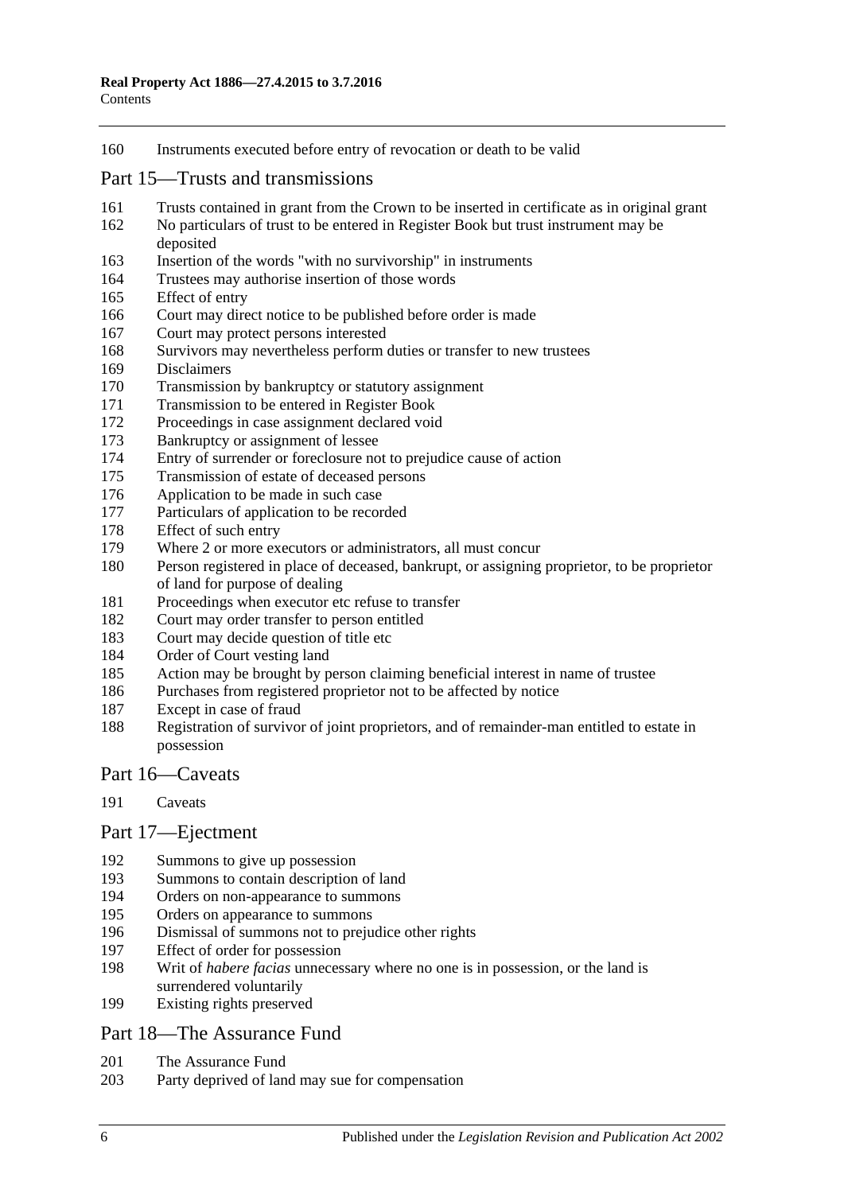160 Instruments executed before entry of revocation or death to be valid

## Part 15—Trusts and transmissions

161 Trusts contained in grant from the Crown to be inserted in certificate as in original grant
162 No particulars of trust to be entered in Register Book but trust instrument may be deposited
163 Insertion of the words "with no survivorship" in instruments
164 Trustees may authorise insertion of those words
165 Effect of entry
166 Court may direct notice to be published before order is made
167 Court may protect persons interested
168 Survivors may nevertheless perform duties or transfer to new trustees
169 Disclaimers
170 Transmission by bankruptcy or statutory assignment
171 Transmission to be entered in Register Book
172 Proceedings in case assignment declared void
173 Bankruptcy or assignment of lessee
174 Entry of surrender or foreclosure not to prejudice cause of action
175 Transmission of estate of deceased persons
176 Application to be made in such case
177 Particulars of application to be recorded
178 Effect of such entry
179 Where 2 or more executors or administrators, all must concur
180 Person registered in place of deceased, bankrupt, or assigning proprietor, to be proprietor of land for purpose of dealing
181 Proceedings when executor etc refuse to transfer
182 Court may order transfer to person entitled
183 Court may decide question of title etc
184 Order of Court vesting land
185 Action may be brought by person claiming beneficial interest in name of trustee
186 Purchases from registered proprietor not to be affected by notice
187 Except in case of fraud
188 Registration of survivor of joint proprietors, and of remainder-man entitled to estate in possession

## Part 16—Caveats

191 Caveats

## Part 17—Ejectment

192 Summons to give up possession
193 Summons to contain description of land
194 Orders on non-appearance to summons
195 Orders on appearance to summons
196 Dismissal of summons not to prejudice other rights
197 Effect of order for possession
198 Writ of *habere facias* unnecessary where no one is in possession, or the land is surrendered voluntarily
199 Existing rights preserved

## Part 18—The Assurance Fund

201 The Assurance Fund
203 Party deprived of land may sue for compensation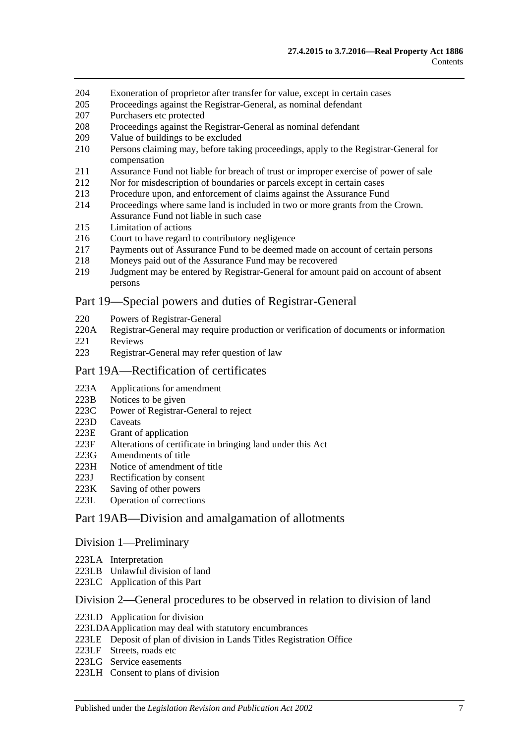204 Exoneration of proprietor after transfer for value, except in certain cases
205 Proceedings against the Registrar-General, as nominal defendant
207 Purchasers etc protected
208 Proceedings against the Registrar-General as nominal defendant
209 Value of buildings to be excluded
210 Persons claiming may, before taking proceedings, apply to the Registrar-General for compensation
211 Assurance Fund not liable for breach of trust or improper exercise of power of sale
212 Nor for misdescription of boundaries or parcels except in certain cases
213 Procedure upon, and enforcement of claims against the Assurance Fund
214 Proceedings where same land is included in two or more grants from the Crown. Assurance Fund not liable in such case
215 Limitation of actions
216 Court to have regard to contributory negligence
217 Payments out of Assurance Fund to be deemed made on account of certain persons
218 Moneys paid out of the Assurance Fund may be recovered
219 Judgment may be entered by Registrar-General for amount paid on account of absent persons

## Part 19—Special powers and duties of Registrar-General

220 Powers of Registrar-General
220A Registrar-General may require production or verification of documents or information
221 Reviews
223 Registrar-General may refer question of law

## Part 19A—Rectification of certificates

223A Applications for amendment
223B Notices to be given
223C Power of Registrar-General to reject
223D Caveats
223E Grant of application
223F Alterations of certificate in bringing land under this Act
223G Amendments of title
223H Notice of amendment of title
223J Rectification by consent
223K Saving of other powers
223L Operation of corrections

## Part 19AB—Division and amalgamation of allotments

### Division 1—Preliminary

223LA Interpretation
223LB Unlawful division of land
223LC Application of this Part

### Division 2—General procedures to be observed in relation to division of land

223LD Application for division
223LDA Application may deal with statutory encumbrances
223LE Deposit of plan of division in Lands Titles Registration Office
223LF Streets, roads etc
223LG Service easements
223LH Consent to plans of division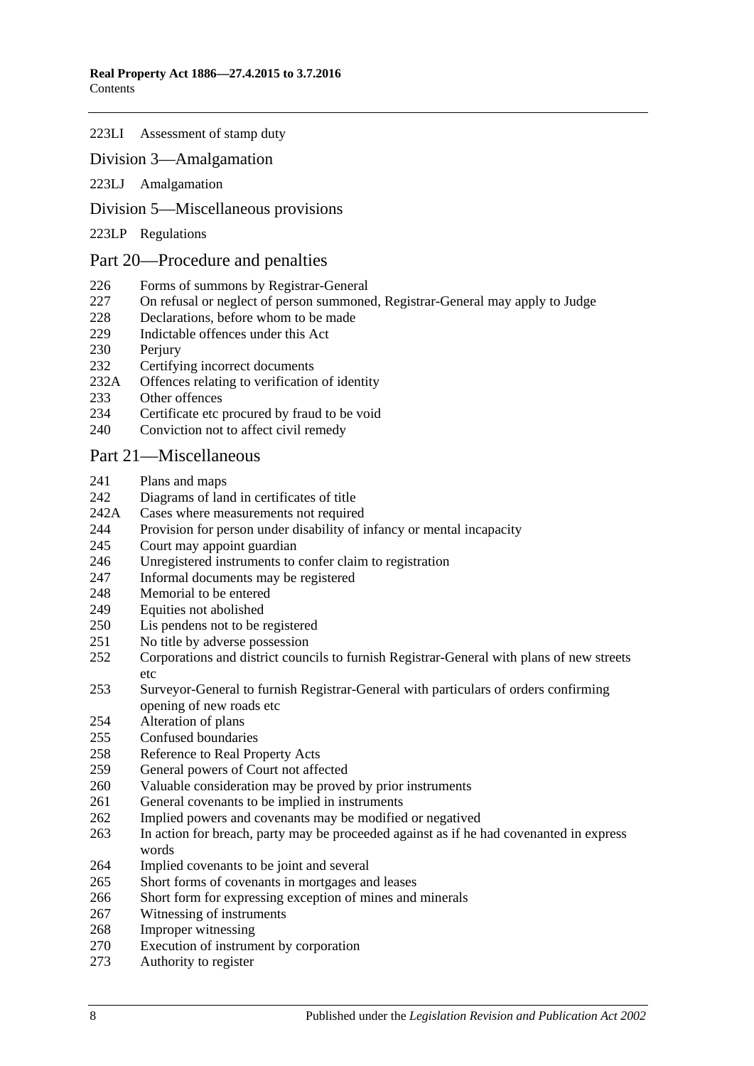223LI Assessment of stamp duty

## Division 3—Amalgamation

223LJ Amalgamation

## Division 5—Miscellaneous provisions

223LP Regulations

## Part 20—Procedure and penalties

226 Forms of summons by Registrar-General
227 On refusal or neglect of person summoned, Registrar-General may apply to Judge
228 Declarations, before whom to be made
229 Indictable offences under this Act
230 Perjury
232 Certifying incorrect documents
232A Offences relating to verification of identity
233 Other offences
234 Certificate etc procured by fraud to be void
240 Conviction not to affect civil remedy

## Part 21—Miscellaneous

241 Plans and maps
242 Diagrams of land in certificates of title
242A Cases where measurements not required
244 Provision for person under disability of infancy or mental incapacity
245 Court may appoint guardian
246 Unregistered instruments to confer claim to registration
247 Informal documents may be registered
248 Memorial to be entered
249 Equities not abolished
250 Lis pendens not to be registered
251 No title by adverse possession
252 Corporations and district councils to furnish Registrar-General with plans of new streets etc
253 Surveyor-General to furnish Registrar-General with particulars of orders confirming opening of new roads etc
254 Alteration of plans
255 Confused boundaries
258 Reference to Real Property Acts
259 General powers of Court not affected
260 Valuable consideration may be proved by prior instruments
261 General covenants to be implied in instruments
262 Implied powers and covenants may be modified or negatived
263 In action for breach, party may be proceeded against as if he had covenanted in express words
264 Implied covenants to be joint and several
265 Short forms of covenants in mortgages and leases
266 Short form for expressing exception of mines and minerals
267 Witnessing of instruments
268 Improper witnessing
270 Execution of instrument by corporation
273 Authority to register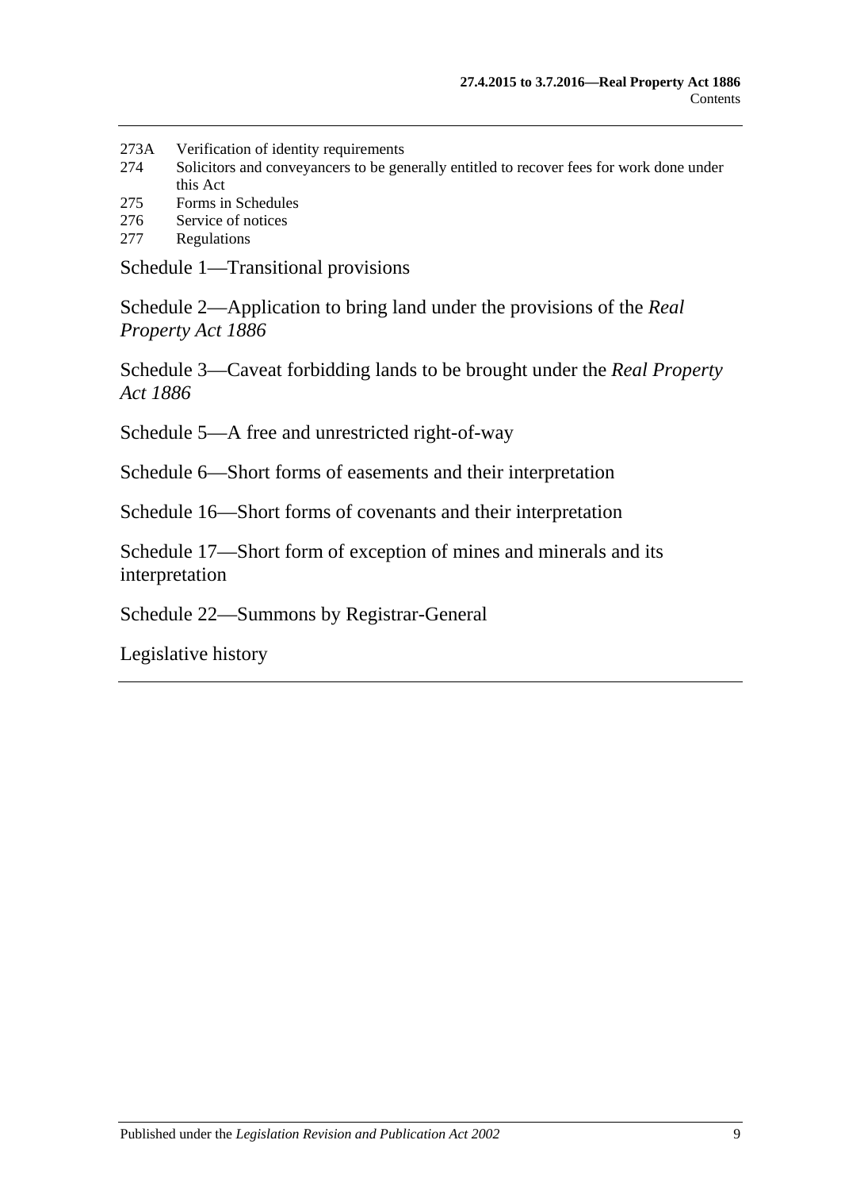273A Verification of identity requirements
274 Solicitors and conveyancers to be generally entitled to recover fees for work done under this Act
275 Forms in Schedules
276 Service of notices
277 Regulations

Schedule 1—Transitional provisions

Schedule 2—Application to bring land under the provisions of the *Real Property Act 1886*

Schedule 3—Caveat forbidding lands to be brought under the *Real Property Act 1886*

Schedule 5—A free and unrestricted right-of-way

Schedule 6—Short forms of easements and their interpretation

Schedule 16—Short forms of covenants and their interpretation

Schedule 17—Short form of exception of mines and minerals and its interpretation

Schedule 22—Summons by Registrar-General

Legislative history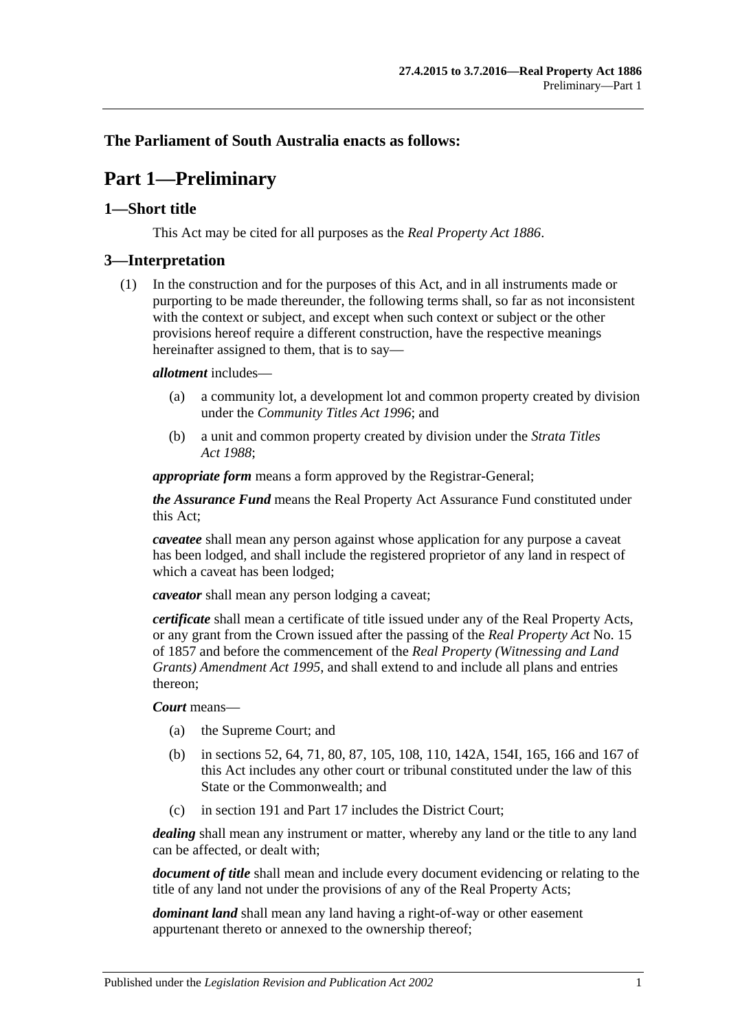## The Parliament of South Australia enacts as follows:

# Part 1—Preliminary

## 1—Short title

This Act may be cited for all purposes as the *Real Property Act 1886*.

## 3—Interpretation

(1) In the construction and for the purposes of this Act, and in all instruments made or purporting to be made thereunder, the following terms shall, so far as not inconsistent with the context or subject, and except when such context or subject or the other provisions hereof require a different construction, have the respective meanings hereinafter assigned to them, that is to say—

***allotment*** includes—

(a) a community lot, a development lot and common property created by division under the *Community Titles Act 1996*; and

(b) a unit and common property created by division under the *Strata Titles Act 1988*;

***appropriate form*** means a form approved by the Registrar-General;

***the Assurance Fund*** means the Real Property Act Assurance Fund constituted under this Act;

***caveatee*** shall mean any person against whose application for any purpose a caveat has been lodged, and shall include the registered proprietor of any land in respect of which a caveat has been lodged;

***caveator*** shall mean any person lodging a caveat;

***certificate*** shall mean a certificate of title issued under any of the Real Property Acts, or any grant from the Crown issued after the passing of the *Real Property Act* No. 15 of 1857 and before the commencement of the *Real Property (Witnessing and Land Grants) Amendment Act 1995*, and shall extend to and include all plans and entries thereon;

***Court*** means—

(a) the Supreme Court; and

(b) in sections 52, 64, 71, 80, 87, 105, 108, 110, 142A, 154I, 165, 166 and 167 of this Act includes any other court or tribunal constituted under the law of this State or the Commonwealth; and

(c) in section 191 and Part 17 includes the District Court;

***dealing*** shall mean any instrument or matter, whereby any land or the title to any land can be affected, or dealt with;

***document of title*** shall mean and include every document evidencing or relating to the title of any land not under the provisions of any of the Real Property Acts;

***dominant land*** shall mean any land having a right-of-way or other easement appurtenant thereto or annexed to the ownership thereof;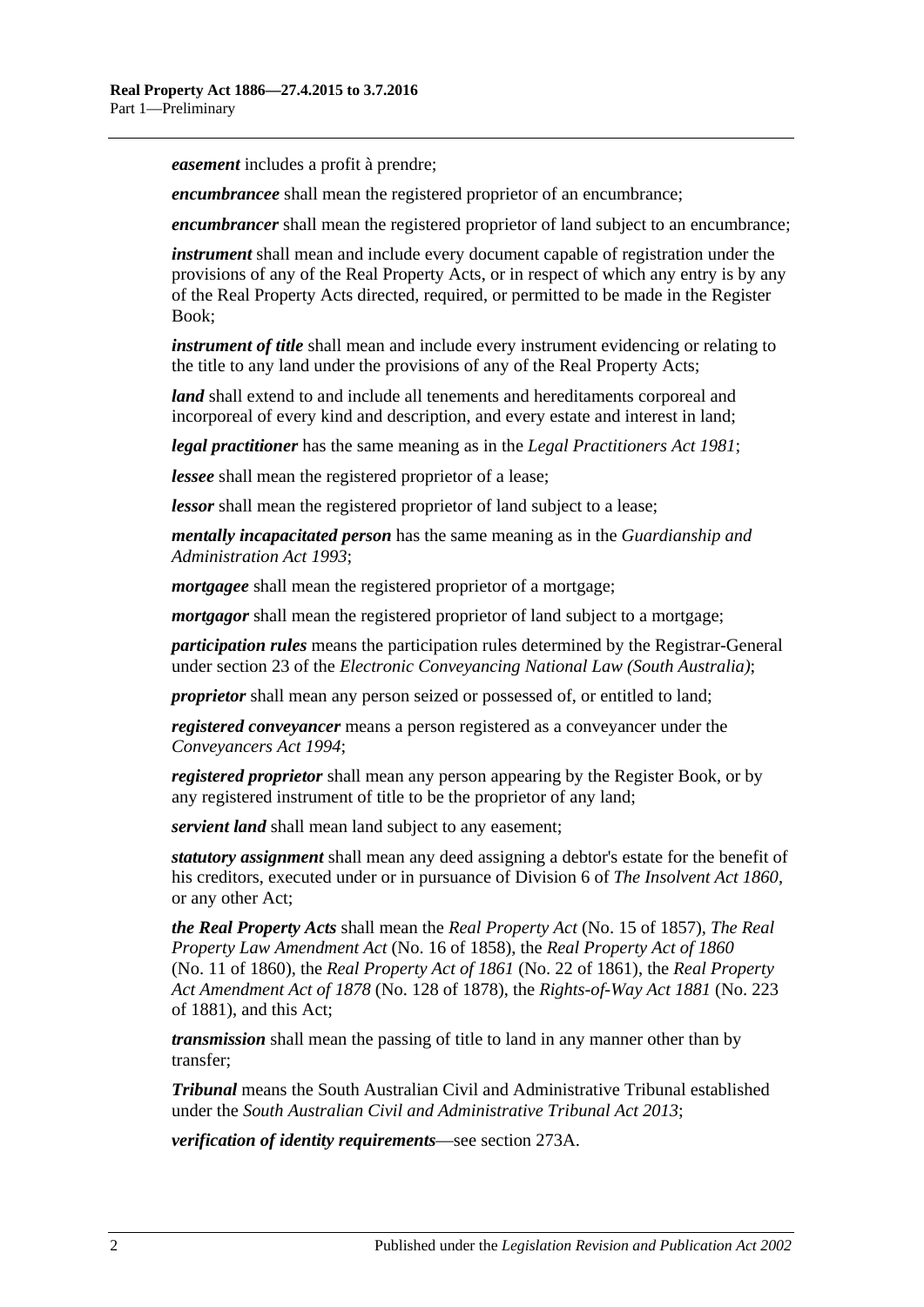***easement*** includes a profit à prendre;

***encumbrancee*** shall mean the registered proprietor of an encumbrance;

***encumbrancer*** shall mean the registered proprietor of land subject to an encumbrance;

***instrument*** shall mean and include every document capable of registration under the provisions of any of the Real Property Acts, or in respect of which any entry is by any of the Real Property Acts directed, required, or permitted to be made in the Register Book;

***instrument of title*** shall mean and include every instrument evidencing or relating to the title to any land under the provisions of any of the Real Property Acts;

***land*** shall extend to and include all tenements and hereditaments corporeal and incorporeal of every kind and description, and every estate and interest in land;

***legal practitioner*** has the same meaning as in the *Legal Practitioners Act 1981*;

***lessee*** shall mean the registered proprietor of a lease;

***lessor*** shall mean the registered proprietor of land subject to a lease;

***mentally incapacitated person*** has the same meaning as in the *Guardianship and Administration Act 1993*;

***mortgagee*** shall mean the registered proprietor of a mortgage;

***mortgagor*** shall mean the registered proprietor of land subject to a mortgage;

***participation rules*** means the participation rules determined by the Registrar-General under section 23 of the *Electronic Conveyancing National Law (South Australia)*;

***proprietor*** shall mean any person seized or possessed of, or entitled to land;

***registered conveyancer*** means a person registered as a conveyancer under the *Conveyancers Act 1994*;

***registered proprietor*** shall mean any person appearing by the Register Book, or by any registered instrument of title to be the proprietor of any land;

***servient land*** shall mean land subject to any easement;

***statutory assignment*** shall mean any deed assigning a debtor's estate for the benefit of his creditors, executed under or in pursuance of Division 6 of *The Insolvent Act 1860*, or any other Act;

***the Real Property Acts*** shall mean the *Real Property Act* (No. 15 of 1857), *The Real Property Law Amendment Act* (No. 16 of 1858), the *Real Property Act of 1860* (No. 11 of 1860), the *Real Property Act of 1861* (No. 22 of 1861), the *Real Property Act Amendment Act of 1878* (No. 128 of 1878), the *Rights-of-Way Act 1881* (No. 223 of 1881), and this Act;

***transmission*** shall mean the passing of title to land in any manner other than by transfer;

***Tribunal*** means the South Australian Civil and Administrative Tribunal established under the *South Australian Civil and Administrative Tribunal Act 2013*;

***verification of identity requirements***—see section 273A.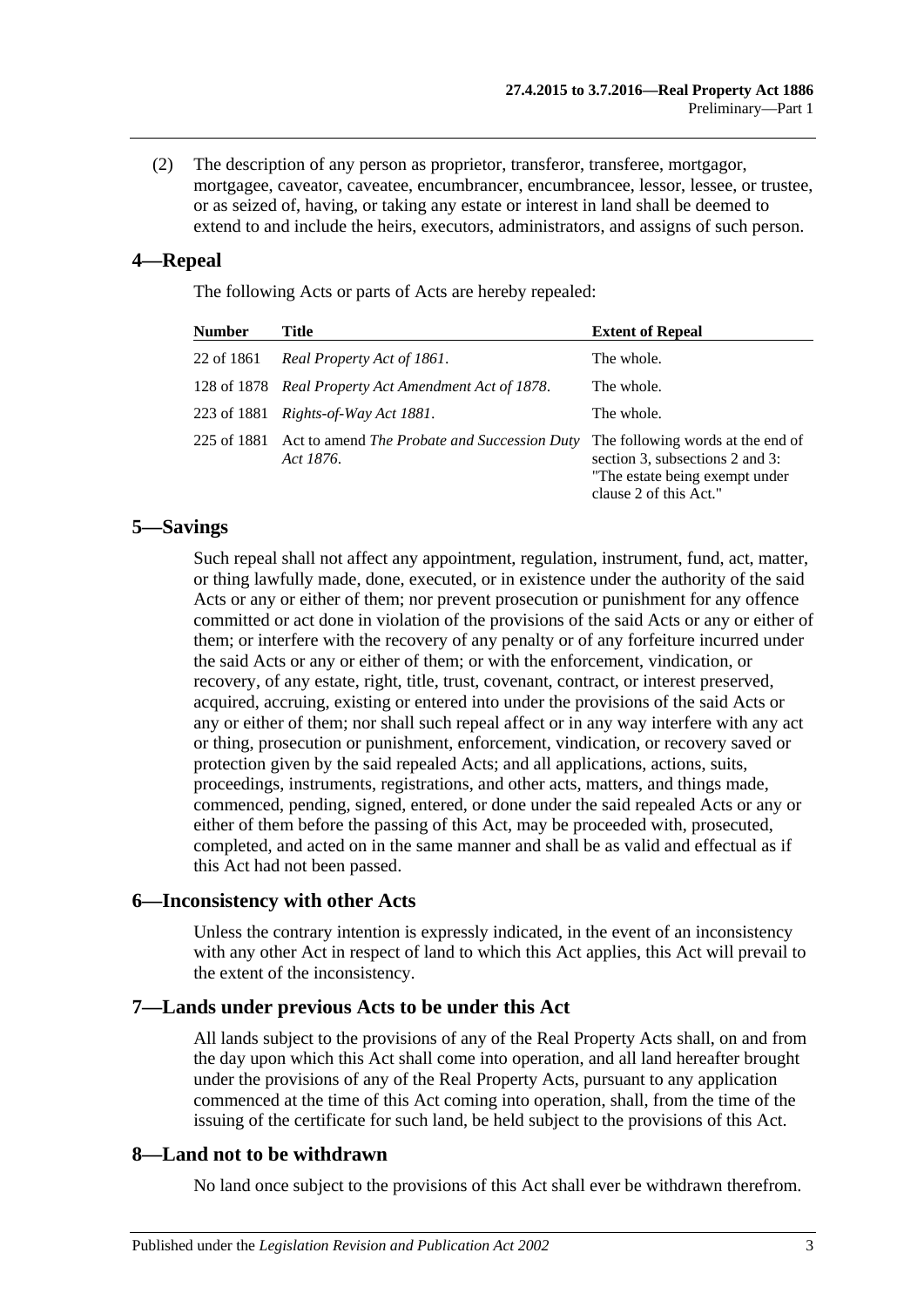(2) The description of any person as proprietor, transferor, transferee, mortgagor, mortgagee, caveator, caveatee, encumbrancer, encumbrancee, lessor, lessee, or trustee, or as seized of, having, or taking any estate or interest in land shall be deemed to extend to and include the heirs, executors, administrators, and assigns of such person.

## 4—Repeal

The following Acts or parts of Acts are hereby repealed:

| Number | Title | Extent of Repeal |
|---|---|---|
| 22 of 1861 | *Real Property Act of 1861*. | The whole. |
| 128 of 1878 | *Real Property Act Amendment Act of 1878*. | The whole. |
| 223 of 1881 | *Rights-of-Way Act 1881*. | The whole. |
| 225 of 1881 | Act to amend *The Probate and Succession Duty Act 1876*. | The following words at the end of section 3, subsections 2 and 3: "The estate being exempt under clause 2 of this Act." |

## 5—Savings

Such repeal shall not affect any appointment, regulation, instrument, fund, act, matter, or thing lawfully made, done, executed, or in existence under the authority of the said Acts or any or either of them; nor prevent prosecution or punishment for any offence committed or act done in violation of the provisions of the said Acts or any or either of them; or interfere with the recovery of any penalty or of any forfeiture incurred under the said Acts or any or either of them; or with the enforcement, vindication, or recovery, of any estate, right, title, trust, covenant, contract, or interest preserved, acquired, accruing, existing or entered into under the provisions of the said Acts or any or either of them; nor shall such repeal affect or in any way interfere with any act or thing, prosecution or punishment, enforcement, vindication, or recovery saved or protection given by the said repealed Acts; and all applications, actions, suits, proceedings, instruments, registrations, and other acts, matters, and things made, commenced, pending, signed, entered, or done under the said repealed Acts or any or either of them before the passing of this Act, may be proceeded with, prosecuted, completed, and acted on in the same manner and shall be as valid and effectual as if this Act had not been passed.

## 6—Inconsistency with other Acts

Unless the contrary intention is expressly indicated, in the event of an inconsistency with any other Act in respect of land to which this Act applies, this Act will prevail to the extent of the inconsistency.

## 7—Lands under previous Acts to be under this Act

All lands subject to the provisions of any of the Real Property Acts shall, on and from the day upon which this Act shall come into operation, and all land hereafter brought under the provisions of any of the Real Property Acts, pursuant to any application commenced at the time of this Act coming into operation, shall, from the time of the issuing of the certificate for such land, be held subject to the provisions of this Act.

## 8—Land not to be withdrawn

No land once subject to the provisions of this Act shall ever be withdrawn therefrom.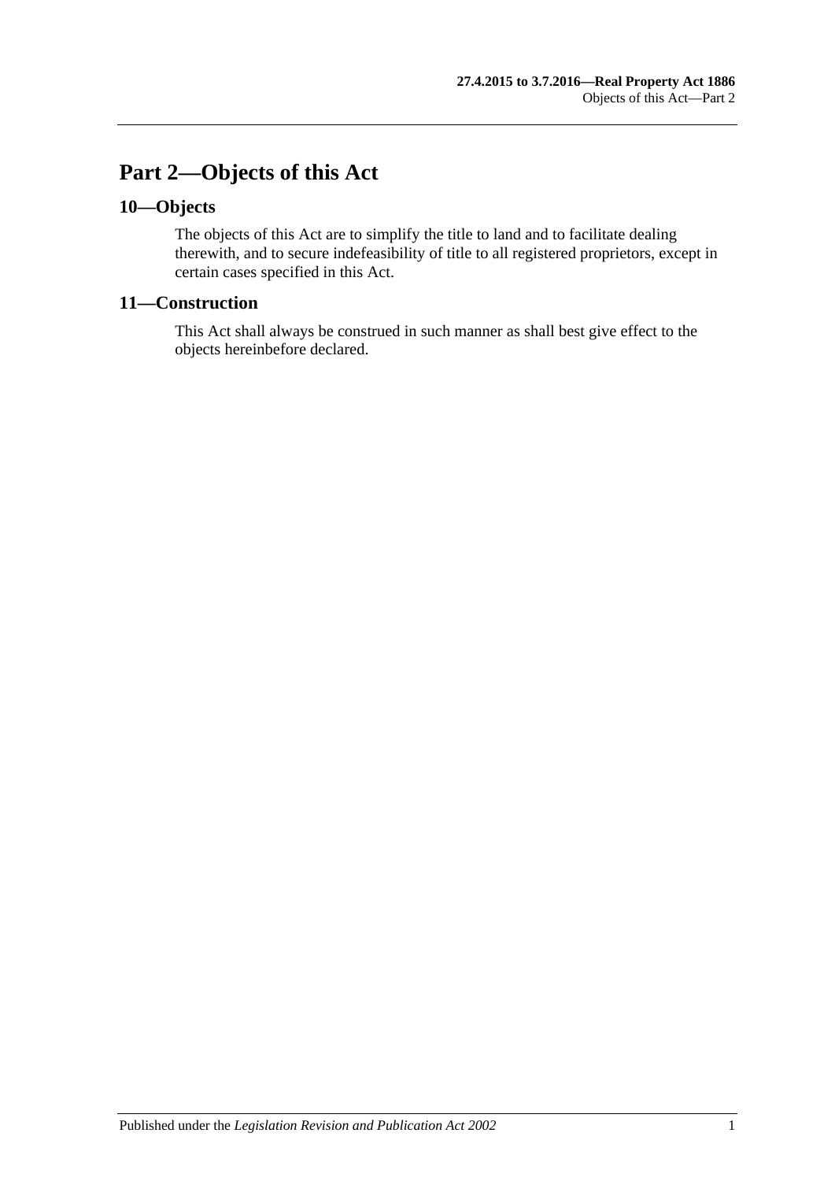# Part 2—Objects of this Act

## 10—Objects

The objects of this Act are to simplify the title to land and to facilitate dealing therewith, and to secure indefeasibility of title to all registered proprietors, except in certain cases specified in this Act.

## 11—Construction

This Act shall always be construed in such manner as shall best give effect to the objects hereinbefore declared.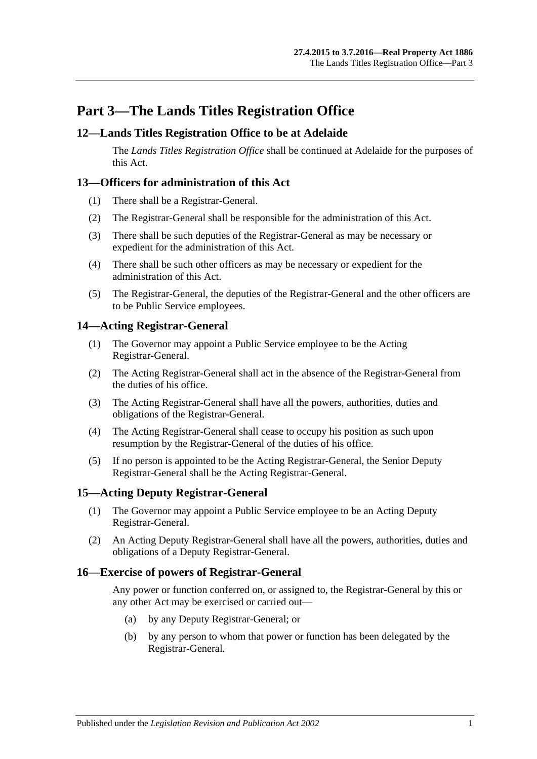# Part 3—The Lands Titles Registration Office

## 12—Lands Titles Registration Office to be at Adelaide

The *Lands Titles Registration Office* shall be continued at Adelaide for the purposes of this Act.

## 13—Officers for administration of this Act

(1) There shall be a Registrar-General.

(2) The Registrar-General shall be responsible for the administration of this Act.

(3) There shall be such deputies of the Registrar-General as may be necessary or expedient for the administration of this Act.

(4) There shall be such other officers as may be necessary or expedient for the administration of this Act.

(5) The Registrar-General, the deputies of the Registrar-General and the other officers are to be Public Service employees.

## 14—Acting Registrar-General

(1) The Governor may appoint a Public Service employee to be the Acting Registrar-General.

(2) The Acting Registrar-General shall act in the absence of the Registrar-General from the duties of his office.

(3) The Acting Registrar-General shall have all the powers, authorities, duties and obligations of the Registrar-General.

(4) The Acting Registrar-General shall cease to occupy his position as such upon resumption by the Registrar-General of the duties of his office.

(5) If no person is appointed to be the Acting Registrar-General, the Senior Deputy Registrar-General shall be the Acting Registrar-General.

## 15—Acting Deputy Registrar-General

(1) The Governor may appoint a Public Service employee to be an Acting Deputy Registrar-General.

(2) An Acting Deputy Registrar-General shall have all the powers, authorities, duties and obligations of a Deputy Registrar-General.

## 16—Exercise of powers of Registrar-General

Any power or function conferred on, or assigned to, the Registrar-General by this or any other Act may be exercised or carried out—

(a) by any Deputy Registrar-General; or

(b) by any person to whom that power or function has been delegated by the Registrar-General.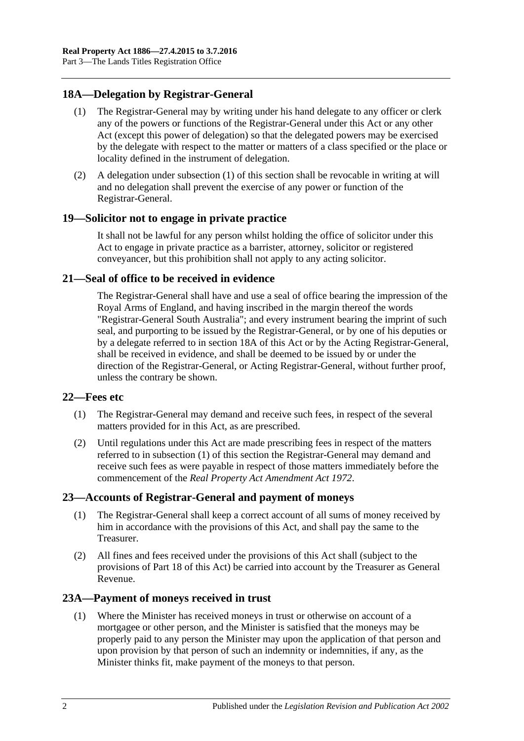## 18A—Delegation by Registrar-General

(1) The Registrar-General may by writing under his hand delegate to any officer or clerk any of the powers or functions of the Registrar-General under this Act or any other Act (except this power of delegation) so that the delegated powers may be exercised by the delegate with respect to the matter or matters of a class specified or the place or locality defined in the instrument of delegation.

(2) A delegation under subsection (1) of this section shall be revocable in writing at will and no delegation shall prevent the exercise of any power or function of the Registrar-General.

## 19—Solicitor not to engage in private practice

It shall not be lawful for any person whilst holding the office of solicitor under this Act to engage in private practice as a barrister, attorney, solicitor or registered conveyancer, but this prohibition shall not apply to any acting solicitor.

## 21—Seal of office to be received in evidence

The Registrar-General shall have and use a seal of office bearing the impression of the Royal Arms of England, and having inscribed in the margin thereof the words "Registrar-General South Australia"; and every instrument bearing the imprint of such seal, and purporting to be issued by the Registrar-General, or by one of his deputies or by a delegate referred to in section 18A of this Act or by the Acting Registrar-General, shall be received in evidence, and shall be deemed to be issued by or under the direction of the Registrar-General, or Acting Registrar-General, without further proof, unless the contrary be shown.

## 22—Fees etc

(1) The Registrar-General may demand and receive such fees, in respect of the several matters provided for in this Act, as are prescribed.

(2) Until regulations under this Act are made prescribing fees in respect of the matters referred to in subsection (1) of this section the Registrar-General may demand and receive such fees as were payable in respect of those matters immediately before the commencement of the *Real Property Act Amendment Act 1972*.

## 23—Accounts of Registrar-General and payment of moneys

(1) The Registrar-General shall keep a correct account of all sums of money received by him in accordance with the provisions of this Act, and shall pay the same to the Treasurer.

(2) All fines and fees received under the provisions of this Act shall (subject to the provisions of Part 18 of this Act) be carried into account by the Treasurer as General Revenue.

## 23A—Payment of moneys received in trust

(1) Where the Minister has received moneys in trust or otherwise on account of a mortgagee or other person, and the Minister is satisfied that the moneys may be properly paid to any person the Minister may upon the application of that person and upon provision by that person of such an indemnity or indemnities, if any, as the Minister thinks fit, make payment of the moneys to that person.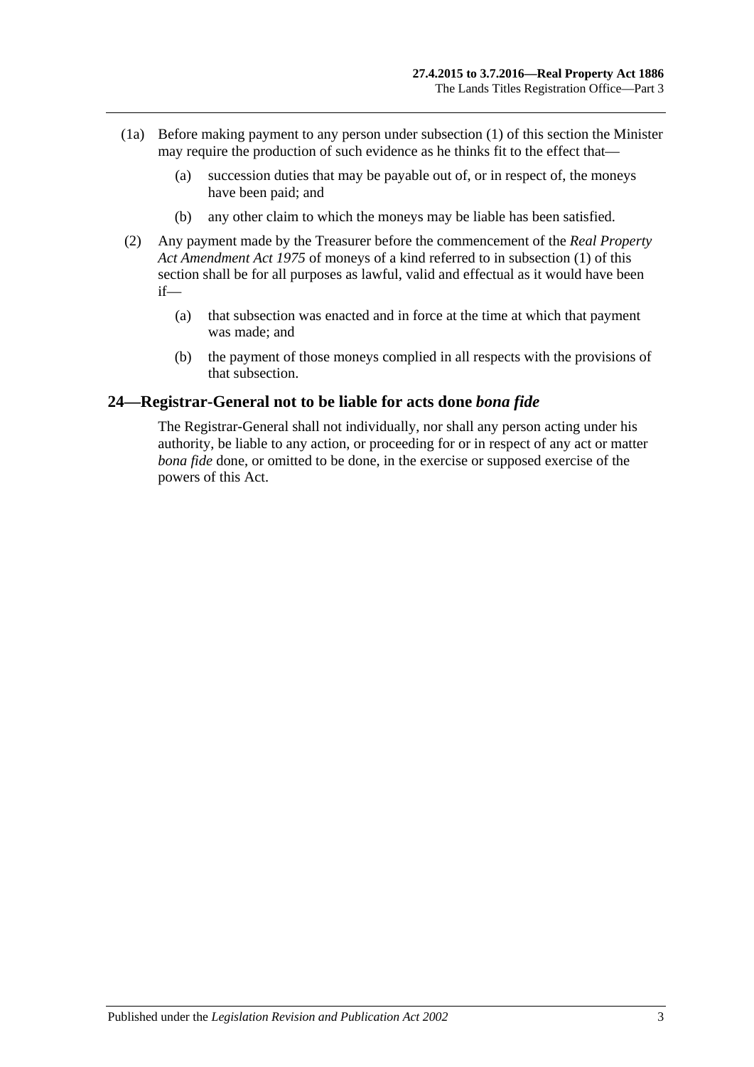(1a) Before making payment to any person under subsection (1) of this section the Minister may require the production of such evidence as he thinks fit to the effect that—

(a) succession duties that may be payable out of, or in respect of, the moneys have been paid; and

(b) any other claim to which the moneys may be liable has been satisfied.

(2) Any payment made by the Treasurer before the commencement of the *Real Property Act Amendment Act 1975* of moneys of a kind referred to in subsection (1) of this section shall be for all purposes as lawful, valid and effectual as it would have been if—

(a) that subsection was enacted and in force at the time at which that payment was made; and

(b) the payment of those moneys complied in all respects with the provisions of that subsection.

## 24—Registrar-General not to be liable for acts done *bona fide*

The Registrar-General shall not individually, nor shall any person acting under his authority, be liable to any action, or proceeding for or in respect of any act or matter *bona fide* done, or omitted to be done, in the exercise or supposed exercise of the powers of this Act.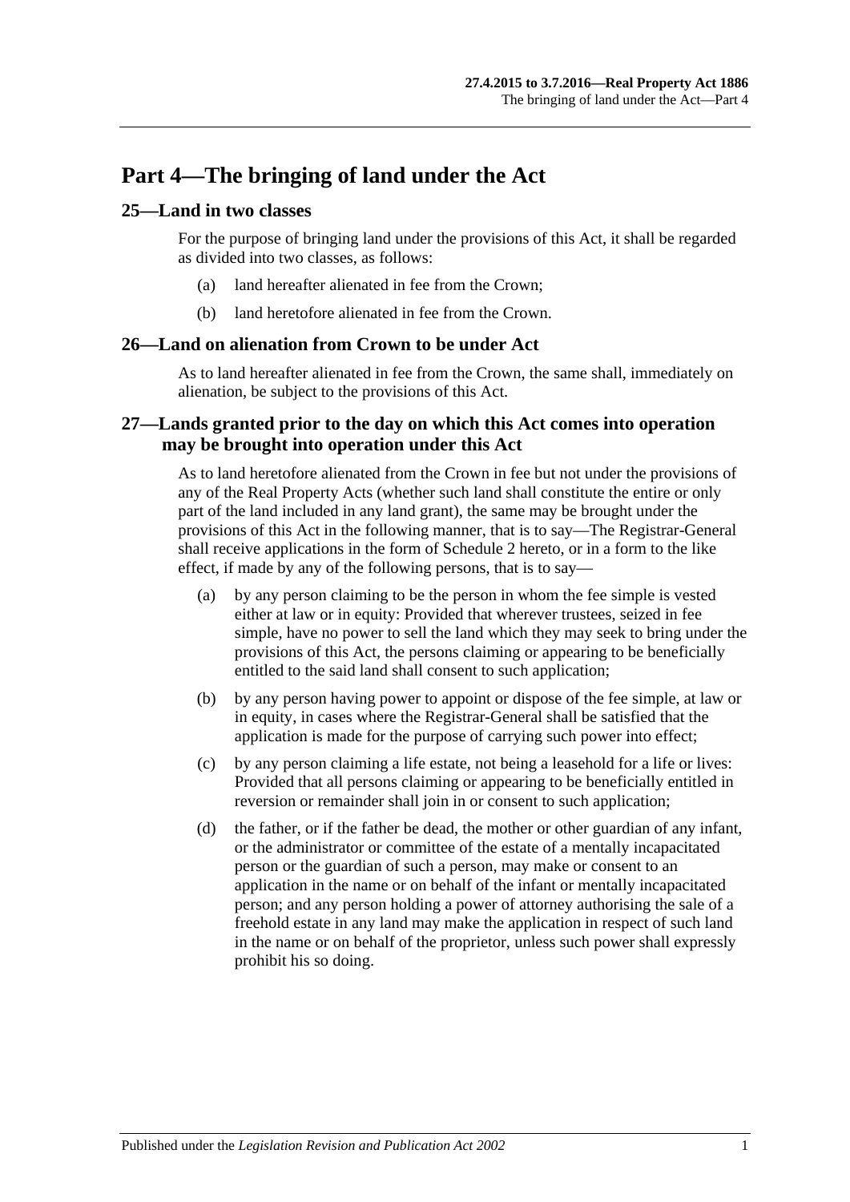# Part 4—The bringing of land under the Act

## 25—Land in two classes

For the purpose of bringing land under the provisions of this Act, it shall be regarded as divided into two classes, as follows:

(a) land hereafter alienated in fee from the Crown;

(b) land heretofore alienated in fee from the Crown.

## 26—Land on alienation from Crown to be under Act

As to land hereafter alienated in fee from the Crown, the same shall, immediately on alienation, be subject to the provisions of this Act.

## 27—Lands granted prior to the day on which this Act comes into operation may be brought into operation under this Act

As to land heretofore alienated from the Crown in fee but not under the provisions of any of the Real Property Acts (whether such land shall constitute the entire or only part of the land included in any land grant), the same may be brought under the provisions of this Act in the following manner, that is to say—The Registrar-General shall receive applications in the form of Schedule 2 hereto, or in a form to the like effect, if made by any of the following persons, that is to say—

(a) by any person claiming to be the person in whom the fee simple is vested either at law or in equity: Provided that wherever trustees, seized in fee simple, have no power to sell the land which they may seek to bring under the provisions of this Act, the persons claiming or appearing to be beneficially entitled to the said land shall consent to such application;

(b) by any person having power to appoint or dispose of the fee simple, at law or in equity, in cases where the Registrar-General shall be satisfied that the application is made for the purpose of carrying such power into effect;

(c) by any person claiming a life estate, not being a leasehold for a life or lives: Provided that all persons claiming or appearing to be beneficially entitled in reversion or remainder shall join in or consent to such application;

(d) the father, or if the father be dead, the mother or other guardian of any infant, or the administrator or committee of the estate of a mentally incapacitated person or the guardian of such a person, may make or consent to an application in the name or on behalf of the infant or mentally incapacitated person; and any person holding a power of attorney authorising the sale of a freehold estate in any land may make the application in respect of such land in the name or on behalf of the proprietor, unless such power shall expressly prohibit his so doing.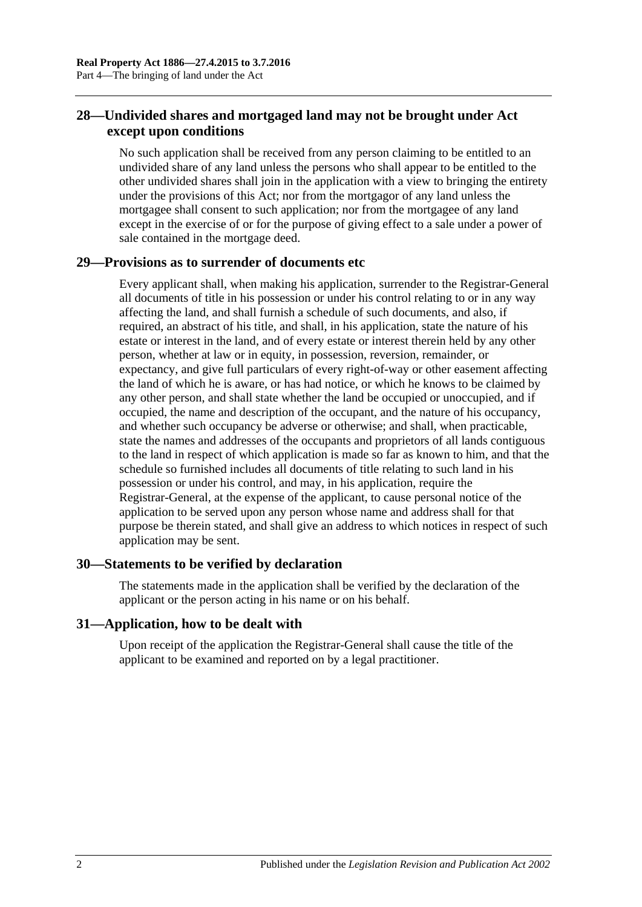## 28—Undivided shares and mortgaged land may not be brought under Act except upon conditions

No such application shall be received from any person claiming to be entitled to an undivided share of any land unless the persons who shall appear to be entitled to the other undivided shares shall join in the application with a view to bringing the entirety under the provisions of this Act; nor from the mortgagor of any land unless the mortgagee shall consent to such application; nor from the mortgagee of any land except in the exercise of or for the purpose of giving effect to a sale under a power of sale contained in the mortgage deed.

## 29—Provisions as to surrender of documents etc

Every applicant shall, when making his application, surrender to the Registrar-General all documents of title in his possession or under his control relating to or in any way affecting the land, and shall furnish a schedule of such documents, and also, if required, an abstract of his title, and shall, in his application, state the nature of his estate or interest in the land, and of every estate or interest therein held by any other person, whether at law or in equity, in possession, reversion, remainder, or expectancy, and give full particulars of every right-of-way or other easement affecting the land of which he is aware, or has had notice, or which he knows to be claimed by any other person, and shall state whether the land be occupied or unoccupied, and if occupied, the name and description of the occupant, and the nature of his occupancy, and whether such occupancy be adverse or otherwise; and shall, when practicable, state the names and addresses of the occupants and proprietors of all lands contiguous to the land in respect of which application is made so far as known to him, and that the schedule so furnished includes all documents of title relating to such land in his possession or under his control, and may, in his application, require the Registrar-General, at the expense of the applicant, to cause personal notice of the application to be served upon any person whose name and address shall for that purpose be therein stated, and shall give an address to which notices in respect of such application may be sent.

## 30—Statements to be verified by declaration

The statements made in the application shall be verified by the declaration of the applicant or the person acting in his name or on his behalf.

## 31—Application, how to be dealt with

Upon receipt of the application the Registrar-General shall cause the title of the applicant to be examined and reported on by a legal practitioner.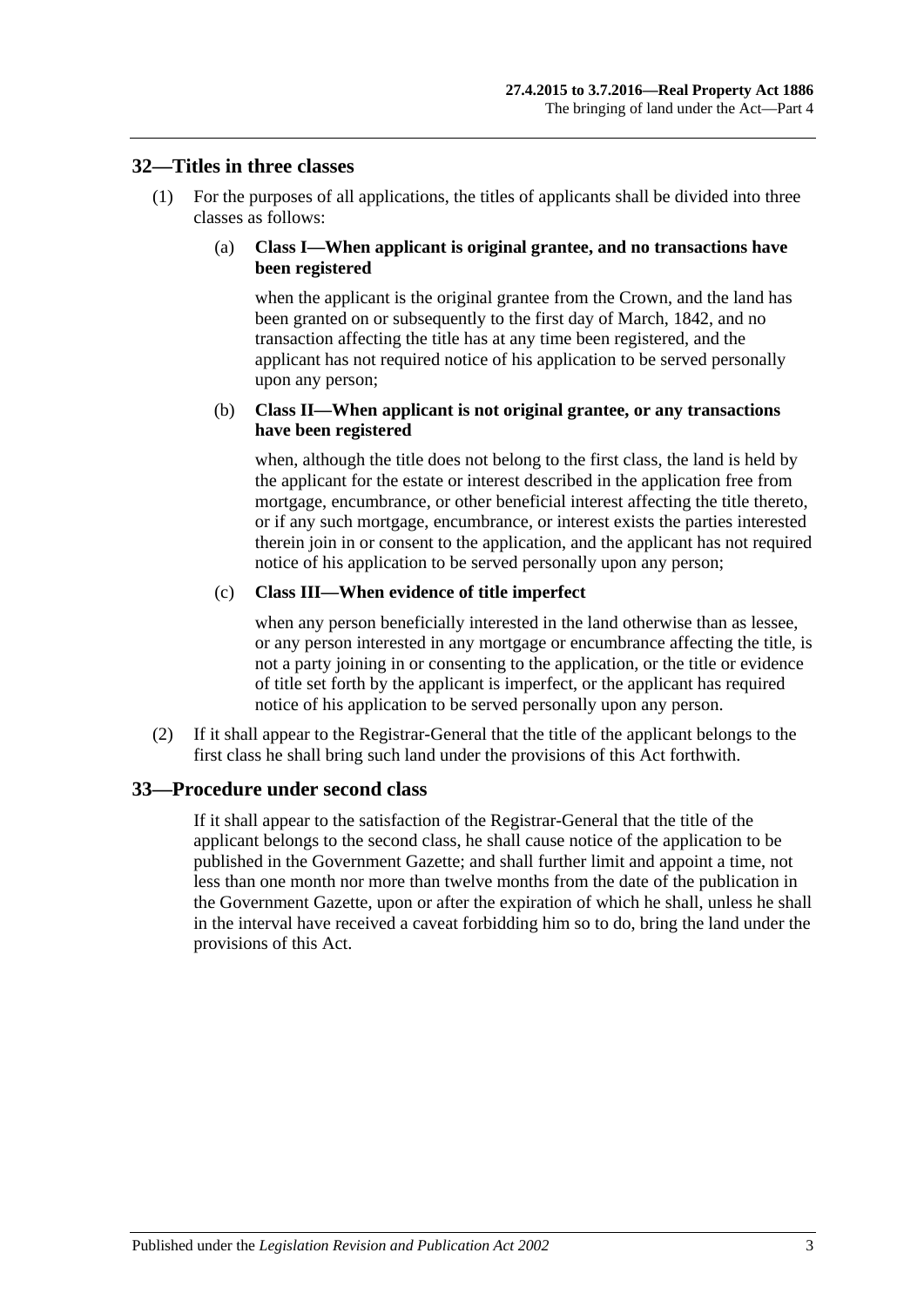## 32—Titles in three classes

(1) For the purposes of all applications, the titles of applicants shall be divided into three classes as follows:

(a) **Class I—When applicant is original grantee, and no transactions have been registered**

when the applicant is the original grantee from the Crown, and the land has been granted on or subsequently to the first day of March, 1842, and no transaction affecting the title has at any time been registered, and the applicant has not required notice of his application to be served personally upon any person;

(b) **Class II—When applicant is not original grantee, or any transactions have been registered**

when, although the title does not belong to the first class, the land is held by the applicant for the estate or interest described in the application free from mortgage, encumbrance, or other beneficial interest affecting the title thereto, or if any such mortgage, encumbrance, or interest exists the parties interested therein join in or consent to the application, and the applicant has not required notice of his application to be served personally upon any person;

(c) **Class III—When evidence of title imperfect**

when any person beneficially interested in the land otherwise than as lessee, or any person interested in any mortgage or encumbrance affecting the title, is not a party joining in or consenting to the application, or the title or evidence of title set forth by the applicant is imperfect, or the applicant has required notice of his application to be served personally upon any person.

(2) If it shall appear to the Registrar-General that the title of the applicant belongs to the first class he shall bring such land under the provisions of this Act forthwith.

## 33—Procedure under second class

If it shall appear to the satisfaction of the Registrar-General that the title of the applicant belongs to the second class, he shall cause notice of the application to be published in the Government Gazette; and shall further limit and appoint a time, not less than one month nor more than twelve months from the date of the publication in the Government Gazette, upon or after the expiration of which he shall, unless he shall in the interval have received a caveat forbidding him so to do, bring the land under the provisions of this Act.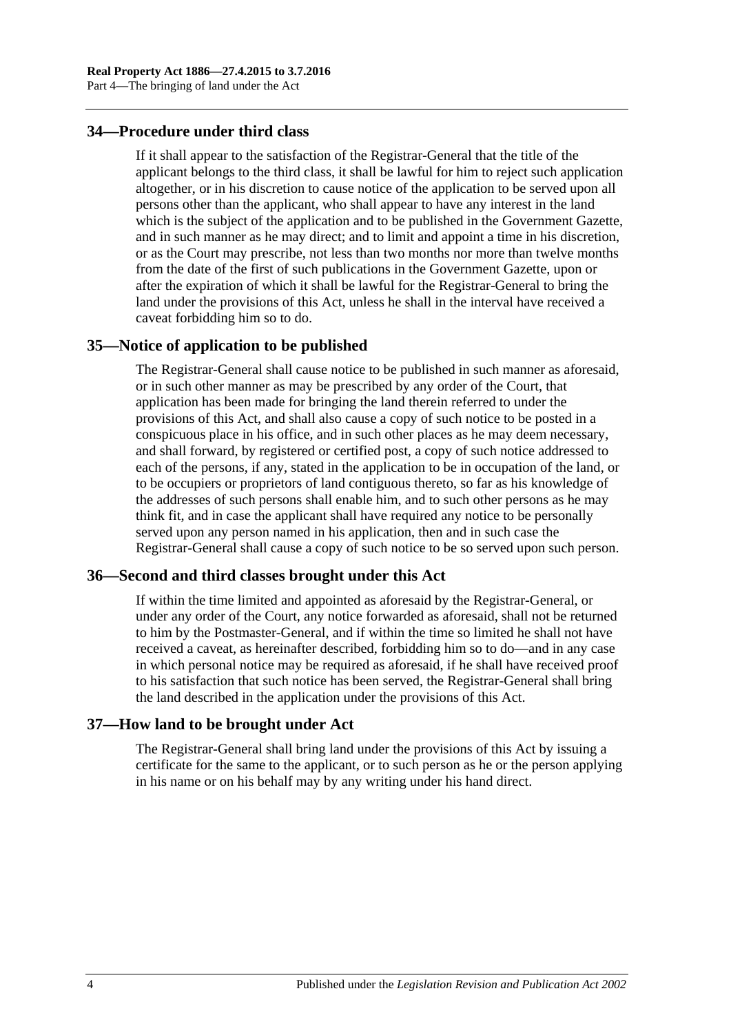## 34—Procedure under third class

If it shall appear to the satisfaction of the Registrar-General that the title of the applicant belongs to the third class, it shall be lawful for him to reject such application altogether, or in his discretion to cause notice of the application to be served upon all persons other than the applicant, who shall appear to have any interest in the land which is the subject of the application and to be published in the Government Gazette, and in such manner as he may direct; and to limit and appoint a time in his discretion, or as the Court may prescribe, not less than two months nor more than twelve months from the date of the first of such publications in the Government Gazette, upon or after the expiration of which it shall be lawful for the Registrar-General to bring the land under the provisions of this Act, unless he shall in the interval have received a caveat forbidding him so to do.

## 35—Notice of application to be published

The Registrar-General shall cause notice to be published in such manner as aforesaid, or in such other manner as may be prescribed by any order of the Court, that application has been made for bringing the land therein referred to under the provisions of this Act, and shall also cause a copy of such notice to be posted in a conspicuous place in his office, and in such other places as he may deem necessary, and shall forward, by registered or certified post, a copy of such notice addressed to each of the persons, if any, stated in the application to be in occupation of the land, or to be occupiers or proprietors of land contiguous thereto, so far as his knowledge of the addresses of such persons shall enable him, and to such other persons as he may think fit, and in case the applicant shall have required any notice to be personally served upon any person named in his application, then and in such case the Registrar-General shall cause a copy of such notice to be so served upon such person.

## 36—Second and third classes brought under this Act

If within the time limited and appointed as aforesaid by the Registrar-General, or under any order of the Court, any notice forwarded as aforesaid, shall not be returned to him by the Postmaster-General, and if within the time so limited he shall not have received a caveat, as hereinafter described, forbidding him so to do—and in any case in which personal notice may be required as aforesaid, if he shall have received proof to his satisfaction that such notice has been served, the Registrar-General shall bring the land described in the application under the provisions of this Act.

## 37—How land to be brought under Act

The Registrar-General shall bring land under the provisions of this Act by issuing a certificate for the same to the applicant, or to such person as he or the person applying in his name or on his behalf may by any writing under his hand direct.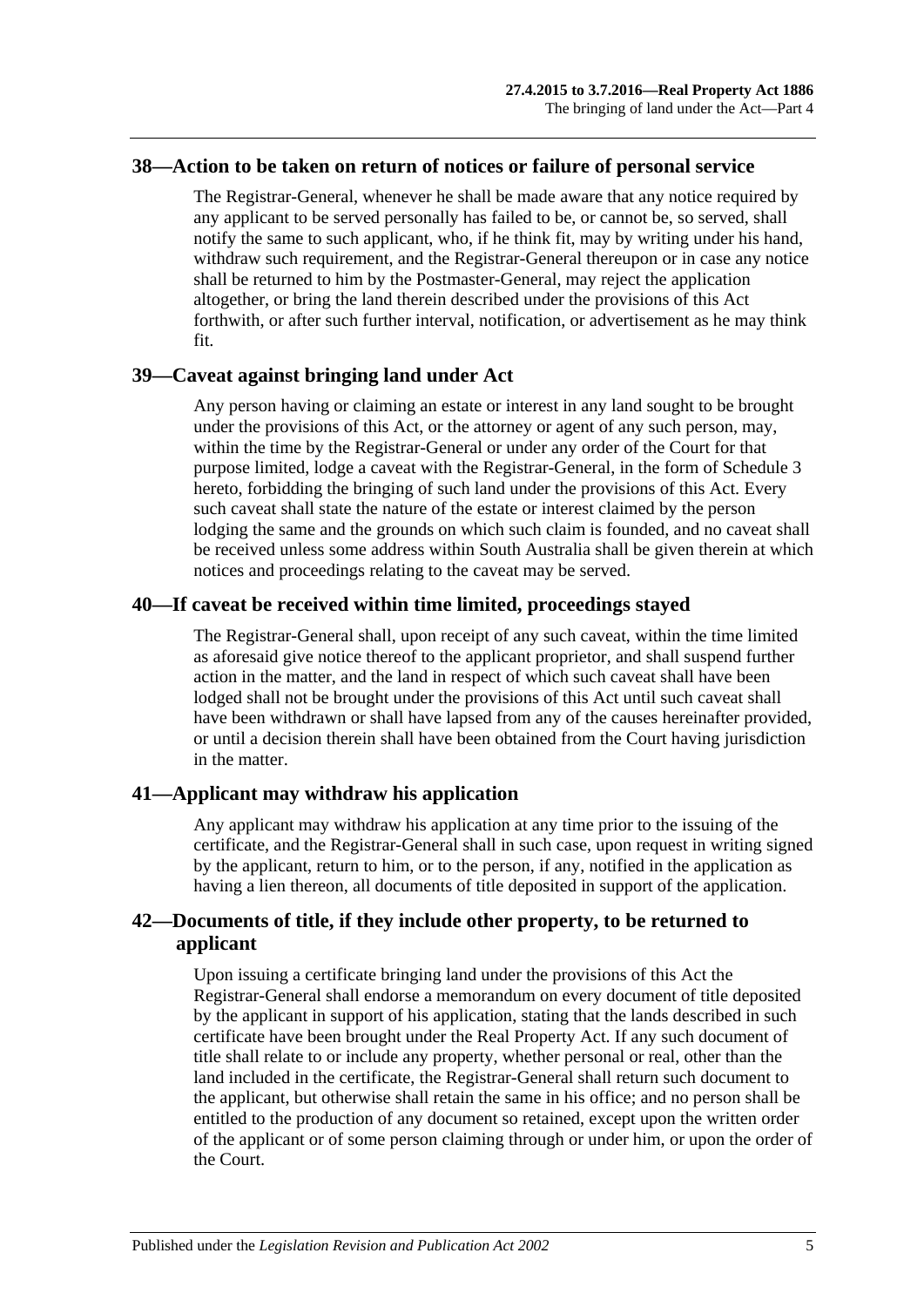## 38—Action to be taken on return of notices or failure of personal service

The Registrar-General, whenever he shall be made aware that any notice required by any applicant to be served personally has failed to be, or cannot be, so served, shall notify the same to such applicant, who, if he think fit, may by writing under his hand, withdraw such requirement, and the Registrar-General thereupon or in case any notice shall be returned to him by the Postmaster-General, may reject the application altogether, or bring the land therein described under the provisions of this Act forthwith, or after such further interval, notification, or advertisement as he may think fit.

## 39—Caveat against bringing land under Act

Any person having or claiming an estate or interest in any land sought to be brought under the provisions of this Act, or the attorney or agent of any such person, may, within the time by the Registrar-General or under any order of the Court for that purpose limited, lodge a caveat with the Registrar-General, in the form of Schedule 3 hereto, forbidding the bringing of such land under the provisions of this Act. Every such caveat shall state the nature of the estate or interest claimed by the person lodging the same and the grounds on which such claim is founded, and no caveat shall be received unless some address within South Australia shall be given therein at which notices and proceedings relating to the caveat may be served.

## 40—If caveat be received within time limited, proceedings stayed

The Registrar-General shall, upon receipt of any such caveat, within the time limited as aforesaid give notice thereof to the applicant proprietor, and shall suspend further action in the matter, and the land in respect of which such caveat shall have been lodged shall not be brought under the provisions of this Act until such caveat shall have been withdrawn or shall have lapsed from any of the causes hereinafter provided, or until a decision therein shall have been obtained from the Court having jurisdiction in the matter.

## 41—Applicant may withdraw his application

Any applicant may withdraw his application at any time prior to the issuing of the certificate, and the Registrar-General shall in such case, upon request in writing signed by the applicant, return to him, or to the person, if any, notified in the application as having a lien thereon, all documents of title deposited in support of the application.

## 42—Documents of title, if they include other property, to be returned to applicant

Upon issuing a certificate bringing land under the provisions of this Act the Registrar-General shall endorse a memorandum on every document of title deposited by the applicant in support of his application, stating that the lands described in such certificate have been brought under the Real Property Act. If any such document of title shall relate to or include any property, whether personal or real, other than the land included in the certificate, the Registrar-General shall return such document to the applicant, but otherwise shall retain the same in his office; and no person shall be entitled to the production of any document so retained, except upon the written order of the applicant or of some person claiming through or under him, or upon the order of the Court.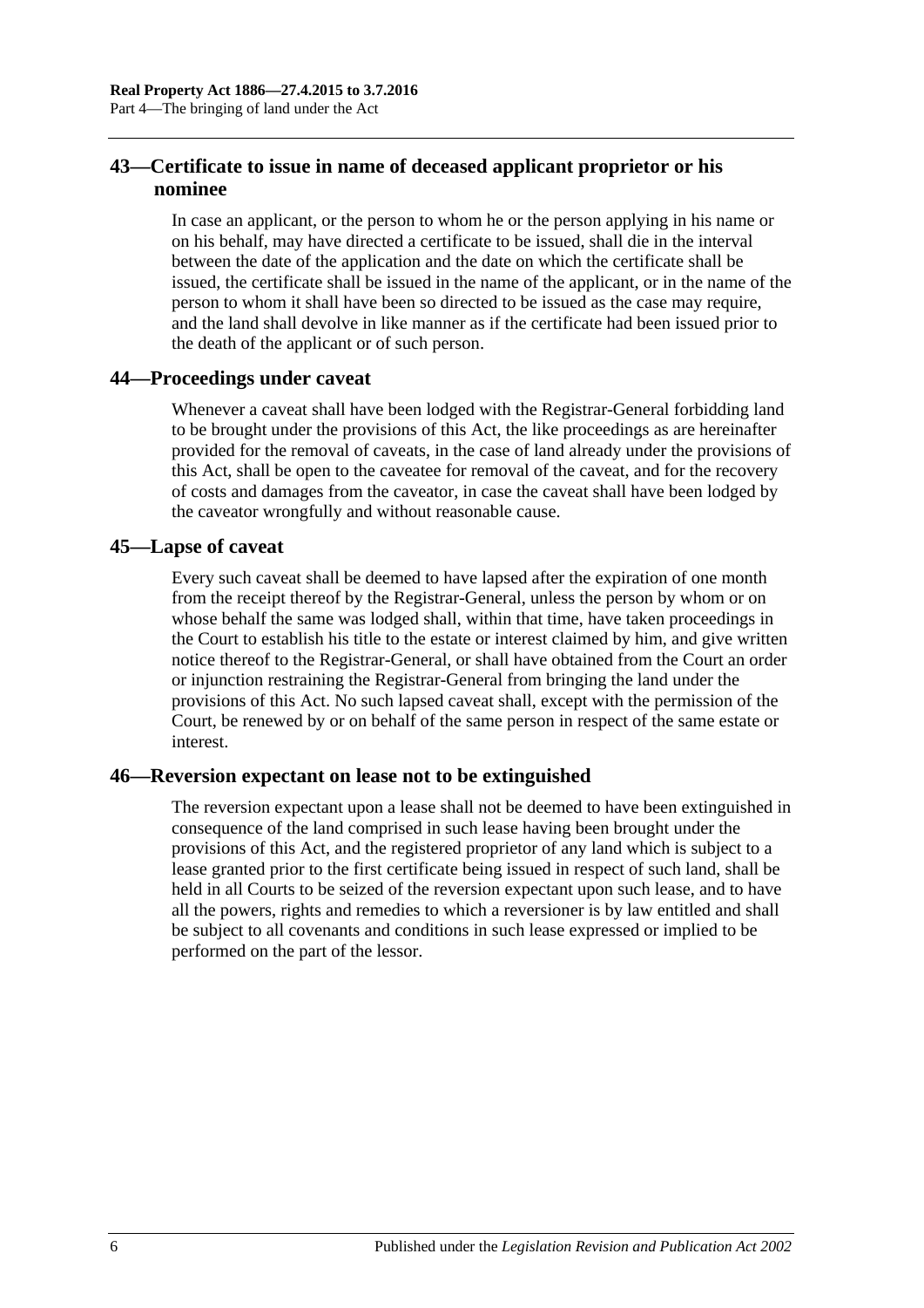## 43—Certificate to issue in name of deceased applicant proprietor or his nominee

In case an applicant, or the person to whom he or the person applying in his name or on his behalf, may have directed a certificate to be issued, shall die in the interval between the date of the application and the date on which the certificate shall be issued, the certificate shall be issued in the name of the applicant, or in the name of the person to whom it shall have been so directed to be issued as the case may require, and the land shall devolve in like manner as if the certificate had been issued prior to the death of the applicant or of such person.

## 44—Proceedings under caveat

Whenever a caveat shall have been lodged with the Registrar-General forbidding land to be brought under the provisions of this Act, the like proceedings as are hereinafter provided for the removal of caveats, in the case of land already under the provisions of this Act, shall be open to the caveatee for removal of the caveat, and for the recovery of costs and damages from the caveator, in case the caveat shall have been lodged by the caveator wrongfully and without reasonable cause.

## 45—Lapse of caveat

Every such caveat shall be deemed to have lapsed after the expiration of one month from the receipt thereof by the Registrar-General, unless the person by whom or on whose behalf the same was lodged shall, within that time, have taken proceedings in the Court to establish his title to the estate or interest claimed by him, and give written notice thereof to the Registrar-General, or shall have obtained from the Court an order or injunction restraining the Registrar-General from bringing the land under the provisions of this Act. No such lapsed caveat shall, except with the permission of the Court, be renewed by or on behalf of the same person in respect of the same estate or interest.

## 46—Reversion expectant on lease not to be extinguished

The reversion expectant upon a lease shall not be deemed to have been extinguished in consequence of the land comprised in such lease having been brought under the provisions of this Act, and the registered proprietor of any land which is subject to a lease granted prior to the first certificate being issued in respect of such land, shall be held in all Courts to be seized of the reversion expectant upon such lease, and to have all the powers, rights and remedies to which a reversioner is by law entitled and shall be subject to all covenants and conditions in such lease expressed or implied to be performed on the part of the lessor.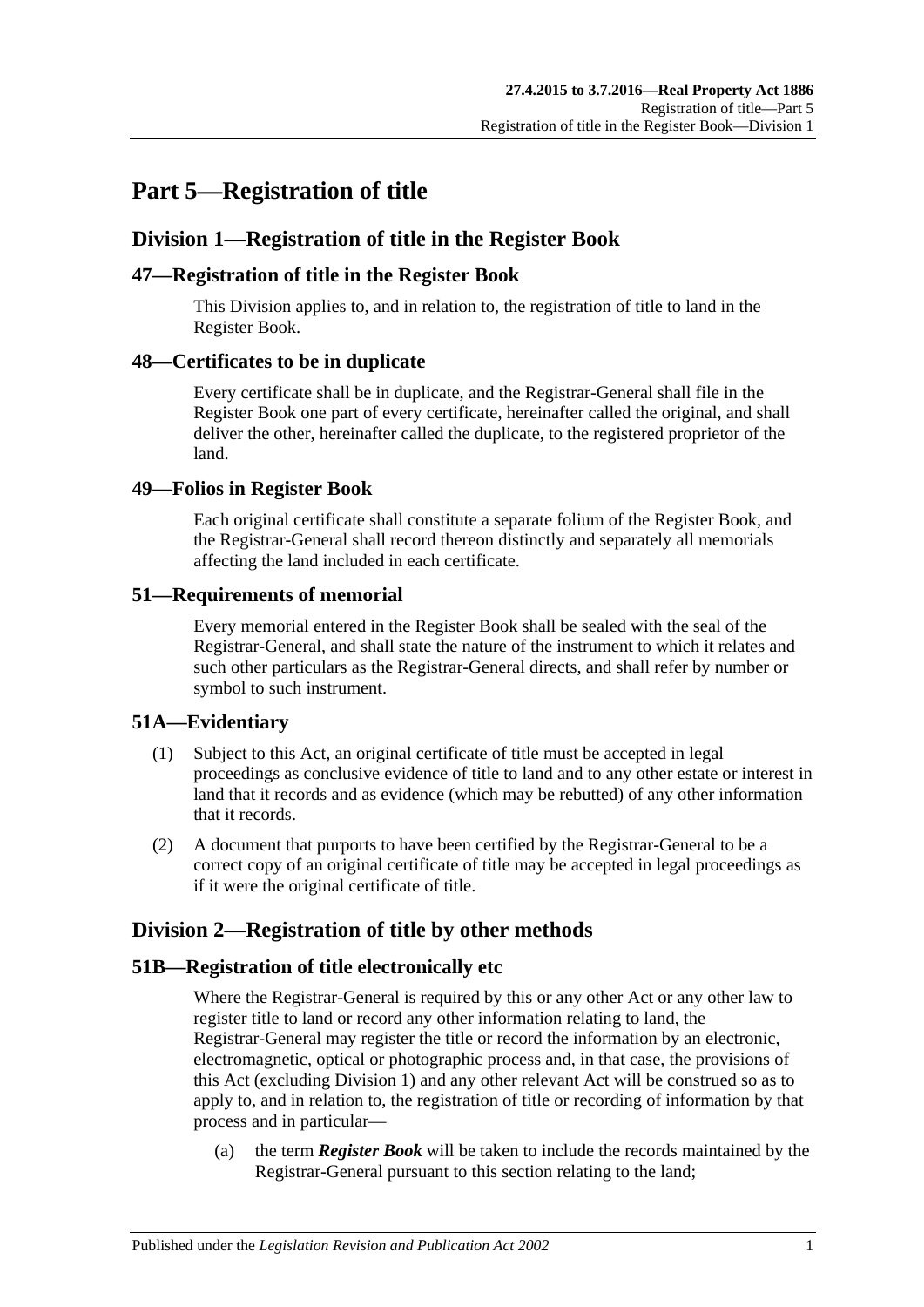# Part 5—Registration of title

## Division 1—Registration of title in the Register Book

### 47—Registration of title in the Register Book

This Division applies to, and in relation to, the registration of title to land in the Register Book.

### 48—Certificates to be in duplicate

Every certificate shall be in duplicate, and the Registrar-General shall file in the Register Book one part of every certificate, hereinafter called the original, and shall deliver the other, hereinafter called the duplicate, to the registered proprietor of the land.

### 49—Folios in Register Book

Each original certificate shall constitute a separate folium of the Register Book, and the Registrar-General shall record thereon distinctly and separately all memorials affecting the land included in each certificate.

### 51—Requirements of memorial

Every memorial entered in the Register Book shall be sealed with the seal of the Registrar-General, and shall state the nature of the instrument to which it relates and such other particulars as the Registrar-General directs, and shall refer by number or symbol to such instrument.

### 51A—Evidentiary

(1) Subject to this Act, an original certificate of title must be accepted in legal proceedings as conclusive evidence of title to land and to any other estate or interest in land that it records and as evidence (which may be rebutted) of any other information that it records.

(2) A document that purports to have been certified by the Registrar-General to be a correct copy of an original certificate of title may be accepted in legal proceedings as if it were the original certificate of title.

## Division 2—Registration of title by other methods

### 51B—Registration of title electronically etc

Where the Registrar-General is required by this or any other Act or any other law to register title to land or record any other information relating to land, the Registrar-General may register the title or record the information by an electronic, electromagnetic, optical or photographic process and, in that case, the provisions of this Act (excluding Division 1) and any other relevant Act will be construed so as to apply to, and in relation to, the registration of title or recording of information by that process and in particular—

(a) the term ***Register Book*** will be taken to include the records maintained by the Registrar-General pursuant to this section relating to the land;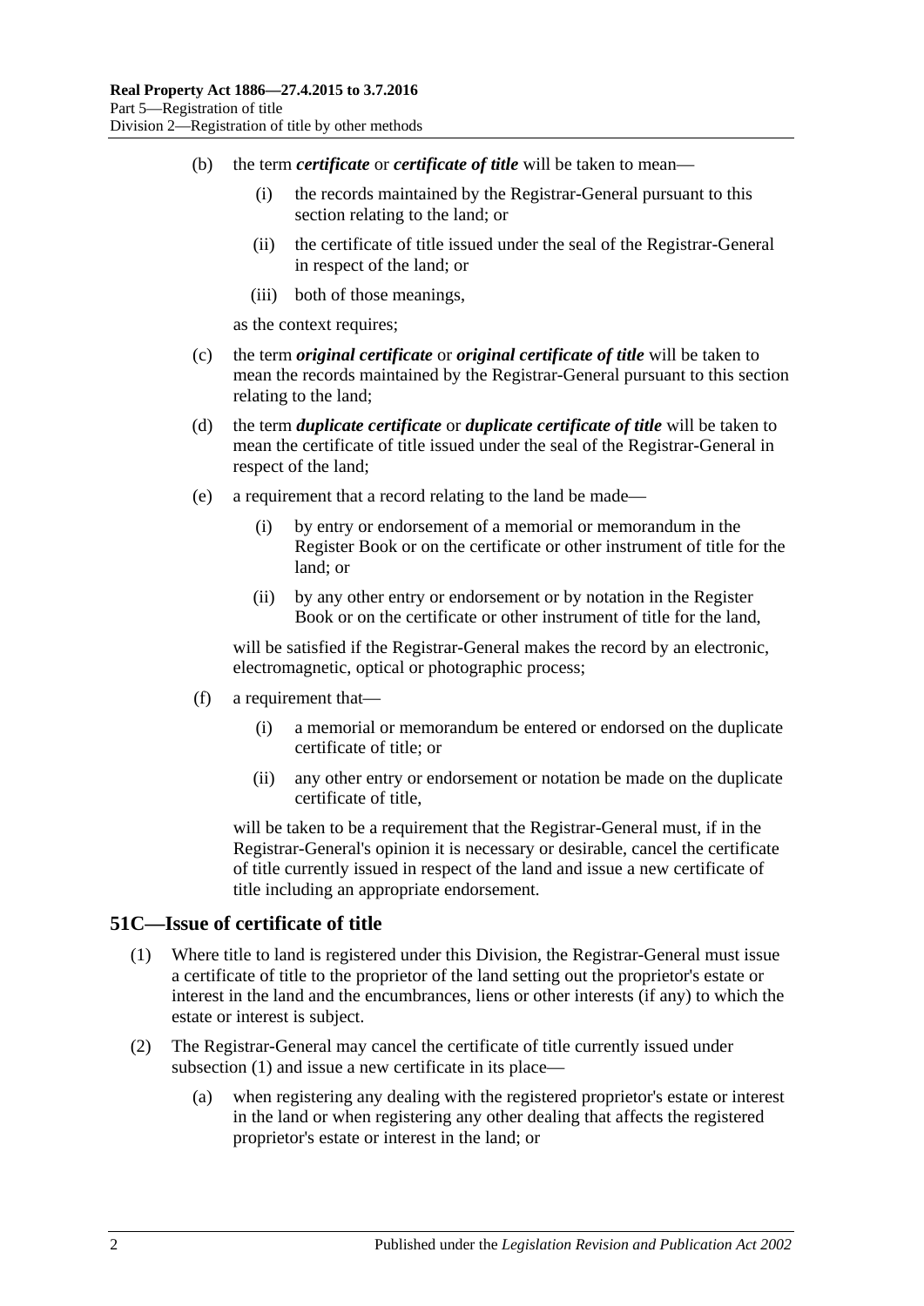(b) the term ***certificate*** or ***certificate of title*** will be taken to mean—

(i) the records maintained by the Registrar-General pursuant to this section relating to the land; or

(ii) the certificate of title issued under the seal of the Registrar-General in respect of the land; or

(iii) both of those meanings,

as the context requires;

(c) the term ***original certificate*** or ***original certificate of title*** will be taken to mean the records maintained by the Registrar-General pursuant to this section relating to the land;

(d) the term ***duplicate certificate*** or ***duplicate certificate of title*** will be taken to mean the certificate of title issued under the seal of the Registrar-General in respect of the land;

(e) a requirement that a record relating to the land be made—

(i) by entry or endorsement of a memorial or memorandum in the Register Book or on the certificate or other instrument of title for the land; or

(ii) by any other entry or endorsement or by notation in the Register Book or on the certificate or other instrument of title for the land,

will be satisfied if the Registrar-General makes the record by an electronic, electromagnetic, optical or photographic process;

(f) a requirement that—

(i) a memorial or memorandum be entered or endorsed on the duplicate certificate of title; or

(ii) any other entry or endorsement or notation be made on the duplicate certificate of title,

will be taken to be a requirement that the Registrar-General must, if in the Registrar-General's opinion it is necessary or desirable, cancel the certificate of title currently issued in respect of the land and issue a new certificate of title including an appropriate endorsement.

## 51C—Issue of certificate of title

(1) Where title to land is registered under this Division, the Registrar-General must issue a certificate of title to the proprietor of the land setting out the proprietor's estate or interest in the land and the encumbrances, liens or other interests (if any) to which the estate or interest is subject.

(2) The Registrar-General may cancel the certificate of title currently issued under subsection (1) and issue a new certificate in its place—

(a) when registering any dealing with the registered proprietor's estate or interest in the land or when registering any other dealing that affects the registered proprietor's estate or interest in the land; or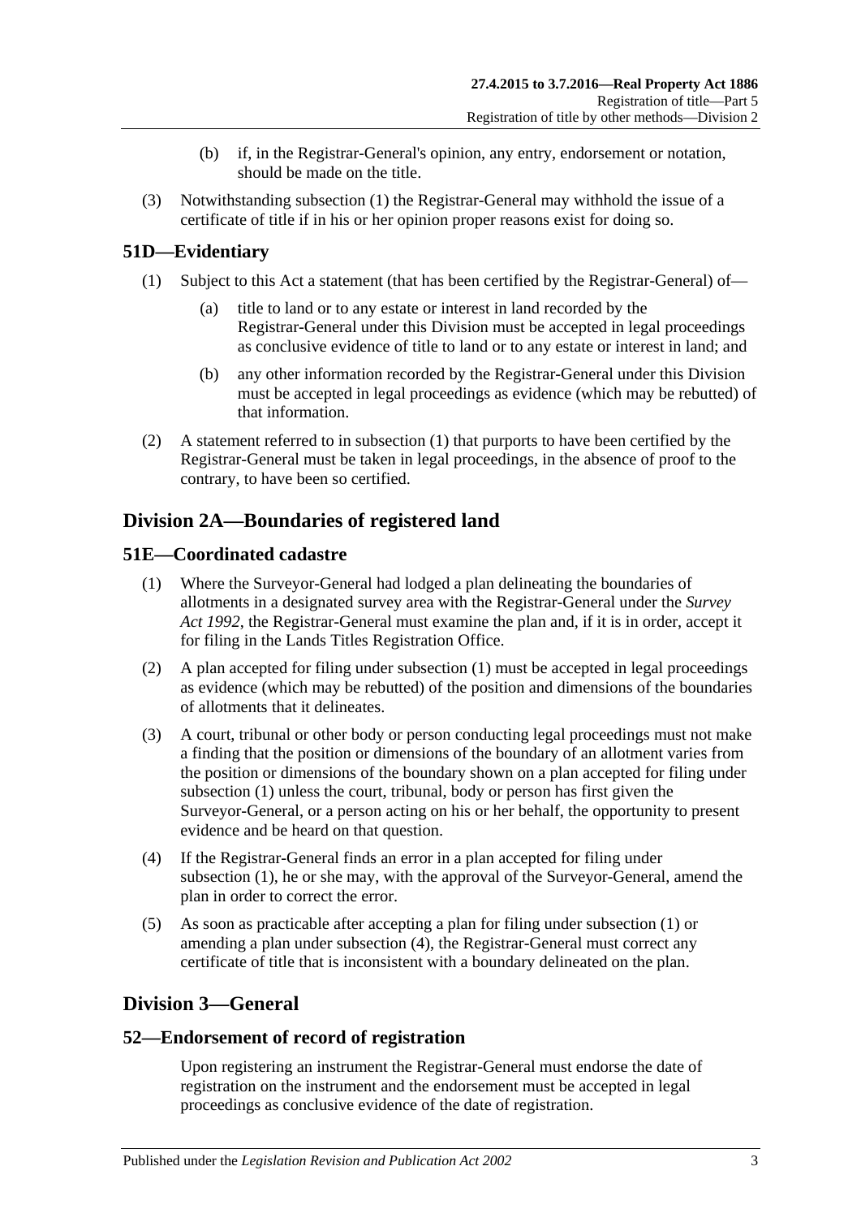(b) if, in the Registrar-General's opinion, any entry, endorsement or notation, should be made on the title.

(3) Notwithstanding subsection (1) the Registrar-General may withhold the issue of a certificate of title if in his or her opinion proper reasons exist for doing so.

## 51D—Evidentiary

(1) Subject to this Act a statement (that has been certified by the Registrar-General) of—

(a) title to land or to any estate or interest in land recorded by the Registrar-General under this Division must be accepted in legal proceedings as conclusive evidence of title to land or to any estate or interest in land; and

(b) any other information recorded by the Registrar-General under this Division must be accepted in legal proceedings as evidence (which may be rebutted) of that information.

(2) A statement referred to in subsection (1) that purports to have been certified by the Registrar-General must be taken in legal proceedings, in the absence of proof to the contrary, to have been so certified.

# Division 2A—Boundaries of registered land

## 51E—Coordinated cadastre

(1) Where the Surveyor-General had lodged a plan delineating the boundaries of allotments in a designated survey area with the Registrar-General under the *Survey Act 1992*, the Registrar-General must examine the plan and, if it is in order, accept it for filing in the Lands Titles Registration Office.

(2) A plan accepted for filing under subsection (1) must be accepted in legal proceedings as evidence (which may be rebutted) of the position and dimensions of the boundaries of allotments that it delineates.

(3) A court, tribunal or other body or person conducting legal proceedings must not make a finding that the position or dimensions of the boundary of an allotment varies from the position or dimensions of the boundary shown on a plan accepted for filing under subsection (1) unless the court, tribunal, body or person has first given the Surveyor-General, or a person acting on his or her behalf, the opportunity to present evidence and be heard on that question.

(4) If the Registrar-General finds an error in a plan accepted for filing under subsection (1), he or she may, with the approval of the Surveyor-General, amend the plan in order to correct the error.

(5) As soon as practicable after accepting a plan for filing under subsection (1) or amending a plan under subsection (4), the Registrar-General must correct any certificate of title that is inconsistent with a boundary delineated on the plan.

# Division 3—General

## 52—Endorsement of record of registration

Upon registering an instrument the Registrar-General must endorse the date of registration on the instrument and the endorsement must be accepted in legal proceedings as conclusive evidence of the date of registration.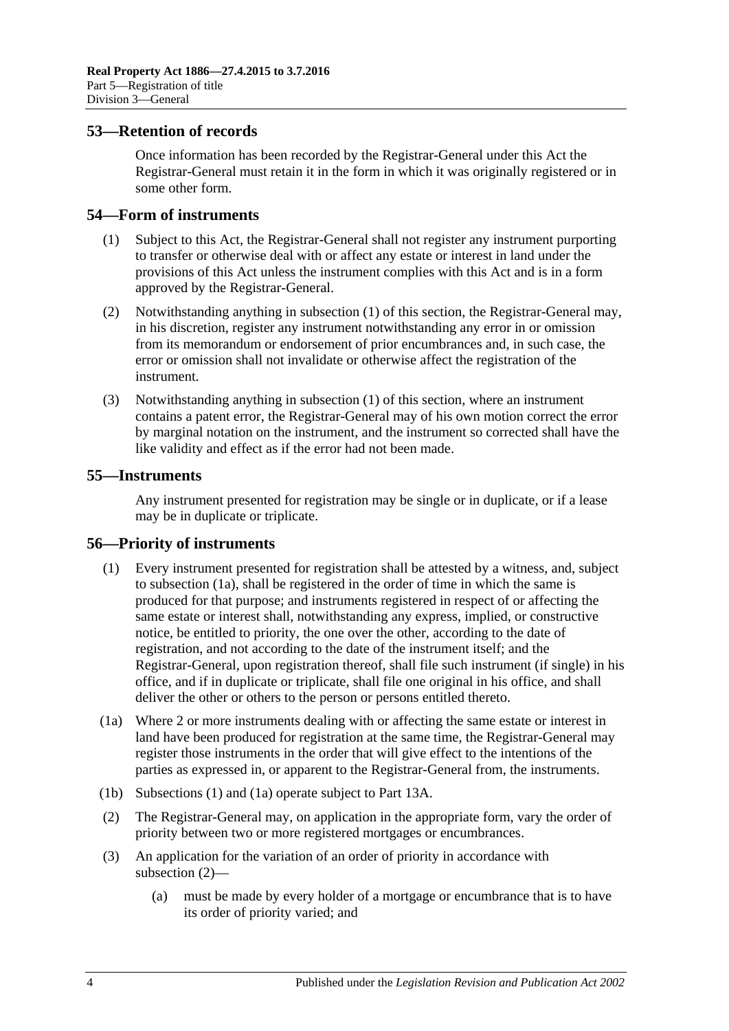## 53—Retention of records

Once information has been recorded by the Registrar-General under this Act the Registrar-General must retain it in the form in which it was originally registered or in some other form.

## 54—Form of instruments

(1) Subject to this Act, the Registrar-General shall not register any instrument purporting to transfer or otherwise deal with or affect any estate or interest in land under the provisions of this Act unless the instrument complies with this Act and is in a form approved by the Registrar-General.

(2) Notwithstanding anything in subsection (1) of this section, the Registrar-General may, in his discretion, register any instrument notwithstanding any error in or omission from its memorandum or endorsement of prior encumbrances and, in such case, the error or omission shall not invalidate or otherwise affect the registration of the instrument.

(3) Notwithstanding anything in subsection (1) of this section, where an instrument contains a patent error, the Registrar-General may of his own motion correct the error by marginal notation on the instrument, and the instrument so corrected shall have the like validity and effect as if the error had not been made.

## 55—Instruments

Any instrument presented for registration may be single or in duplicate, or if a lease may be in duplicate or triplicate.

## 56—Priority of instruments

(1) Every instrument presented for registration shall be attested by a witness, and, subject to subsection (1a), shall be registered in the order of time in which the same is produced for that purpose; and instruments registered in respect of or affecting the same estate or interest shall, notwithstanding any express, implied, or constructive notice, be entitled to priority, the one over the other, according to the date of registration, and not according to the date of the instrument itself; and the Registrar-General, upon registration thereof, shall file such instrument (if single) in his office, and if in duplicate or triplicate, shall file one original in his office, and shall deliver the other or others to the person or persons entitled thereto.

(1a) Where 2 or more instruments dealing with or affecting the same estate or interest in land have been produced for registration at the same time, the Registrar-General may register those instruments in the order that will give effect to the intentions of the parties as expressed in, or apparent to the Registrar-General from, the instruments.

(1b) Subsections (1) and (1a) operate subject to Part 13A.

(2) The Registrar-General may, on application in the appropriate form, vary the order of priority between two or more registered mortgages or encumbrances.

(3) An application for the variation of an order of priority in accordance with subsection (2)—

(a) must be made by every holder of a mortgage or encumbrance that is to have its order of priority varied; and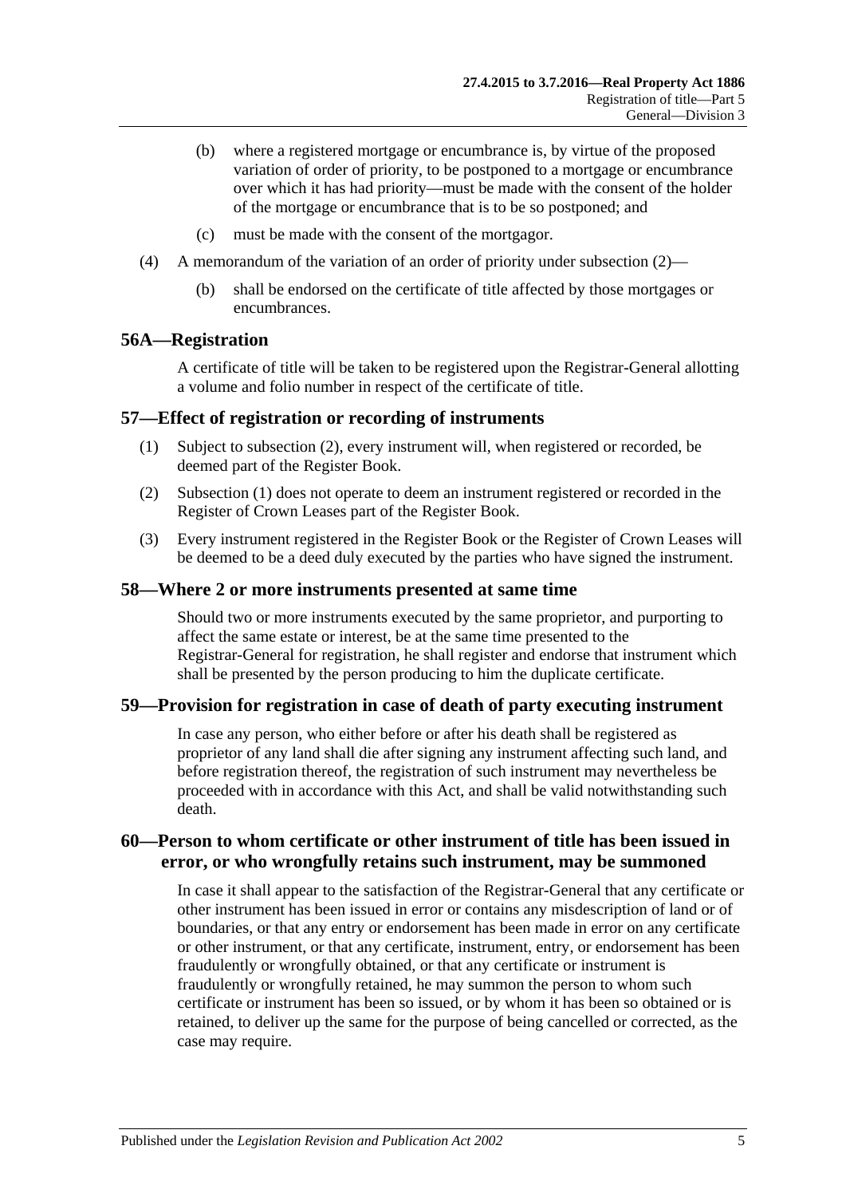(b) where a registered mortgage or encumbrance is, by virtue of the proposed variation of order of priority, to be postponed to a mortgage or encumbrance over which it has had priority—must be made with the consent of the holder of the mortgage or encumbrance that is to be so postponed; and

(c) must be made with the consent of the mortgagor.

(4) A memorandum of the variation of an order of priority under subsection (2)—

(b) shall be endorsed on the certificate of title affected by those mortgages or encumbrances.

## 56A—Registration

A certificate of title will be taken to be registered upon the Registrar-General allotting a volume and folio number in respect of the certificate of title.

## 57—Effect of registration or recording of instruments

(1) Subject to subsection (2), every instrument will, when registered or recorded, be deemed part of the Register Book.

(2) Subsection (1) does not operate to deem an instrument registered or recorded in the Register of Crown Leases part of the Register Book.

(3) Every instrument registered in the Register Book or the Register of Crown Leases will be deemed to be a deed duly executed by the parties who have signed the instrument.

## 58—Where 2 or more instruments presented at same time

Should two or more instruments executed by the same proprietor, and purporting to affect the same estate or interest, be at the same time presented to the Registrar-General for registration, he shall register and endorse that instrument which shall be presented by the person producing to him the duplicate certificate.

## 59—Provision for registration in case of death of party executing instrument

In case any person, who either before or after his death shall be registered as proprietor of any land shall die after signing any instrument affecting such land, and before registration thereof, the registration of such instrument may nevertheless be proceeded with in accordance with this Act, and shall be valid notwithstanding such death.

## 60—Person to whom certificate or other instrument of title has been issued in error, or who wrongfully retains such instrument, may be summoned

In case it shall appear to the satisfaction of the Registrar-General that any certificate or other instrument has been issued in error or contains any misdescription of land or of boundaries, or that any entry or endorsement has been made in error on any certificate or other instrument, or that any certificate, instrument, entry, or endorsement has been fraudulently or wrongfully obtained, or that any certificate or instrument is fraudulently or wrongfully retained, he may summon the person to whom such certificate or instrument has been so issued, or by whom it has been so obtained or is retained, to deliver up the same for the purpose of being cancelled or corrected, as the case may require.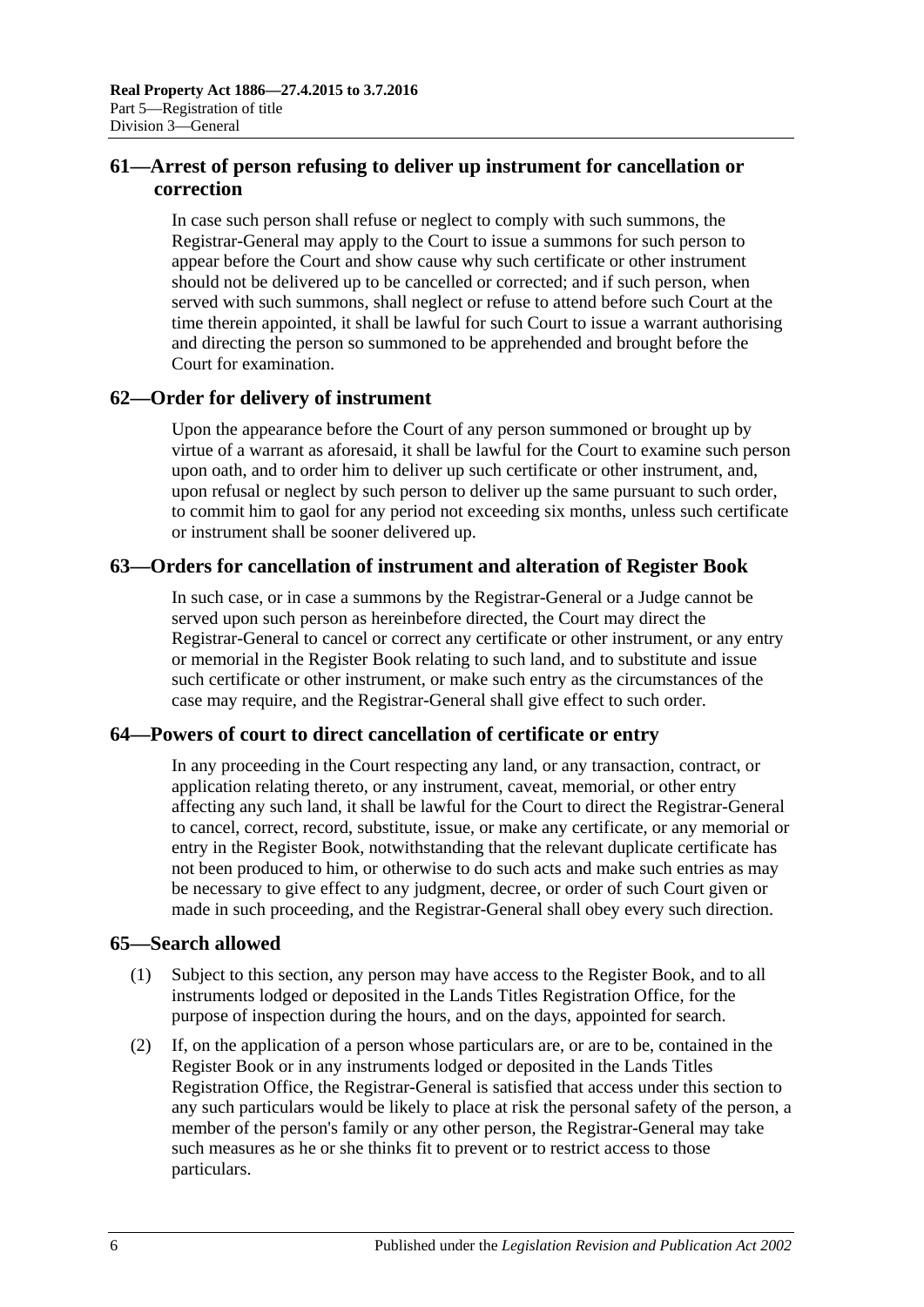## 61—Arrest of person refusing to deliver up instrument for cancellation or correction

In case such person shall refuse or neglect to comply with such summons, the Registrar-General may apply to the Court to issue a summons for such person to appear before the Court and show cause why such certificate or other instrument should not be delivered up to be cancelled or corrected; and if such person, when served with such summons, shall neglect or refuse to attend before such Court at the time therein appointed, it shall be lawful for such Court to issue a warrant authorising and directing the person so summoned to be apprehended and brought before the Court for examination.

## 62—Order for delivery of instrument

Upon the appearance before the Court of any person summoned or brought up by virtue of a warrant as aforesaid, it shall be lawful for the Court to examine such person upon oath, and to order him to deliver up such certificate or other instrument, and, upon refusal or neglect by such person to deliver up the same pursuant to such order, to commit him to gaol for any period not exceeding six months, unless such certificate or instrument shall be sooner delivered up.

## 63—Orders for cancellation of instrument and alteration of Register Book

In such case, or in case a summons by the Registrar-General or a Judge cannot be served upon such person as hereinbefore directed, the Court may direct the Registrar-General to cancel or correct any certificate or other instrument, or any entry or memorial in the Register Book relating to such land, and to substitute and issue such certificate or other instrument, or make such entry as the circumstances of the case may require, and the Registrar-General shall give effect to such order.

## 64—Powers of court to direct cancellation of certificate or entry

In any proceeding in the Court respecting any land, or any transaction, contract, or application relating thereto, or any instrument, caveat, memorial, or other entry affecting any such land, it shall be lawful for the Court to direct the Registrar-General to cancel, correct, record, substitute, issue, or make any certificate, or any memorial or entry in the Register Book, notwithstanding that the relevant duplicate certificate has not been produced to him, or otherwise to do such acts and make such entries as may be necessary to give effect to any judgment, decree, or order of such Court given or made in such proceeding, and the Registrar-General shall obey every such direction.

## 65—Search allowed

(1) Subject to this section, any person may have access to the Register Book, and to all instruments lodged or deposited in the Lands Titles Registration Office, for the purpose of inspection during the hours, and on the days, appointed for search.

(2) If, on the application of a person whose particulars are, or are to be, contained in the Register Book or in any instruments lodged or deposited in the Lands Titles Registration Office, the Registrar-General is satisfied that access under this section to any such particulars would be likely to place at risk the personal safety of the person, a member of the person's family or any other person, the Registrar-General may take such measures as he or she thinks fit to prevent or to restrict access to those particulars.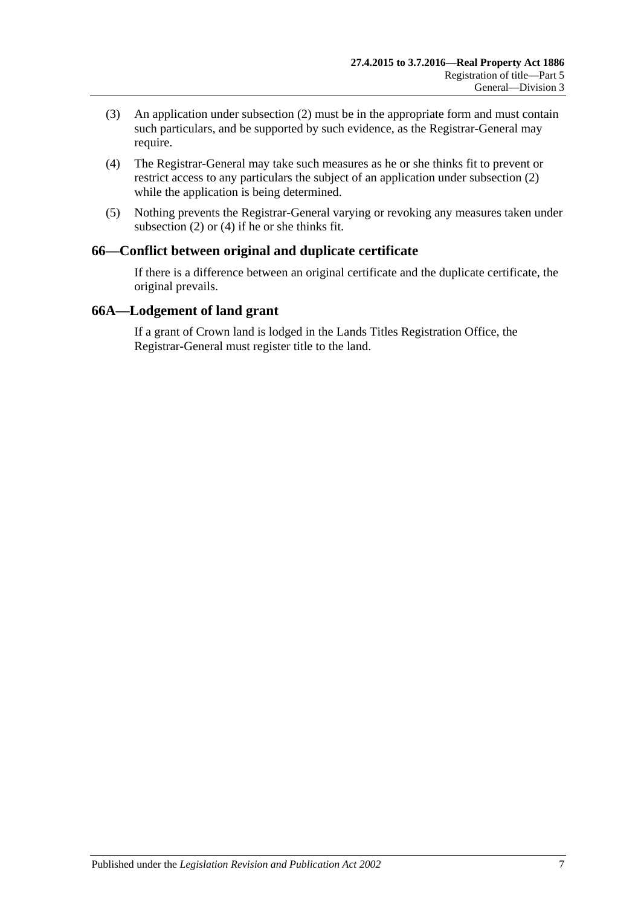(3) An application under subsection (2) must be in the appropriate form and must contain such particulars, and be supported by such evidence, as the Registrar-General may require.

(4) The Registrar-General may take such measures as he or she thinks fit to prevent or restrict access to any particulars the subject of an application under subsection (2) while the application is being determined.

(5) Nothing prevents the Registrar-General varying or revoking any measures taken under subsection (2) or (4) if he or she thinks fit.

## 66—Conflict between original and duplicate certificate

If there is a difference between an original certificate and the duplicate certificate, the original prevails.

## 66A—Lodgement of land grant

If a grant of Crown land is lodged in the Lands Titles Registration Office, the Registrar-General must register title to the land.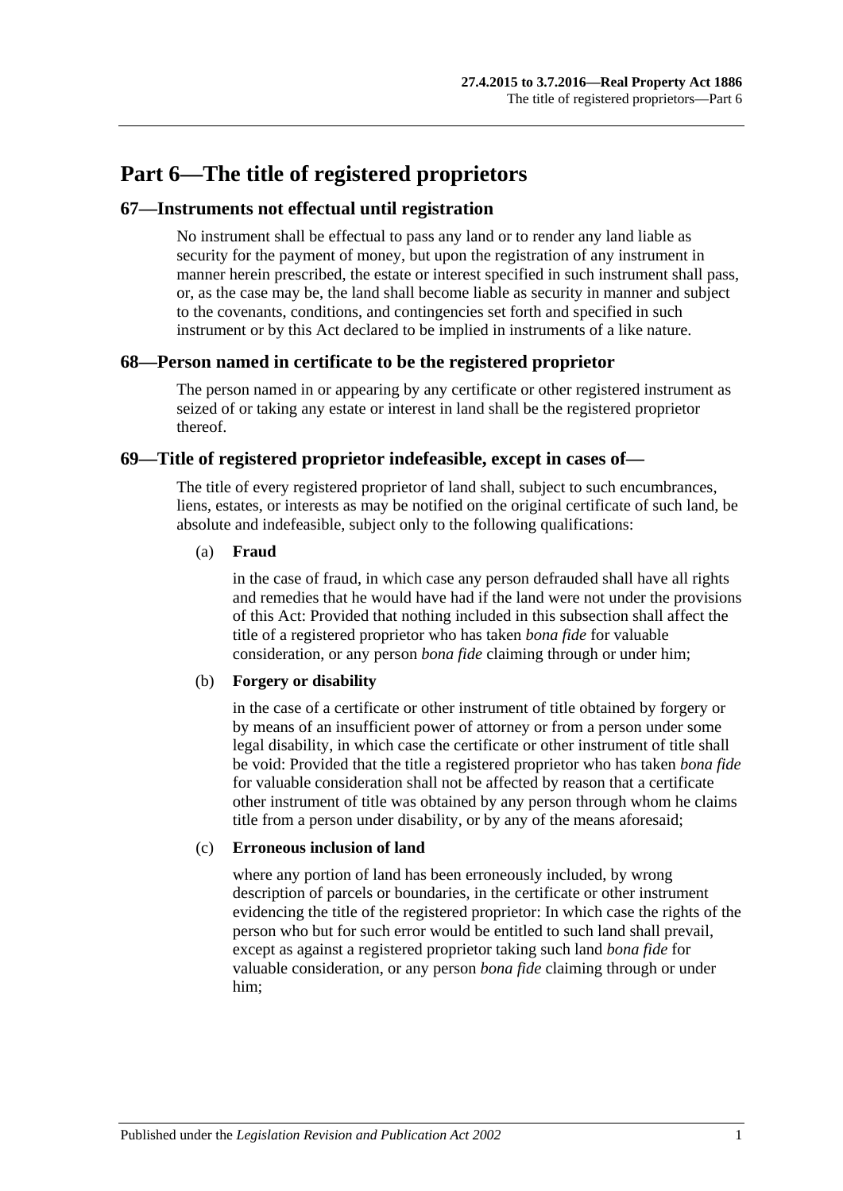# Part 6—The title of registered proprietors

## 67—Instruments not effectual until registration

No instrument shall be effectual to pass any land or to render any land liable as security for the payment of money, but upon the registration of any instrument in manner herein prescribed, the estate or interest specified in such instrument shall pass, or, as the case may be, the land shall become liable as security in manner and subject to the covenants, conditions, and contingencies set forth and specified in such instrument or by this Act declared to be implied in instruments of a like nature.

## 68—Person named in certificate to be the registered proprietor

The person named in or appearing by any certificate or other registered instrument as seized of or taking any estate or interest in land shall be the registered proprietor thereof.

## 69—Title of registered proprietor indefeasible, except in cases of—

The title of every registered proprietor of land shall, subject to such encumbrances, liens, estates, or interests as may be notified on the original certificate of such land, be absolute and indefeasible, subject only to the following qualifications:

(a) **Fraud**

in the case of fraud, in which case any person defrauded shall have all rights and remedies that he would have had if the land were not under the provisions of this Act: Provided that nothing included in this subsection shall affect the title of a registered proprietor who has taken *bona fide* for valuable consideration, or any person *bona fide* claiming through or under him;

(b) **Forgery or disability**

in the case of a certificate or other instrument of title obtained by forgery or by means of an insufficient power of attorney or from a person under some legal disability, in which case the certificate or other instrument of title shall be void: Provided that the title a registered proprietor who has taken *bona fide* for valuable consideration shall not be affected by reason that a certificate other instrument of title was obtained by any person through whom he claims title from a person under disability, or by any of the means aforesaid;

(c) **Erroneous inclusion of land**

where any portion of land has been erroneously included, by wrong description of parcels or boundaries, in the certificate or other instrument evidencing the title of the registered proprietor: In which case the rights of the person who but for such error would be entitled to such land shall prevail, except as against a registered proprietor taking such land *bona fide* for valuable consideration, or any person *bona fide* claiming through or under him;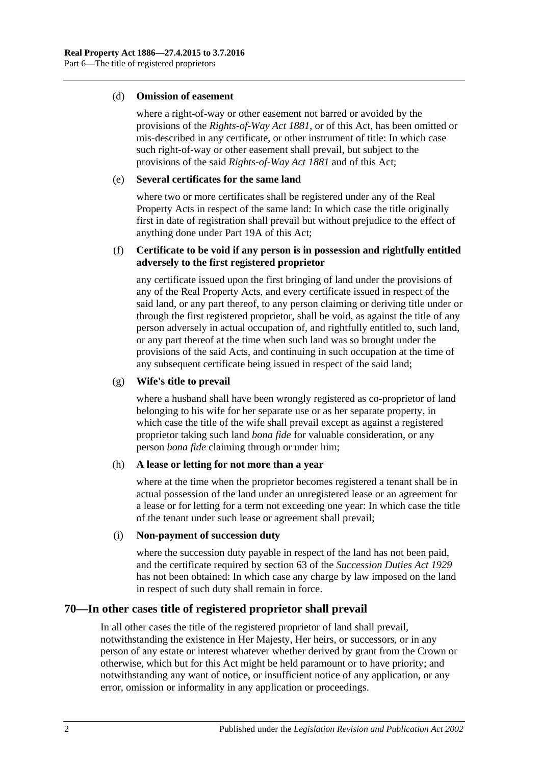(d) **Omission of easement**

where a right-of-way or other easement not barred or avoided by the provisions of the *Rights-of-Way Act 1881*, or of this Act, has been omitted or mis-described in any certificate, or other instrument of title: In which case such right-of-way or other easement shall prevail, but subject to the provisions of the said *Rights-of-Way Act 1881* and of this Act;

(e) **Several certificates for the same land**

where two or more certificates shall be registered under any of the Real Property Acts in respect of the same land: In which case the title originally first in date of registration shall prevail but without prejudice to the effect of anything done under Part 19A of this Act;

(f) **Certificate to be void if any person is in possession and rightfully entitled adversely to the first registered proprietor**

any certificate issued upon the first bringing of land under the provisions of any of the Real Property Acts, and every certificate issued in respect of the said land, or any part thereof, to any person claiming or deriving title under or through the first registered proprietor, shall be void, as against the title of any person adversely in actual occupation of, and rightfully entitled to, such land, or any part thereof at the time when such land was so brought under the provisions of the said Acts, and continuing in such occupation at the time of any subsequent certificate being issued in respect of the said land;

(g) **Wife's title to prevail**

where a husband shall have been wrongly registered as co-proprietor of land belonging to his wife for her separate use or as her separate property, in which case the title of the wife shall prevail except as against a registered proprietor taking such land *bona fide* for valuable consideration, or any person *bona fide* claiming through or under him;

(h) **A lease or letting for not more than a year**

where at the time when the proprietor becomes registered a tenant shall be in actual possession of the land under an unregistered lease or an agreement for a lease or for letting for a term not exceeding one year: In which case the title of the tenant under such lease or agreement shall prevail;

(i) **Non-payment of succession duty**

where the succession duty payable in respect of the land has not been paid, and the certificate required by section 63 of the *Succession Duties Act 1929* has not been obtained: In which case any charge by law imposed on the land in respect of such duty shall remain in force.

## 70—In other cases title of registered proprietor shall prevail

In all other cases the title of the registered proprietor of land shall prevail, notwithstanding the existence in Her Majesty, Her heirs, or successors, or in any person of any estate or interest whatever whether derived by grant from the Crown or otherwise, which but for this Act might be held paramount or to have priority; and notwithstanding any want of notice, or insufficient notice of any application, or any error, omission or informality in any application or proceedings.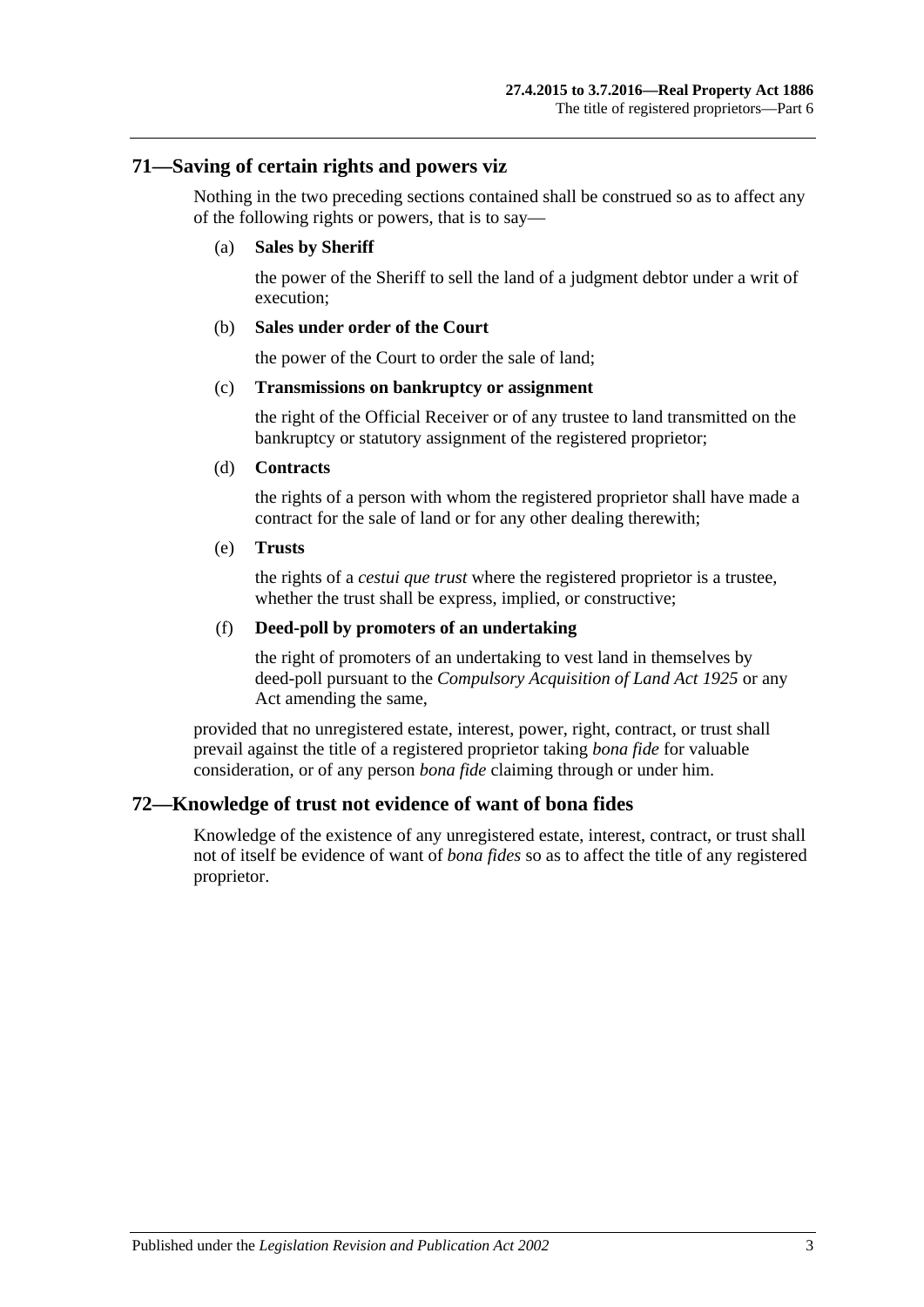## 71—Saving of certain rights and powers viz

Nothing in the two preceding sections contained shall be construed so as to affect any of the following rights or powers, that is to say—

(a) **Sales by Sheriff**

the power of the Sheriff to sell the land of a judgment debtor under a writ of execution;

(b) **Sales under order of the Court**

the power of the Court to order the sale of land;

(c) **Transmissions on bankruptcy or assignment**

the right of the Official Receiver or of any trustee to land transmitted on the bankruptcy or statutory assignment of the registered proprietor;

(d) **Contracts**

the rights of a person with whom the registered proprietor shall have made a contract for the sale of land or for any other dealing therewith;

(e) **Trusts**

the rights of a *cestui que trust* where the registered proprietor is a trustee, whether the trust shall be express, implied, or constructive;

(f) **Deed-poll by promoters of an undertaking**

the right of promoters of an undertaking to vest land in themselves by deed-poll pursuant to the *Compulsory Acquisition of Land Act 1925* or any Act amending the same,

provided that no unregistered estate, interest, power, right, contract, or trust shall prevail against the title of a registered proprietor taking *bona fide* for valuable consideration, or of any person *bona fide* claiming through or under him.

## 72—Knowledge of trust not evidence of want of bona fides

Knowledge of the existence of any unregistered estate, interest, contract, or trust shall not of itself be evidence of want of *bona fides* so as to affect the title of any registered proprietor.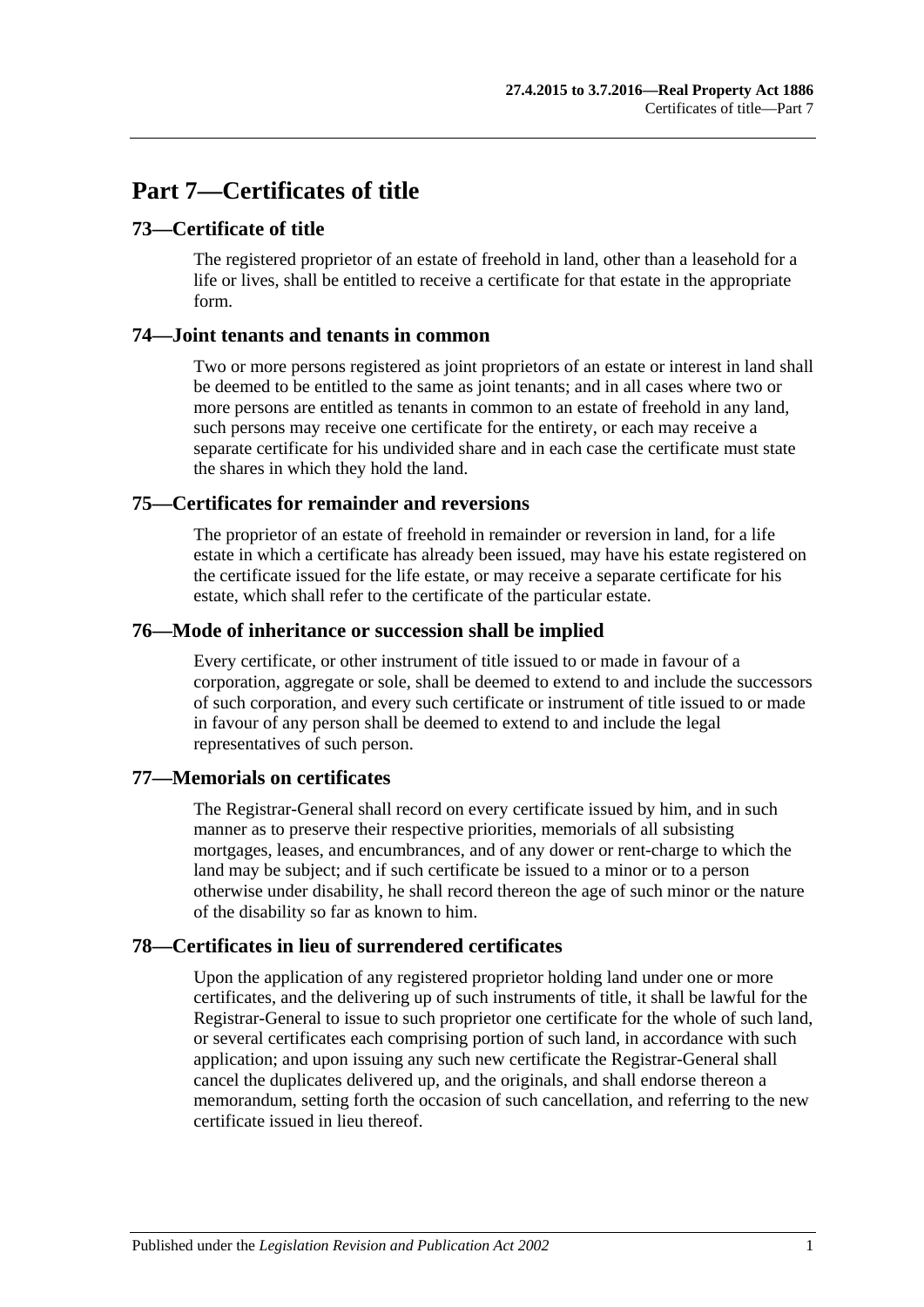# Part 7—Certificates of title

## 73—Certificate of title

The registered proprietor of an estate of freehold in land, other than a leasehold for a life or lives, shall be entitled to receive a certificate for that estate in the appropriate form.

## 74—Joint tenants and tenants in common

Two or more persons registered as joint proprietors of an estate or interest in land shall be deemed to be entitled to the same as joint tenants; and in all cases where two or more persons are entitled as tenants in common to an estate of freehold in any land, such persons may receive one certificate for the entirety, or each may receive a separate certificate for his undivided share and in each case the certificate must state the shares in which they hold the land.

## 75—Certificates for remainder and reversions

The proprietor of an estate of freehold in remainder or reversion in land, for a life estate in which a certificate has already been issued, may have his estate registered on the certificate issued for the life estate, or may receive a separate certificate for his estate, which shall refer to the certificate of the particular estate.

## 76—Mode of inheritance or succession shall be implied

Every certificate, or other instrument of title issued to or made in favour of a corporation, aggregate or sole, shall be deemed to extend to and include the successors of such corporation, and every such certificate or instrument of title issued to or made in favour of any person shall be deemed to extend to and include the legal representatives of such person.

## 77—Memorials on certificates

The Registrar-General shall record on every certificate issued by him, and in such manner as to preserve their respective priorities, memorials of all subsisting mortgages, leases, and encumbrances, and of any dower or rent-charge to which the land may be subject; and if such certificate be issued to a minor or to a person otherwise under disability, he shall record thereon the age of such minor or the nature of the disability so far as known to him.

## 78—Certificates in lieu of surrendered certificates

Upon the application of any registered proprietor holding land under one or more certificates, and the delivering up of such instruments of title, it shall be lawful for the Registrar-General to issue to such proprietor one certificate for the whole of such land, or several certificates each comprising portion of such land, in accordance with such application; and upon issuing any such new certificate the Registrar-General shall cancel the duplicates delivered up, and the originals, and shall endorse thereon a memorandum, setting forth the occasion of such cancellation, and referring to the new certificate issued in lieu thereof.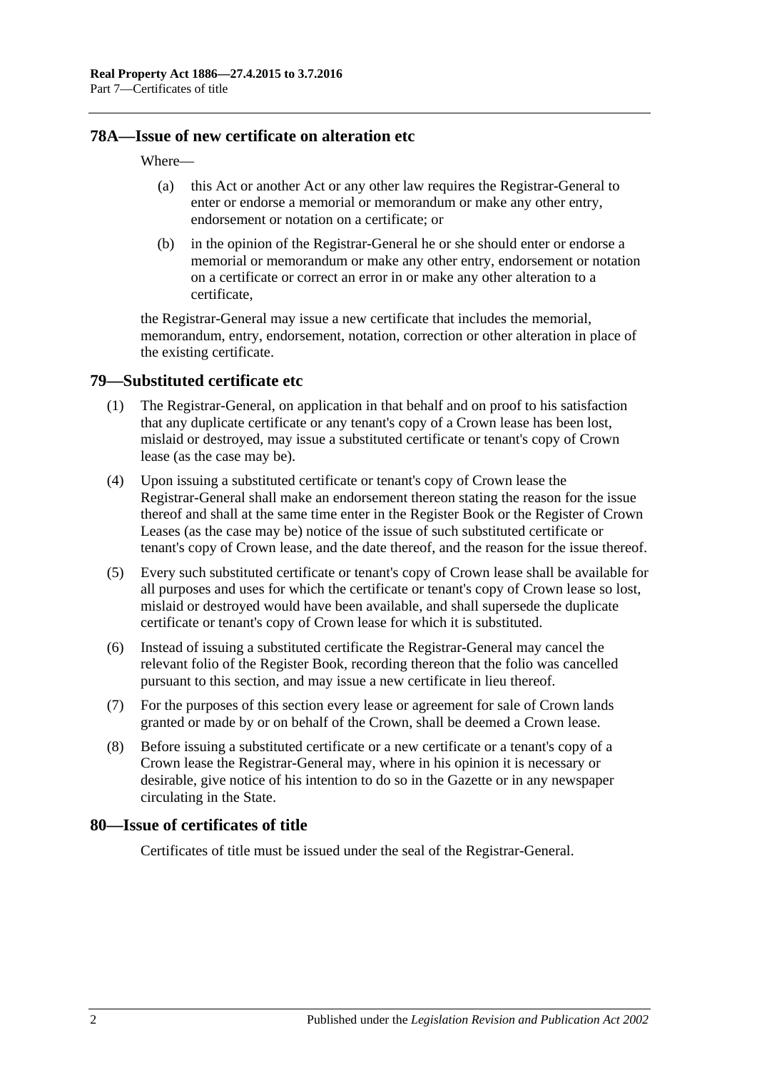## 78A—Issue of new certificate on alteration etc

Where—

(a) this Act or another Act or any other law requires the Registrar-General to enter or endorse a memorial or memorandum or make any other entry, endorsement or notation on a certificate; or

(b) in the opinion of the Registrar-General he or she should enter or endorse a memorial or memorandum or make any other entry, endorsement or notation on a certificate or correct an error in or make any other alteration to a certificate,

the Registrar-General may issue a new certificate that includes the memorial, memorandum, entry, endorsement, notation, correction or other alteration in place of the existing certificate.

## 79—Substituted certificate etc

(1) The Registrar-General, on application in that behalf and on proof to his satisfaction that any duplicate certificate or any tenant's copy of a Crown lease has been lost, mislaid or destroyed, may issue a substituted certificate or tenant's copy of Crown lease (as the case may be).

(4) Upon issuing a substituted certificate or tenant's copy of Crown lease the Registrar-General shall make an endorsement thereon stating the reason for the issue thereof and shall at the same time enter in the Register Book or the Register of Crown Leases (as the case may be) notice of the issue of such substituted certificate or tenant's copy of Crown lease, and the date thereof, and the reason for the issue thereof.

(5) Every such substituted certificate or tenant's copy of Crown lease shall be available for all purposes and uses for which the certificate or tenant's copy of Crown lease so lost, mislaid or destroyed would have been available, and shall supersede the duplicate certificate or tenant's copy of Crown lease for which it is substituted.

(6) Instead of issuing a substituted certificate the Registrar-General may cancel the relevant folio of the Register Book, recording thereon that the folio was cancelled pursuant to this section, and may issue a new certificate in lieu thereof.

(7) For the purposes of this section every lease or agreement for sale of Crown lands granted or made by or on behalf of the Crown, shall be deemed a Crown lease.

(8) Before issuing a substituted certificate or a new certificate or a tenant's copy of a Crown lease the Registrar-General may, where in his opinion it is necessary or desirable, give notice of his intention to do so in the Gazette or in any newspaper circulating in the State.

## 80—Issue of certificates of title

Certificates of title must be issued under the seal of the Registrar-General.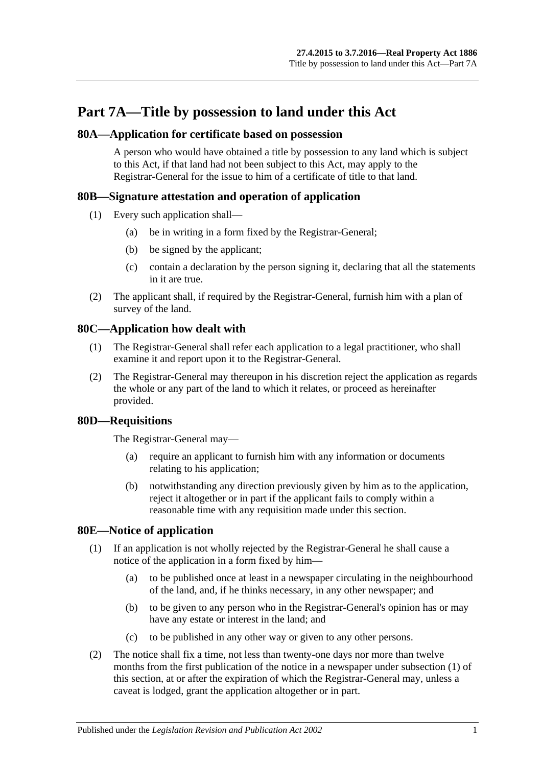# Part 7A—Title by possession to land under this Act

## 80A—Application for certificate based on possession

A person who would have obtained a title by possession to any land which is subject to this Act, if that land had not been subject to this Act, may apply to the Registrar-General for the issue to him of a certificate of title to that land.

## 80B—Signature attestation and operation of application

(1) Every such application shall—

- (a) be in writing in a form fixed by the Registrar-General;
- (b) be signed by the applicant;
- (c) contain a declaration by the person signing it, declaring that all the statements in it are true.

(2) The applicant shall, if required by the Registrar-General, furnish him with a plan of survey of the land.

## 80C—Application how dealt with

(1) The Registrar-General shall refer each application to a legal practitioner, who shall examine it and report upon it to the Registrar-General.

(2) The Registrar-General may thereupon in his discretion reject the application as regards the whole or any part of the land to which it relates, or proceed as hereinafter provided.

## 80D—Requisitions

The Registrar-General may—

- (a) require an applicant to furnish him with any information or documents relating to his application;
- (b) notwithstanding any direction previously given by him as to the application, reject it altogether or in part if the applicant fails to comply within a reasonable time with any requisition made under this section.

## 80E—Notice of application

(1) If an application is not wholly rejected by the Registrar-General he shall cause a notice of the application in a form fixed by him—

- (a) to be published once at least in a newspaper circulating in the neighbourhood of the land, and, if he thinks necessary, in any other newspaper; and
- (b) to be given to any person who in the Registrar-General's opinion has or may have any estate or interest in the land; and
- (c) to be published in any other way or given to any other persons.

(2) The notice shall fix a time, not less than twenty-one days nor more than twelve months from the first publication of the notice in a newspaper under subsection (1) of this section, at or after the expiration of which the Registrar-General may, unless a caveat is lodged, grant the application altogether or in part.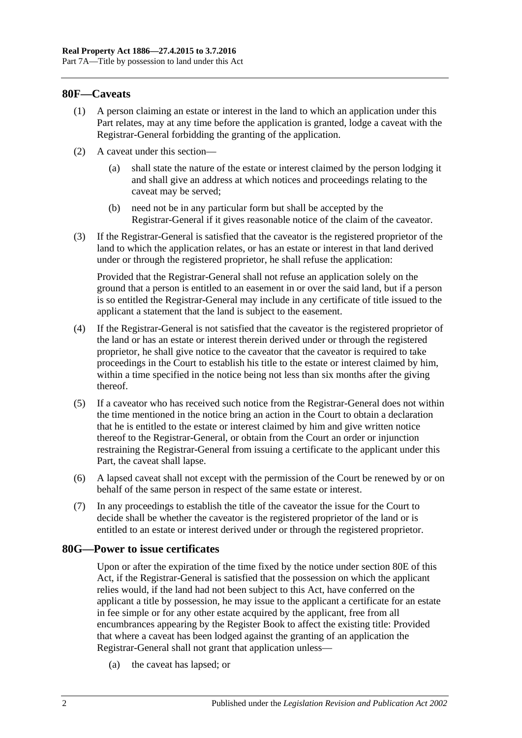## 80F—Caveats

(1) A person claiming an estate or interest in the land to which an application under this Part relates, may at any time before the application is granted, lodge a caveat with the Registrar-General forbidding the granting of the application.

(2) A caveat under this section—

(a) shall state the nature of the estate or interest claimed by the person lodging it and shall give an address at which notices and proceedings relating to the caveat may be served;

(b) need not be in any particular form but shall be accepted by the Registrar-General if it gives reasonable notice of the claim of the caveator.

(3) If the Registrar-General is satisfied that the caveator is the registered proprietor of the land to which the application relates, or has an estate or interest in that land derived under or through the registered proprietor, he shall refuse the application:

Provided that the Registrar-General shall not refuse an application solely on the ground that a person is entitled to an easement in or over the said land, but if a person is so entitled the Registrar-General may include in any certificate of title issued to the applicant a statement that the land is subject to the easement.

(4) If the Registrar-General is not satisfied that the caveator is the registered proprietor of the land or has an estate or interest therein derived under or through the registered proprietor, he shall give notice to the caveator that the caveator is required to take proceedings in the Court to establish his title to the estate or interest claimed by him, within a time specified in the notice being not less than six months after the giving thereof.

(5) If a caveator who has received such notice from the Registrar-General does not within the time mentioned in the notice bring an action in the Court to obtain a declaration that he is entitled to the estate or interest claimed by him and give written notice thereof to the Registrar-General, or obtain from the Court an order or injunction restraining the Registrar-General from issuing a certificate to the applicant under this Part, the caveat shall lapse.

(6) A lapsed caveat shall not except with the permission of the Court be renewed by or on behalf of the same person in respect of the same estate or interest.

(7) In any proceedings to establish the title of the caveator the issue for the Court to decide shall be whether the caveator is the registered proprietor of the land or is entitled to an estate or interest derived under or through the registered proprietor.

## 80G—Power to issue certificates

Upon or after the expiration of the time fixed by the notice under section 80E of this Act, if the Registrar-General is satisfied that the possession on which the applicant relies would, if the land had not been subject to this Act, have conferred on the applicant a title by possession, he may issue to the applicant a certificate for an estate in fee simple or for any other estate acquired by the applicant, free from all encumbrances appearing by the Register Book to affect the existing title: Provided that where a caveat has been lodged against the granting of an application the Registrar-General shall not grant that application unless—

(a) the caveat has lapsed; or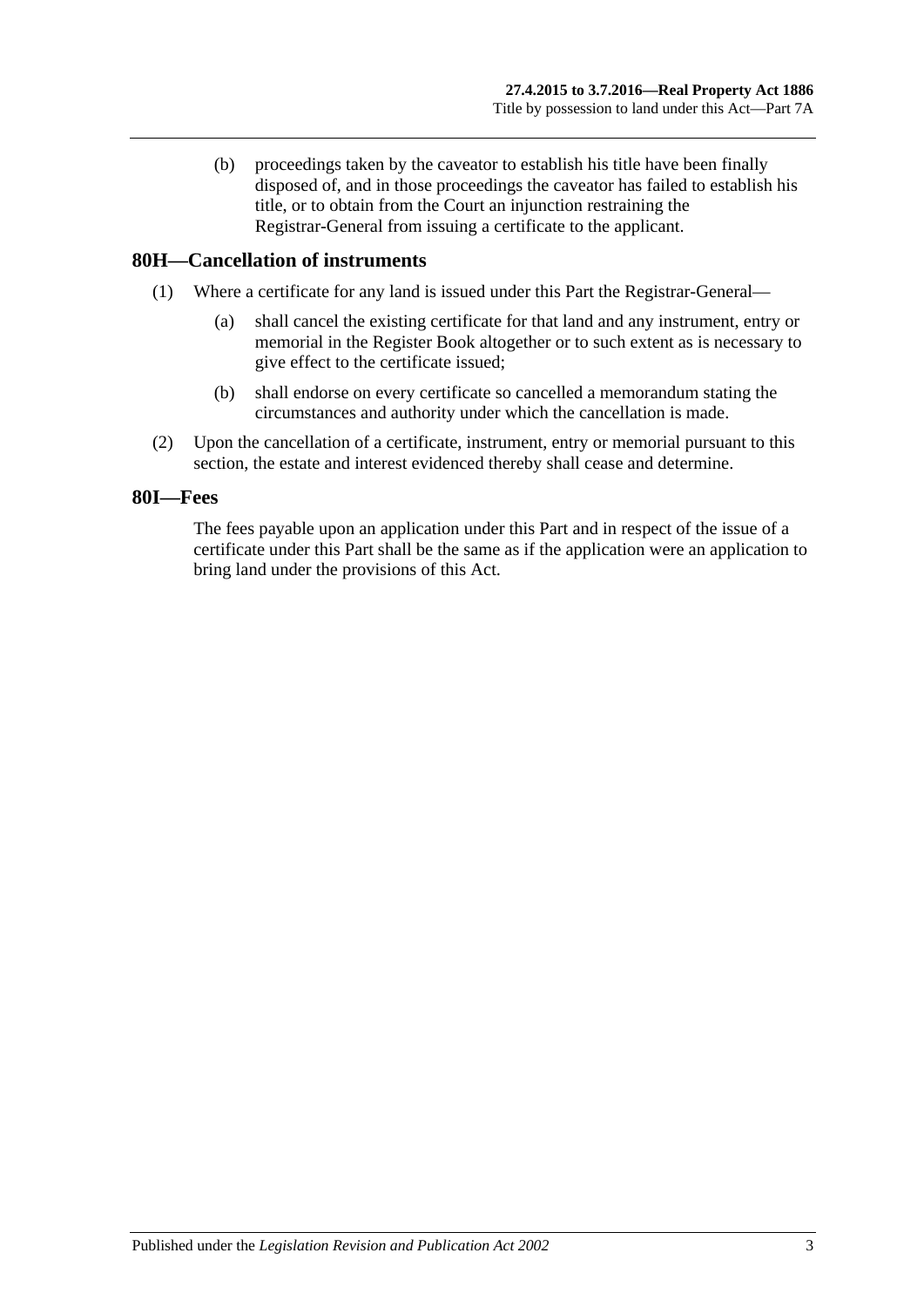(b) proceedings taken by the caveator to establish his title have been finally disposed of, and in those proceedings the caveator has failed to establish his title, or to obtain from the Court an injunction restraining the Registrar-General from issuing a certificate to the applicant.

## 80H—Cancellation of instruments

(1) Where a certificate for any land is issued under this Part the Registrar-General—

(a) shall cancel the existing certificate for that land and any instrument, entry or memorial in the Register Book altogether or to such extent as is necessary to give effect to the certificate issued;

(b) shall endorse on every certificate so cancelled a memorandum stating the circumstances and authority under which the cancellation is made.

(2) Upon the cancellation of a certificate, instrument, entry or memorial pursuant to this section, the estate and interest evidenced thereby shall cease and determine.

## 80I—Fees

The fees payable upon an application under this Part and in respect of the issue of a certificate under this Part shall be the same as if the application were an application to bring land under the provisions of this Act.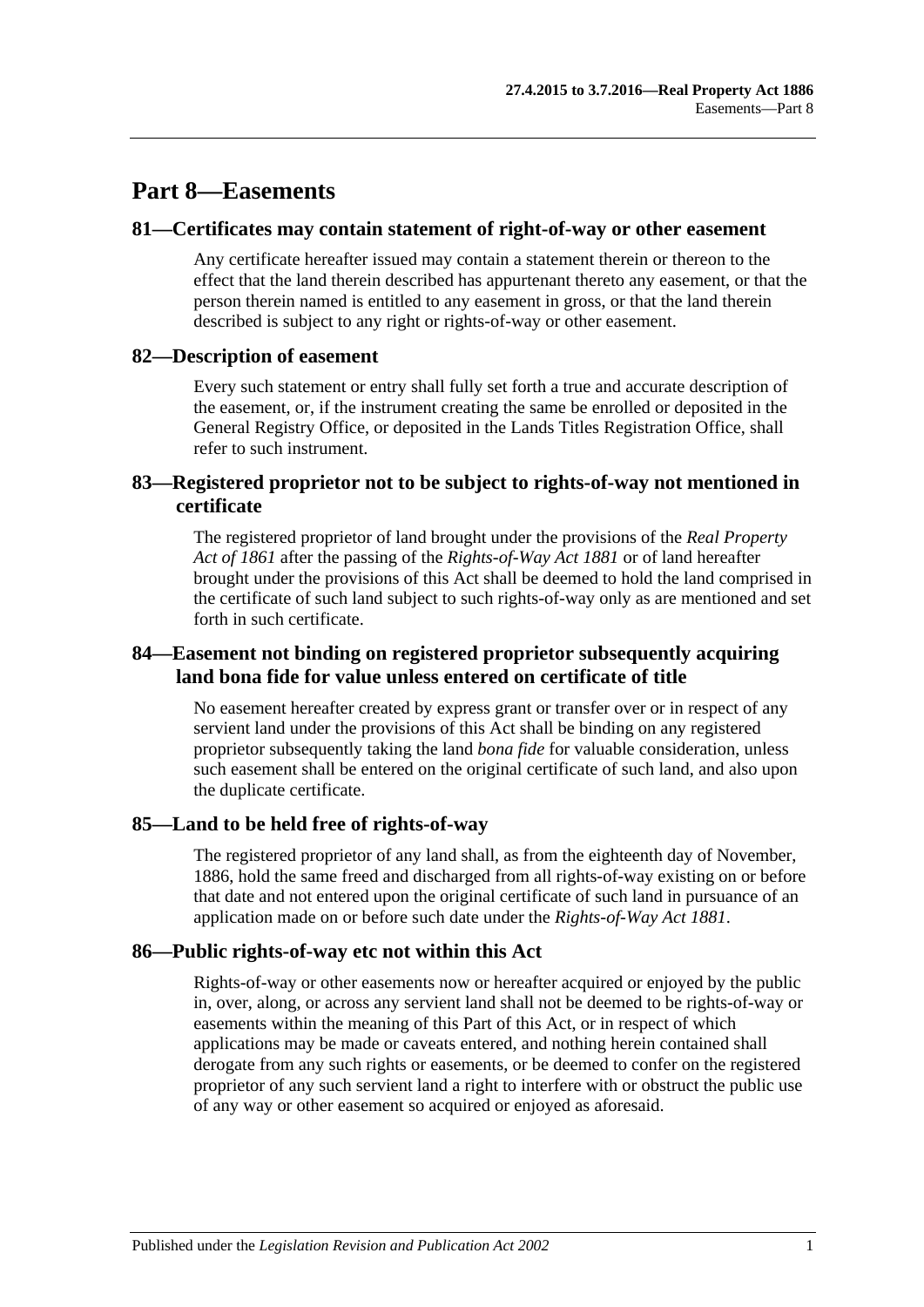# Part 8—Easements

## 81—Certificates may contain statement of right-of-way or other easement

Any certificate hereafter issued may contain a statement therein or thereon to the effect that the land therein described has appurtenant thereto any easement, or that the person therein named is entitled to any easement in gross, or that the land therein described is subject to any right or rights-of-way or other easement.

## 82—Description of easement

Every such statement or entry shall fully set forth a true and accurate description of the easement, or, if the instrument creating the same be enrolled or deposited in the General Registry Office, or deposited in the Lands Titles Registration Office, shall refer to such instrument.

## 83—Registered proprietor not to be subject to rights-of-way not mentioned in certificate

The registered proprietor of land brought under the provisions of the *Real Property Act of 1861* after the passing of the *Rights-of-Way Act 1881* or of land hereafter brought under the provisions of this Act shall be deemed to hold the land comprised in the certificate of such land subject to such rights-of-way only as are mentioned and set forth in such certificate.

## 84—Easement not binding on registered proprietor subsequently acquiring land bona fide for value unless entered on certificate of title

No easement hereafter created by express grant or transfer over or in respect of any servient land under the provisions of this Act shall be binding on any registered proprietor subsequently taking the land *bona fide* for valuable consideration, unless such easement shall be entered on the original certificate of such land, and also upon the duplicate certificate.

## 85—Land to be held free of rights-of-way

The registered proprietor of any land shall, as from the eighteenth day of November, 1886, hold the same freed and discharged from all rights-of-way existing on or before that date and not entered upon the original certificate of such land in pursuance of an application made on or before such date under the *Rights-of-Way Act 1881*.

## 86—Public rights-of-way etc not within this Act

Rights-of-way or other easements now or hereafter acquired or enjoyed by the public in, over, along, or across any servient land shall not be deemed to be rights-of-way or easements within the meaning of this Part of this Act, or in respect of which applications may be made or caveats entered, and nothing herein contained shall derogate from any such rights or easements, or be deemed to confer on the registered proprietor of any such servient land a right to interfere with or obstruct the public use of any way or other easement so acquired or enjoyed as aforesaid.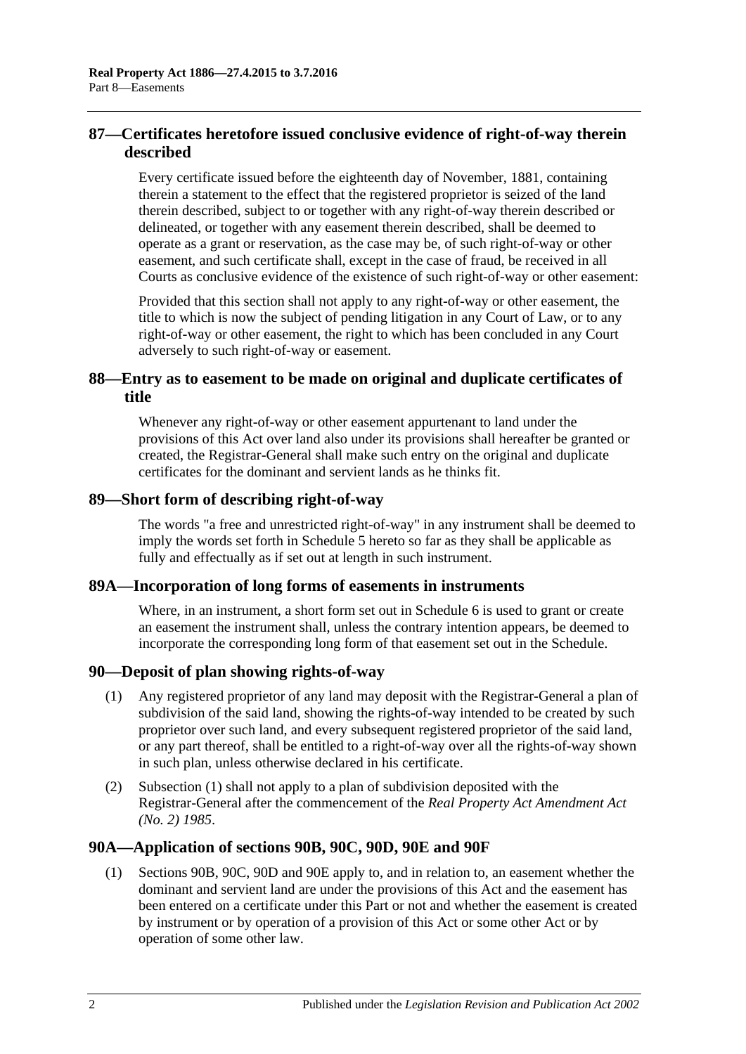## 87—Certificates heretofore issued conclusive evidence of right-of-way therein described

Every certificate issued before the eighteenth day of November, 1881, containing therein a statement to the effect that the registered proprietor is seized of the land therein described, subject to or together with any right-of-way therein described or delineated, or together with any easement therein described, shall be deemed to operate as a grant or reservation, as the case may be, of such right-of-way or other easement, and such certificate shall, except in the case of fraud, be received in all Courts as conclusive evidence of the existence of such right-of-way or other easement:

Provided that this section shall not apply to any right-of-way or other easement, the title to which is now the subject of pending litigation in any Court of Law, or to any right-of-way or other easement, the right to which has been concluded in any Court adversely to such right-of-way or easement.

## 88—Entry as to easement to be made on original and duplicate certificates of title

Whenever any right-of-way or other easement appurtenant to land under the provisions of this Act over land also under its provisions shall hereafter be granted or created, the Registrar-General shall make such entry on the original and duplicate certificates for the dominant and servient lands as he thinks fit.

## 89—Short form of describing right-of-way

The words "a free and unrestricted right-of-way" in any instrument shall be deemed to imply the words set forth in Schedule 5 hereto so far as they shall be applicable as fully and effectually as if set out at length in such instrument.

## 89A—Incorporation of long forms of easements in instruments

Where, in an instrument, a short form set out in Schedule 6 is used to grant or create an easement the instrument shall, unless the contrary intention appears, be deemed to incorporate the corresponding long form of that easement set out in the Schedule.

## 90—Deposit of plan showing rights-of-way

(1) Any registered proprietor of any land may deposit with the Registrar-General a plan of subdivision of the said land, showing the rights-of-way intended to be created by such proprietor over such land, and every subsequent registered proprietor of the said land, or any part thereof, shall be entitled to a right-of-way over all the rights-of-way shown in such plan, unless otherwise declared in his certificate.

(2) Subsection (1) shall not apply to a plan of subdivision deposited with the Registrar-General after the commencement of the *Real Property Act Amendment Act (No. 2) 1985*.

## 90A—Application of sections 90B, 90C, 90D, 90E and 90F

(1) Sections 90B, 90C, 90D and 90E apply to, and in relation to, an easement whether the dominant and servient land are under the provisions of this Act and the easement has been entered on a certificate under this Part or not and whether the easement is created by instrument or by operation of a provision of this Act or some other Act or by operation of some other law.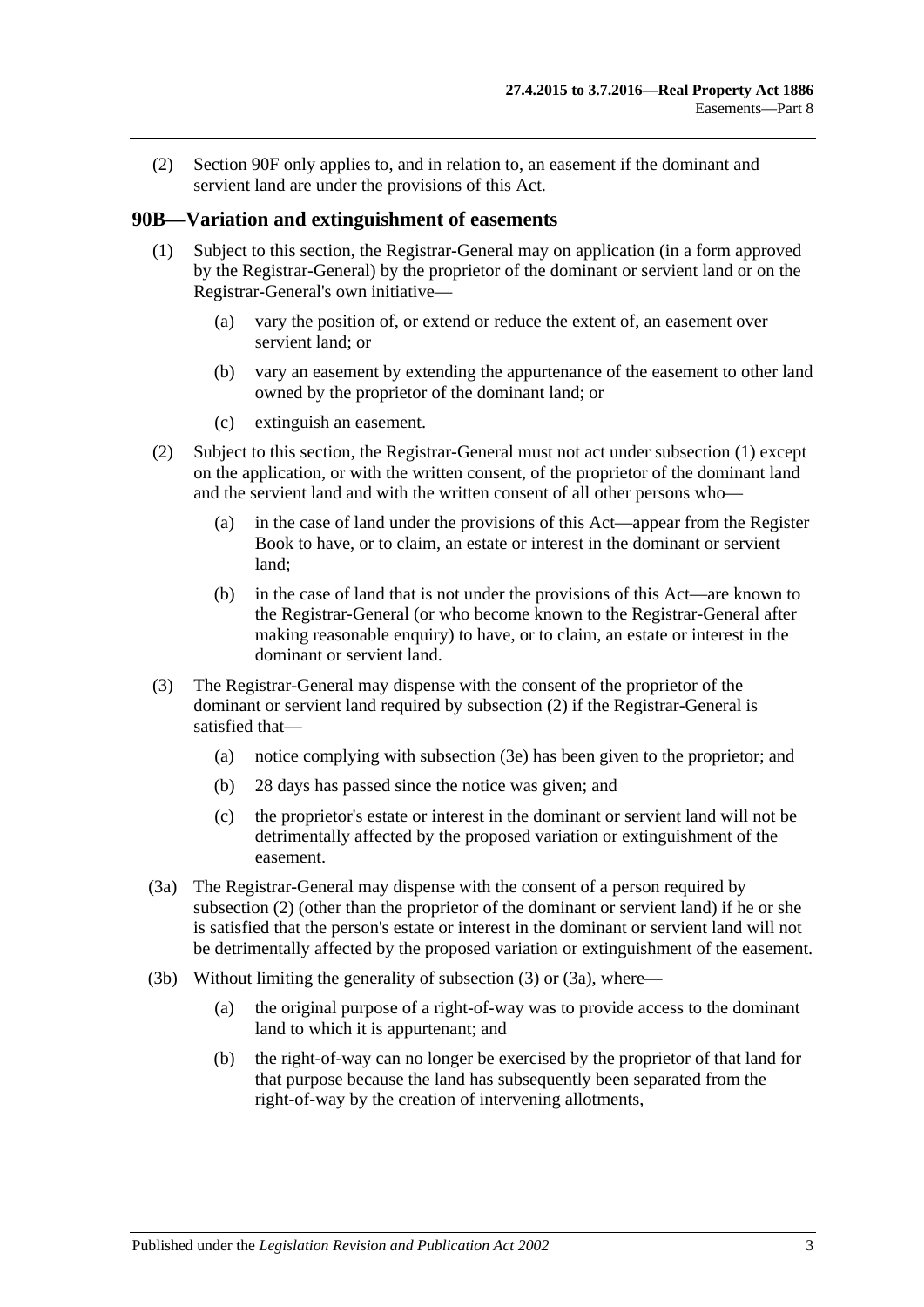(2) Section 90F only applies to, and in relation to, an easement if the dominant and servient land are under the provisions of this Act.

## 90B—Variation and extinguishment of easements

(1) Subject to this section, the Registrar-General may on application (in a form approved by the Registrar-General) by the proprietor of the dominant or servient land or on the Registrar-General's own initiative—

(a) vary the position of, or extend or reduce the extent of, an easement over servient land; or

(b) vary an easement by extending the appurtenance of the easement to other land owned by the proprietor of the dominant land; or

(c) extinguish an easement.

(2) Subject to this section, the Registrar-General must not act under subsection (1) except on the application, or with the written consent, of the proprietor of the dominant land and the servient land and with the written consent of all other persons who—

(a) in the case of land under the provisions of this Act—appear from the Register Book to have, or to claim, an estate or interest in the dominant or servient land;

(b) in the case of land that is not under the provisions of this Act—are known to the Registrar-General (or who become known to the Registrar-General after making reasonable enquiry) to have, or to claim, an estate or interest in the dominant or servient land.

(3) The Registrar-General may dispense with the consent of the proprietor of the dominant or servient land required by subsection (2) if the Registrar-General is satisfied that—

(a) notice complying with subsection (3e) has been given to the proprietor; and

(b) 28 days has passed since the notice was given; and

(c) the proprietor's estate or interest in the dominant or servient land will not be detrimentally affected by the proposed variation or extinguishment of the easement.

(3a) The Registrar-General may dispense with the consent of a person required by subsection (2) (other than the proprietor of the dominant or servient land) if he or she is satisfied that the person's estate or interest in the dominant or servient land will not be detrimentally affected by the proposed variation or extinguishment of the easement.

(3b) Without limiting the generality of subsection (3) or (3a), where—

(a) the original purpose of a right-of-way was to provide access to the dominant land to which it is appurtenant; and

(b) the right-of-way can no longer be exercised by the proprietor of that land for that purpose because the land has subsequently been separated from the right-of-way by the creation of intervening allotments,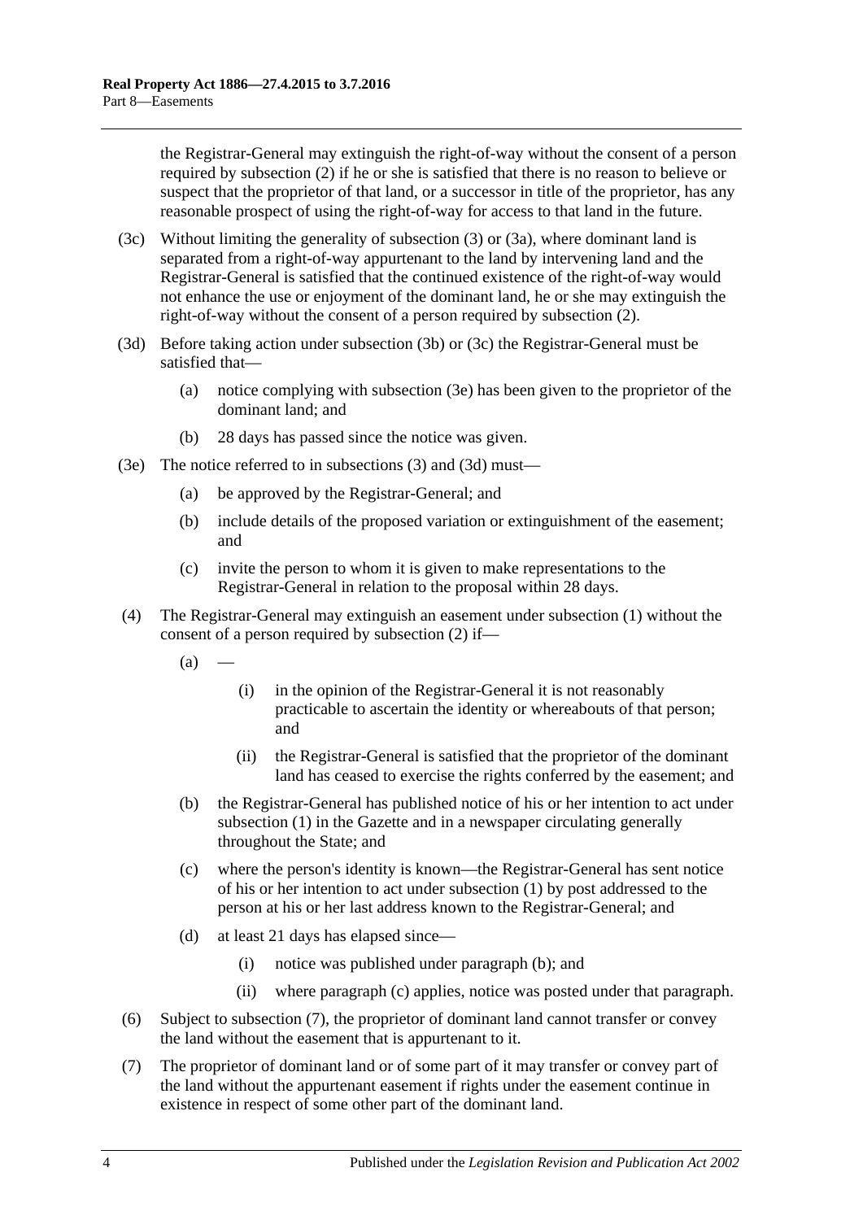the Registrar-General may extinguish the right-of-way without the consent of a person required by subsection (2) if he or she is satisfied that there is no reason to believe or suspect that the proprietor of that land, or a successor in title of the proprietor, has any reasonable prospect of using the right-of-way for access to that land in the future.

(3c) Without limiting the generality of subsection (3) or (3a), where dominant land is separated from a right-of-way appurtenant to the land by intervening land and the Registrar-General is satisfied that the continued existence of the right-of-way would not enhance the use or enjoyment of the dominant land, he or she may extinguish the right-of-way without the consent of a person required by subsection (2).

(3d) Before taking action under subsection (3b) or (3c) the Registrar-General must be satisfied that—

(a) notice complying with subsection (3e) has been given to the proprietor of the dominant land; and

(b) 28 days has passed since the notice was given.

(3e) The notice referred to in subsections (3) and (3d) must—

(a) be approved by the Registrar-General; and

(b) include details of the proposed variation or extinguishment of the easement; and

(c) invite the person to whom it is given to make representations to the Registrar-General in relation to the proposal within 28 days.

(4) The Registrar-General may extinguish an easement under subsection (1) without the consent of a person required by subsection (2) if—

(a) —

(i) in the opinion of the Registrar-General it is not reasonably practicable to ascertain the identity or whereabouts of that person; and

(ii) the Registrar-General is satisfied that the proprietor of the dominant land has ceased to exercise the rights conferred by the easement; and

(b) the Registrar-General has published notice of his or her intention to act under subsection (1) in the Gazette and in a newspaper circulating generally throughout the State; and

(c) where the person's identity is known—the Registrar-General has sent notice of his or her intention to act under subsection (1) by post addressed to the person at his or her last address known to the Registrar-General; and

(d) at least 21 days has elapsed since—

(i) notice was published under paragraph (b); and

(ii) where paragraph (c) applies, notice was posted under that paragraph.

(6) Subject to subsection (7), the proprietor of dominant land cannot transfer or convey the land without the easement that is appurtenant to it.

(7) The proprietor of dominant land or of some part of it may transfer or convey part of the land without the appurtenant easement if rights under the easement continue in existence in respect of some other part of the dominant land.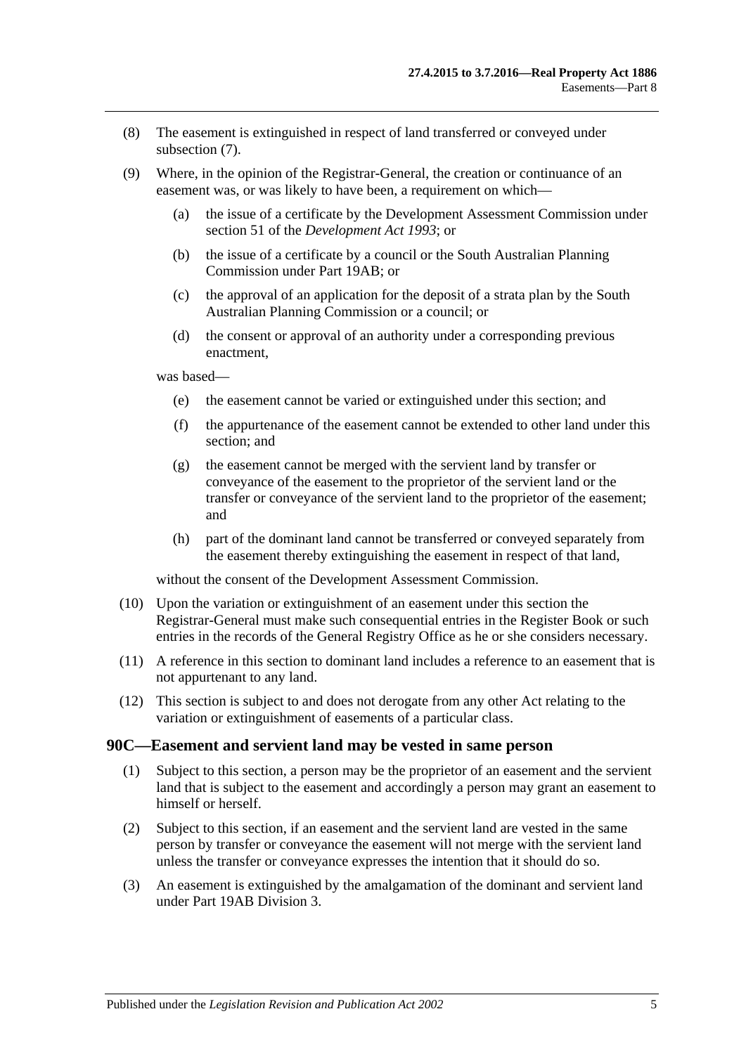(8) The easement is extinguished in respect of land transferred or conveyed under subsection (7).

(9) Where, in the opinion of the Registrar-General, the creation or continuance of an easement was, or was likely to have been, a requirement on which—

 (a) the issue of a certificate by the Development Assessment Commission under section 51 of the *Development Act 1993*; or

 (b) the issue of a certificate by a council or the South Australian Planning Commission under Part 19AB; or

 (c) the approval of an application for the deposit of a strata plan by the South Australian Planning Commission or a council; or

 (d) the consent or approval of an authority under a corresponding previous enactment,

was based—

 (e) the easement cannot be varied or extinguished under this section; and

 (f) the appurtenance of the easement cannot be extended to other land under this section; and

 (g) the easement cannot be merged with the servient land by transfer or conveyance of the easement to the proprietor of the servient land or the transfer or conveyance of the servient land to the proprietor of the easement; and

 (h) part of the dominant land cannot be transferred or conveyed separately from the easement thereby extinguishing the easement in respect of that land,

without the consent of the Development Assessment Commission.

(10) Upon the variation or extinguishment of an easement under this section the Registrar-General must make such consequential entries in the Register Book or such entries in the records of the General Registry Office as he or she considers necessary.

(11) A reference in this section to dominant land includes a reference to an easement that is not appurtenant to any land.

(12) This section is subject to and does not derogate from any other Act relating to the variation or extinguishment of easements of a particular class.

## 90C—Easement and servient land may be vested in same person

(1) Subject to this section, a person may be the proprietor of an easement and the servient land that is subject to the easement and accordingly a person may grant an easement to himself or herself.

(2) Subject to this section, if an easement and the servient land are vested in the same person by transfer or conveyance the easement will not merge with the servient land unless the transfer or conveyance expresses the intention that it should do so.

(3) An easement is extinguished by the amalgamation of the dominant and servient land under Part 19AB Division 3.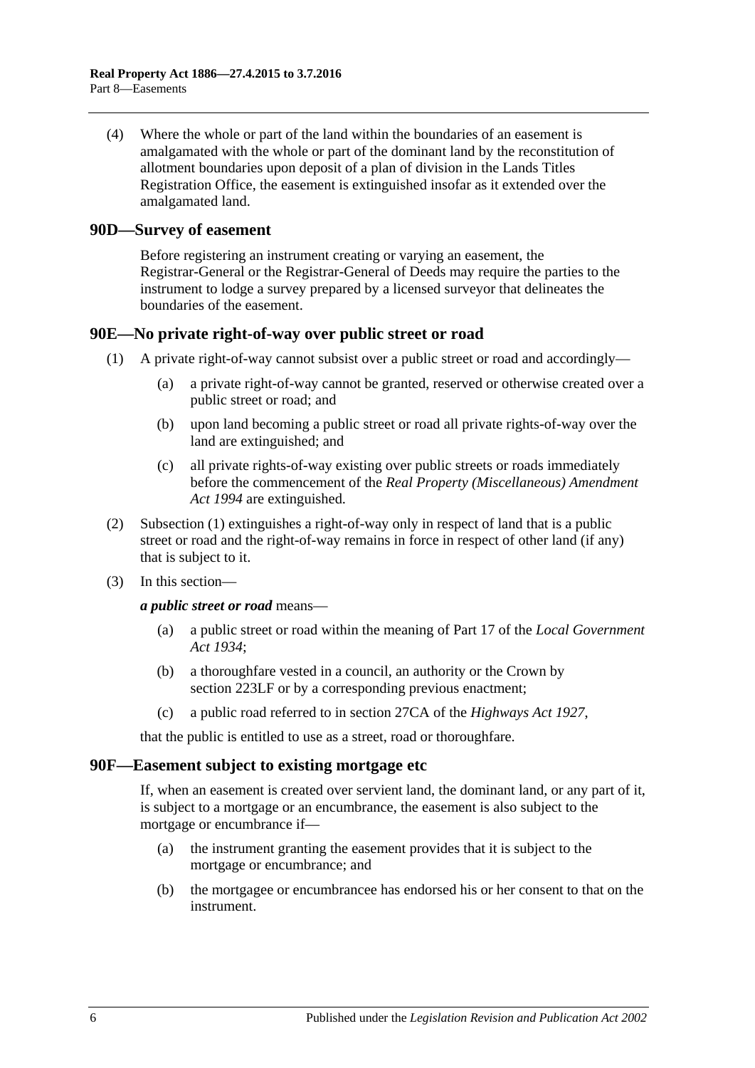(4) Where the whole or part of the land within the boundaries of an easement is amalgamated with the whole or part of the dominant land by the reconstitution of allotment boundaries upon deposit of a plan of division in the Lands Titles Registration Office, the easement is extinguished insofar as it extended over the amalgamated land.

## 90D—Survey of easement

Before registering an instrument creating or varying an easement, the Registrar-General or the Registrar-General of Deeds may require the parties to the instrument to lodge a survey prepared by a licensed surveyor that delineates the boundaries of the easement.

## 90E—No private right-of-way over public street or road

(1) A private right-of-way cannot subsist over a public street or road and accordingly—

(a) a private right-of-way cannot be granted, reserved or otherwise created over a public street or road; and

(b) upon land becoming a public street or road all private rights-of-way over the land are extinguished; and

(c) all private rights-of-way existing over public streets or roads immediately before the commencement of the *Real Property (Miscellaneous) Amendment Act 1994* are extinguished.

(2) Subsection (1) extinguishes a right-of-way only in respect of land that is a public street or road and the right-of-way remains in force in respect of other land (if any) that is subject to it.

(3) In this section—

***a public street or road*** means—

(a) a public street or road within the meaning of Part 17 of the *Local Government Act 1934*;

(b) a thoroughfare vested in a council, an authority or the Crown by section 223LF or by a corresponding previous enactment;

(c) a public road referred to in section 27CA of the *Highways Act 1927*,

that the public is entitled to use as a street, road or thoroughfare.

## 90F—Easement subject to existing mortgage etc

If, when an easement is created over servient land, the dominant land, or any part of it, is subject to a mortgage or an encumbrance, the easement is also subject to the mortgage or encumbrance if—

(a) the instrument granting the easement provides that it is subject to the mortgage or encumbrance; and

(b) the mortgagee or encumbrancee has endorsed his or her consent to that on the instrument.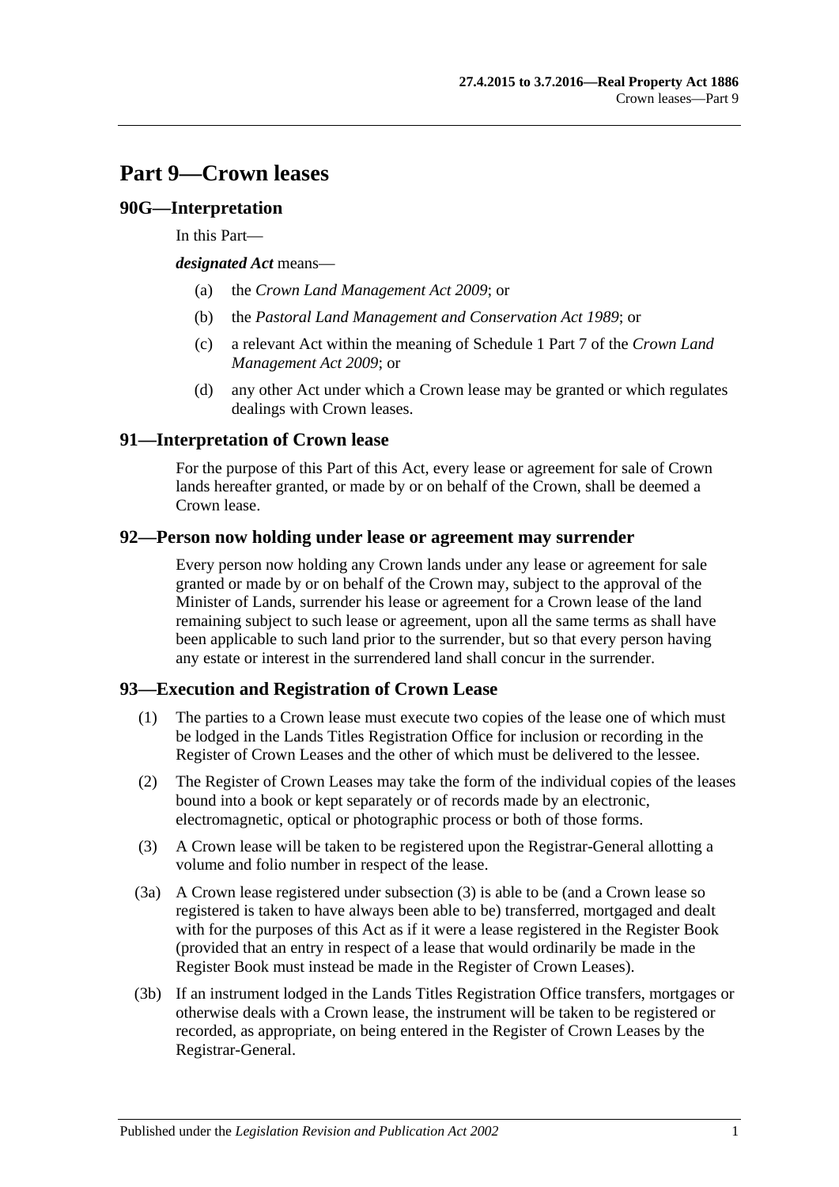# Part 9—Crown leases

## 90G—Interpretation

In this Part—

***designated Act*** means—

(a) the *Crown Land Management Act 2009*; or

(b) the *Pastoral Land Management and Conservation Act 1989*; or

(c) a relevant Act within the meaning of Schedule 1 Part 7 of the *Crown Land Management Act 2009*; or

(d) any other Act under which a Crown lease may be granted or which regulates dealings with Crown leases.

## 91—Interpretation of Crown lease

For the purpose of this Part of this Act, every lease or agreement for sale of Crown lands hereafter granted, or made by or on behalf of the Crown, shall be deemed a Crown lease.

## 92—Person now holding under lease or agreement may surrender

Every person now holding any Crown lands under any lease or agreement for sale granted or made by or on behalf of the Crown may, subject to the approval of the Minister of Lands, surrender his lease or agreement for a Crown lease of the land remaining subject to such lease or agreement, upon all the same terms as shall have been applicable to such land prior to the surrender, but so that every person having any estate or interest in the surrendered land shall concur in the surrender.

## 93—Execution and Registration of Crown Lease

(1) The parties to a Crown lease must execute two copies of the lease one of which must be lodged in the Lands Titles Registration Office for inclusion or recording in the Register of Crown Leases and the other of which must be delivered to the lessee.

(2) The Register of Crown Leases may take the form of the individual copies of the leases bound into a book or kept separately or of records made by an electronic, electromagnetic, optical or photographic process or both of those forms.

(3) A Crown lease will be taken to be registered upon the Registrar-General allotting a volume and folio number in respect of the lease.

(3a) A Crown lease registered under subsection (3) is able to be (and a Crown lease so registered is taken to have always been able to be) transferred, mortgaged and dealt with for the purposes of this Act as if it were a lease registered in the Register Book (provided that an entry in respect of a lease that would ordinarily be made in the Register Book must instead be made in the Register of Crown Leases).

(3b) If an instrument lodged in the Lands Titles Registration Office transfers, mortgages or otherwise deals with a Crown lease, the instrument will be taken to be registered or recorded, as appropriate, on being entered in the Register of Crown Leases by the Registrar-General.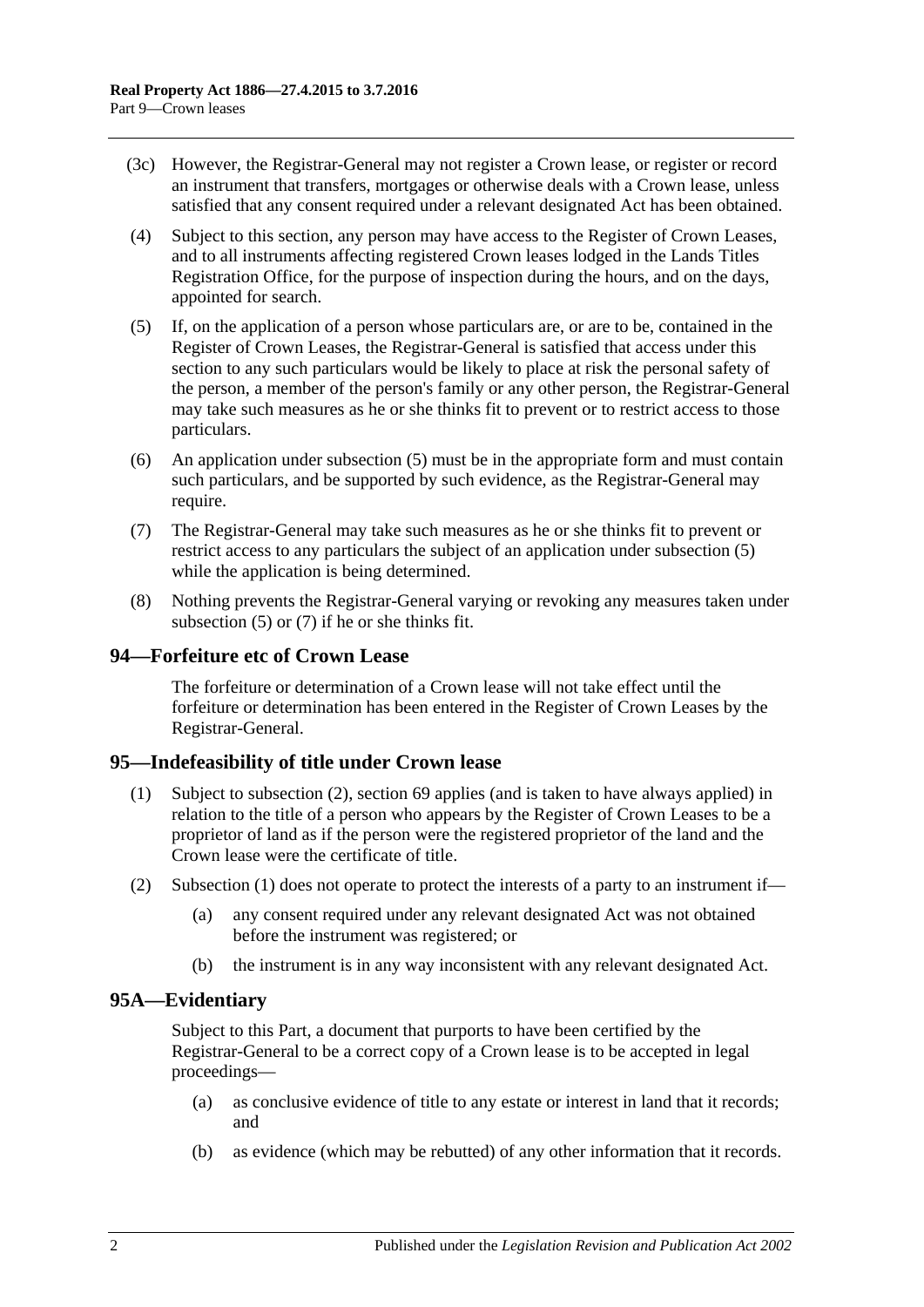(3c) However, the Registrar-General may not register a Crown lease, or register or record an instrument that transfers, mortgages or otherwise deals with a Crown lease, unless satisfied that any consent required under a relevant designated Act has been obtained.

(4) Subject to this section, any person may have access to the Register of Crown Leases, and to all instruments affecting registered Crown leases lodged in the Lands Titles Registration Office, for the purpose of inspection during the hours, and on the days, appointed for search.

(5) If, on the application of a person whose particulars are, or are to be, contained in the Register of Crown Leases, the Registrar-General is satisfied that access under this section to any such particulars would be likely to place at risk the personal safety of the person, a member of the person's family or any other person, the Registrar-General may take such measures as he or she thinks fit to prevent or to restrict access to those particulars.

(6) An application under subsection (5) must be in the appropriate form and must contain such particulars, and be supported by such evidence, as the Registrar-General may require.

(7) The Registrar-General may take such measures as he or she thinks fit to prevent or restrict access to any particulars the subject of an application under subsection (5) while the application is being determined.

(8) Nothing prevents the Registrar-General varying or revoking any measures taken under subsection (5) or (7) if he or she thinks fit.

## 94—Forfeiture etc of Crown Lease

The forfeiture or determination of a Crown lease will not take effect until the forfeiture or determination has been entered in the Register of Crown Leases by the Registrar-General.

## 95—Indefeasibility of title under Crown lease

(1) Subject to subsection (2), section 69 applies (and is taken to have always applied) in relation to the title of a person who appears by the Register of Crown Leases to be a proprietor of land as if the person were the registered proprietor of the land and the Crown lease were the certificate of title.

(2) Subsection (1) does not operate to protect the interests of a party to an instrument if—

(a) any consent required under any relevant designated Act was not obtained before the instrument was registered; or

(b) the instrument is in any way inconsistent with any relevant designated Act.

## 95A—Evidentiary

Subject to this Part, a document that purports to have been certified by the Registrar-General to be a correct copy of a Crown lease is to be accepted in legal proceedings—

(a) as conclusive evidence of title to any estate or interest in land that it records; and

(b) as evidence (which may be rebutted) of any other information that it records.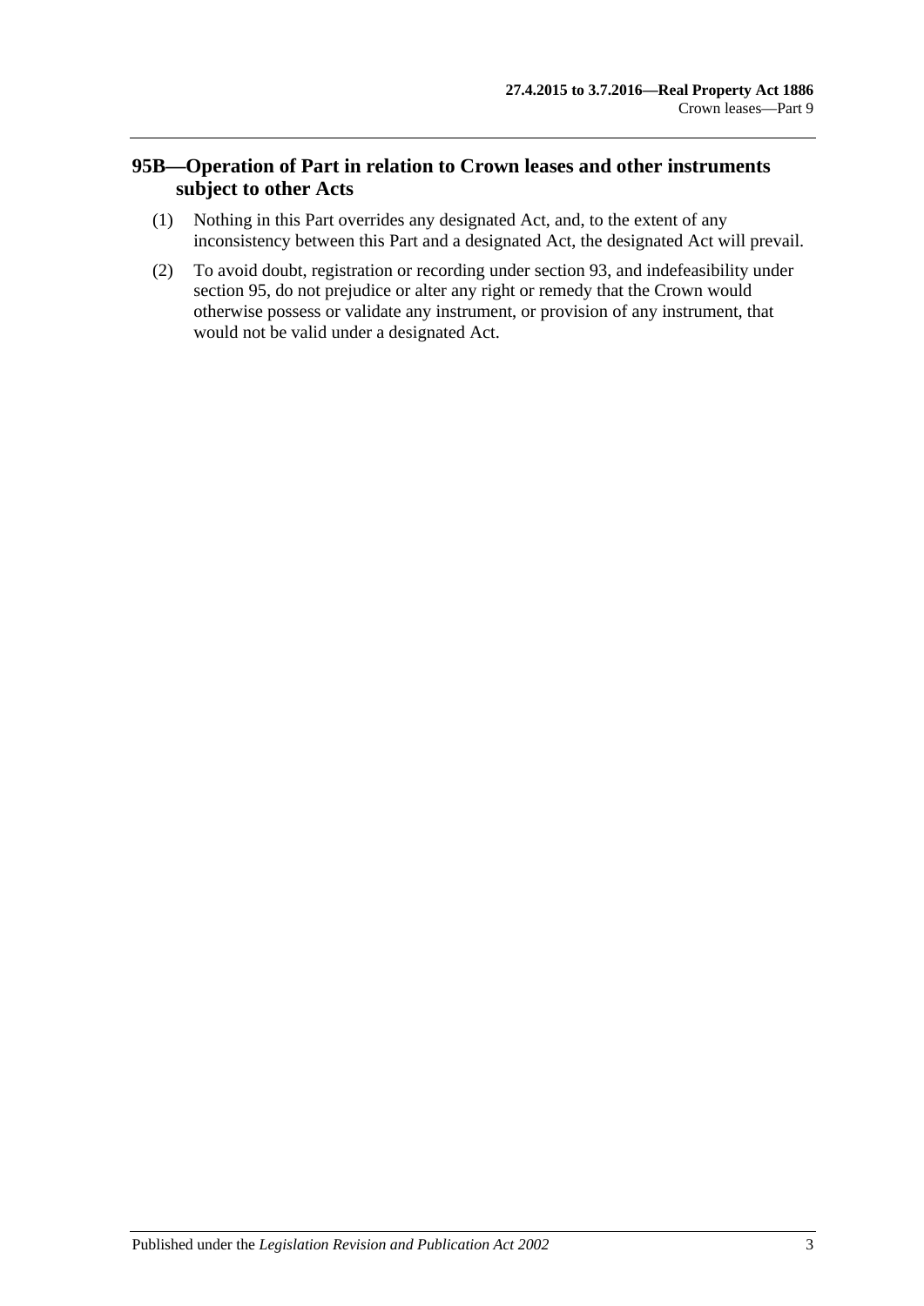## 95B—Operation of Part in relation to Crown leases and other instruments subject to other Acts

(1) Nothing in this Part overrides any designated Act, and, to the extent of any inconsistency between this Part and a designated Act, the designated Act will prevail.

(2) To avoid doubt, registration or recording under section 93, and indefeasibility under section 95, do not prejudice or alter any right or remedy that the Crown would otherwise possess or validate any instrument, or provision of any instrument, that would not be valid under a designated Act.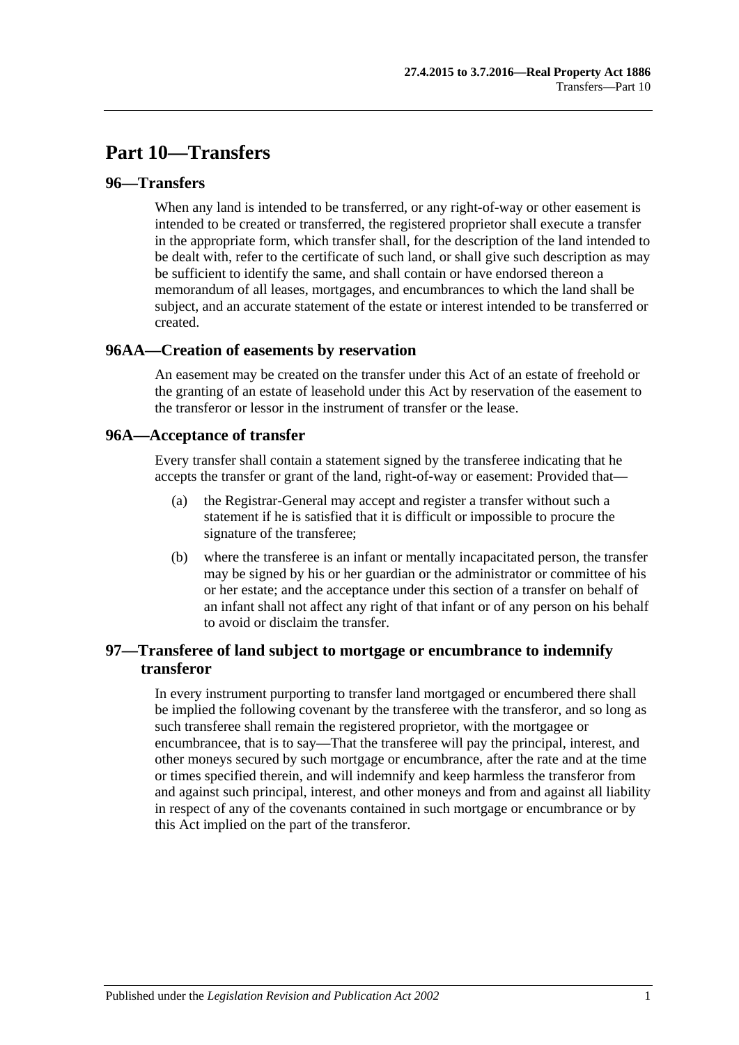# Part 10—Transfers

## 96—Transfers

When any land is intended to be transferred, or any right-of-way or other easement is intended to be created or transferred, the registered proprietor shall execute a transfer in the appropriate form, which transfer shall, for the description of the land intended to be dealt with, refer to the certificate of such land, or shall give such description as may be sufficient to identify the same, and shall contain or have endorsed thereon a memorandum of all leases, mortgages, and encumbrances to which the land shall be subject, and an accurate statement of the estate or interest intended to be transferred or created.

## 96AA—Creation of easements by reservation

An easement may be created on the transfer under this Act of an estate of freehold or the granting of an estate of leasehold under this Act by reservation of the easement to the transferor or lessor in the instrument of transfer or the lease.

## 96A—Acceptance of transfer

Every transfer shall contain a statement signed by the transferee indicating that he accepts the transfer or grant of the land, right-of-way or easement: Provided that—

(a) the Registrar-General may accept and register a transfer without such a statement if he is satisfied that it is difficult or impossible to procure the signature of the transferee;

(b) where the transferee is an infant or mentally incapacitated person, the transfer may be signed by his or her guardian or the administrator or committee of his or her estate; and the acceptance under this section of a transfer on behalf of an infant shall not affect any right of that infant or of any person on his behalf to avoid or disclaim the transfer.

## 97—Transferee of land subject to mortgage or encumbrance to indemnify transferor

In every instrument purporting to transfer land mortgaged or encumbered there shall be implied the following covenant by the transferee with the transferor, and so long as such transferee shall remain the registered proprietor, with the mortgagee or encumbrancee, that is to say—That the transferee will pay the principal, interest, and other moneys secured by such mortgage or encumbrance, after the rate and at the time or times specified therein, and will indemnify and keep harmless the transferor from and against such principal, interest, and other moneys and from and against all liability in respect of any of the covenants contained in such mortgage or encumbrance or by this Act implied on the part of the transferor.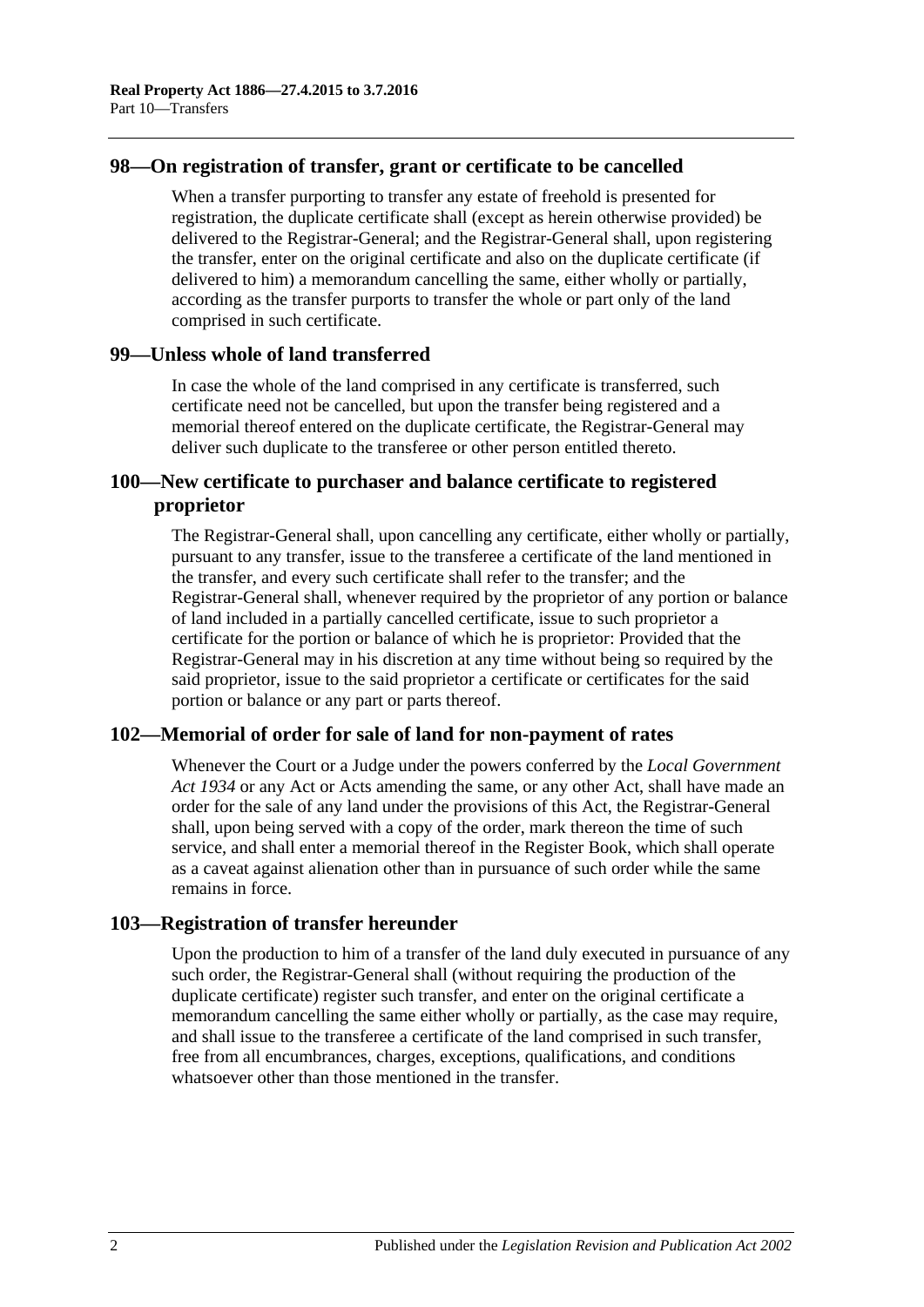## 98—On registration of transfer, grant or certificate to be cancelled

When a transfer purporting to transfer any estate of freehold is presented for registration, the duplicate certificate shall (except as herein otherwise provided) be delivered to the Registrar-General; and the Registrar-General shall, upon registering the transfer, enter on the original certificate and also on the duplicate certificate (if delivered to him) a memorandum cancelling the same, either wholly or partially, according as the transfer purports to transfer the whole or part only of the land comprised in such certificate.

## 99—Unless whole of land transferred

In case the whole of the land comprised in any certificate is transferred, such certificate need not be cancelled, but upon the transfer being registered and a memorial thereof entered on the duplicate certificate, the Registrar-General may deliver such duplicate to the transferee or other person entitled thereto.

## 100—New certificate to purchaser and balance certificate to registered proprietor

The Registrar-General shall, upon cancelling any certificate, either wholly or partially, pursuant to any transfer, issue to the transferee a certificate of the land mentioned in the transfer, and every such certificate shall refer to the transfer; and the Registrar-General shall, whenever required by the proprietor of any portion or balance of land included in a partially cancelled certificate, issue to such proprietor a certificate for the portion or balance of which he is proprietor: Provided that the Registrar-General may in his discretion at any time without being so required by the said proprietor, issue to the said proprietor a certificate or certificates for the said portion or balance or any part or parts thereof.

## 102—Memorial of order for sale of land for non-payment of rates

Whenever the Court or a Judge under the powers conferred by the *Local Government Act 1934* or any Act or Acts amending the same, or any other Act, shall have made an order for the sale of any land under the provisions of this Act, the Registrar-General shall, upon being served with a copy of the order, mark thereon the time of such service, and shall enter a memorial thereof in the Register Book, which shall operate as a caveat against alienation other than in pursuance of such order while the same remains in force.

## 103—Registration of transfer hereunder

Upon the production to him of a transfer of the land duly executed in pursuance of any such order, the Registrar-General shall (without requiring the production of the duplicate certificate) register such transfer, and enter on the original certificate a memorandum cancelling the same either wholly or partially, as the case may require, and shall issue to the transferee a certificate of the land comprised in such transfer, free from all encumbrances, charges, exceptions, qualifications, and conditions whatsoever other than those mentioned in the transfer.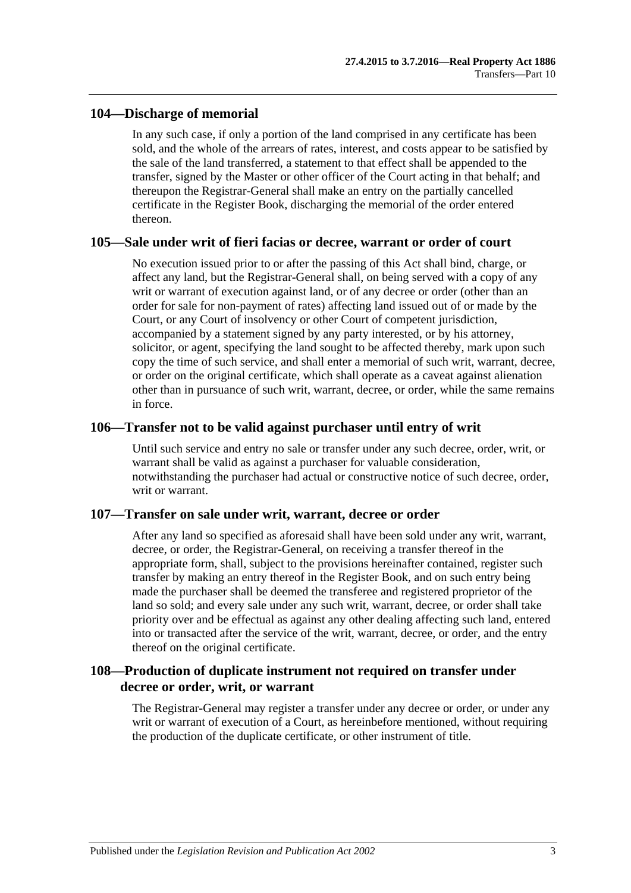## 104—Discharge of memorial

In any such case, if only a portion of the land comprised in any certificate has been sold, and the whole of the arrears of rates, interest, and costs appear to be satisfied by the sale of the land transferred, a statement to that effect shall be appended to the transfer, signed by the Master or other officer of the Court acting in that behalf; and thereupon the Registrar-General shall make an entry on the partially cancelled certificate in the Register Book, discharging the memorial of the order entered thereon.

## 105—Sale under writ of fieri facias or decree, warrant or order of court

No execution issued prior to or after the passing of this Act shall bind, charge, or affect any land, but the Registrar-General shall, on being served with a copy of any writ or warrant of execution against land, or of any decree or order (other than an order for sale for non-payment of rates) affecting land issued out of or made by the Court, or any Court of insolvency or other Court of competent jurisdiction, accompanied by a statement signed by any party interested, or by his attorney, solicitor, or agent, specifying the land sought to be affected thereby, mark upon such copy the time of such service, and shall enter a memorial of such writ, warrant, decree, or order on the original certificate, which shall operate as a caveat against alienation other than in pursuance of such writ, warrant, decree, or order, while the same remains in force.

## 106—Transfer not to be valid against purchaser until entry of writ

Until such service and entry no sale or transfer under any such decree, order, writ, or warrant shall be valid as against a purchaser for valuable consideration, notwithstanding the purchaser had actual or constructive notice of such decree, order, writ or warrant.

## 107—Transfer on sale under writ, warrant, decree or order

After any land so specified as aforesaid shall have been sold under any writ, warrant, decree, or order, the Registrar-General, on receiving a transfer thereof in the appropriate form, shall, subject to the provisions hereinafter contained, register such transfer by making an entry thereof in the Register Book, and on such entry being made the purchaser shall be deemed the transferee and registered proprietor of the land so sold; and every sale under any such writ, warrant, decree, or order shall take priority over and be effectual as against any other dealing affecting such land, entered into or transacted after the service of the writ, warrant, decree, or order, and the entry thereof on the original certificate.

## 108—Production of duplicate instrument not required on transfer under decree or order, writ, or warrant

The Registrar-General may register a transfer under any decree or order, or under any writ or warrant of execution of a Court, as hereinbefore mentioned, without requiring the production of the duplicate certificate, or other instrument of title.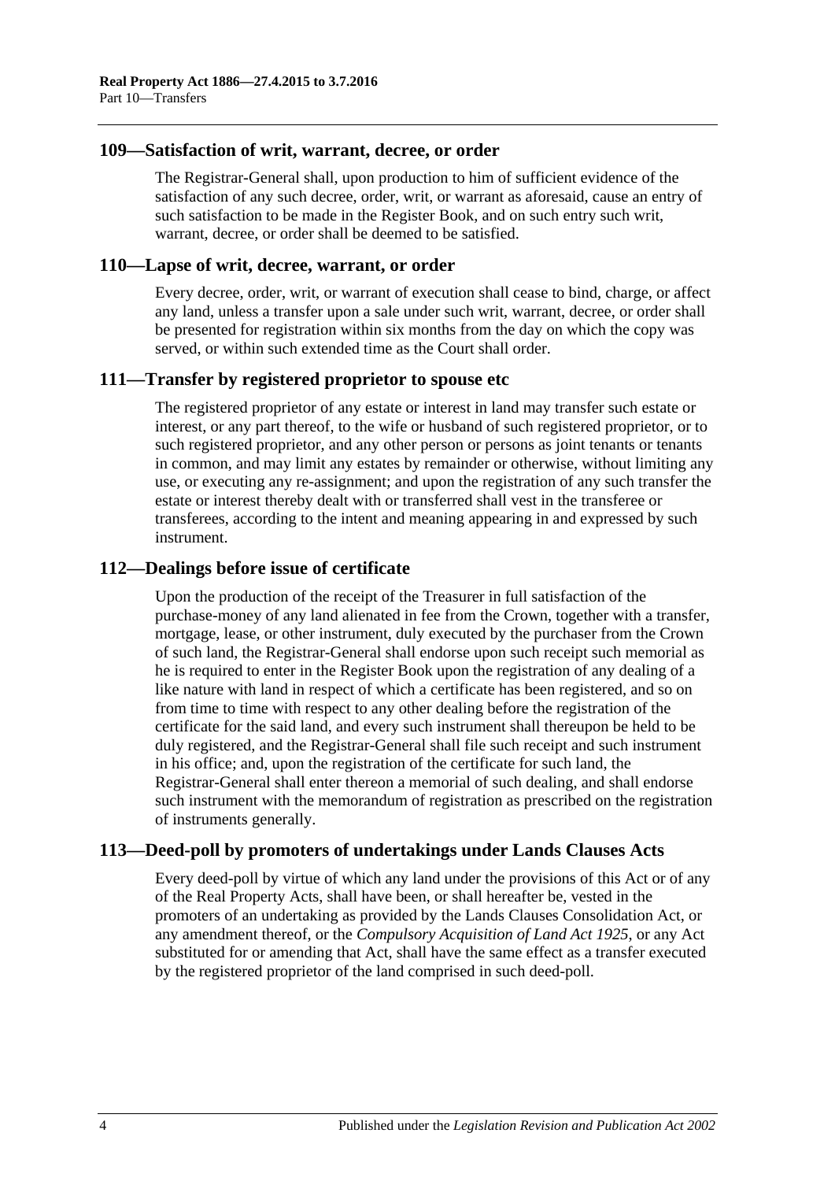## 109—Satisfaction of writ, warrant, decree, or order

The Registrar-General shall, upon production to him of sufficient evidence of the satisfaction of any such decree, order, writ, or warrant as aforesaid, cause an entry of such satisfaction to be made in the Register Book, and on such entry such writ, warrant, decree, or order shall be deemed to be satisfied.

## 110—Lapse of writ, decree, warrant, or order

Every decree, order, writ, or warrant of execution shall cease to bind, charge, or affect any land, unless a transfer upon a sale under such writ, warrant, decree, or order shall be presented for registration within six months from the day on which the copy was served, or within such extended time as the Court shall order.

## 111—Transfer by registered proprietor to spouse etc

The registered proprietor of any estate or interest in land may transfer such estate or interest, or any part thereof, to the wife or husband of such registered proprietor, or to such registered proprietor, and any other person or persons as joint tenants or tenants in common, and may limit any estates by remainder or otherwise, without limiting any use, or executing any re-assignment; and upon the registration of any such transfer the estate or interest thereby dealt with or transferred shall vest in the transferee or transferees, according to the intent and meaning appearing in and expressed by such instrument.

## 112—Dealings before issue of certificate

Upon the production of the receipt of the Treasurer in full satisfaction of the purchase-money of any land alienated in fee from the Crown, together with a transfer, mortgage, lease, or other instrument, duly executed by the purchaser from the Crown of such land, the Registrar-General shall endorse upon such receipt such memorial as he is required to enter in the Register Book upon the registration of any dealing of a like nature with land in respect of which a certificate has been registered, and so on from time to time with respect to any other dealing before the registration of the certificate for the said land, and every such instrument shall thereupon be held to be duly registered, and the Registrar-General shall file such receipt and such instrument in his office; and, upon the registration of the certificate for such land, the Registrar-General shall enter thereon a memorial of such dealing, and shall endorse such instrument with the memorandum of registration as prescribed on the registration of instruments generally.

## 113—Deed-poll by promoters of undertakings under Lands Clauses Acts

Every deed-poll by virtue of which any land under the provisions of this Act or of any of the Real Property Acts, shall have been, or shall hereafter be, vested in the promoters of an undertaking as provided by the Lands Clauses Consolidation Act, or any amendment thereof, or the *Compulsory Acquisition of Land Act 1925*, or any Act substituted for or amending that Act, shall have the same effect as a transfer executed by the registered proprietor of the land comprised in such deed-poll.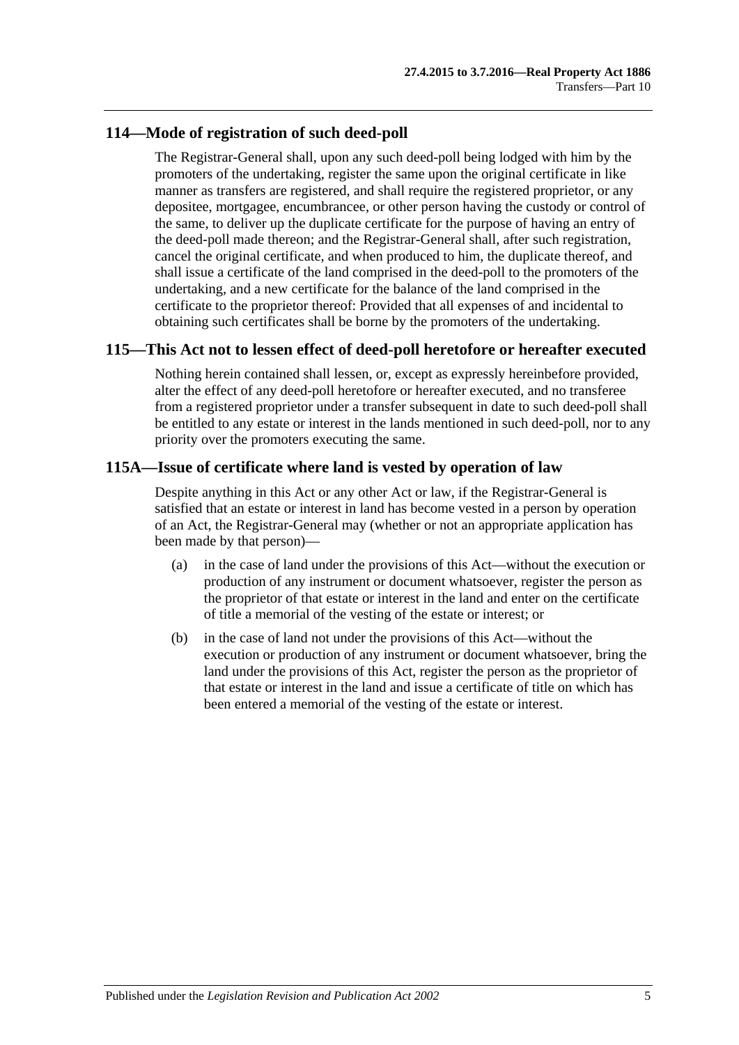## 114—Mode of registration of such deed-poll

The Registrar-General shall, upon any such deed-poll being lodged with him by the promoters of the undertaking, register the same upon the original certificate in like manner as transfers are registered, and shall require the registered proprietor, or any depositee, mortgagee, encumbrancee, or other person having the custody or control of the same, to deliver up the duplicate certificate for the purpose of having an entry of the deed-poll made thereon; and the Registrar-General shall, after such registration, cancel the original certificate, and when produced to him, the duplicate thereof, and shall issue a certificate of the land comprised in the deed-poll to the promoters of the undertaking, and a new certificate for the balance of the land comprised in the certificate to the proprietor thereof: Provided that all expenses of and incidental to obtaining such certificates shall be borne by the promoters of the undertaking.

## 115—This Act not to lessen effect of deed-poll heretofore or hereafter executed

Nothing herein contained shall lessen, or, except as expressly hereinbefore provided, alter the effect of any deed-poll heretofore or hereafter executed, and no transferee from a registered proprietor under a transfer subsequent in date to such deed-poll shall be entitled to any estate or interest in the lands mentioned in such deed-poll, nor to any priority over the promoters executing the same.

## 115A—Issue of certificate where land is vested by operation of law

Despite anything in this Act or any other Act or law, if the Registrar-General is satisfied that an estate or interest in land has become vested in a person by operation of an Act, the Registrar-General may (whether or not an appropriate application has been made by that person)—

(a) in the case of land under the provisions of this Act—without the execution or production of any instrument or document whatsoever, register the person as the proprietor of that estate or interest in the land and enter on the certificate of title a memorial of the vesting of the estate or interest; or

(b) in the case of land not under the provisions of this Act—without the execution or production of any instrument or document whatsoever, bring the land under the provisions of this Act, register the person as the proprietor of that estate or interest in the land and issue a certificate of title on which has been entered a memorial of the vesting of the estate or interest.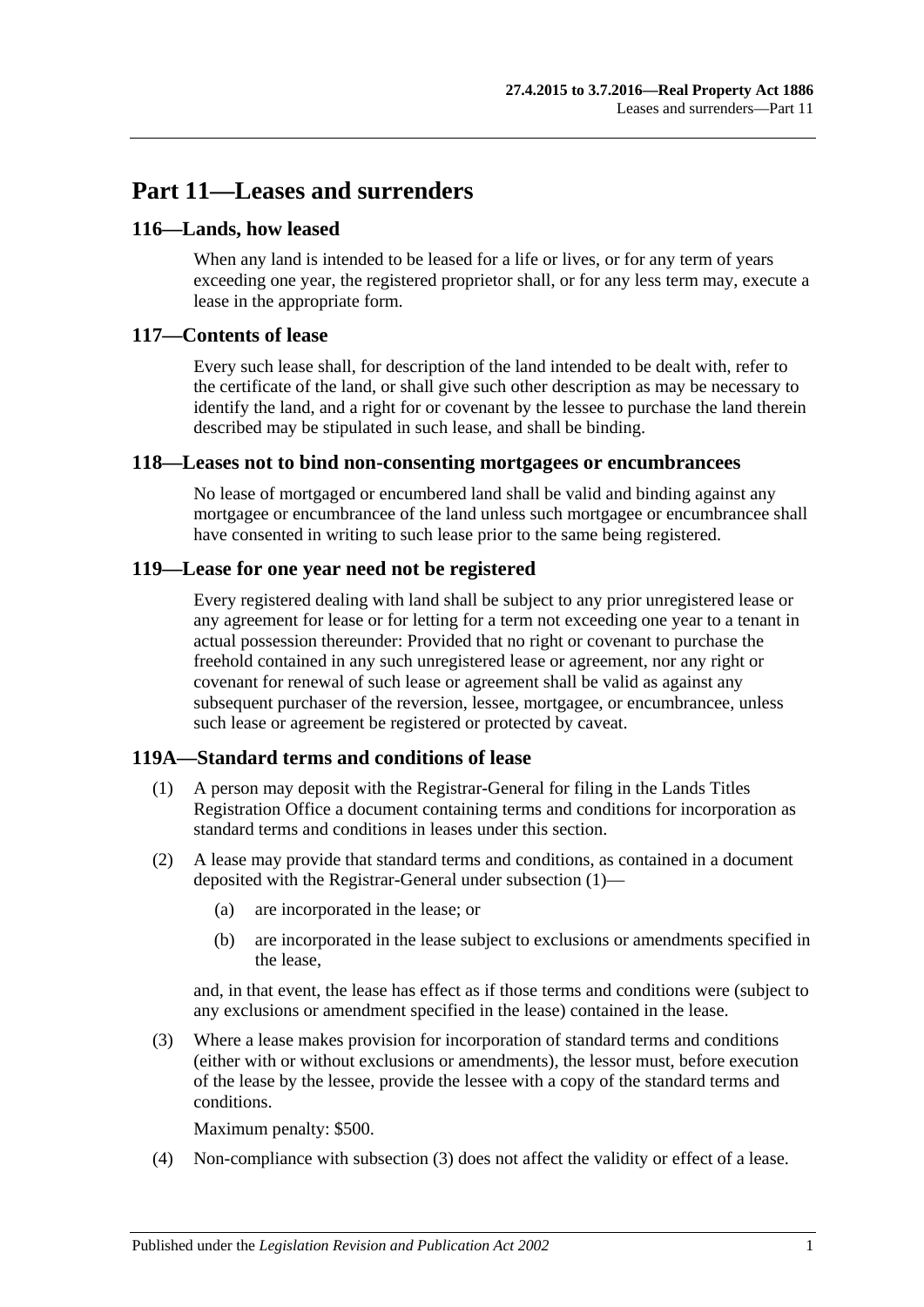# Part 11—Leases and surrenders

## 116—Lands, how leased

When any land is intended to be leased for a life or lives, or for any term of years exceeding one year, the registered proprietor shall, or for any less term may, execute a lease in the appropriate form.

## 117—Contents of lease

Every such lease shall, for description of the land intended to be dealt with, refer to the certificate of the land, or shall give such other description as may be necessary to identify the land, and a right for or covenant by the lessee to purchase the land therein described may be stipulated in such lease, and shall be binding.

## 118—Leases not to bind non-consenting mortgagees or encumbrancees

No lease of mortgaged or encumbered land shall be valid and binding against any mortgagee or encumbrancee of the land unless such mortgagee or encumbrancee shall have consented in writing to such lease prior to the same being registered.

## 119—Lease for one year need not be registered

Every registered dealing with land shall be subject to any prior unregistered lease or any agreement for lease or for letting for a term not exceeding one year to a tenant in actual possession thereunder: Provided that no right or covenant to purchase the freehold contained in any such unregistered lease or agreement, nor any right or covenant for renewal of such lease or agreement shall be valid as against any subsequent purchaser of the reversion, lessee, mortgagee, or encumbrancee, unless such lease or agreement be registered or protected by caveat.

## 119A—Standard terms and conditions of lease

(1) A person may deposit with the Registrar-General for filing in the Lands Titles Registration Office a document containing terms and conditions for incorporation as standard terms and conditions in leases under this section.

(2) A lease may provide that standard terms and conditions, as contained in a document deposited with the Registrar-General under subsection (1)—

  (a) are incorporated in the lease; or

  (b) are incorporated in the lease subject to exclusions or amendments specified in the lease,

and, in that event, the lease has effect as if those terms and conditions were (subject to any exclusions or amendment specified in the lease) contained in the lease.

(3) Where a lease makes provision for incorporation of standard terms and conditions (either with or without exclusions or amendments), the lessor must, before execution of the lease by the lessee, provide the lessee with a copy of the standard terms and conditions.

Maximum penalty: $500.

(4) Non-compliance with subsection (3) does not affect the validity or effect of a lease.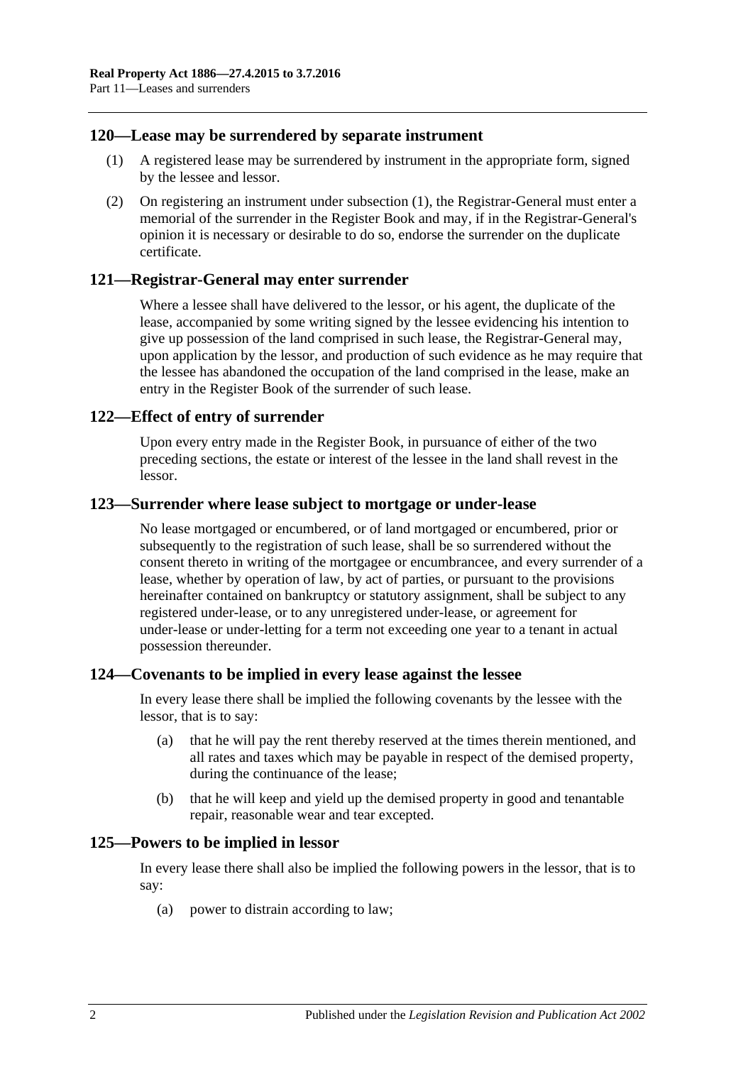## 120—Lease may be surrendered by separate instrument

(1) A registered lease may be surrendered by instrument in the appropriate form, signed by the lessee and lessor.

(2) On registering an instrument under subsection (1), the Registrar-General must enter a memorial of the surrender in the Register Book and may, if in the Registrar-General's opinion it is necessary or desirable to do so, endorse the surrender on the duplicate certificate.

## 121—Registrar-General may enter surrender

Where a lessee shall have delivered to the lessor, or his agent, the duplicate of the lease, accompanied by some writing signed by the lessee evidencing his intention to give up possession of the land comprised in such lease, the Registrar-General may, upon application by the lessor, and production of such evidence as he may require that the lessee has abandoned the occupation of the land comprised in the lease, make an entry in the Register Book of the surrender of such lease.

## 122—Effect of entry of surrender

Upon every entry made in the Register Book, in pursuance of either of the two preceding sections, the estate or interest of the lessee in the land shall revest in the lessor.

## 123—Surrender where lease subject to mortgage or under-lease

No lease mortgaged or encumbered, or of land mortgaged or encumbered, prior or subsequently to the registration of such lease, shall be so surrendered without the consent thereto in writing of the mortgagee or encumbrancee, and every surrender of a lease, whether by operation of law, by act of parties, or pursuant to the provisions hereinafter contained on bankruptcy or statutory assignment, shall be subject to any registered under-lease, or to any unregistered under-lease, or agreement for under-lease or under-letting for a term not exceeding one year to a tenant in actual possession thereunder.

## 124—Covenants to be implied in every lease against the lessee

In every lease there shall be implied the following covenants by the lessee with the lessor, that is to say:

(a) that he will pay the rent thereby reserved at the times therein mentioned, and all rates and taxes which may be payable in respect of the demised property, during the continuance of the lease;

(b) that he will keep and yield up the demised property in good and tenantable repair, reasonable wear and tear excepted.

## 125—Powers to be implied in lessor

In every lease there shall also be implied the following powers in the lessor, that is to say:

(a) power to distrain according to law;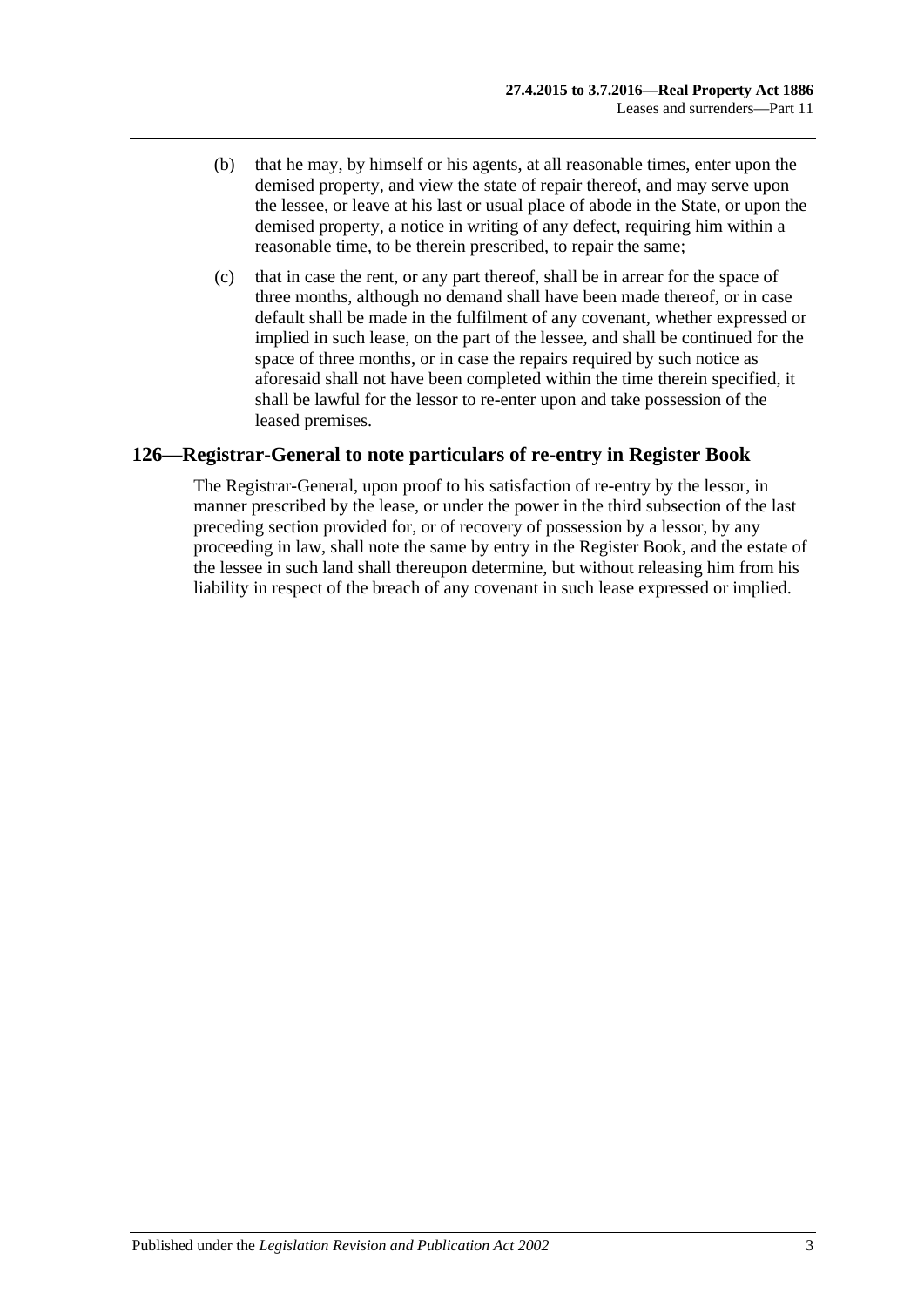(b) that he may, by himself or his agents, at all reasonable times, enter upon the demised property, and view the state of repair thereof, and may serve upon the lessee, or leave at his last or usual place of abode in the State, or upon the demised property, a notice in writing of any defect, requiring him within a reasonable time, to be therein prescribed, to repair the same;

(c) that in case the rent, or any part thereof, shall be in arrear for the space of three months, although no demand shall have been made thereof, or in case default shall be made in the fulfilment of any covenant, whether expressed or implied in such lease, on the part of the lessee, and shall be continued for the space of three months, or in case the repairs required by such notice as aforesaid shall not have been completed within the time therein specified, it shall be lawful for the lessor to re-enter upon and take possession of the leased premises.

## 126—Registrar-General to note particulars of re-entry in Register Book

The Registrar-General, upon proof to his satisfaction of re-entry by the lessor, in manner prescribed by the lease, or under the power in the third subsection of the last preceding section provided for, or of recovery of possession by a lessor, by any proceeding in law, shall note the same by entry in the Register Book, and the estate of the lessee in such land shall thereupon determine, but without releasing him from his liability in respect of the breach of any covenant in such lease expressed or implied.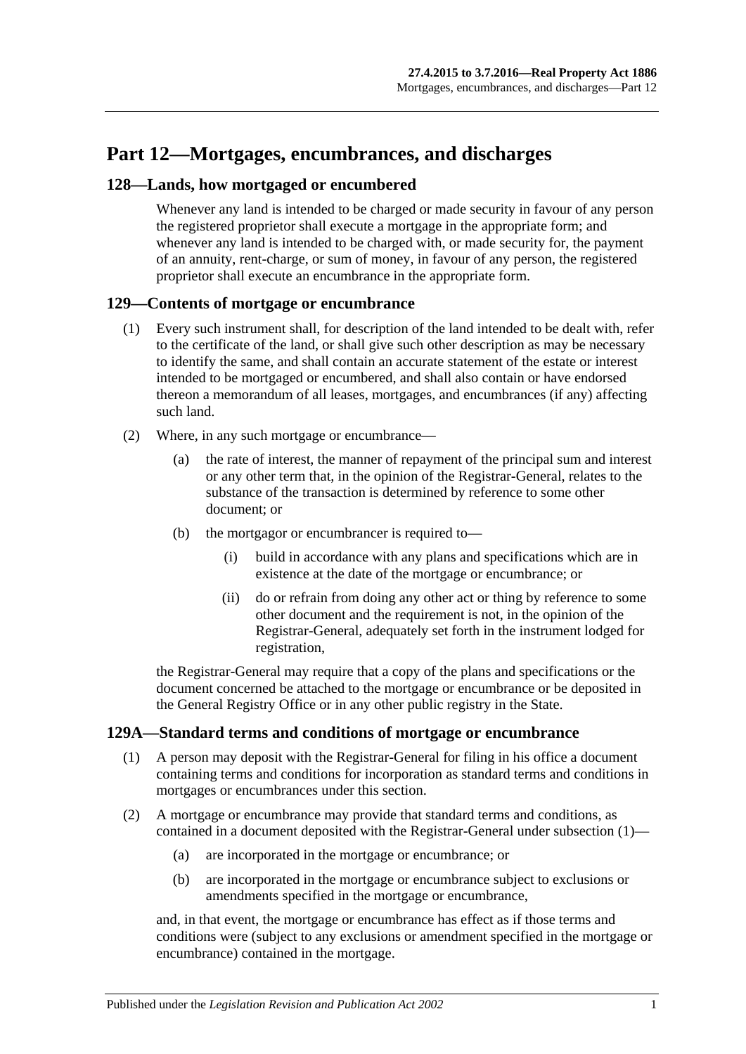# Part 12—Mortgages, encumbrances, and discharges

## 128—Lands, how mortgaged or encumbered

Whenever any land is intended to be charged or made security in favour of any person the registered proprietor shall execute a mortgage in the appropriate form; and whenever any land is intended to be charged with, or made security for, the payment of an annuity, rent-charge, or sum of money, in favour of any person, the registered proprietor shall execute an encumbrance in the appropriate form.

## 129—Contents of mortgage or encumbrance

(1) Every such instrument shall, for description of the land intended to be dealt with, refer to the certificate of the land, or shall give such other description as may be necessary to identify the same, and shall contain an accurate statement of the estate or interest intended to be mortgaged or encumbered, and shall also contain or have endorsed thereon a memorandum of all leases, mortgages, and encumbrances (if any) affecting such land.

(2) Where, in any such mortgage or encumbrance—

(a) the rate of interest, the manner of repayment of the principal sum and interest or any other term that, in the opinion of the Registrar-General, relates to the substance of the transaction is determined by reference to some other document; or

(b) the mortgagor or encumbrancer is required to—

(i) build in accordance with any plans and specifications which are in existence at the date of the mortgage or encumbrance; or

(ii) do or refrain from doing any other act or thing by reference to some other document and the requirement is not, in the opinion of the Registrar-General, adequately set forth in the instrument lodged for registration,

the Registrar-General may require that a copy of the plans and specifications or the document concerned be attached to the mortgage or encumbrance or be deposited in the General Registry Office or in any other public registry in the State.

## 129A—Standard terms and conditions of mortgage or encumbrance

(1) A person may deposit with the Registrar-General for filing in his office a document containing terms and conditions for incorporation as standard terms and conditions in mortgages or encumbrances under this section.

(2) A mortgage or encumbrance may provide that standard terms and conditions, as contained in a document deposited with the Registrar-General under subsection (1)—

(a) are incorporated in the mortgage or encumbrance; or

(b) are incorporated in the mortgage or encumbrance subject to exclusions or amendments specified in the mortgage or encumbrance,

and, in that event, the mortgage or encumbrance has effect as if those terms and conditions were (subject to any exclusions or amendment specified in the mortgage or encumbrance) contained in the mortgage.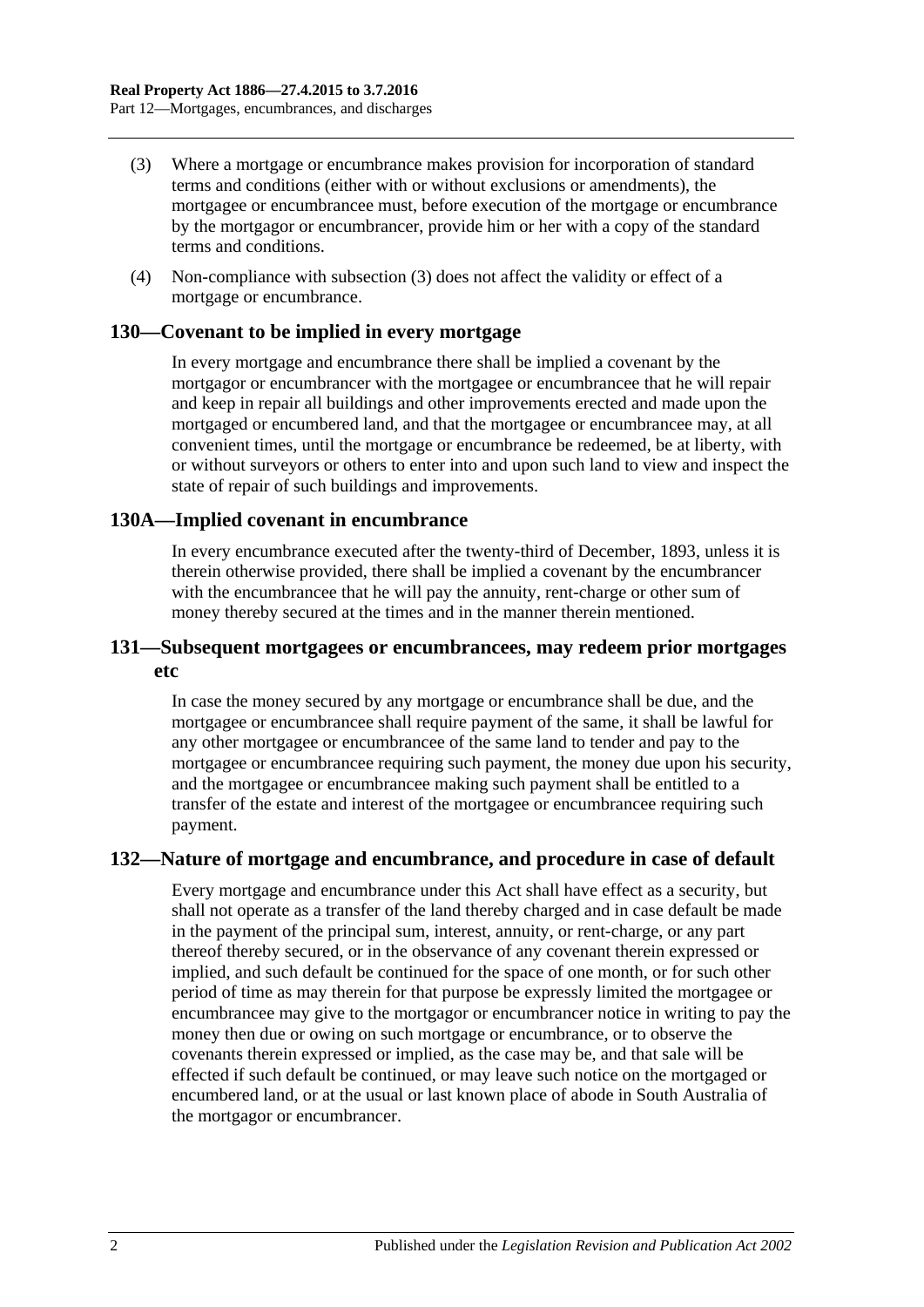(3) Where a mortgage or encumbrance makes provision for incorporation of standard terms and conditions (either with or without exclusions or amendments), the mortgagee or encumbrancee must, before execution of the mortgage or encumbrance by the mortgagor or encumbrancer, provide him or her with a copy of the standard terms and conditions.

(4) Non-compliance with subsection (3) does not affect the validity or effect of a mortgage or encumbrance.

## 130—Covenant to be implied in every mortgage

In every mortgage and encumbrance there shall be implied a covenant by the mortgagor or encumbrancer with the mortgagee or encumbrancee that he will repair and keep in repair all buildings and other improvements erected and made upon the mortgaged or encumbered land, and that the mortgagee or encumbrancee may, at all convenient times, until the mortgage or encumbrance be redeemed, be at liberty, with or without surveyors or others to enter into and upon such land to view and inspect the state of repair of such buildings and improvements.

## 130A—Implied covenant in encumbrance

In every encumbrance executed after the twenty-third of December, 1893, unless it is therein otherwise provided, there shall be implied a covenant by the encumbrancer with the encumbrancee that he will pay the annuity, rent-charge or other sum of money thereby secured at the times and in the manner therein mentioned.

## 131—Subsequent mortgagees or encumbrancees, may redeem prior mortgages etc

In case the money secured by any mortgage or encumbrance shall be due, and the mortgagee or encumbrancee shall require payment of the same, it shall be lawful for any other mortgagee or encumbrancee of the same land to tender and pay to the mortgagee or encumbrancee requiring such payment, the money due upon his security, and the mortgagee or encumbrancee making such payment shall be entitled to a transfer of the estate and interest of the mortgagee or encumbrancee requiring such payment.

## 132—Nature of mortgage and encumbrance, and procedure in case of default

Every mortgage and encumbrance under this Act shall have effect as a security, but shall not operate as a transfer of the land thereby charged and in case default be made in the payment of the principal sum, interest, annuity, or rent-charge, or any part thereof thereby secured, or in the observance of any covenant therein expressed or implied, and such default be continued for the space of one month, or for such other period of time as may therein for that purpose be expressly limited the mortgagee or encumbrancee may give to the mortgagor or encumbrancer notice in writing to pay the money then due or owing on such mortgage or encumbrance, or to observe the covenants therein expressed or implied, as the case may be, and that sale will be effected if such default be continued, or may leave such notice on the mortgaged or encumbered land, or at the usual or last known place of abode in South Australia of the mortgagor or encumbrancer.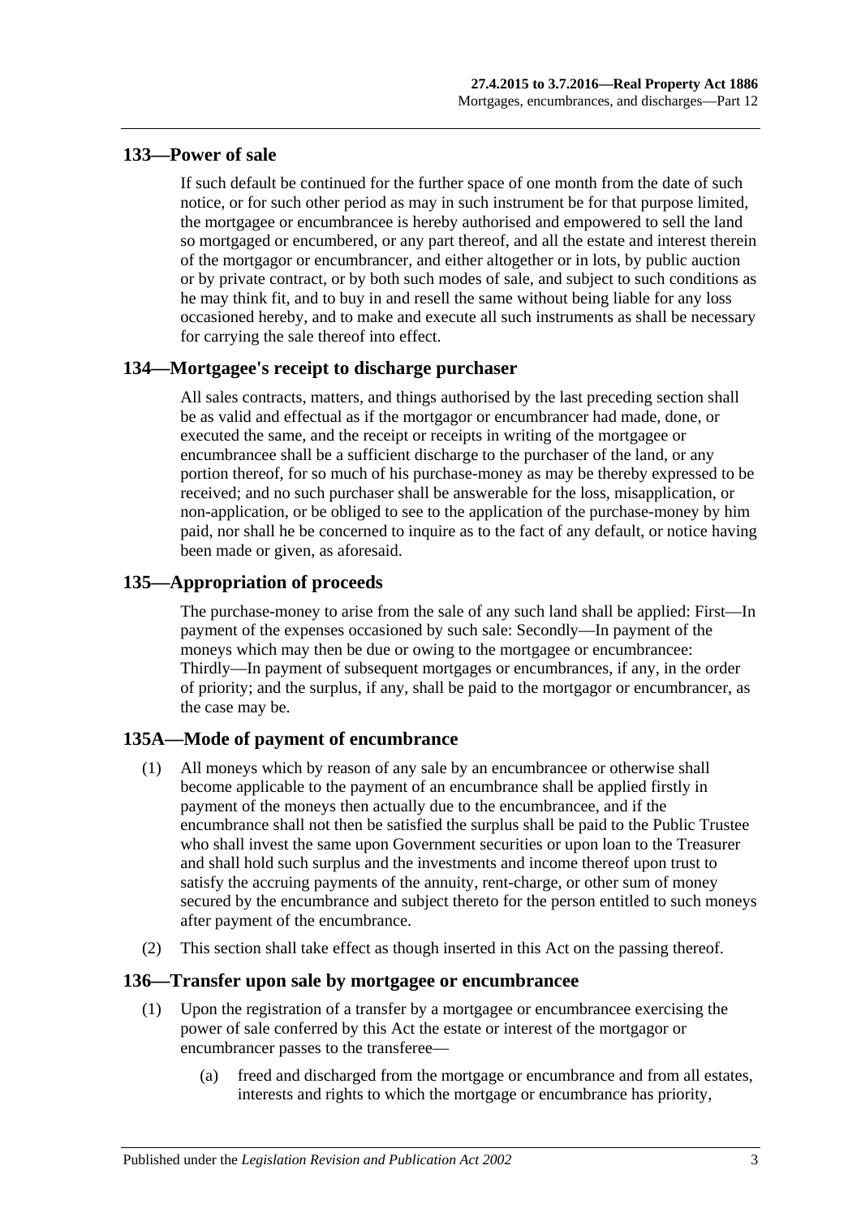## 133—Power of sale

If such default be continued for the further space of one month from the date of such notice, or for such other period as may in such instrument be for that purpose limited, the mortgagee or encumbrancee is hereby authorised and empowered to sell the land so mortgaged or encumbered, or any part thereof, and all the estate and interest therein of the mortgagor or encumbrancer, and either altogether or in lots, by public auction or by private contract, or by both such modes of sale, and subject to such conditions as he may think fit, and to buy in and resell the same without being liable for any loss occasioned hereby, and to make and execute all such instruments as shall be necessary for carrying the sale thereof into effect.

## 134—Mortgagee's receipt to discharge purchaser

All sales contracts, matters, and things authorised by the last preceding section shall be as valid and effectual as if the mortgagor or encumbrancer had made, done, or executed the same, and the receipt or receipts in writing of the mortgagee or encumbrancee shall be a sufficient discharge to the purchaser of the land, or any portion thereof, for so much of his purchase-money as may be thereby expressed to be received; and no such purchaser shall be answerable for the loss, misapplication, or non-application, or be obliged to see to the application of the purchase-money by him paid, nor shall he be concerned to inquire as to the fact of any default, or notice having been made or given, as aforesaid.

## 135—Appropriation of proceeds

The purchase-money to arise from the sale of any such land shall be applied: First—In payment of the expenses occasioned by such sale: Secondly—In payment of the moneys which may then be due or owing to the mortgagee or encumbrancee: Thirdly—In payment of subsequent mortgages or encumbrances, if any, in the order of priority; and the surplus, if any, shall be paid to the mortgagor or encumbrancer, as the case may be.

## 135A—Mode of payment of encumbrance

(1) All moneys which by reason of any sale by an encumbrancee or otherwise shall become applicable to the payment of an encumbrance shall be applied firstly in payment of the moneys then actually due to the encumbrancee, and if the encumbrance shall not then be satisfied the surplus shall be paid to the Public Trustee who shall invest the same upon Government securities or upon loan to the Treasurer and shall hold such surplus and the investments and income thereof upon trust to satisfy the accruing payments of the annuity, rent-charge, or other sum of money secured by the encumbrance and subject thereto for the person entitled to such moneys after payment of the encumbrance.

(2) This section shall take effect as though inserted in this Act on the passing thereof.

## 136—Transfer upon sale by mortgagee or encumbrancee

(1) Upon the registration of a transfer by a mortgagee or encumbrancee exercising the power of sale conferred by this Act the estate or interest of the mortgagor or encumbrancer passes to the transferee—

(a) freed and discharged from the mortgage or encumbrance and from all estates, interests and rights to which the mortgage or encumbrance has priority,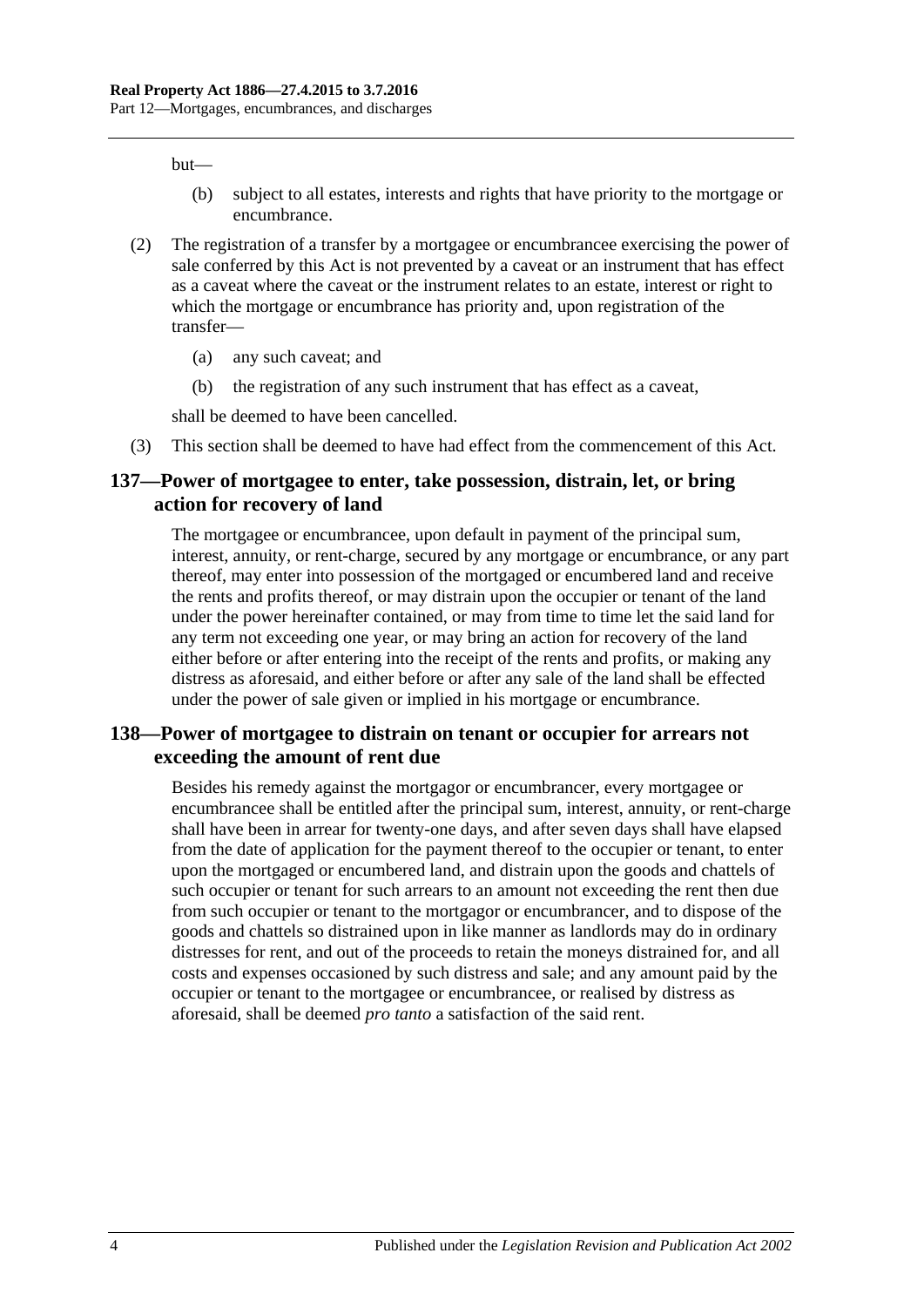but—

(b) subject to all estates, interests and rights that have priority to the mortgage or encumbrance.

(2) The registration of a transfer by a mortgagee or encumbrancee exercising the power of sale conferred by this Act is not prevented by a caveat or an instrument that has effect as a caveat where the caveat or the instrument relates to an estate, interest or right to which the mortgage or encumbrance has priority and, upon registration of the transfer—

(a) any such caveat; and

(b) the registration of any such instrument that has effect as a caveat,

shall be deemed to have been cancelled.

(3) This section shall be deemed to have had effect from the commencement of this Act.

## 137—Power of mortgagee to enter, take possession, distrain, let, or bring action for recovery of land

The mortgagee or encumbrancee, upon default in payment of the principal sum, interest, annuity, or rent-charge, secured by any mortgage or encumbrance, or any part thereof, may enter into possession of the mortgaged or encumbered land and receive the rents and profits thereof, or may distrain upon the occupier or tenant of the land under the power hereinafter contained, or may from time to time let the said land for any term not exceeding one year, or may bring an action for recovery of the land either before or after entering into the receipt of the rents and profits, or making any distress as aforesaid, and either before or after any sale of the land shall be effected under the power of sale given or implied in his mortgage or encumbrance.

## 138—Power of mortgagee to distrain on tenant or occupier for arrears not exceeding the amount of rent due

Besides his remedy against the mortgagor or encumbrancer, every mortgagee or encumbrancee shall be entitled after the principal sum, interest, annuity, or rent-charge shall have been in arrear for twenty-one days, and after seven days shall have elapsed from the date of application for the payment thereof to the occupier or tenant, to enter upon the mortgaged or encumbered land, and distrain upon the goods and chattels of such occupier or tenant for such arrears to an amount not exceeding the rent then due from such occupier or tenant to the mortgagor or encumbrancer, and to dispose of the goods and chattels so distrained upon in like manner as landlords may do in ordinary distresses for rent, and out of the proceeds to retain the moneys distrained for, and all costs and expenses occasioned by such distress and sale; and any amount paid by the occupier or tenant to the mortgagee or encumbrancee, or realised by distress as aforesaid, shall be deemed *pro tanto* a satisfaction of the said rent.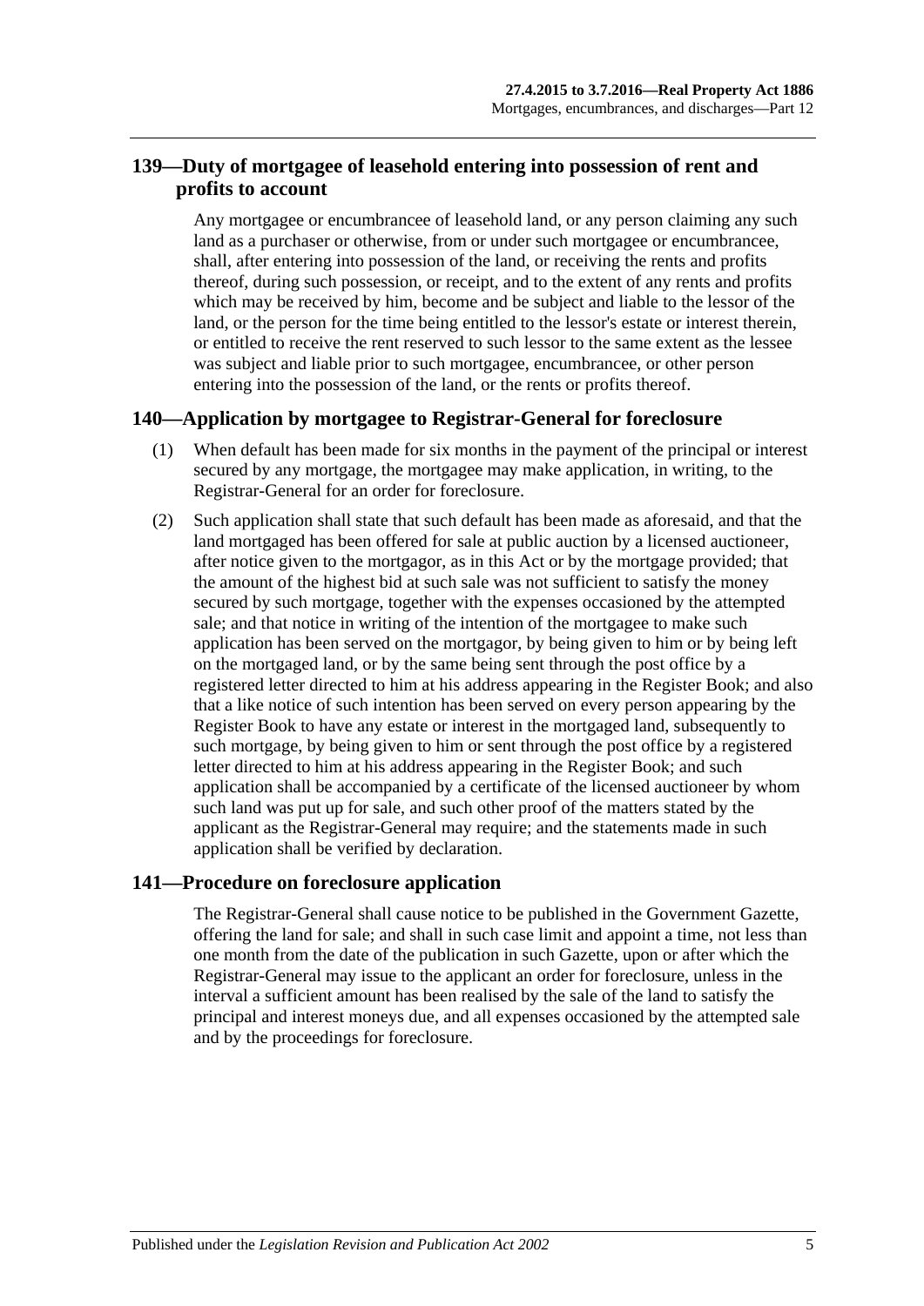## 139—Duty of mortgagee of leasehold entering into possession of rent and profits to account

Any mortgagee or encumbrancee of leasehold land, or any person claiming any such land as a purchaser or otherwise, from or under such mortgagee or encumbrancee, shall, after entering into possession of the land, or receiving the rents and profits thereof, during such possession, or receipt, and to the extent of any rents and profits which may be received by him, become and be subject and liable to the lessor of the land, or the person for the time being entitled to the lessor's estate or interest therein, or entitled to receive the rent reserved to such lessor to the same extent as the lessee was subject and liable prior to such mortgagee, encumbrancee, or other person entering into the possession of the land, or the rents or profits thereof.

## 140—Application by mortgagee to Registrar-General for foreclosure

(1) When default has been made for six months in the payment of the principal or interest secured by any mortgage, the mortgagee may make application, in writing, to the Registrar-General for an order for foreclosure.

(2) Such application shall state that such default has been made as aforesaid, and that the land mortgaged has been offered for sale at public auction by a licensed auctioneer, after notice given to the mortgagor, as in this Act or by the mortgage provided; that the amount of the highest bid at such sale was not sufficient to satisfy the money secured by such mortgage, together with the expenses occasioned by the attempted sale; and that notice in writing of the intention of the mortgagee to make such application has been served on the mortgagor, by being given to him or by being left on the mortgaged land, or by the same being sent through the post office by a registered letter directed to him at his address appearing in the Register Book; and also that a like notice of such intention has been served on every person appearing by the Register Book to have any estate or interest in the mortgaged land, subsequently to such mortgage, by being given to him or sent through the post office by a registered letter directed to him at his address appearing in the Register Book; and such application shall be accompanied by a certificate of the licensed auctioneer by whom such land was put up for sale, and such other proof of the matters stated by the applicant as the Registrar-General may require; and the statements made in such application shall be verified by declaration.

## 141—Procedure on foreclosure application

The Registrar-General shall cause notice to be published in the Government Gazette, offering the land for sale; and shall in such case limit and appoint a time, not less than one month from the date of the publication in such Gazette, upon or after which the Registrar-General may issue to the applicant an order for foreclosure, unless in the interval a sufficient amount has been realised by the sale of the land to satisfy the principal and interest moneys due, and all expenses occasioned by the attempted sale and by the proceedings for foreclosure.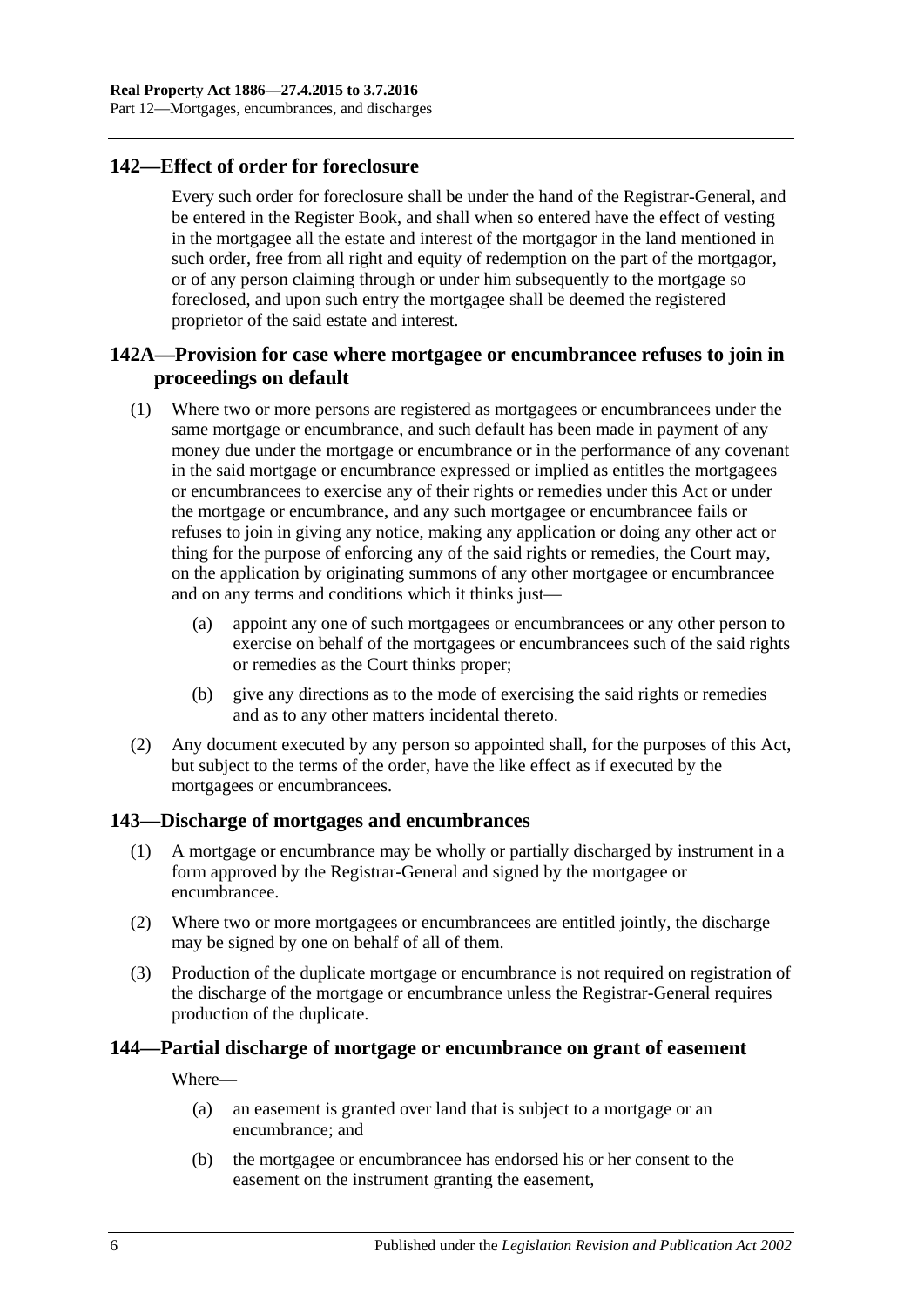## 142—Effect of order for foreclosure

Every such order for foreclosure shall be under the hand of the Registrar-General, and be entered in the Register Book, and shall when so entered have the effect of vesting in the mortgagee all the estate and interest of the mortgagor in the land mentioned in such order, free from all right and equity of redemption on the part of the mortgagor, or of any person claiming through or under him subsequently to the mortgage so foreclosed, and upon such entry the mortgagee shall be deemed the registered proprietor of the said estate and interest.

## 142A—Provision for case where mortgagee or encumbrancee refuses to join in proceedings on default

(1) Where two or more persons are registered as mortgagees or encumbrancees under the same mortgage or encumbrance, and such default has been made in payment of any money due under the mortgage or encumbrance or in the performance of any covenant in the said mortgage or encumbrance expressed or implied as entitles the mortgagees or encumbrancees to exercise any of their rights or remedies under this Act or under the mortgage or encumbrance, and any such mortgagee or encumbrancee fails or refuses to join in giving any notice, making any application or doing any other act or thing for the purpose of enforcing any of the said rights or remedies, the Court may, on the application by originating summons of any other mortgagee or encumbrancee and on any terms and conditions which it thinks just—

  (a) appoint any one of such mortgagees or encumbrancees or any other person to exercise on behalf of the mortgagees or encumbrancees such of the said rights or remedies as the Court thinks proper;

  (b) give any directions as to the mode of exercising the said rights or remedies and as to any other matters incidental thereto.

(2) Any document executed by any person so appointed shall, for the purposes of this Act, but subject to the terms of the order, have the like effect as if executed by the mortgagees or encumbrancees.

## 143—Discharge of mortgages and encumbrances

(1) A mortgage or encumbrance may be wholly or partially discharged by instrument in a form approved by the Registrar-General and signed by the mortgagee or encumbrancee.

(2) Where two or more mortgagees or encumbrancees are entitled jointly, the discharge may be signed by one on behalf of all of them.

(3) Production of the duplicate mortgage or encumbrance is not required on registration of the discharge of the mortgage or encumbrance unless the Registrar-General requires production of the duplicate.

## 144—Partial discharge of mortgage or encumbrance on grant of easement

Where—

  (a) an easement is granted over land that is subject to a mortgage or an encumbrance; and

  (b) the mortgagee or encumbrancee has endorsed his or her consent to the easement on the instrument granting the easement,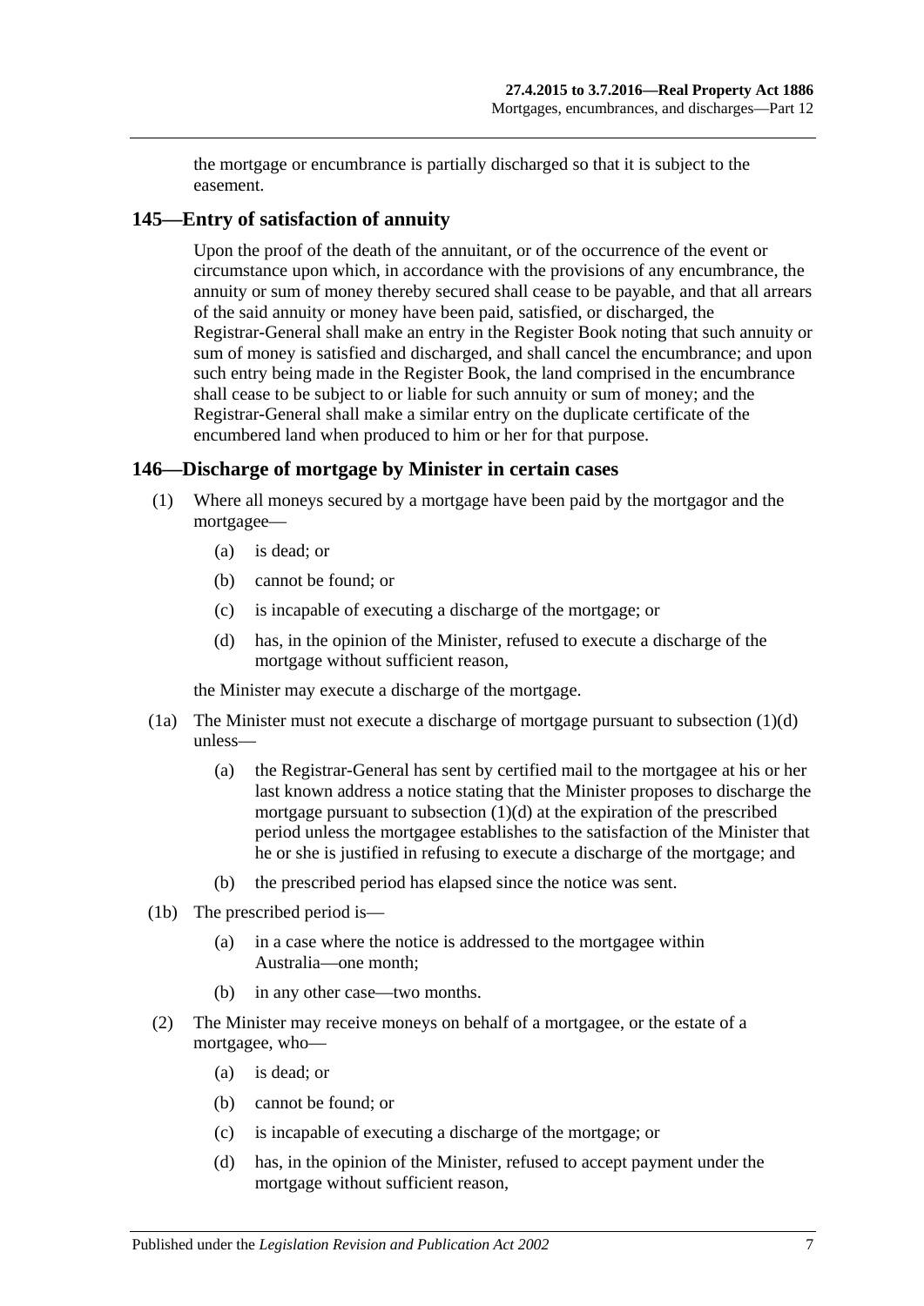the mortgage or encumbrance is partially discharged so that it is subject to the easement.

## 145—Entry of satisfaction of annuity

Upon the proof of the death of the annuitant, or of the occurrence of the event or circumstance upon which, in accordance with the provisions of any encumbrance, the annuity or sum of money thereby secured shall cease to be payable, and that all arrears of the said annuity or money have been paid, satisfied, or discharged, the Registrar-General shall make an entry in the Register Book noting that such annuity or sum of money is satisfied and discharged, and shall cancel the encumbrance; and upon such entry being made in the Register Book, the land comprised in the encumbrance shall cease to be subject to or liable for such annuity or sum of money; and the Registrar-General shall make a similar entry on the duplicate certificate of the encumbered land when produced to him or her for that purpose.

## 146—Discharge of mortgage by Minister in certain cases

(1) Where all moneys secured by a mortgage have been paid by the mortgagor and the mortgagee—

- (a) is dead; or
- (b) cannot be found; or
- (c) is incapable of executing a discharge of the mortgage; or
- (d) has, in the opinion of the Minister, refused to execute a discharge of the mortgage without sufficient reason,

the Minister may execute a discharge of the mortgage.

(1a) The Minister must not execute a discharge of mortgage pursuant to subsection (1)(d) unless—

- (a) the Registrar-General has sent by certified mail to the mortgagee at his or her last known address a notice stating that the Minister proposes to discharge the mortgage pursuant to subsection (1)(d) at the expiration of the prescribed period unless the mortgagee establishes to the satisfaction of the Minister that he or she is justified in refusing to execute a discharge of the mortgage; and
- (b) the prescribed period has elapsed since the notice was sent.

(1b) The prescribed period is—

- (a) in a case where the notice is addressed to the mortgagee within Australia—one month;
- (b) in any other case—two months.

(2) The Minister may receive moneys on behalf of a mortgagee, or the estate of a mortgagee, who—

- (a) is dead; or
- (b) cannot be found; or
- (c) is incapable of executing a discharge of the mortgage; or
- (d) has, in the opinion of the Minister, refused to accept payment under the mortgage without sufficient reason,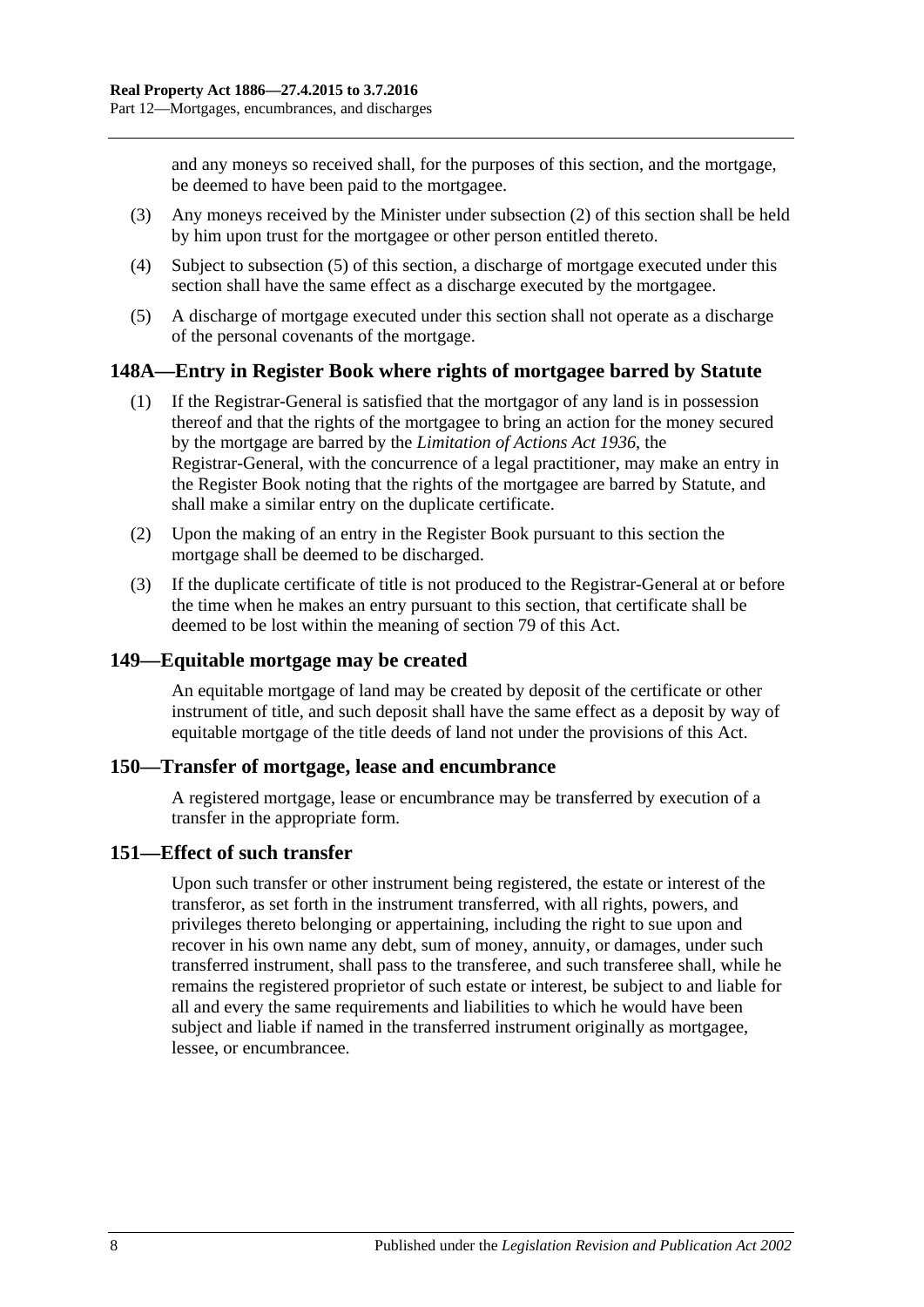and any moneys so received shall, for the purposes of this section, and the mortgage, be deemed to have been paid to the mortgagee.

(3) Any moneys received by the Minister under subsection (2) of this section shall be held by him upon trust for the mortgagee or other person entitled thereto.

(4) Subject to subsection (5) of this section, a discharge of mortgage executed under this section shall have the same effect as a discharge executed by the mortgagee.

(5) A discharge of mortgage executed under this section shall not operate as a discharge of the personal covenants of the mortgage.

## 148A—Entry in Register Book where rights of mortgagee barred by Statute

(1) If the Registrar-General is satisfied that the mortgagor of any land is in possession thereof and that the rights of the mortgagee to bring an action for the money secured by the mortgage are barred by the *Limitation of Actions Act 1936*, the Registrar-General, with the concurrence of a legal practitioner, may make an entry in the Register Book noting that the rights of the mortgagee are barred by Statute, and shall make a similar entry on the duplicate certificate.

(2) Upon the making of an entry in the Register Book pursuant to this section the mortgage shall be deemed to be discharged.

(3) If the duplicate certificate of title is not produced to the Registrar-General at or before the time when he makes an entry pursuant to this section, that certificate shall be deemed to be lost within the meaning of section 79 of this Act.

## 149—Equitable mortgage may be created

An equitable mortgage of land may be created by deposit of the certificate or other instrument of title, and such deposit shall have the same effect as a deposit by way of equitable mortgage of the title deeds of land not under the provisions of this Act.

## 150—Transfer of mortgage, lease and encumbrance

A registered mortgage, lease or encumbrance may be transferred by execution of a transfer in the appropriate form.

## 151—Effect of such transfer

Upon such transfer or other instrument being registered, the estate or interest of the transferor, as set forth in the instrument transferred, with all rights, powers, and privileges thereto belonging or appertaining, including the right to sue upon and recover in his own name any debt, sum of money, annuity, or damages, under such transferred instrument, shall pass to the transferee, and such transferee shall, while he remains the registered proprietor of such estate or interest, be subject to and liable for all and every the same requirements and liabilities to which he would have been subject and liable if named in the transferred instrument originally as mortgagee, lessee, or encumbrancee.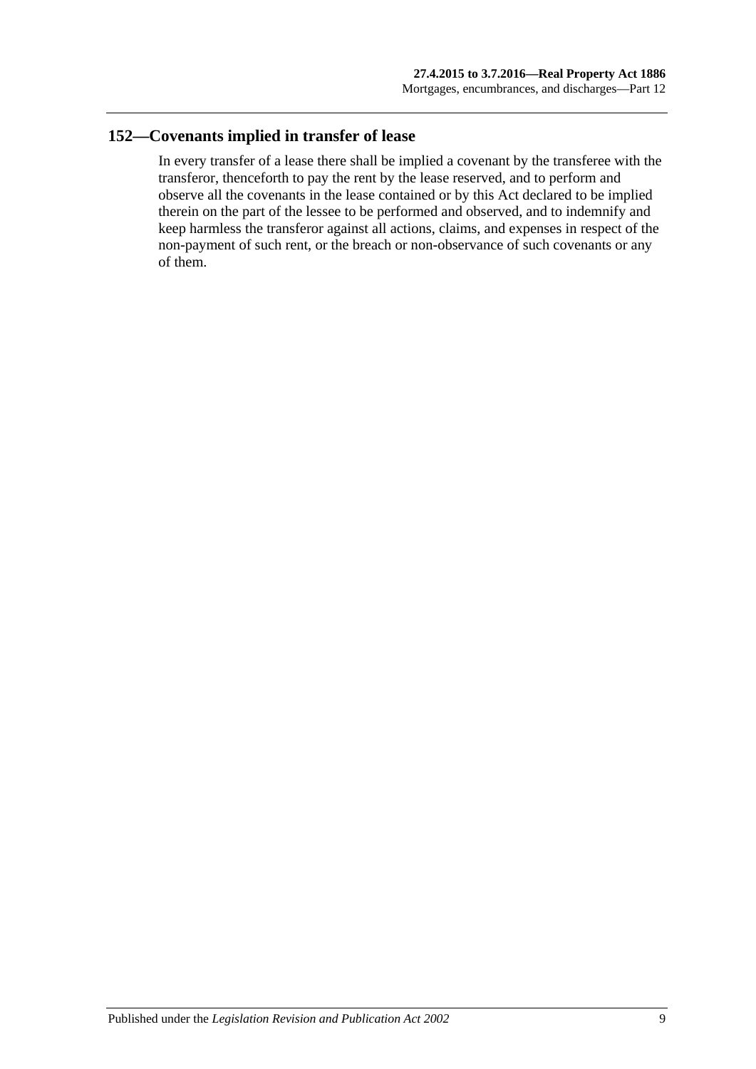## 152—Covenants implied in transfer of lease

In every transfer of a lease there shall be implied a covenant by the transferee with the transferor, thenceforth to pay the rent by the lease reserved, and to perform and observe all the covenants in the lease contained or by this Act declared to be implied therein on the part of the lessee to be performed and observed, and to indemnify and keep harmless the transferor against all actions, claims, and expenses in respect of the non-payment of such rent, or the breach or non-observance of such covenants or any of them.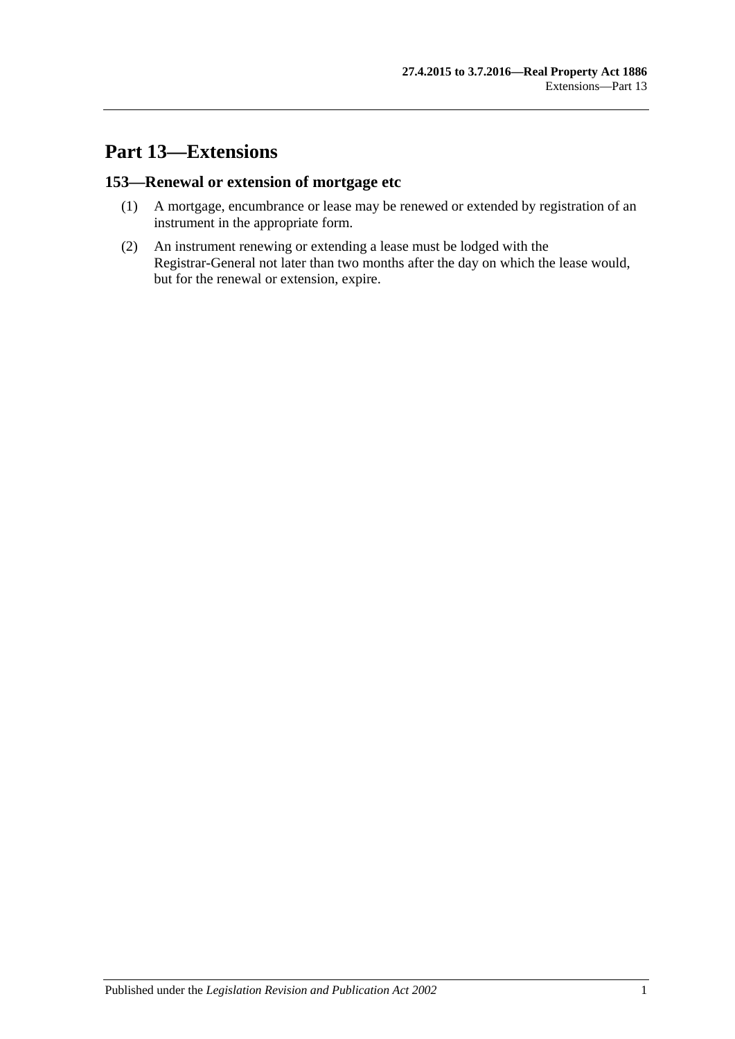# Part 13—Extensions

## 153—Renewal or extension of mortgage etc

(1) A mortgage, encumbrance or lease may be renewed or extended by registration of an instrument in the appropriate form.

(2) An instrument renewing or extending a lease must be lodged with the Registrar-General not later than two months after the day on which the lease would, but for the renewal or extension, expire.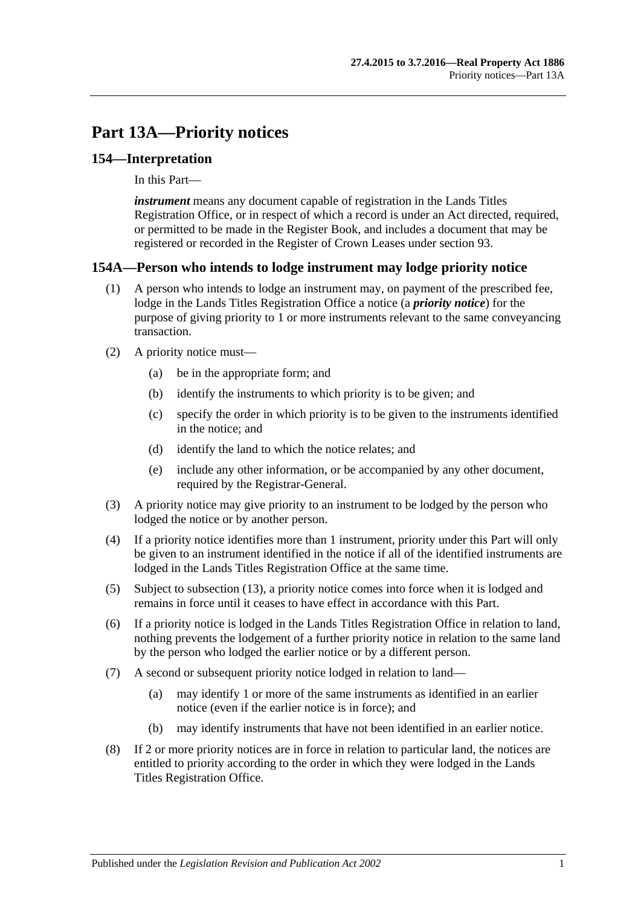# Part 13A—Priority notices

## 154—Interpretation

In this Part—

***instrument*** means any document capable of registration in the Lands Titles Registration Office, or in respect of which a record is under an Act directed, required, or permitted to be made in the Register Book, and includes a document that may be registered or recorded in the Register of Crown Leases under section 93.

## 154A—Person who intends to lodge instrument may lodge priority notice

(1) A person who intends to lodge an instrument may, on payment of the prescribed fee, lodge in the Lands Titles Registration Office a notice (a ***priority notice***) for the purpose of giving priority to 1 or more instruments relevant to the same conveyancing transaction.

(2) A priority notice must—

- (a) be in the appropriate form; and
- (b) identify the instruments to which priority is to be given; and
- (c) specify the order in which priority is to be given to the instruments identified in the notice; and
- (d) identify the land to which the notice relates; and
- (e) include any other information, or be accompanied by any other document, required by the Registrar-General.

(3) A priority notice may give priority to an instrument to be lodged by the person who lodged the notice or by another person.

(4) If a priority notice identifies more than 1 instrument, priority under this Part will only be given to an instrument identified in the notice if all of the identified instruments are lodged in the Lands Titles Registration Office at the same time.

(5) Subject to subsection (13), a priority notice comes into force when it is lodged and remains in force until it ceases to have effect in accordance with this Part.

(6) If a priority notice is lodged in the Lands Titles Registration Office in relation to land, nothing prevents the lodgement of a further priority notice in relation to the same land by the person who lodged the earlier notice or by a different person.

(7) A second or subsequent priority notice lodged in relation to land—

- (a) may identify 1 or more of the same instruments as identified in an earlier notice (even if the earlier notice is in force); and
- (b) may identify instruments that have not been identified in an earlier notice.

(8) If 2 or more priority notices are in force in relation to particular land, the notices are entitled to priority according to the order in which they were lodged in the Lands Titles Registration Office.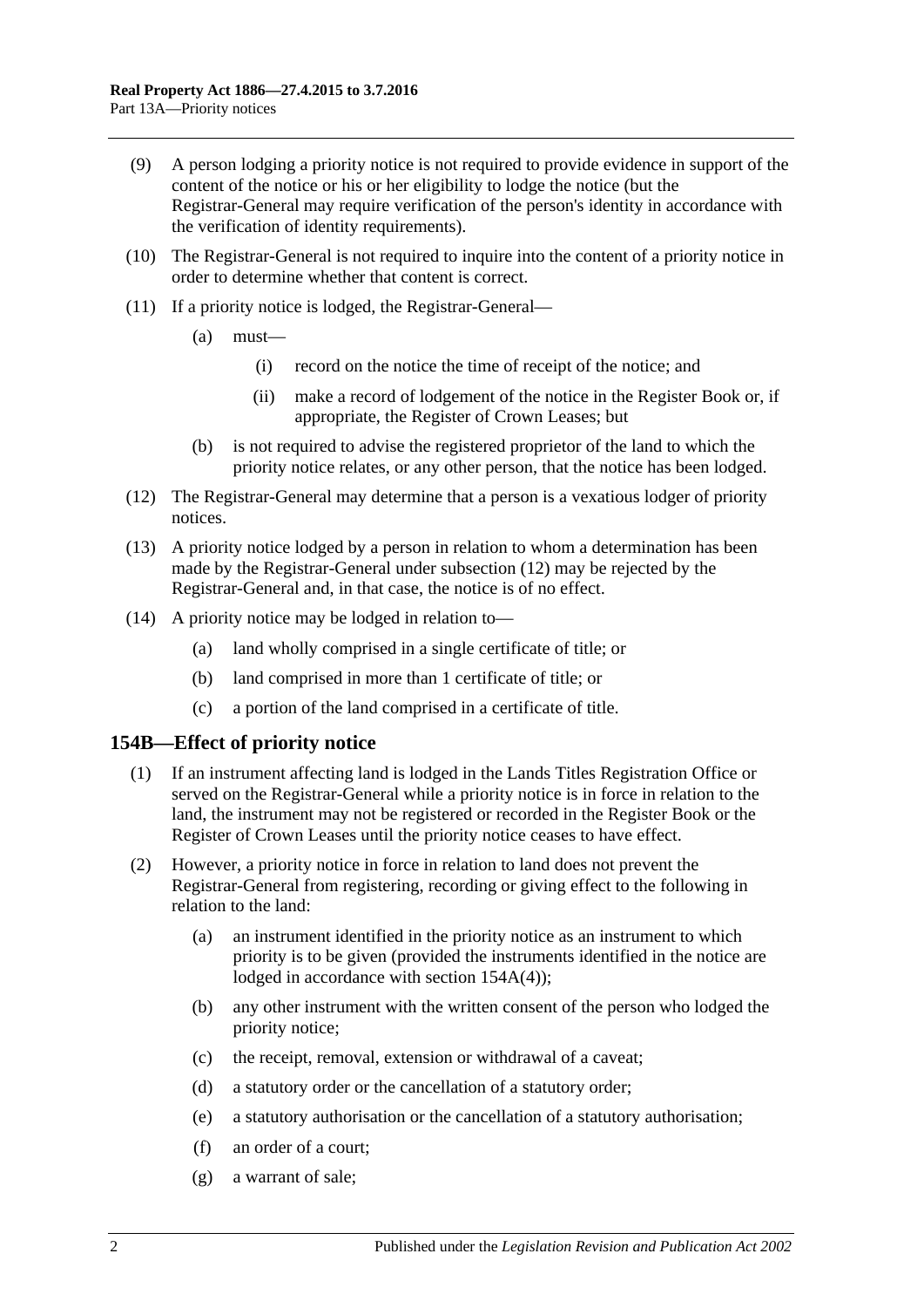(9) A person lodging a priority notice is not required to provide evidence in support of the content of the notice or his or her eligibility to lodge the notice (but the Registrar-General may require verification of the person's identity in accordance with the verification of identity requirements).

(10) The Registrar-General is not required to inquire into the content of a priority notice in order to determine whether that content is correct.

(11) If a priority notice is lodged, the Registrar-General—

(a) must—

(i) record on the notice the time of receipt of the notice; and

(ii) make a record of lodgement of the notice in the Register Book or, if appropriate, the Register of Crown Leases; but

(b) is not required to advise the registered proprietor of the land to which the priority notice relates, or any other person, that the notice has been lodged.

(12) The Registrar-General may determine that a person is a vexatious lodger of priority notices.

(13) A priority notice lodged by a person in relation to whom a determination has been made by the Registrar-General under subsection (12) may be rejected by the Registrar-General and, in that case, the notice is of no effect.

(14) A priority notice may be lodged in relation to—

(a) land wholly comprised in a single certificate of title; or

(b) land comprised in more than 1 certificate of title; or

(c) a portion of the land comprised in a certificate of title.

## 154B—Effect of priority notice

(1) If an instrument affecting land is lodged in the Lands Titles Registration Office or served on the Registrar-General while a priority notice is in force in relation to the land, the instrument may not be registered or recorded in the Register Book or the Register of Crown Leases until the priority notice ceases to have effect.

(2) However, a priority notice in force in relation to land does not prevent the Registrar-General from registering, recording or giving effect to the following in relation to the land:

(a) an instrument identified in the priority notice as an instrument to which priority is to be given (provided the instruments identified in the notice are lodged in accordance with section 154A(4));

(b) any other instrument with the written consent of the person who lodged the priority notice;

(c) the receipt, removal, extension or withdrawal of a caveat;

(d) a statutory order or the cancellation of a statutory order;

(e) a statutory authorisation or the cancellation of a statutory authorisation;

(f) an order of a court;

(g) a warrant of sale;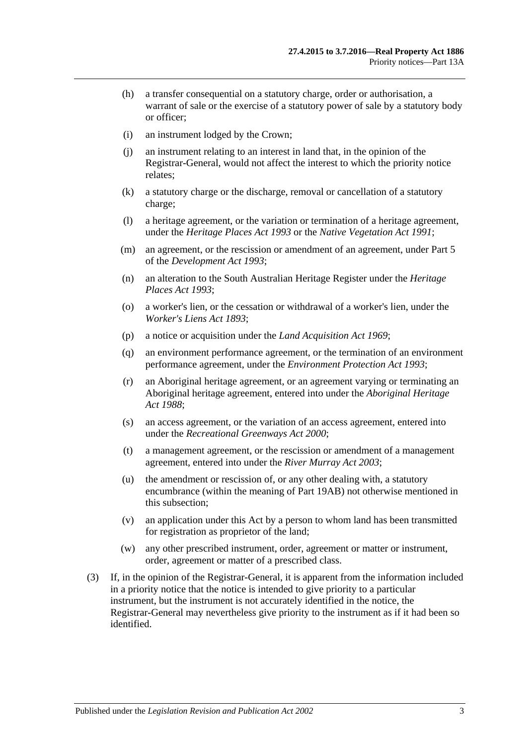(h) a transfer consequential on a statutory charge, order or authorisation, a warrant of sale or the exercise of a statutory power of sale by a statutory body or officer;

(i) an instrument lodged by the Crown;

(j) an instrument relating to an interest in land that, in the opinion of the Registrar-General, would not affect the interest to which the priority notice relates;

(k) a statutory charge or the discharge, removal or cancellation of a statutory charge;

(l) a heritage agreement, or the variation or termination of a heritage agreement, under the *Heritage Places Act 1993* or the *Native Vegetation Act 1991*;

(m) an agreement, or the rescission or amendment of an agreement, under Part 5 of the *Development Act 1993*;

(n) an alteration to the South Australian Heritage Register under the *Heritage Places Act 1993*;

(o) a worker's lien, or the cessation or withdrawal of a worker's lien, under the *Worker's Liens Act 1893*;

(p) a notice or acquisition under the *Land Acquisition Act 1969*;

(q) an environment performance agreement, or the termination of an environment performance agreement, under the *Environment Protection Act 1993*;

(r) an Aboriginal heritage agreement, or an agreement varying or terminating an Aboriginal heritage agreement, entered into under the *Aboriginal Heritage Act 1988*;

(s) an access agreement, or the variation of an access agreement, entered into under the *Recreational Greenways Act 2000*;

(t) a management agreement, or the rescission or amendment of a management agreement, entered into under the *River Murray Act 2003*;

(u) the amendment or rescission of, or any other dealing with, a statutory encumbrance (within the meaning of Part 19AB) not otherwise mentioned in this subsection;

(v) an application under this Act by a person to whom land has been transmitted for registration as proprietor of the land;

(w) any other prescribed instrument, order, agreement or matter or instrument, order, agreement or matter of a prescribed class.

(3) If, in the opinion of the Registrar-General, it is apparent from the information included in a priority notice that the notice is intended to give priority to a particular instrument, but the instrument is not accurately identified in the notice, the Registrar-General may nevertheless give priority to the instrument as if it had been so identified.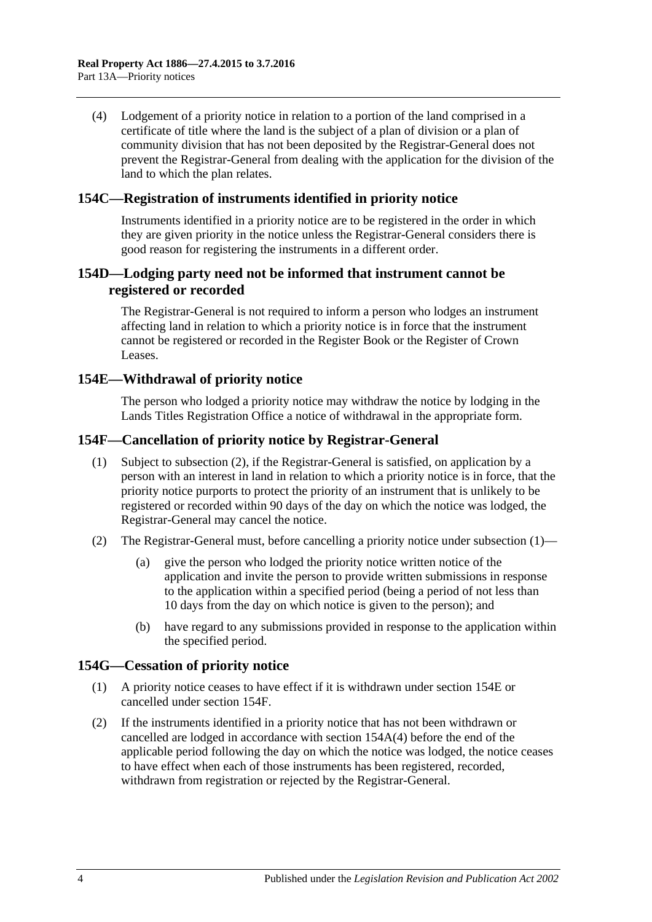(4) Lodgement of a priority notice in relation to a portion of the land comprised in a certificate of title where the land is the subject of a plan of division or a plan of community division that has not been deposited by the Registrar-General does not prevent the Registrar-General from dealing with the application for the division of the land to which the plan relates.

## 154C—Registration of instruments identified in priority notice

Instruments identified in a priority notice are to be registered in the order in which they are given priority in the notice unless the Registrar-General considers there is good reason for registering the instruments in a different order.

## 154D—Lodging party need not be informed that instrument cannot be registered or recorded

The Registrar-General is not required to inform a person who lodges an instrument affecting land in relation to which a priority notice is in force that the instrument cannot be registered or recorded in the Register Book or the Register of Crown Leases.

## 154E—Withdrawal of priority notice

The person who lodged a priority notice may withdraw the notice by lodging in the Lands Titles Registration Office a notice of withdrawal in the appropriate form.

## 154F—Cancellation of priority notice by Registrar-General

(1) Subject to subsection (2), if the Registrar-General is satisfied, on application by a person with an interest in land in relation to which a priority notice is in force, that the priority notice purports to protect the priority of an instrument that is unlikely to be registered or recorded within 90 days of the day on which the notice was lodged, the Registrar-General may cancel the notice.

(2) The Registrar-General must, before cancelling a priority notice under subsection (1)—

(a) give the person who lodged the priority notice written notice of the application and invite the person to provide written submissions in response to the application within a specified period (being a period of not less than 10 days from the day on which notice is given to the person); and

(b) have regard to any submissions provided in response to the application within the specified period.

## 154G—Cessation of priority notice

(1) A priority notice ceases to have effect if it is withdrawn under section 154E or cancelled under section 154F.

(2) If the instruments identified in a priority notice that has not been withdrawn or cancelled are lodged in accordance with section 154A(4) before the end of the applicable period following the day on which the notice was lodged, the notice ceases to have effect when each of those instruments has been registered, recorded, withdrawn from registration or rejected by the Registrar-General.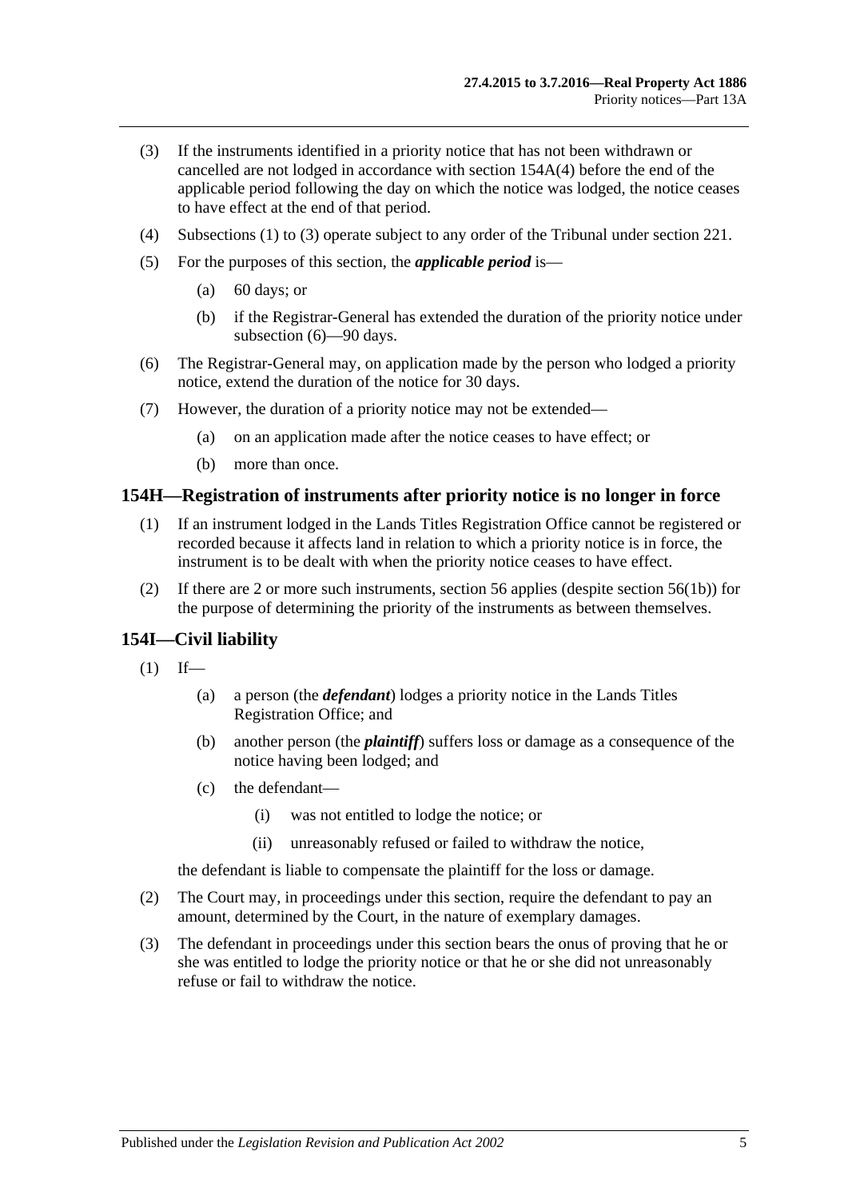(3) If the instruments identified in a priority notice that has not been withdrawn or cancelled are not lodged in accordance with section 154A(4) before the end of the applicable period following the day on which the notice was lodged, the notice ceases to have effect at the end of that period.

(4) Subsections (1) to (3) operate subject to any order of the Tribunal under section 221.

(5) For the purposes of this section, the ***applicable period*** is—

- (a) 60 days; or
- (b) if the Registrar-General has extended the duration of the priority notice under subsection (6)—90 days.

(6) The Registrar-General may, on application made by the person who lodged a priority notice, extend the duration of the notice for 30 days.

(7) However, the duration of a priority notice may not be extended—

- (a) on an application made after the notice ceases to have effect; or
- (b) more than once.

## 154H—Registration of instruments after priority notice is no longer in force

(1) If an instrument lodged in the Lands Titles Registration Office cannot be registered or recorded because it affects land in relation to which a priority notice is in force, the instrument is to be dealt with when the priority notice ceases to have effect.

(2) If there are 2 or more such instruments, section 56 applies (despite section 56(1b)) for the purpose of determining the priority of the instruments as between themselves.

## 154I—Civil liability

(1) If—

- (a) a person (the ***defendant***) lodges a priority notice in the Lands Titles Registration Office; and
- (b) another person (the ***plaintiff***) suffers loss or damage as a consequence of the notice having been lodged; and
- (c) the defendant—
  - (i) was not entitled to lodge the notice; or
  - (ii) unreasonably refused or failed to withdraw the notice,

the defendant is liable to compensate the plaintiff for the loss or damage.

(2) The Court may, in proceedings under this section, require the defendant to pay an amount, determined by the Court, in the nature of exemplary damages.

(3) The defendant in proceedings under this section bears the onus of proving that he or she was entitled to lodge the priority notice or that he or she did not unreasonably refuse or fail to withdraw the notice.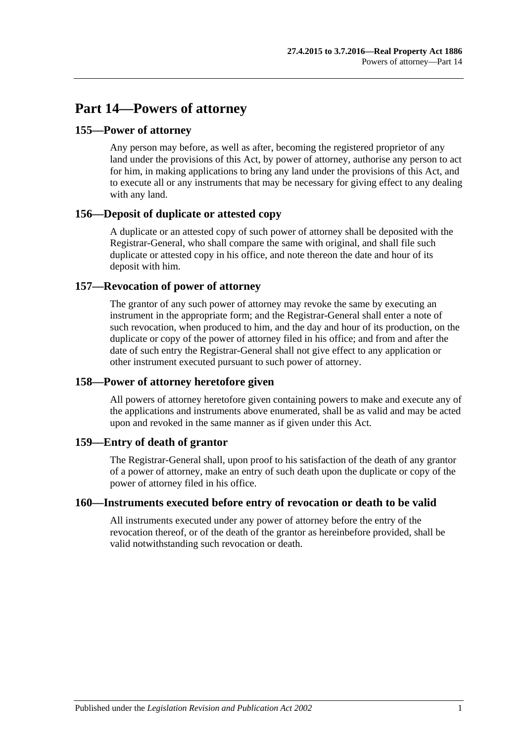# Part 14—Powers of attorney

## 155—Power of attorney

Any person may before, as well as after, becoming the registered proprietor of any land under the provisions of this Act, by power of attorney, authorise any person to act for him, in making applications to bring any land under the provisions of this Act, and to execute all or any instruments that may be necessary for giving effect to any dealing with any land.

## 156—Deposit of duplicate or attested copy

A duplicate or an attested copy of such power of attorney shall be deposited with the Registrar-General, who shall compare the same with original, and shall file such duplicate or attested copy in his office, and note thereon the date and hour of its deposit with him.

## 157—Revocation of power of attorney

The grantor of any such power of attorney may revoke the same by executing an instrument in the appropriate form; and the Registrar-General shall enter a note of such revocation, when produced to him, and the day and hour of its production, on the duplicate or copy of the power of attorney filed in his office; and from and after the date of such entry the Registrar-General shall not give effect to any application or other instrument executed pursuant to such power of attorney.

## 158—Power of attorney heretofore given

All powers of attorney heretofore given containing powers to make and execute any of the applications and instruments above enumerated, shall be as valid and may be acted upon and revoked in the same manner as if given under this Act.

## 159—Entry of death of grantor

The Registrar-General shall, upon proof to his satisfaction of the death of any grantor of a power of attorney, make an entry of such death upon the duplicate or copy of the power of attorney filed in his office.

## 160—Instruments executed before entry of revocation or death to be valid

All instruments executed under any power of attorney before the entry of the revocation thereof, or of the death of the grantor as hereinbefore provided, shall be valid notwithstanding such revocation or death.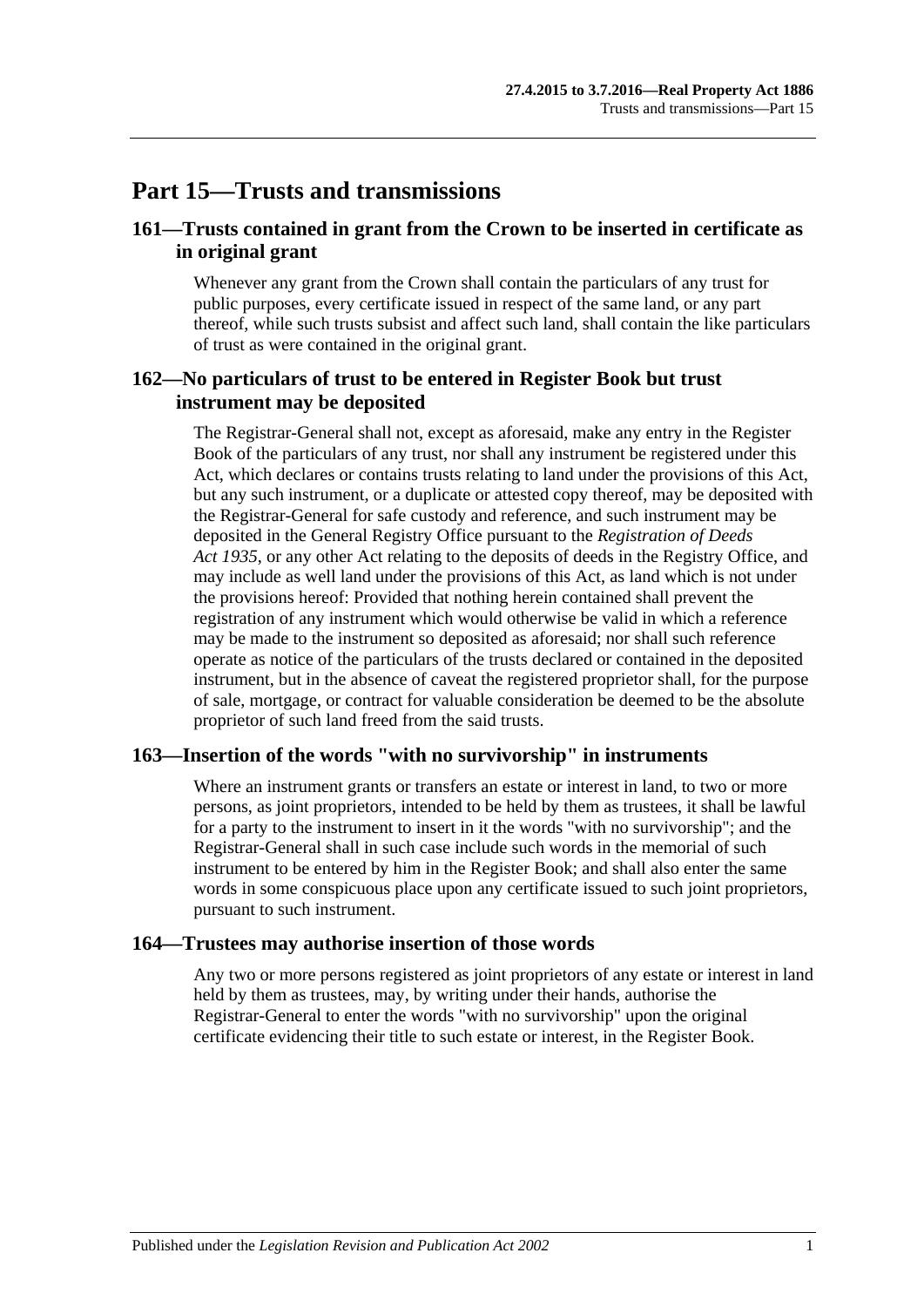# Part 15—Trusts and transmissions

## 161—Trusts contained in grant from the Crown to be inserted in certificate as in original grant

Whenever any grant from the Crown shall contain the particulars of any trust for public purposes, every certificate issued in respect of the same land, or any part thereof, while such trusts subsist and affect such land, shall contain the like particulars of trust as were contained in the original grant.

## 162—No particulars of trust to be entered in Register Book but trust instrument may be deposited

The Registrar-General shall not, except as aforesaid, make any entry in the Register Book of the particulars of any trust, nor shall any instrument be registered under this Act, which declares or contains trusts relating to land under the provisions of this Act, but any such instrument, or a duplicate or attested copy thereof, may be deposited with the Registrar-General for safe custody and reference, and such instrument may be deposited in the General Registry Office pursuant to the *Registration of Deeds Act 1935*, or any other Act relating to the deposits of deeds in the Registry Office, and may include as well land under the provisions of this Act, as land which is not under the provisions hereof: Provided that nothing herein contained shall prevent the registration of any instrument which would otherwise be valid in which a reference may be made to the instrument so deposited as aforesaid; nor shall such reference operate as notice of the particulars of the trusts declared or contained in the deposited instrument, but in the absence of caveat the registered proprietor shall, for the purpose of sale, mortgage, or contract for valuable consideration be deemed to be the absolute proprietor of such land freed from the said trusts.

## 163—Insertion of the words "with no survivorship" in instruments

Where an instrument grants or transfers an estate or interest in land, to two or more persons, as joint proprietors, intended to be held by them as trustees, it shall be lawful for a party to the instrument to insert in it the words "with no survivorship"; and the Registrar-General shall in such case include such words in the memorial of such instrument to be entered by him in the Register Book; and shall also enter the same words in some conspicuous place upon any certificate issued to such joint proprietors, pursuant to such instrument.

## 164—Trustees may authorise insertion of those words

Any two or more persons registered as joint proprietors of any estate or interest in land held by them as trustees, may, by writing under their hands, authorise the Registrar-General to enter the words "with no survivorship" upon the original certificate evidencing their title to such estate or interest, in the Register Book.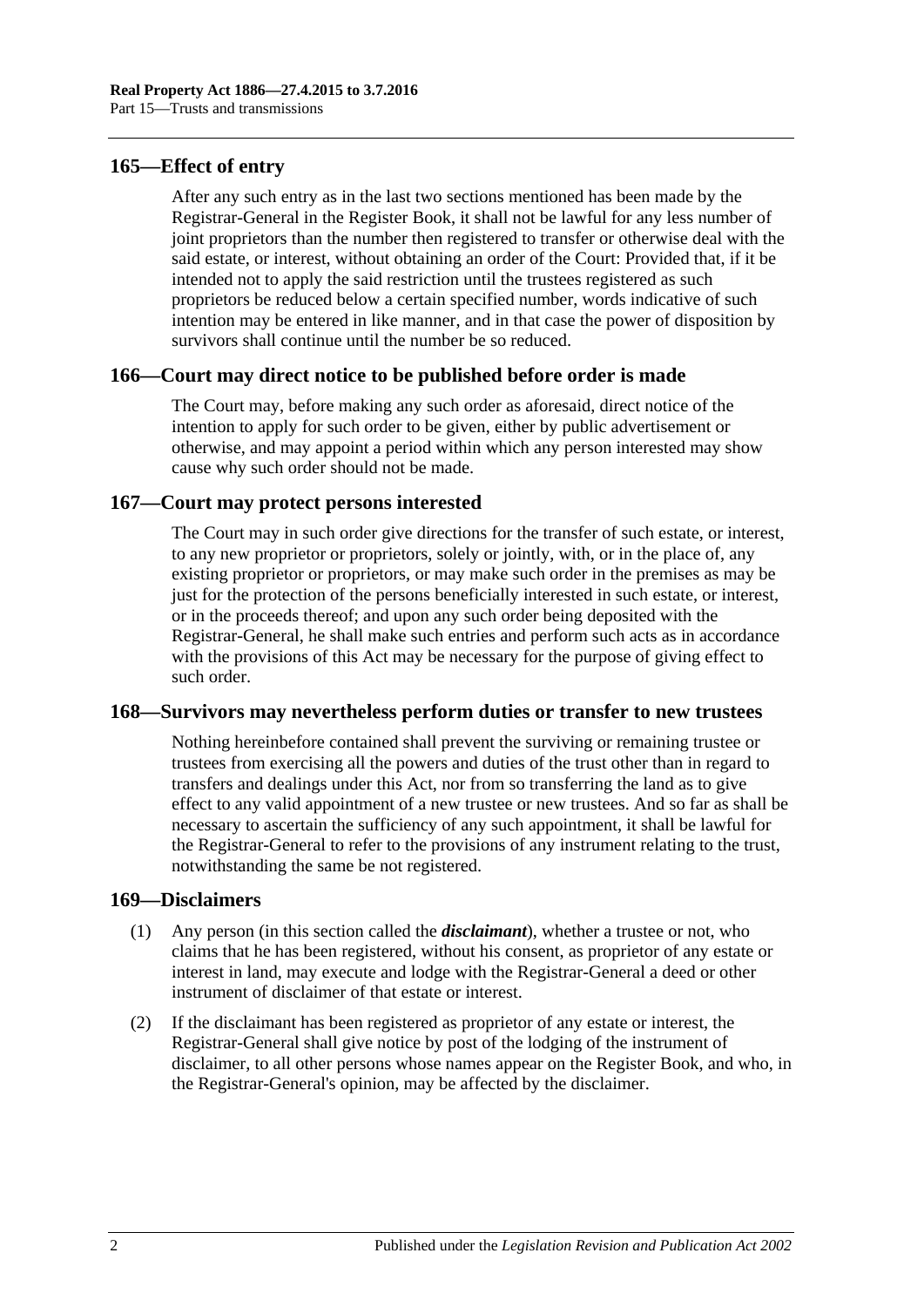## 165—Effect of entry

After any such entry as in the last two sections mentioned has been made by the Registrar-General in the Register Book, it shall not be lawful for any less number of joint proprietors than the number then registered to transfer or otherwise deal with the said estate, or interest, without obtaining an order of the Court: Provided that, if it be intended not to apply the said restriction until the trustees registered as such proprietors be reduced below a certain specified number, words indicative of such intention may be entered in like manner, and in that case the power of disposition by survivors shall continue until the number be so reduced.

## 166—Court may direct notice to be published before order is made

The Court may, before making any such order as aforesaid, direct notice of the intention to apply for such order to be given, either by public advertisement or otherwise, and may appoint a period within which any person interested may show cause why such order should not be made.

## 167—Court may protect persons interested

The Court may in such order give directions for the transfer of such estate, or interest, to any new proprietor or proprietors, solely or jointly, with, or in the place of, any existing proprietor or proprietors, or may make such order in the premises as may be just for the protection of the persons beneficially interested in such estate, or interest, or in the proceeds thereof; and upon any such order being deposited with the Registrar-General, he shall make such entries and perform such acts as in accordance with the provisions of this Act may be necessary for the purpose of giving effect to such order.

## 168—Survivors may nevertheless perform duties or transfer to new trustees

Nothing hereinbefore contained shall prevent the surviving or remaining trustee or trustees from exercising all the powers and duties of the trust other than in regard to transfers and dealings under this Act, nor from so transferring the land as to give effect to any valid appointment of a new trustee or new trustees. And so far as shall be necessary to ascertain the sufficiency of any such appointment, it shall be lawful for the Registrar-General to refer to the provisions of any instrument relating to the trust, notwithstanding the same be not registered.

## 169—Disclaimers

(1) Any person (in this section called the ***disclaimant***), whether a trustee or not, who claims that he has been registered, without his consent, as proprietor of any estate or interest in land, may execute and lodge with the Registrar-General a deed or other instrument of disclaimer of that estate or interest.

(2) If the disclaimant has been registered as proprietor of any estate or interest, the Registrar-General shall give notice by post of the lodging of the instrument of disclaimer, to all other persons whose names appear on the Register Book, and who, in the Registrar-General's opinion, may be affected by the disclaimer.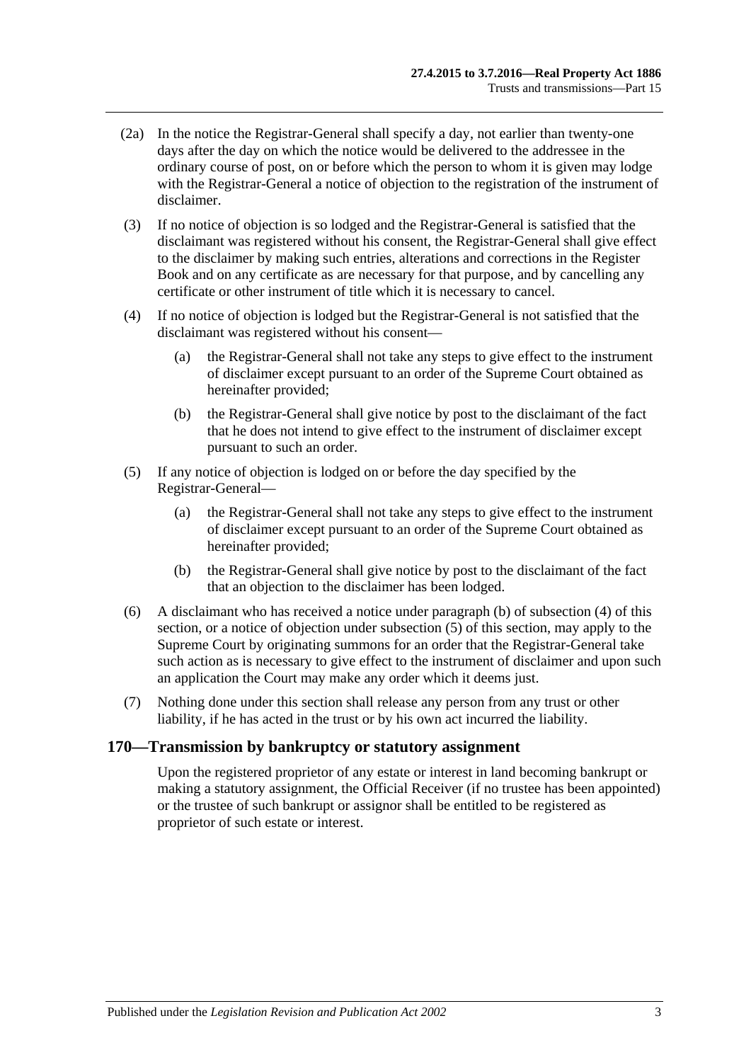(2a) In the notice the Registrar-General shall specify a day, not earlier than twenty-one days after the day on which the notice would be delivered to the addressee in the ordinary course of post, on or before which the person to whom it is given may lodge with the Registrar-General a notice of objection to the registration of the instrument of disclaimer.

(3) If no notice of objection is so lodged and the Registrar-General is satisfied that the disclaimant was registered without his consent, the Registrar-General shall give effect to the disclaimer by making such entries, alterations and corrections in the Register Book and on any certificate as are necessary for that purpose, and by cancelling any certificate or other instrument of title which it is necessary to cancel.

(4) If no notice of objection is lodged but the Registrar-General is not satisfied that the disclaimant was registered without his consent—

(a) the Registrar-General shall not take any steps to give effect to the instrument of disclaimer except pursuant to an order of the Supreme Court obtained as hereinafter provided;

(b) the Registrar-General shall give notice by post to the disclaimant of the fact that he does not intend to give effect to the instrument of disclaimer except pursuant to such an order.

(5) If any notice of objection is lodged on or before the day specified by the Registrar-General—

(a) the Registrar-General shall not take any steps to give effect to the instrument of disclaimer except pursuant to an order of the Supreme Court obtained as hereinafter provided;

(b) the Registrar-General shall give notice by post to the disclaimant of the fact that an objection to the disclaimer has been lodged.

(6) A disclaimant who has received a notice under paragraph (b) of subsection (4) of this section, or a notice of objection under subsection (5) of this section, may apply to the Supreme Court by originating summons for an order that the Registrar-General take such action as is necessary to give effect to the instrument of disclaimer and upon such an application the Court may make any order which it deems just.

(7) Nothing done under this section shall release any person from any trust or other liability, if he has acted in the trust or by his own act incurred the liability.

## 170—Transmission by bankruptcy or statutory assignment

Upon the registered proprietor of any estate or interest in land becoming bankrupt or making a statutory assignment, the Official Receiver (if no trustee has been appointed) or the trustee of such bankrupt or assignor shall be entitled to be registered as proprietor of such estate or interest.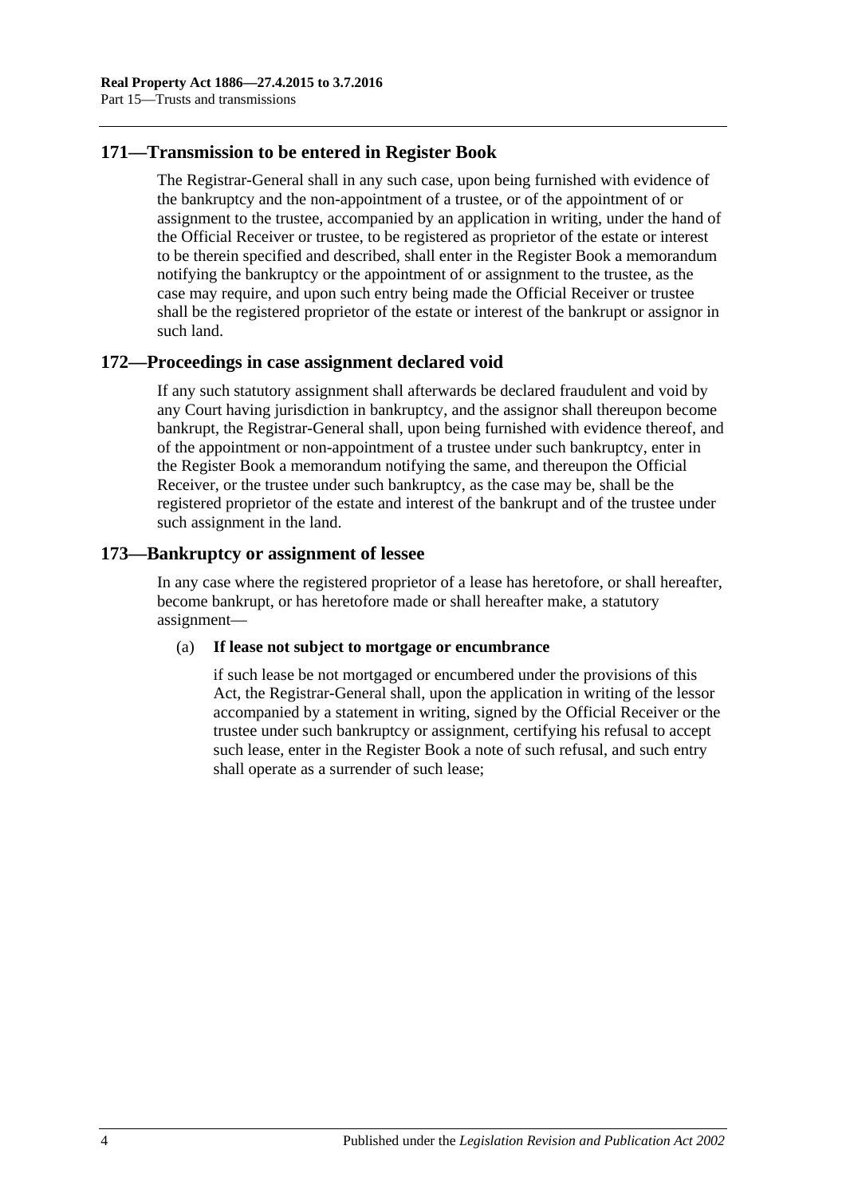## 171—Transmission to be entered in Register Book

The Registrar-General shall in any such case, upon being furnished with evidence of the bankruptcy and the non-appointment of a trustee, or of the appointment of or assignment to the trustee, accompanied by an application in writing, under the hand of the Official Receiver or trustee, to be registered as proprietor of the estate or interest to be therein specified and described, shall enter in the Register Book a memorandum notifying the bankruptcy or the appointment of or assignment to the trustee, as the case may require, and upon such entry being made the Official Receiver or trustee shall be the registered proprietor of the estate or interest of the bankrupt or assignor in such land.

## 172—Proceedings in case assignment declared void

If any such statutory assignment shall afterwards be declared fraudulent and void by any Court having jurisdiction in bankruptcy, and the assignor shall thereupon become bankrupt, the Registrar-General shall, upon being furnished with evidence thereof, and of the appointment or non-appointment of a trustee under such bankruptcy, enter in the Register Book a memorandum notifying the same, and thereupon the Official Receiver, or the trustee under such bankruptcy, as the case may be, shall be the registered proprietor of the estate and interest of the bankrupt and of the trustee under such assignment in the land.

## 173—Bankruptcy or assignment of lessee

In any case where the registered proprietor of a lease has heretofore, or shall hereafter, become bankrupt, or has heretofore made or shall hereafter make, a statutory assignment—

(a) **If lease not subject to mortgage or encumbrance**

if such lease be not mortgaged or encumbered under the provisions of this Act, the Registrar-General shall, upon the application in writing of the lessor accompanied by a statement in writing, signed by the Official Receiver or the trustee under such bankruptcy or assignment, certifying his refusal to accept such lease, enter in the Register Book a note of such refusal, and such entry shall operate as a surrender of such lease;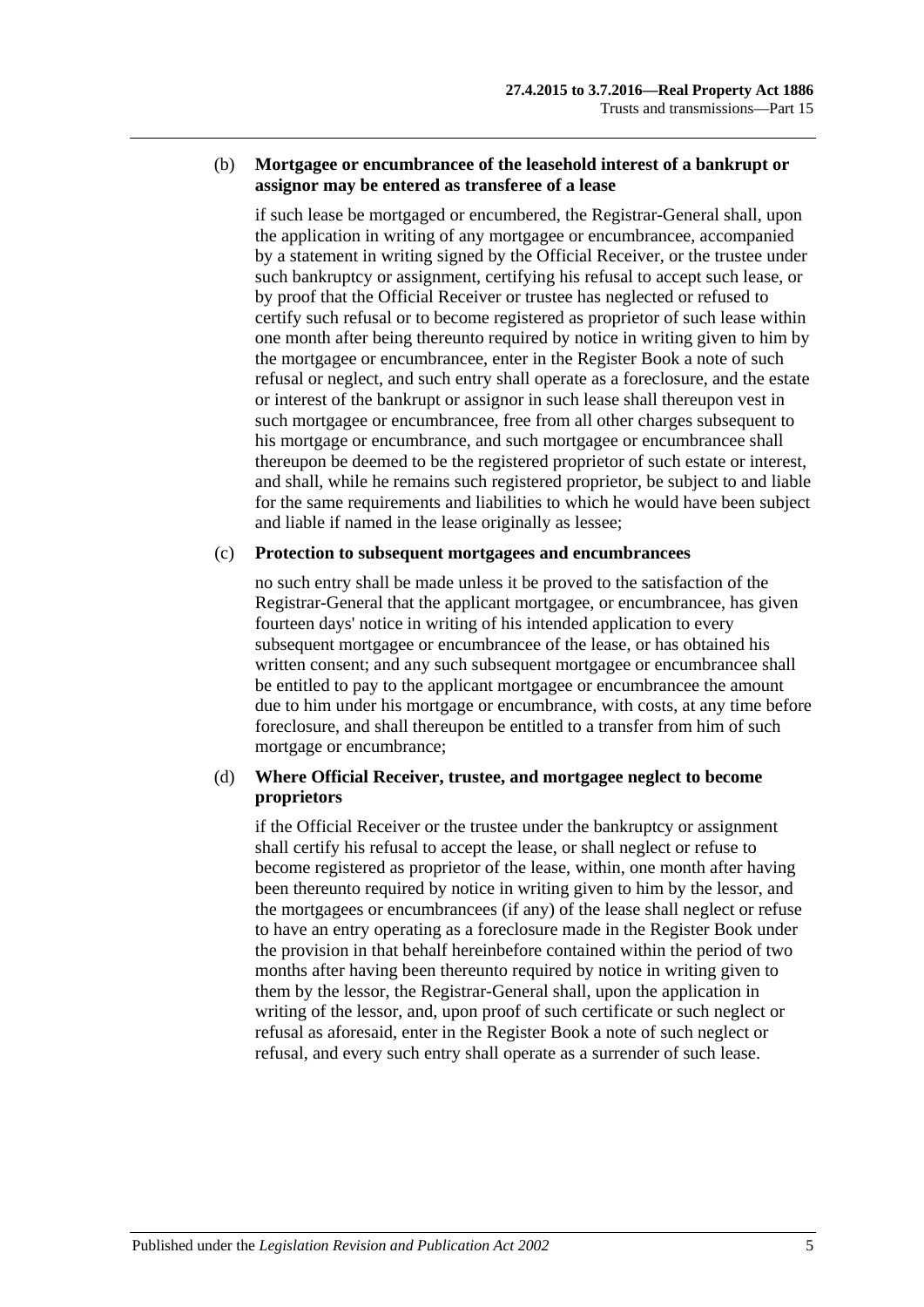(b) **Mortgagee or encumbrancee of the leasehold interest of a bankrupt or assignor may be entered as transferee of a lease**

if such lease be mortgaged or encumbered, the Registrar-General shall, upon the application in writing of any mortgagee or encumbrancee, accompanied by a statement in writing signed by the Official Receiver, or the trustee under such bankruptcy or assignment, certifying his refusal to accept such lease, or by proof that the Official Receiver or trustee has neglected or refused to certify such refusal or to become registered as proprietor of such lease within one month after being thereunto required by notice in writing given to him by the mortgagee or encumbrancee, enter in the Register Book a note of such refusal or neglect, and such entry shall operate as a foreclosure, and the estate or interest of the bankrupt or assignor in such lease shall thereupon vest in such mortgagee or encumbrancee, free from all other charges subsequent to his mortgage or encumbrance, and such mortgagee or encumbrancee shall thereupon be deemed to be the registered proprietor of such estate or interest, and shall, while he remains such registered proprietor, be subject to and liable for the same requirements and liabilities to which he would have been subject and liable if named in the lease originally as lessee;

(c) **Protection to subsequent mortgagees and encumbrancees**

no such entry shall be made unless it be proved to the satisfaction of the Registrar-General that the applicant mortgagee, or encumbrancee, has given fourteen days' notice in writing of his intended application to every subsequent mortgagee or encumbrancee of the lease, or has obtained his written consent; and any such subsequent mortgagee or encumbrancee shall be entitled to pay to the applicant mortgagee or encumbrancee the amount due to him under his mortgage or encumbrance, with costs, at any time before foreclosure, and shall thereupon be entitled to a transfer from him of such mortgage or encumbrance;

(d) **Where Official Receiver, trustee, and mortgagee neglect to become proprietors**

if the Official Receiver or the trustee under the bankruptcy or assignment shall certify his refusal to accept the lease, or shall neglect or refuse to become registered as proprietor of the lease, within, one month after having been thereunto required by notice in writing given to him by the lessor, and the mortgagees or encumbrancees (if any) of the lease shall neglect or refuse to have an entry operating as a foreclosure made in the Register Book under the provision in that behalf hereinbefore contained within the period of two months after having been thereunto required by notice in writing given to them by the lessor, the Registrar-General shall, upon the application in writing of the lessor, and, upon proof of such certificate or such neglect or refusal as aforesaid, enter in the Register Book a note of such neglect or refusal, and every such entry shall operate as a surrender of such lease.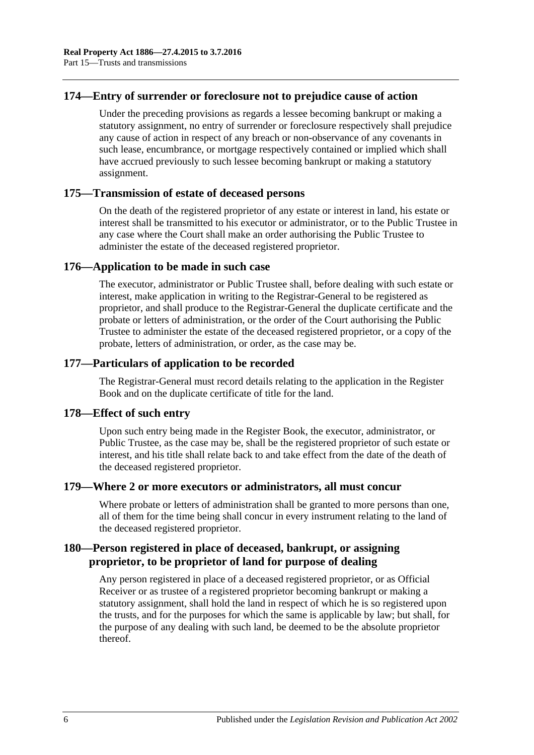## 174—Entry of surrender or foreclosure not to prejudice cause of action

Under the preceding provisions as regards a lessee becoming bankrupt or making a statutory assignment, no entry of surrender or foreclosure respectively shall prejudice any cause of action in respect of any breach or non-observance of any covenants in such lease, encumbrance, or mortgage respectively contained or implied which shall have accrued previously to such lessee becoming bankrupt or making a statutory assignment.

## 175—Transmission of estate of deceased persons

On the death of the registered proprietor of any estate or interest in land, his estate or interest shall be transmitted to his executor or administrator, or to the Public Trustee in any case where the Court shall make an order authorising the Public Trustee to administer the estate of the deceased registered proprietor.

## 176—Application to be made in such case

The executor, administrator or Public Trustee shall, before dealing with such estate or interest, make application in writing to the Registrar-General to be registered as proprietor, and shall produce to the Registrar-General the duplicate certificate and the probate or letters of administration, or the order of the Court authorising the Public Trustee to administer the estate of the deceased registered proprietor, or a copy of the probate, letters of administration, or order, as the case may be.

## 177—Particulars of application to be recorded

The Registrar-General must record details relating to the application in the Register Book and on the duplicate certificate of title for the land.

## 178—Effect of such entry

Upon such entry being made in the Register Book, the executor, administrator, or Public Trustee, as the case may be, shall be the registered proprietor of such estate or interest, and his title shall relate back to and take effect from the date of the death of the deceased registered proprietor.

## 179—Where 2 or more executors or administrators, all must concur

Where probate or letters of administration shall be granted to more persons than one, all of them for the time being shall concur in every instrument relating to the land of the deceased registered proprietor.

## 180—Person registered in place of deceased, bankrupt, or assigning proprietor, to be proprietor of land for purpose of dealing

Any person registered in place of a deceased registered proprietor, or as Official Receiver or as trustee of a registered proprietor becoming bankrupt or making a statutory assignment, shall hold the land in respect of which he is so registered upon the trusts, and for the purposes for which the same is applicable by law; but shall, for the purpose of any dealing with such land, be deemed to be the absolute proprietor thereof.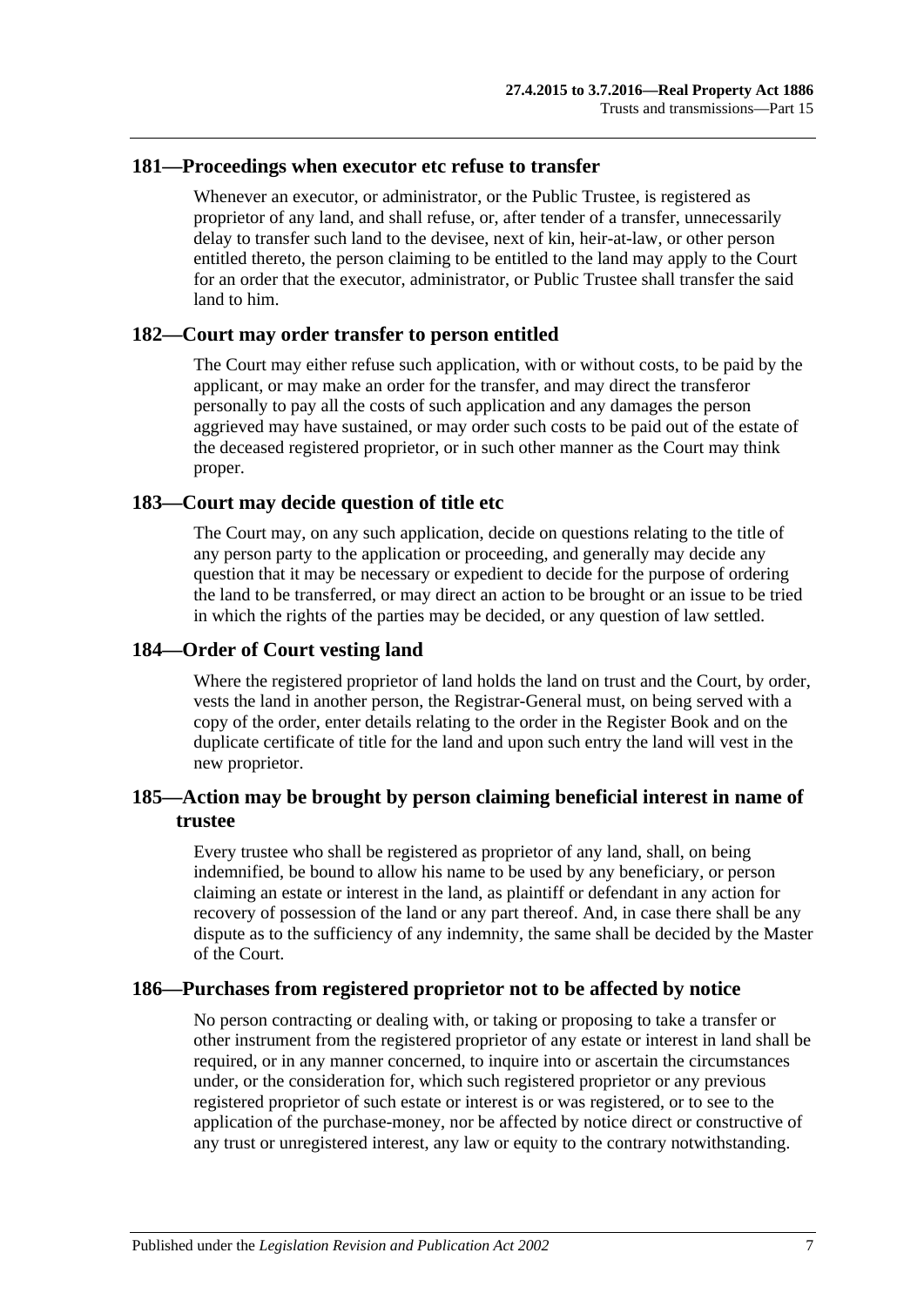## 181—Proceedings when executor etc refuse to transfer

Whenever an executor, or administrator, or the Public Trustee, is registered as proprietor of any land, and shall refuse, or, after tender of a transfer, unnecessarily delay to transfer such land to the devisee, next of kin, heir-at-law, or other person entitled thereto, the person claiming to be entitled to the land may apply to the Court for an order that the executor, administrator, or Public Trustee shall transfer the said land to him.

## 182—Court may order transfer to person entitled

The Court may either refuse such application, with or without costs, to be paid by the applicant, or may make an order for the transfer, and may direct the transferor personally to pay all the costs of such application and any damages the person aggrieved may have sustained, or may order such costs to be paid out of the estate of the deceased registered proprietor, or in such other manner as the Court may think proper.

## 183—Court may decide question of title etc

The Court may, on any such application, decide on questions relating to the title of any person party to the application or proceeding, and generally may decide any question that it may be necessary or expedient to decide for the purpose of ordering the land to be transferred, or may direct an action to be brought or an issue to be tried in which the rights of the parties may be decided, or any question of law settled.

## 184—Order of Court vesting land

Where the registered proprietor of land holds the land on trust and the Court, by order, vests the land in another person, the Registrar-General must, on being served with a copy of the order, enter details relating to the order in the Register Book and on the duplicate certificate of title for the land and upon such entry the land will vest in the new proprietor.

## 185—Action may be brought by person claiming beneficial interest in name of trustee

Every trustee who shall be registered as proprietor of any land, shall, on being indemnified, be bound to allow his name to be used by any beneficiary, or person claiming an estate or interest in the land, as plaintiff or defendant in any action for recovery of possession of the land or any part thereof. And, in case there shall be any dispute as to the sufficiency of any indemnity, the same shall be decided by the Master of the Court.

## 186—Purchases from registered proprietor not to be affected by notice

No person contracting or dealing with, or taking or proposing to take a transfer or other instrument from the registered proprietor of any estate or interest in land shall be required, or in any manner concerned, to inquire into or ascertain the circumstances under, or the consideration for, which such registered proprietor or any previous registered proprietor of such estate or interest is or was registered, or to see to the application of the purchase-money, nor be affected by notice direct or constructive of any trust or unregistered interest, any law or equity to the contrary notwithstanding.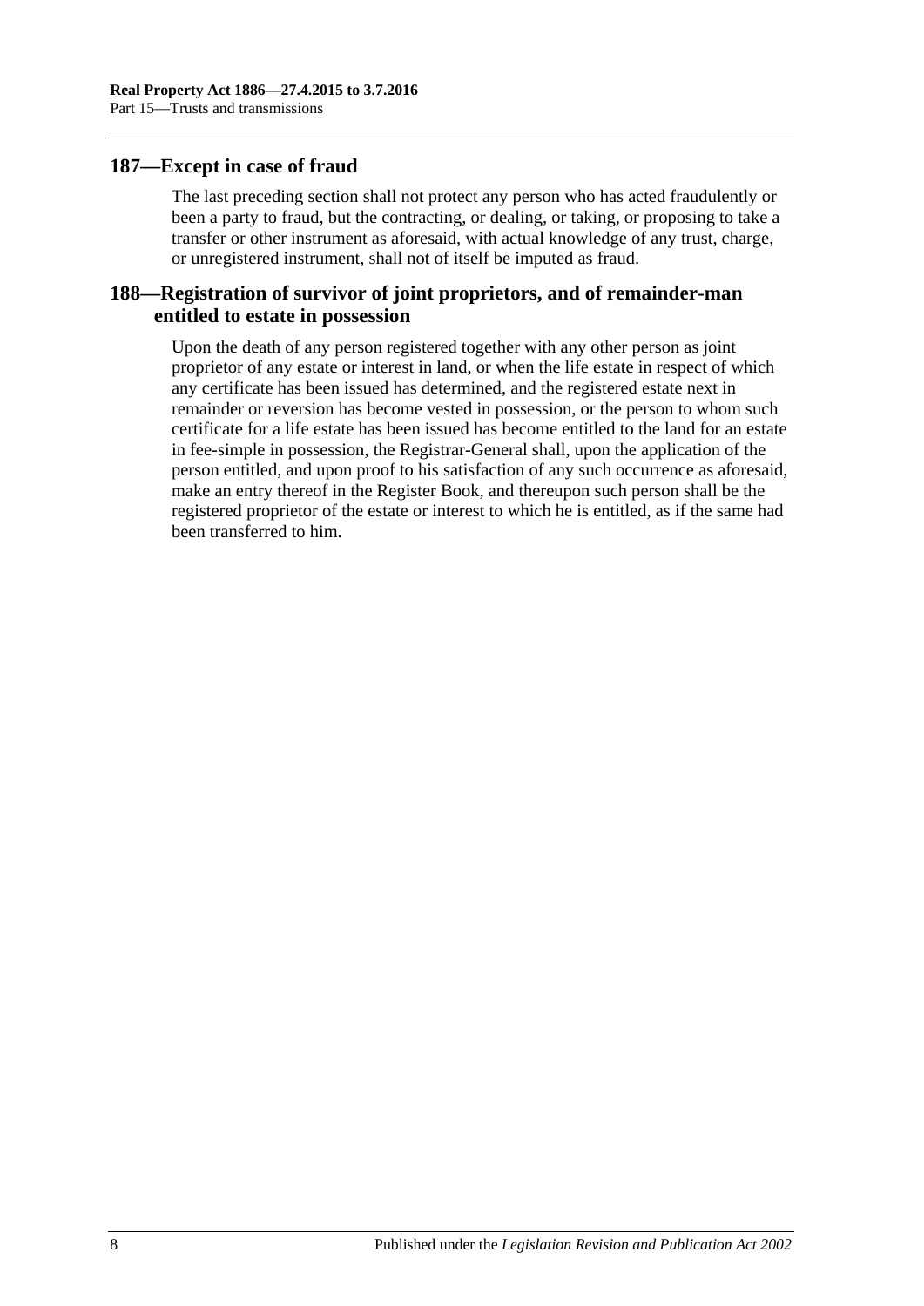## 187—Except in case of fraud

The last preceding section shall not protect any person who has acted fraudulently or been a party to fraud, but the contracting, or dealing, or taking, or proposing to take a transfer or other instrument as aforesaid, with actual knowledge of any trust, charge, or unregistered instrument, shall not of itself be imputed as fraud.

## 188—Registration of survivor of joint proprietors, and of remainder-man entitled to estate in possession

Upon the death of any person registered together with any other person as joint proprietor of any estate or interest in land, or when the life estate in respect of which any certificate has been issued has determined, and the registered estate next in remainder or reversion has become vested in possession, or the person to whom such certificate for a life estate has been issued has become entitled to the land for an estate in fee-simple in possession, the Registrar-General shall, upon the application of the person entitled, and upon proof to his satisfaction of any such occurrence as aforesaid, make an entry thereof in the Register Book, and thereupon such person shall be the registered proprietor of the estate or interest to which he is entitled, as if the same had been transferred to him.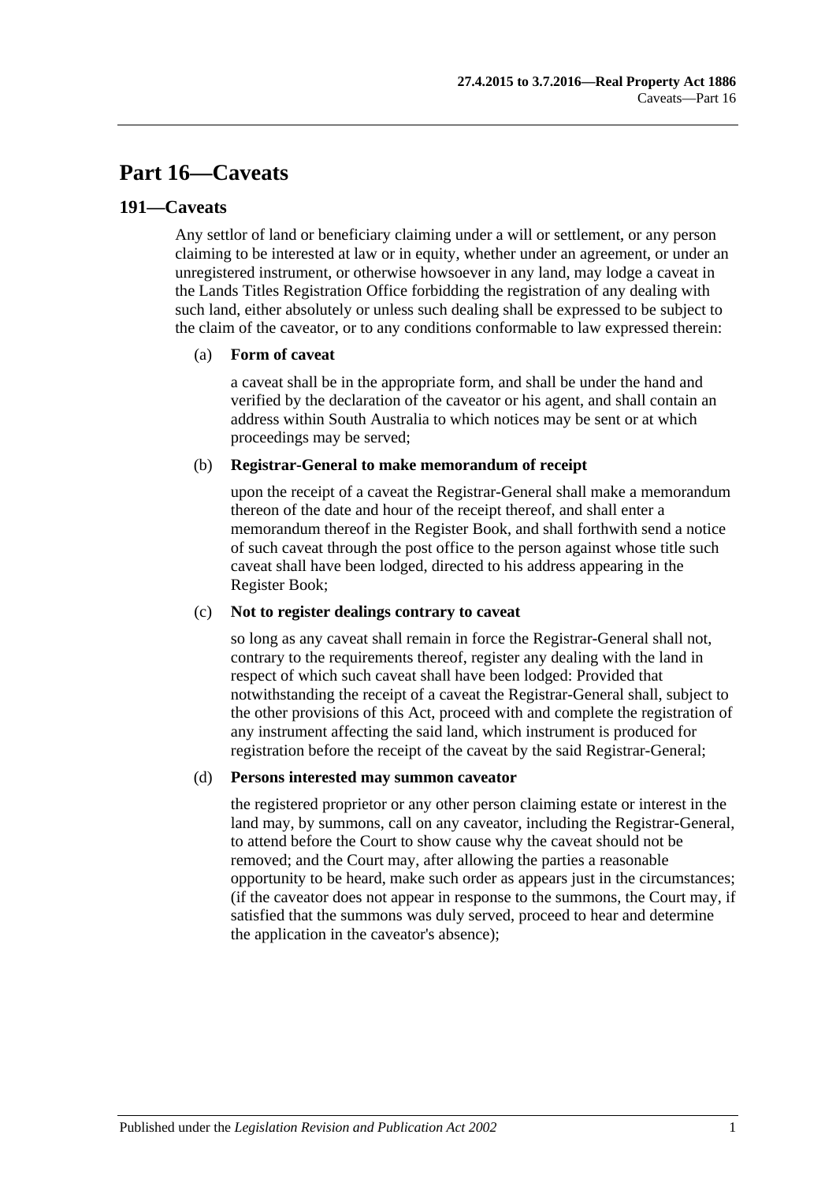# Part 16—Caveats

## 191—Caveats

Any settlor of land or beneficiary claiming under a will or settlement, or any person claiming to be interested at law or in equity, whether under an agreement, or under an unregistered instrument, or otherwise howsoever in any land, may lodge a caveat in the Lands Titles Registration Office forbidding the registration of any dealing with such land, either absolutely or unless such dealing shall be expressed to be subject to the claim of the caveator, or to any conditions conformable to law expressed therein:

(a) **Form of caveat**

a caveat shall be in the appropriate form, and shall be under the hand and verified by the declaration of the caveator or his agent, and shall contain an address within South Australia to which notices may be sent or at which proceedings may be served;

(b) **Registrar-General to make memorandum of receipt**

upon the receipt of a caveat the Registrar-General shall make a memorandum thereon of the date and hour of the receipt thereof, and shall enter a memorandum thereof in the Register Book, and shall forthwith send a notice of such caveat through the post office to the person against whose title such caveat shall have been lodged, directed to his address appearing in the Register Book;

(c) **Not to register dealings contrary to caveat**

so long as any caveat shall remain in force the Registrar-General shall not, contrary to the requirements thereof, register any dealing with the land in respect of which such caveat shall have been lodged: Provided that notwithstanding the receipt of a caveat the Registrar-General shall, subject to the other provisions of this Act, proceed with and complete the registration of any instrument affecting the said land, which instrument is produced for registration before the receipt of the caveat by the said Registrar-General;

(d) **Persons interested may summon caveator**

the registered proprietor or any other person claiming estate or interest in the land may, by summons, call on any caveator, including the Registrar-General, to attend before the Court to show cause why the caveat should not be removed; and the Court may, after allowing the parties a reasonable opportunity to be heard, make such order as appears just in the circumstances; (if the caveator does not appear in response to the summons, the Court may, if satisfied that the summons was duly served, proceed to hear and determine the application in the caveator's absence);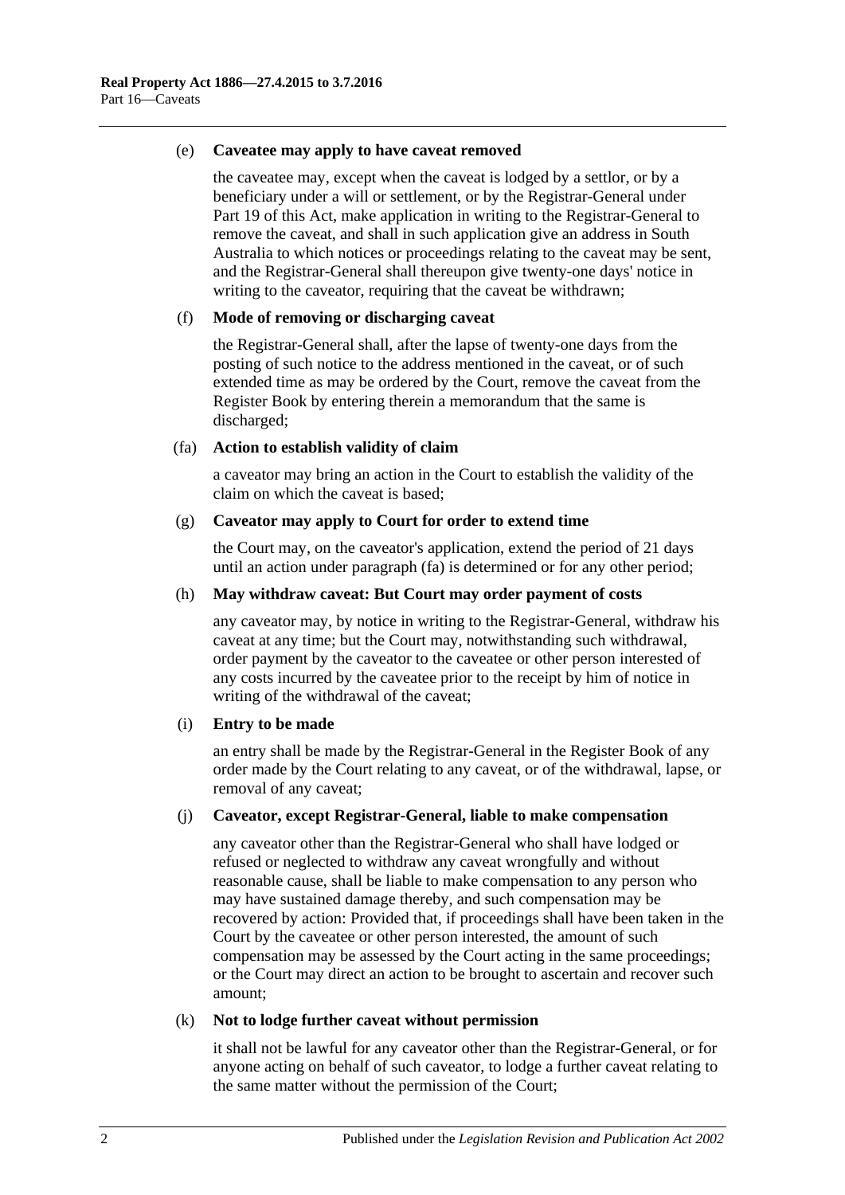(e) **Caveatee may apply to have caveat removed**

the caveatee may, except when the caveat is lodged by a settlor, or by a beneficiary under a will or settlement, or by the Registrar-General under Part 19 of this Act, make application in writing to the Registrar-General to remove the caveat, and shall in such application give an address in South Australia to which notices or proceedings relating to the caveat may be sent, and the Registrar-General shall thereupon give twenty-one days' notice in writing to the caveator, requiring that the caveat be withdrawn;

(f) **Mode of removing or discharging caveat**

the Registrar-General shall, after the lapse of twenty-one days from the posting of such notice to the address mentioned in the caveat, or of such extended time as may be ordered by the Court, remove the caveat from the Register Book by entering therein a memorandum that the same is discharged;

(fa) **Action to establish validity of claim**

a caveator may bring an action in the Court to establish the validity of the claim on which the caveat is based;

(g) **Caveator may apply to Court for order to extend time**

the Court may, on the caveator's application, extend the period of 21 days until an action under paragraph (fa) is determined or for any other period;

(h) **May withdraw caveat: But Court may order payment of costs**

any caveator may, by notice in writing to the Registrar-General, withdraw his caveat at any time; but the Court may, notwithstanding such withdrawal, order payment by the caveator to the caveatee or other person interested of any costs incurred by the caveatee prior to the receipt by him of notice in writing of the withdrawal of the caveat;

(i) **Entry to be made**

an entry shall be made by the Registrar-General in the Register Book of any order made by the Court relating to any caveat, or of the withdrawal, lapse, or removal of any caveat;

(j) **Caveator, except Registrar-General, liable to make compensation**

any caveator other than the Registrar-General who shall have lodged or refused or neglected to withdraw any caveat wrongfully and without reasonable cause, shall be liable to make compensation to any person who may have sustained damage thereby, and such compensation may be recovered by action: Provided that, if proceedings shall have been taken in the Court by the caveatee or other person interested, the amount of such compensation may be assessed by the Court acting in the same proceedings; or the Court may direct an action to be brought to ascertain and recover such amount;

(k) **Not to lodge further caveat without permission**

it shall not be lawful for any caveator other than the Registrar-General, or for anyone acting on behalf of such caveator, to lodge a further caveat relating to the same matter without the permission of the Court;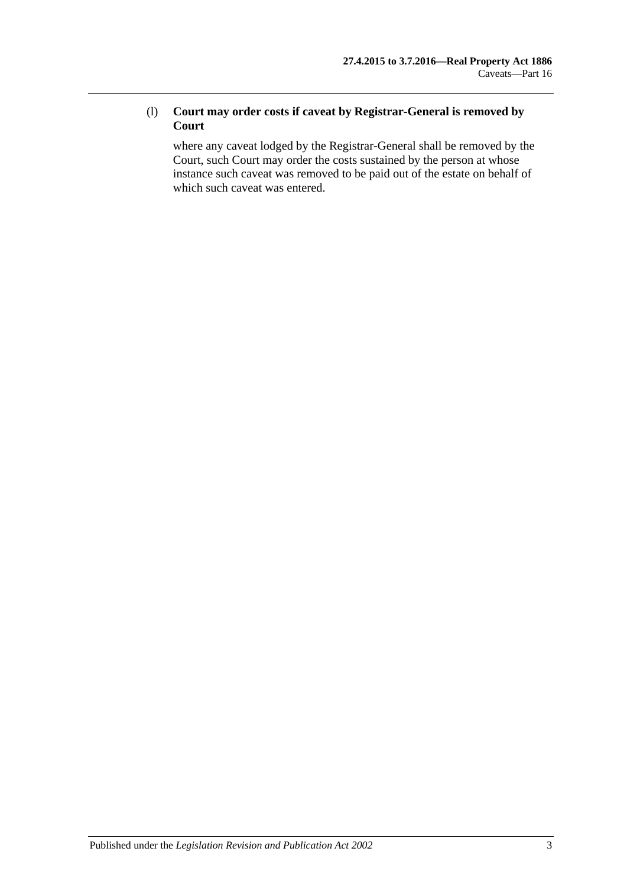(l) **Court may order costs if caveat by Registrar-General is removed by Court**

where any caveat lodged by the Registrar-General shall be removed by the Court, such Court may order the costs sustained by the person at whose instance such caveat was removed to be paid out of the estate on behalf of which such caveat was entered.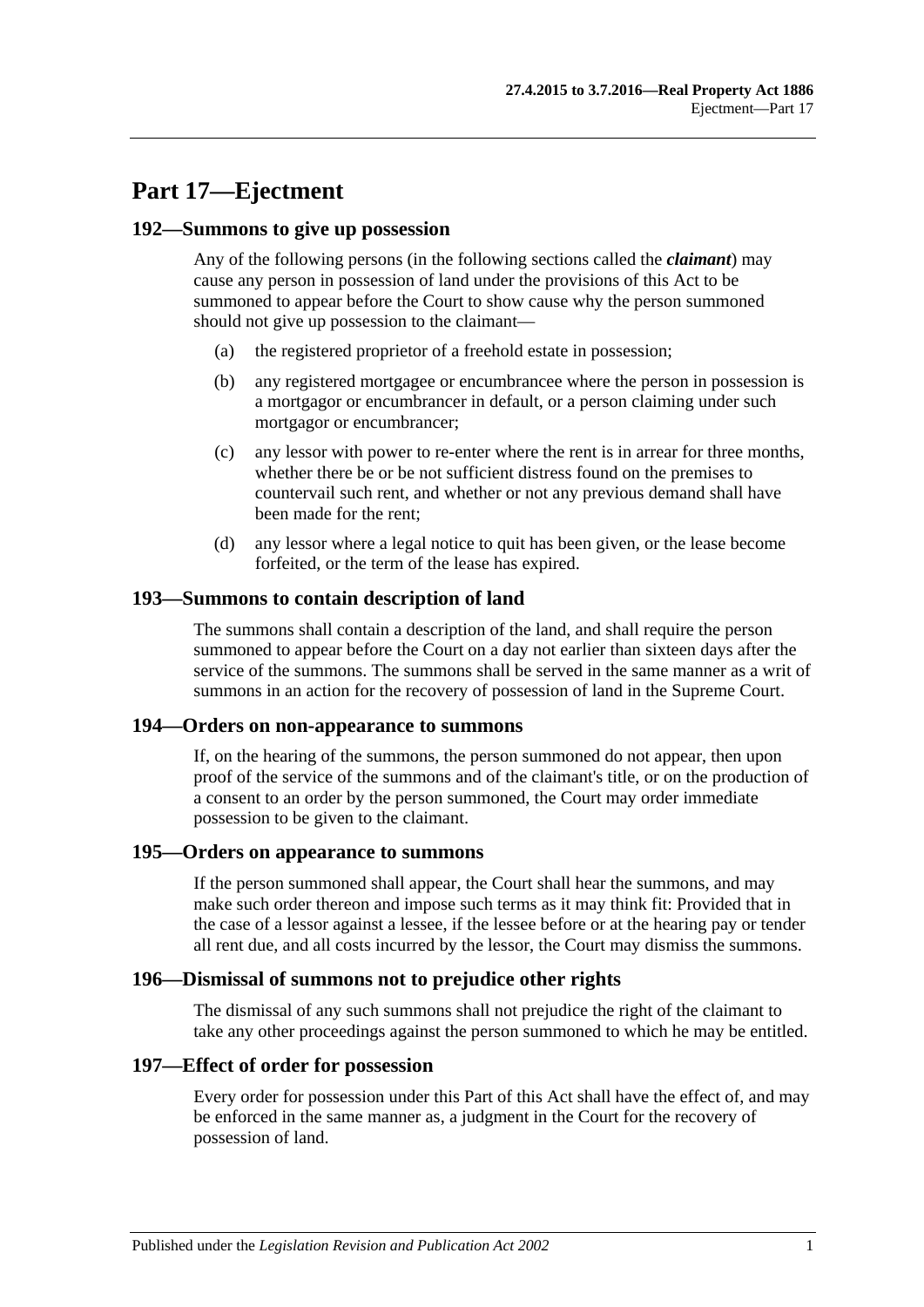# Part 17—Ejectment

## 192—Summons to give up possession

Any of the following persons (in the following sections called the ***claimant***) may cause any person in possession of land under the provisions of this Act to be summoned to appear before the Court to show cause why the person summoned should not give up possession to the claimant—

(a) the registered proprietor of a freehold estate in possession;

(b) any registered mortgagee or encumbrancee where the person in possession is a mortgagor or encumbrancer in default, or a person claiming under such mortgagor or encumbrancer;

(c) any lessor with power to re-enter where the rent is in arrear for three months, whether there be or be not sufficient distress found on the premises to countervail such rent, and whether or not any previous demand shall have been made for the rent;

(d) any lessor where a legal notice to quit has been given, or the lease become forfeited, or the term of the lease has expired.

## 193—Summons to contain description of land

The summons shall contain a description of the land, and shall require the person summoned to appear before the Court on a day not earlier than sixteen days after the service of the summons. The summons shall be served in the same manner as a writ of summons in an action for the recovery of possession of land in the Supreme Court.

## 194—Orders on non-appearance to summons

If, on the hearing of the summons, the person summoned do not appear, then upon proof of the service of the summons and of the claimant's title, or on the production of a consent to an order by the person summoned, the Court may order immediate possession to be given to the claimant.

## 195—Orders on appearance to summons

If the person summoned shall appear, the Court shall hear the summons, and may make such order thereon and impose such terms as it may think fit: Provided that in the case of a lessor against a lessee, if the lessee before or at the hearing pay or tender all rent due, and all costs incurred by the lessor, the Court may dismiss the summons.

## 196—Dismissal of summons not to prejudice other rights

The dismissal of any such summons shall not prejudice the right of the claimant to take any other proceedings against the person summoned to which he may be entitled.

## 197—Effect of order for possession

Every order for possession under this Part of this Act shall have the effect of, and may be enforced in the same manner as, a judgment in the Court for the recovery of possession of land.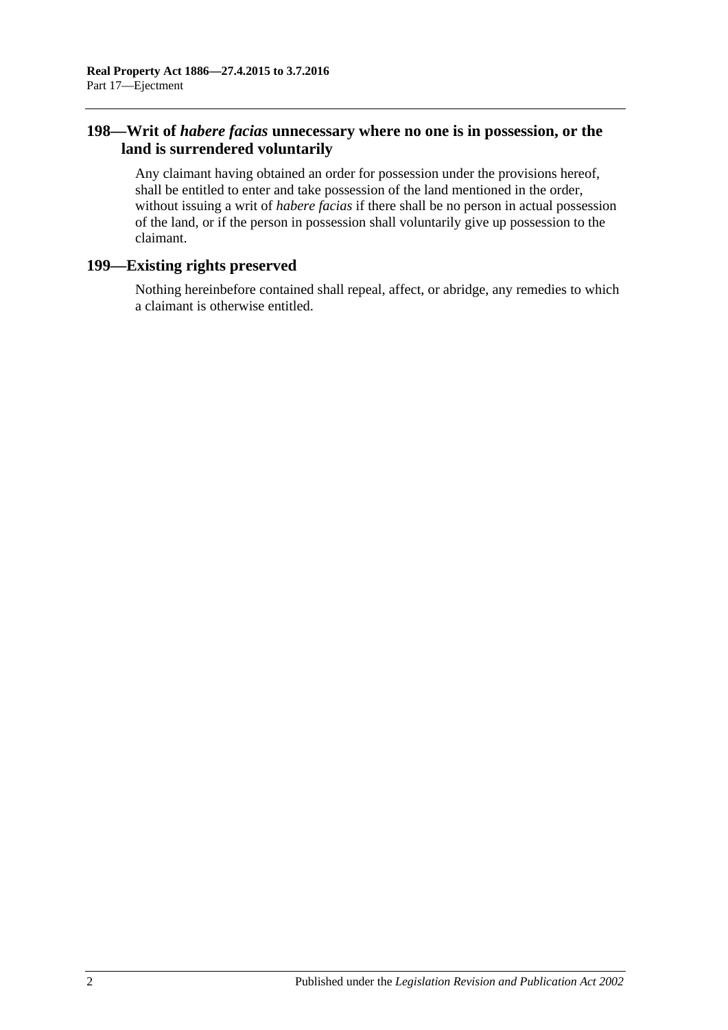## 198—Writ of *habere facias* unnecessary where no one is in possession, or the land is surrendered voluntarily

Any claimant having obtained an order for possession under the provisions hereof, shall be entitled to enter and take possession of the land mentioned in the order, without issuing a writ of *habere facias* if there shall be no person in actual possession of the land, or if the person in possession shall voluntarily give up possession to the claimant.

## 199—Existing rights preserved

Nothing hereinbefore contained shall repeal, affect, or abridge, any remedies to which a claimant is otherwise entitled.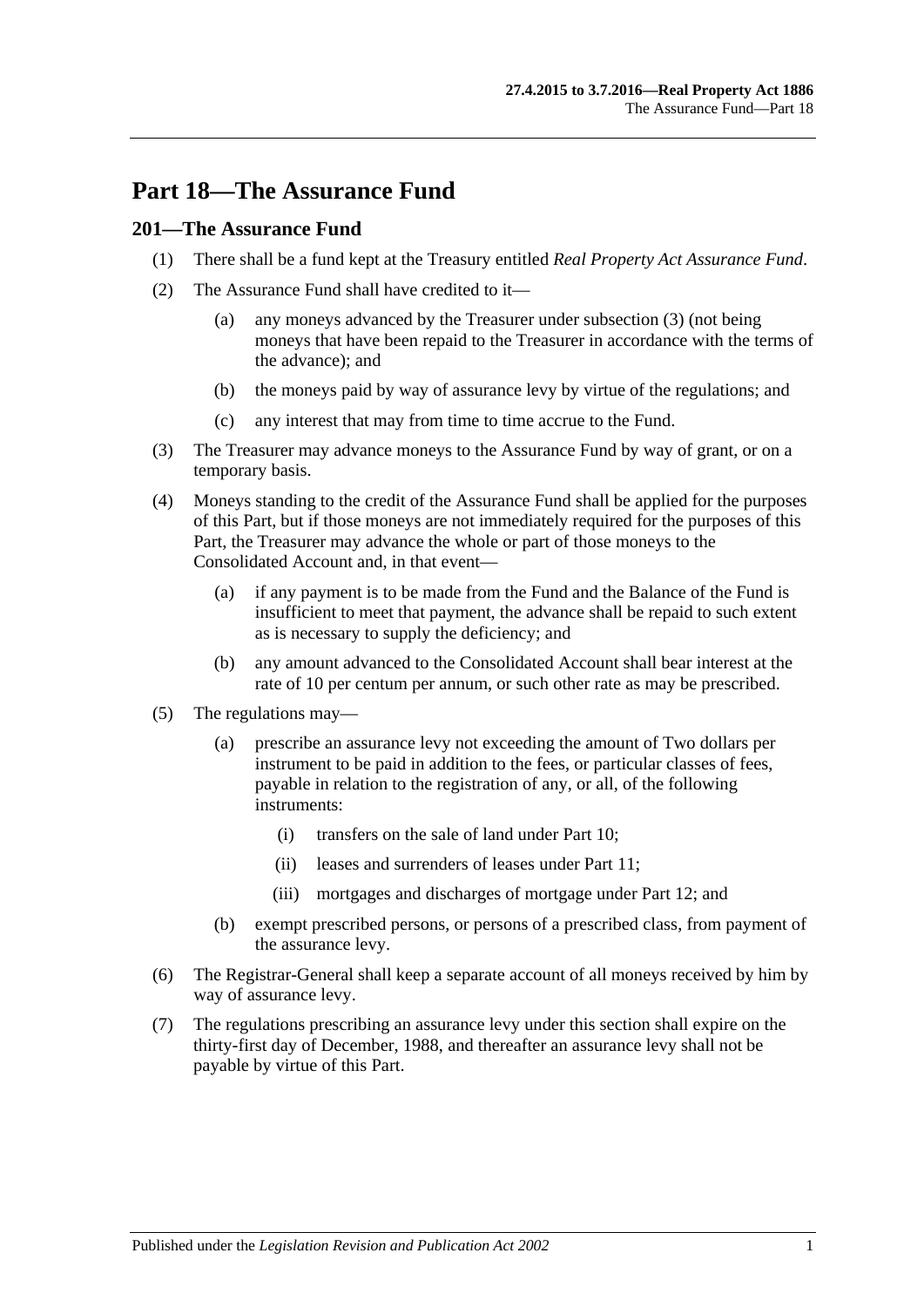# Part 18—The Assurance Fund

## 201—The Assurance Fund

(1) There shall be a fund kept at the Treasury entitled *Real Property Act Assurance Fund*.

(2) The Assurance Fund shall have credited to it—

  (a) any moneys advanced by the Treasurer under subsection (3) (not being moneys that have been repaid to the Treasurer in accordance with the terms of the advance); and

  (b) the moneys paid by way of assurance levy by virtue of the regulations; and

  (c) any interest that may from time to time accrue to the Fund.

(3) The Treasurer may advance moneys to the Assurance Fund by way of grant, or on a temporary basis.

(4) Moneys standing to the credit of the Assurance Fund shall be applied for the purposes of this Part, but if those moneys are not immediately required for the purposes of this Part, the Treasurer may advance the whole or part of those moneys to the Consolidated Account and, in that event—

  (a) if any payment is to be made from the Fund and the Balance of the Fund is insufficient to meet that payment, the advance shall be repaid to such extent as is necessary to supply the deficiency; and

  (b) any amount advanced to the Consolidated Account shall bear interest at the rate of 10 per centum per annum, or such other rate as may be prescribed.

(5) The regulations may—

  (a) prescribe an assurance levy not exceeding the amount of Two dollars per instrument to be paid in addition to the fees, or particular classes of fees, payable in relation to the registration of any, or all, of the following instruments:

    (i) transfers on the sale of land under Part 10;

    (ii) leases and surrenders of leases under Part 11;

    (iii) mortgages and discharges of mortgage under Part 12; and

  (b) exempt prescribed persons, or persons of a prescribed class, from payment of the assurance levy.

(6) The Registrar-General shall keep a separate account of all moneys received by him by way of assurance levy.

(7) The regulations prescribing an assurance levy under this section shall expire on the thirty-first day of December, 1988, and thereafter an assurance levy shall not be payable by virtue of this Part.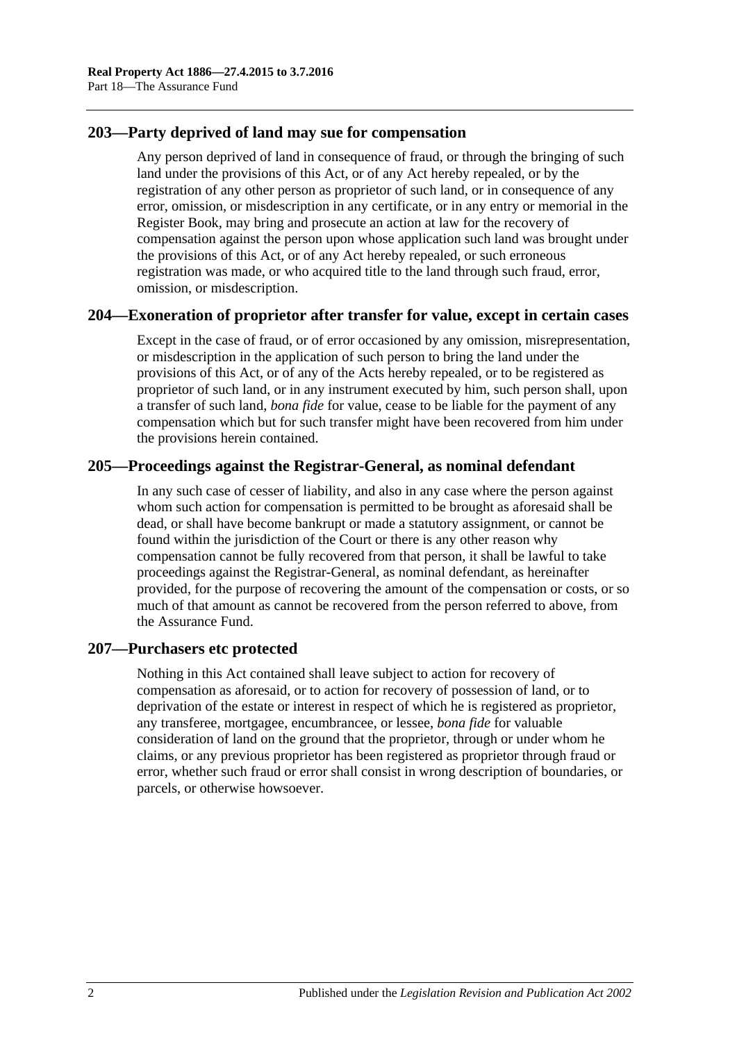## 203—Party deprived of land may sue for compensation

Any person deprived of land in consequence of fraud, or through the bringing of such land under the provisions of this Act, or of any Act hereby repealed, or by the registration of any other person as proprietor of such land, or in consequence of any error, omission, or misdescription in any certificate, or in any entry or memorial in the Register Book, may bring and prosecute an action at law for the recovery of compensation against the person upon whose application such land was brought under the provisions of this Act, or of any Act hereby repealed, or such erroneous registration was made, or who acquired title to the land through such fraud, error, omission, or misdescription.

## 204—Exoneration of proprietor after transfer for value, except in certain cases

Except in the case of fraud, or of error occasioned by any omission, misrepresentation, or misdescription in the application of such person to bring the land under the provisions of this Act, or of any of the Acts hereby repealed, or to be registered as proprietor of such land, or in any instrument executed by him, such person shall, upon a transfer of such land, *bona fide* for value, cease to be liable for the payment of any compensation which but for such transfer might have been recovered from him under the provisions herein contained.

## 205—Proceedings against the Registrar-General, as nominal defendant

In any such case of cesser of liability, and also in any case where the person against whom such action for compensation is permitted to be brought as aforesaid shall be dead, or shall have become bankrupt or made a statutory assignment, or cannot be found within the jurisdiction of the Court or there is any other reason why compensation cannot be fully recovered from that person, it shall be lawful to take proceedings against the Registrar-General, as nominal defendant, as hereinafter provided, for the purpose of recovering the amount of the compensation or costs, or so much of that amount as cannot be recovered from the person referred to above, from the Assurance Fund.

## 207—Purchasers etc protected

Nothing in this Act contained shall leave subject to action for recovery of compensation as aforesaid, or to action for recovery of possession of land, or to deprivation of the estate or interest in respect of which he is registered as proprietor, any transferee, mortgagee, encumbrancee, or lessee, *bona fide* for valuable consideration of land on the ground that the proprietor, through or under whom he claims, or any previous proprietor has been registered as proprietor through fraud or error, whether such fraud or error shall consist in wrong description of boundaries, or parcels, or otherwise howsoever.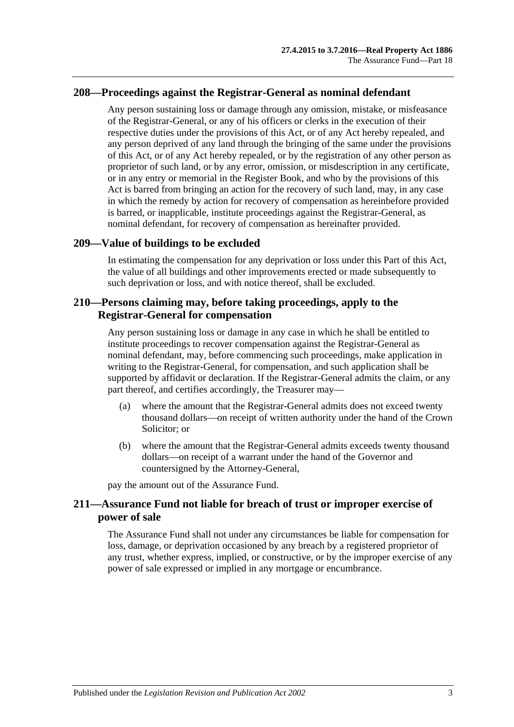## 208—Proceedings against the Registrar-General as nominal defendant

Any person sustaining loss or damage through any omission, mistake, or misfeasance of the Registrar-General, or any of his officers or clerks in the execution of their respective duties under the provisions of this Act, or of any Act hereby repealed, and any person deprived of any land through the bringing of the same under the provisions of this Act, or of any Act hereby repealed, or by the registration of any other person as proprietor of such land, or by any error, omission, or misdescription in any certificate, or in any entry or memorial in the Register Book, and who by the provisions of this Act is barred from bringing an action for the recovery of such land, may, in any case in which the remedy by action for recovery of compensation as hereinbefore provided is barred, or inapplicable, institute proceedings against the Registrar-General, as nominal defendant, for recovery of compensation as hereinafter provided.

## 209—Value of buildings to be excluded

In estimating the compensation for any deprivation or loss under this Part of this Act, the value of all buildings and other improvements erected or made subsequently to such deprivation or loss, and with notice thereof, shall be excluded.

## 210—Persons claiming may, before taking proceedings, apply to the Registrar-General for compensation

Any person sustaining loss or damage in any case in which he shall be entitled to institute proceedings to recover compensation against the Registrar-General as nominal defendant, may, before commencing such proceedings, make application in writing to the Registrar-General, for compensation, and such application shall be supported by affidavit or declaration. If the Registrar-General admits the claim, or any part thereof, and certifies accordingly, the Treasurer may—

(a) where the amount that the Registrar-General admits does not exceed twenty thousand dollars—on receipt of written authority under the hand of the Crown Solicitor; or

(b) where the amount that the Registrar-General admits exceeds twenty thousand dollars—on receipt of a warrant under the hand of the Governor and countersigned by the Attorney-General,

pay the amount out of the Assurance Fund.

## 211—Assurance Fund not liable for breach of trust or improper exercise of power of sale

The Assurance Fund shall not under any circumstances be liable for compensation for loss, damage, or deprivation occasioned by any breach by a registered proprietor of any trust, whether express, implied, or constructive, or by the improper exercise of any power of sale expressed or implied in any mortgage or encumbrance.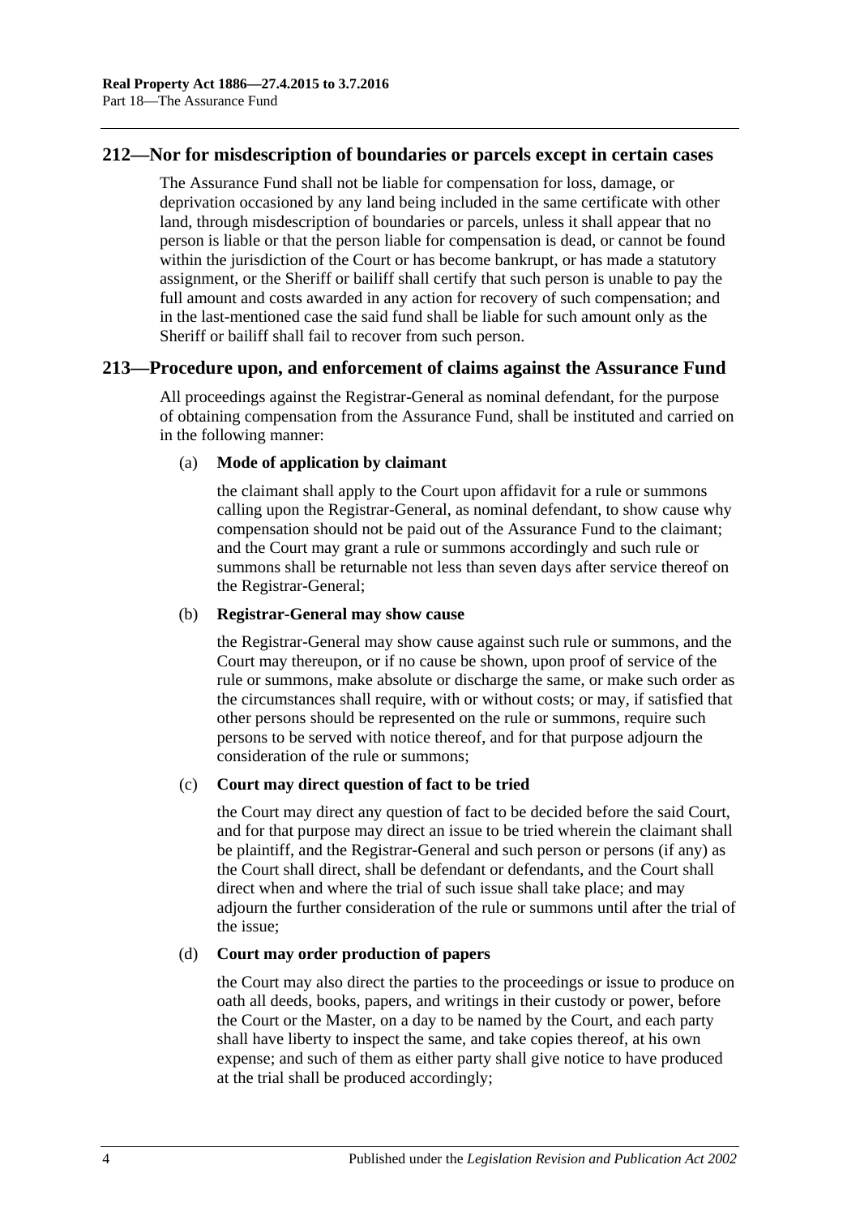## 212—Nor for misdescription of boundaries or parcels except in certain cases

The Assurance Fund shall not be liable for compensation for loss, damage, or deprivation occasioned by any land being included in the same certificate with other land, through misdescription of boundaries or parcels, unless it shall appear that no person is liable or that the person liable for compensation is dead, or cannot be found within the jurisdiction of the Court or has become bankrupt, or has made a statutory assignment, or the Sheriff or bailiff shall certify that such person is unable to pay the full amount and costs awarded in any action for recovery of such compensation; and in the last-mentioned case the said fund shall be liable for such amount only as the Sheriff or bailiff shall fail to recover from such person.

## 213—Procedure upon, and enforcement of claims against the Assurance Fund

All proceedings against the Registrar-General as nominal defendant, for the purpose of obtaining compensation from the Assurance Fund, shall be instituted and carried on in the following manner:

(a) **Mode of application by claimant**

the claimant shall apply to the Court upon affidavit for a rule or summons calling upon the Registrar-General, as nominal defendant, to show cause why compensation should not be paid out of the Assurance Fund to the claimant; and the Court may grant a rule or summons accordingly and such rule or summons shall be returnable not less than seven days after service thereof on the Registrar-General;

(b) **Registrar-General may show cause**

the Registrar-General may show cause against such rule or summons, and the Court may thereupon, or if no cause be shown, upon proof of service of the rule or summons, make absolute or discharge the same, or make such order as the circumstances shall require, with or without costs; or may, if satisfied that other persons should be represented on the rule or summons, require such persons to be served with notice thereof, and for that purpose adjourn the consideration of the rule or summons;

(c) **Court may direct question of fact to be tried**

the Court may direct any question of fact to be decided before the said Court, and for that purpose may direct an issue to be tried wherein the claimant shall be plaintiff, and the Registrar-General and such person or persons (if any) as the Court shall direct, shall be defendant or defendants, and the Court shall direct when and where the trial of such issue shall take place; and may adjourn the further consideration of the rule or summons until after the trial of the issue;

(d) **Court may order production of papers**

the Court may also direct the parties to the proceedings or issue to produce on oath all deeds, books, papers, and writings in their custody or power, before the Court or the Master, on a day to be named by the Court, and each party shall have liberty to inspect the same, and take copies thereof, at his own expense; and such of them as either party shall give notice to have produced at the trial shall be produced accordingly;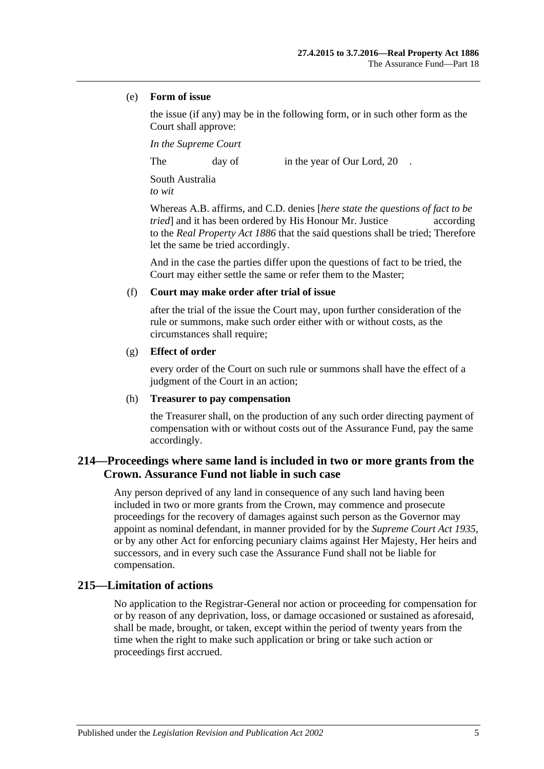(e) **Form of issue**

the issue (if any) may be in the following form, or in such other form as the Court shall approve:

*In the Supreme Court*

The day of in the year of Our Lord, 20 .

South Australia
*to wit*

Whereas A.B. affirms, and C.D. denies [*here state the questions of fact to be tried*] and it has been ordered by His Honour Mr. Justice according to the *Real Property Act 1886* that the said questions shall be tried; Therefore let the same be tried accordingly.

And in the case the parties differ upon the questions of fact to be tried, the Court may either settle the same or refer them to the Master;

(f) **Court may make order after trial of issue**

after the trial of the issue the Court may, upon further consideration of the rule or summons, make such order either with or without costs, as the circumstances shall require;

(g) **Effect of order**

every order of the Court on such rule or summons shall have the effect of a judgment of the Court in an action;

(h) **Treasurer to pay compensation**

the Treasurer shall, on the production of any such order directing payment of compensation with or without costs out of the Assurance Fund, pay the same accordingly.

## 214—Proceedings where same land is included in two or more grants from the Crown. Assurance Fund not liable in such case

Any person deprived of any land in consequence of any such land having been included in two or more grants from the Crown, may commence and prosecute proceedings for the recovery of damages against such person as the Governor may appoint as nominal defendant, in manner provided for by the *Supreme Court Act 1935*, or by any other Act for enforcing pecuniary claims against Her Majesty, Her heirs and successors, and in every such case the Assurance Fund shall not be liable for compensation.

## 215—Limitation of actions

No application to the Registrar-General nor action or proceeding for compensation for or by reason of any deprivation, loss, or damage occasioned or sustained as aforesaid, shall be made, brought, or taken, except within the period of twenty years from the time when the right to make such application or bring or take such action or proceedings first accrued.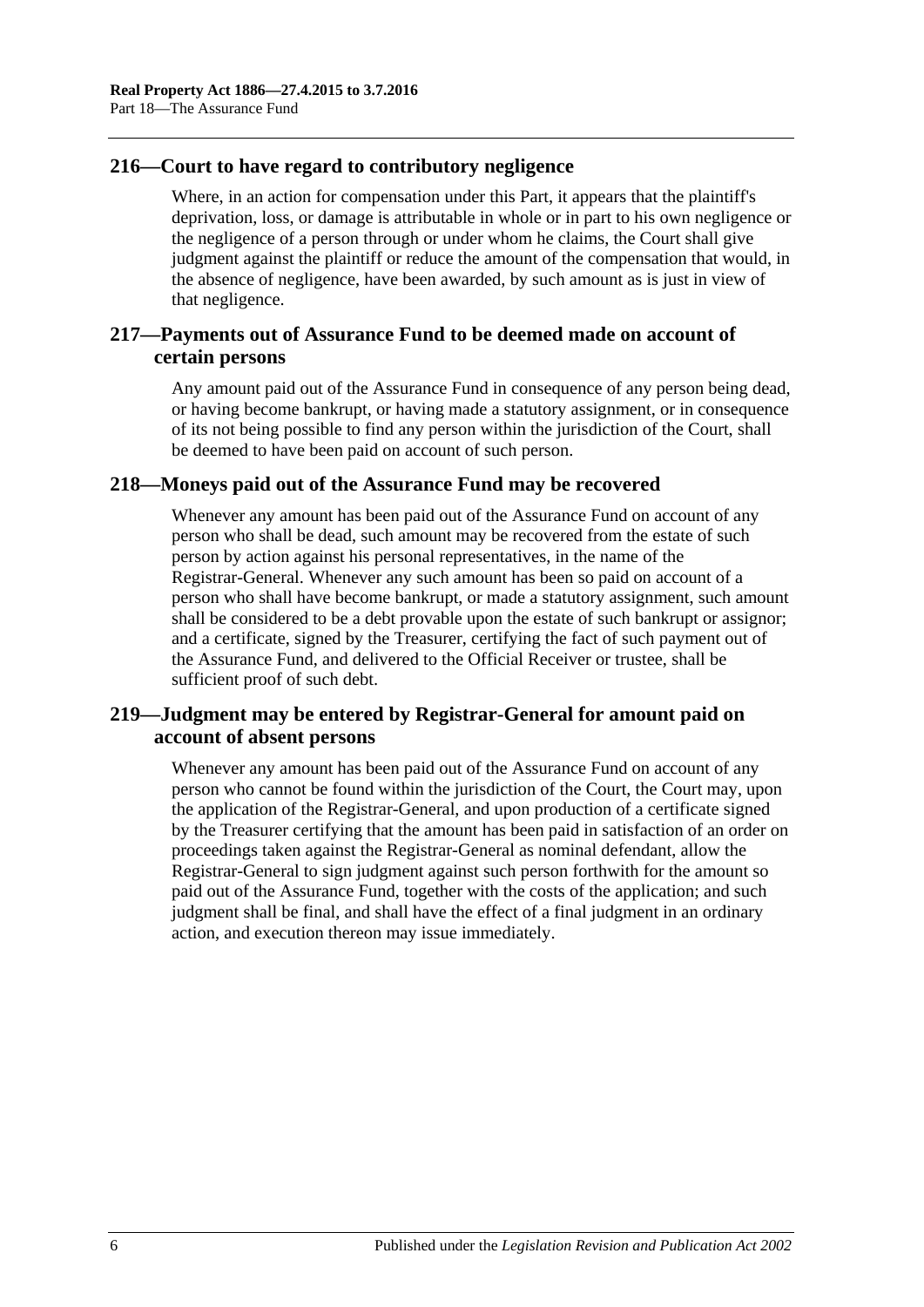## 216—Court to have regard to contributory negligence

Where, in an action for compensation under this Part, it appears that the plaintiff's deprivation, loss, or damage is attributable in whole or in part to his own negligence or the negligence of a person through or under whom he claims, the Court shall give judgment against the plaintiff or reduce the amount of the compensation that would, in the absence of negligence, have been awarded, by such amount as is just in view of that negligence.

## 217—Payments out of Assurance Fund to be deemed made on account of certain persons

Any amount paid out of the Assurance Fund in consequence of any person being dead, or having become bankrupt, or having made a statutory assignment, or in consequence of its not being possible to find any person within the jurisdiction of the Court, shall be deemed to have been paid on account of such person.

## 218—Moneys paid out of the Assurance Fund may be recovered

Whenever any amount has been paid out of the Assurance Fund on account of any person who shall be dead, such amount may be recovered from the estate of such person by action against his personal representatives, in the name of the Registrar-General. Whenever any such amount has been so paid on account of a person who shall have become bankrupt, or made a statutory assignment, such amount shall be considered to be a debt provable upon the estate of such bankrupt or assignor; and a certificate, signed by the Treasurer, certifying the fact of such payment out of the Assurance Fund, and delivered to the Official Receiver or trustee, shall be sufficient proof of such debt.

## 219—Judgment may be entered by Registrar-General for amount paid on account of absent persons

Whenever any amount has been paid out of the Assurance Fund on account of any person who cannot be found within the jurisdiction of the Court, the Court may, upon the application of the Registrar-General, and upon production of a certificate signed by the Treasurer certifying that the amount has been paid in satisfaction of an order on proceedings taken against the Registrar-General as nominal defendant, allow the Registrar-General to sign judgment against such person forthwith for the amount so paid out of the Assurance Fund, together with the costs of the application; and such judgment shall be final, and shall have the effect of a final judgment in an ordinary action, and execution thereon may issue immediately.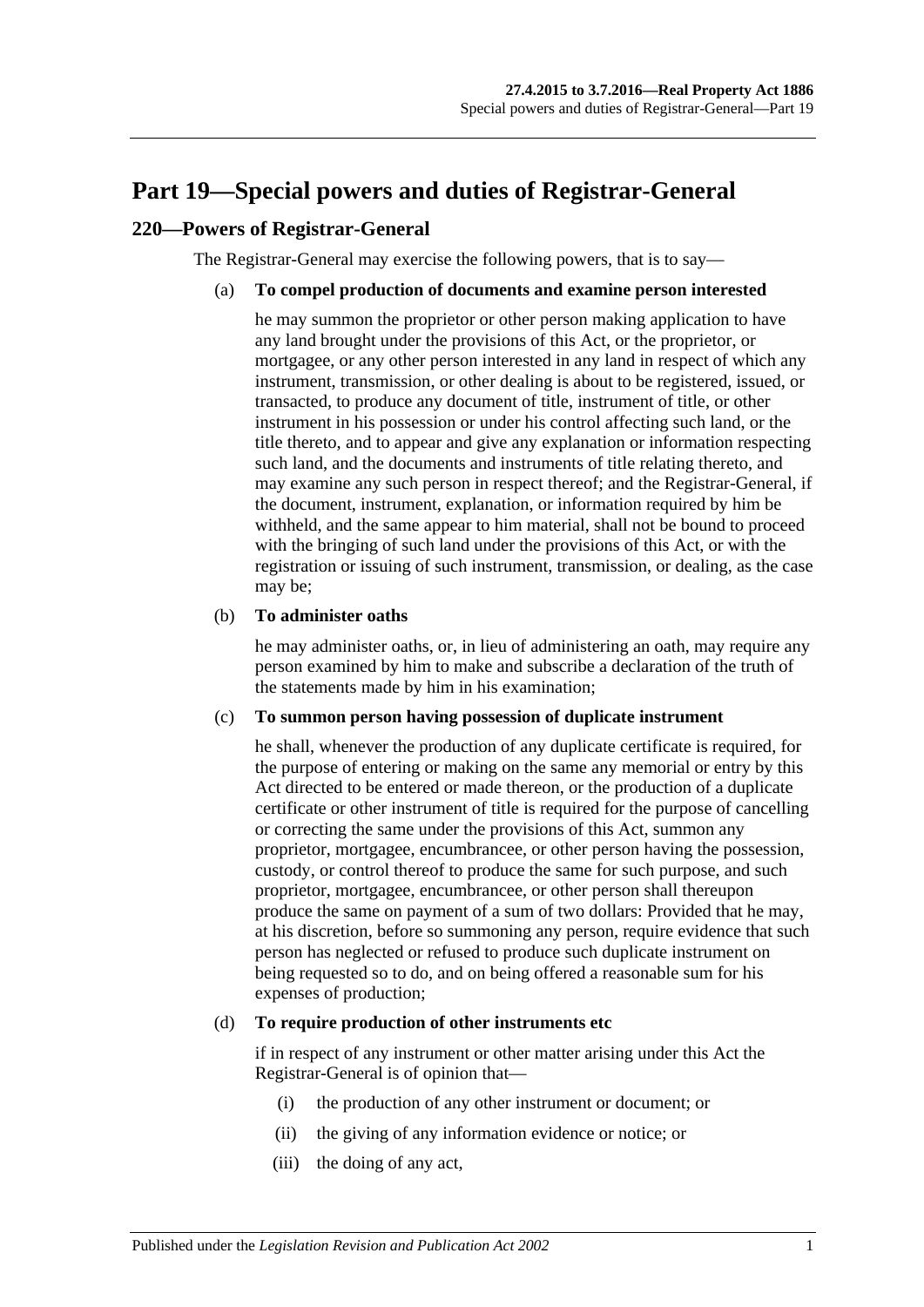# Part 19—Special powers and duties of Registrar-General

## 220—Powers of Registrar-General

The Registrar-General may exercise the following powers, that is to say—

(a) **To compel production of documents and examine person interested**

he may summon the proprietor or other person making application to have any land brought under the provisions of this Act, or the proprietor, or mortgagee, or any other person interested in any land in respect of which any instrument, transmission, or other dealing is about to be registered, issued, or transacted, to produce any document of title, instrument of title, or other instrument in his possession or under his control affecting such land, or the title thereto, and to appear and give any explanation or information respecting such land, and the documents and instruments of title relating thereto, and may examine any such person in respect thereof; and the Registrar-General, if the document, instrument, explanation, or information required by him be withheld, and the same appear to him material, shall not be bound to proceed with the bringing of such land under the provisions of this Act, or with the registration or issuing of such instrument, transmission, or dealing, as the case may be;

(b) **To administer oaths**

he may administer oaths, or, in lieu of administering an oath, may require any person examined by him to make and subscribe a declaration of the truth of the statements made by him in his examination;

(c) **To summon person having possession of duplicate instrument**

he shall, whenever the production of any duplicate certificate is required, for the purpose of entering or making on the same any memorial or entry by this Act directed to be entered or made thereon, or the production of a duplicate certificate or other instrument of title is required for the purpose of cancelling or correcting the same under the provisions of this Act, summon any proprietor, mortgagee, encumbrancee, or other person having the possession, custody, or control thereof to produce the same for such purpose, and such proprietor, mortgagee, encumbrancee, or other person shall thereupon produce the same on payment of a sum of two dollars: Provided that he may, at his discretion, before so summoning any person, require evidence that such person has neglected or refused to produce such duplicate instrument on being requested so to do, and on being offered a reasonable sum for his expenses of production;

(d) **To require production of other instruments etc**

if in respect of any instrument or other matter arising under this Act the Registrar-General is of opinion that—

(i) the production of any other instrument or document; or

(ii) the giving of any information evidence or notice; or

(iii) the doing of any act,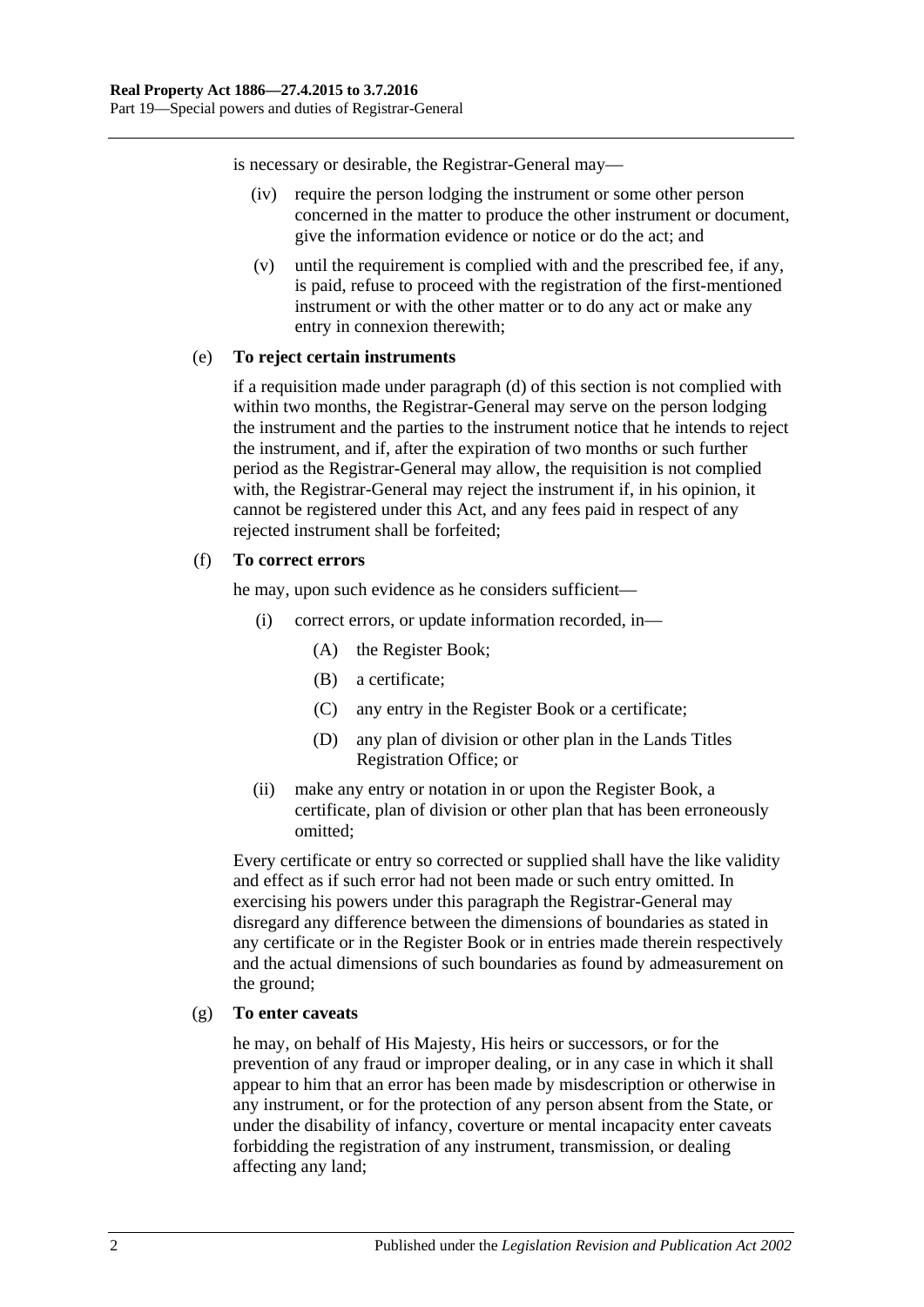is necessary or desirable, the Registrar-General may—

(iv) require the person lodging the instrument or some other person concerned in the matter to produce the other instrument or document, give the information evidence or notice or do the act; and

(v) until the requirement is complied with and the prescribed fee, if any, is paid, refuse to proceed with the registration of the first-mentioned instrument or with the other matter or to do any act or make any entry in connexion therewith;

(e) **To reject certain instruments**

if a requisition made under paragraph (d) of this section is not complied with within two months, the Registrar-General may serve on the person lodging the instrument and the parties to the instrument notice that he intends to reject the instrument, and if, after the expiration of two months or such further period as the Registrar-General may allow, the requisition is not complied with, the Registrar-General may reject the instrument if, in his opinion, it cannot be registered under this Act, and any fees paid in respect of any rejected instrument shall be forfeited;

(f) **To correct errors**

he may, upon such evidence as he considers sufficient—

(i) correct errors, or update information recorded, in—

(A) the Register Book;

(B) a certificate;

(C) any entry in the Register Book or a certificate;

(D) any plan of division or other plan in the Lands Titles Registration Office; or

(ii) make any entry or notation in or upon the Register Book, a certificate, plan of division or other plan that has been erroneously omitted;

Every certificate or entry so corrected or supplied shall have the like validity and effect as if such error had not been made or such entry omitted. In exercising his powers under this paragraph the Registrar-General may disregard any difference between the dimensions of boundaries as stated in any certificate or in the Register Book or in entries made therein respectively and the actual dimensions of such boundaries as found by admeasurement on the ground;

(g) **To enter caveats**

he may, on behalf of His Majesty, His heirs or successors, or for the prevention of any fraud or improper dealing, or in any case in which it shall appear to him that an error has been made by misdescription or otherwise in any instrument, or for the protection of any person absent from the State, or under the disability of infancy, coverture or mental incapacity enter caveats forbidding the registration of any instrument, transmission, or dealing affecting any land;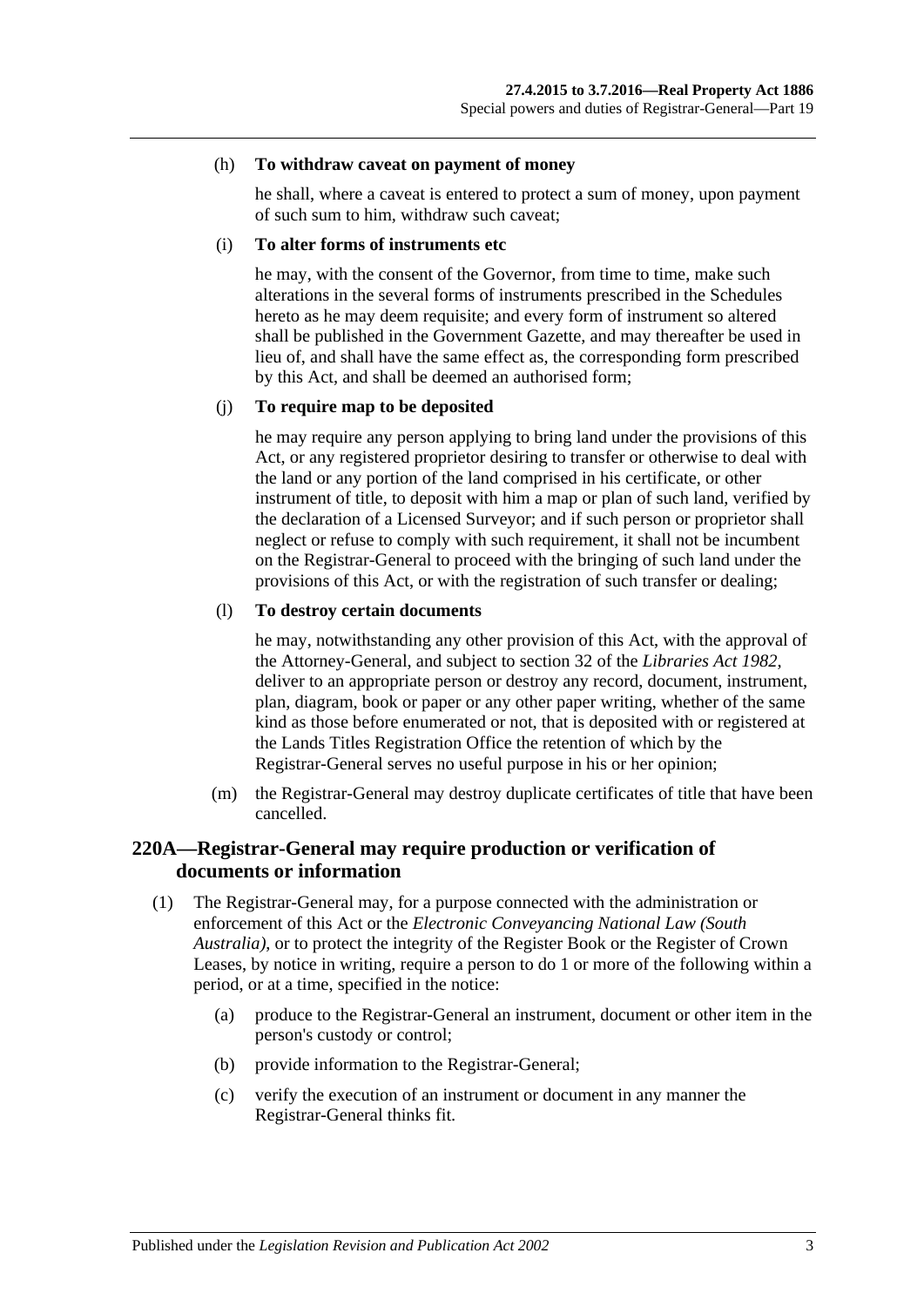(h) **To withdraw caveat on payment of money**

he shall, where a caveat is entered to protect a sum of money, upon payment of such sum to him, withdraw such caveat;

(i) **To alter forms of instruments etc**

he may, with the consent of the Governor, from time to time, make such alterations in the several forms of instruments prescribed in the Schedules hereto as he may deem requisite; and every form of instrument so altered shall be published in the Government Gazette, and may thereafter be used in lieu of, and shall have the same effect as, the corresponding form prescribed by this Act, and shall be deemed an authorised form;

(j) **To require map to be deposited**

he may require any person applying to bring land under the provisions of this Act, or any registered proprietor desiring to transfer or otherwise to deal with the land or any portion of the land comprised in his certificate, or other instrument of title, to deposit with him a map or plan of such land, verified by the declaration of a Licensed Surveyor; and if such person or proprietor shall neglect or refuse to comply with such requirement, it shall not be incumbent on the Registrar-General to proceed with the bringing of such land under the provisions of this Act, or with the registration of such transfer or dealing;

(l) **To destroy certain documents**

he may, notwithstanding any other provision of this Act, with the approval of the Attorney-General, and subject to section 32 of the *Libraries Act 1982*, deliver to an appropriate person or destroy any record, document, instrument, plan, diagram, book or paper or any other paper writing, whether of the same kind as those before enumerated or not, that is deposited with or registered at the Lands Titles Registration Office the retention of which by the Registrar-General serves no useful purpose in his or her opinion;

(m) the Registrar-General may destroy duplicate certificates of title that have been cancelled.

## 220A—Registrar-General may require production or verification of documents or information

(1) The Registrar-General may, for a purpose connected with the administration or enforcement of this Act or the *Electronic Conveyancing National Law (South Australia)*, or to protect the integrity of the Register Book or the Register of Crown Leases, by notice in writing, require a person to do 1 or more of the following within a period, or at a time, specified in the notice:

(a) produce to the Registrar-General an instrument, document or other item in the person's custody or control;

(b) provide information to the Registrar-General;

(c) verify the execution of an instrument or document in any manner the Registrar-General thinks fit.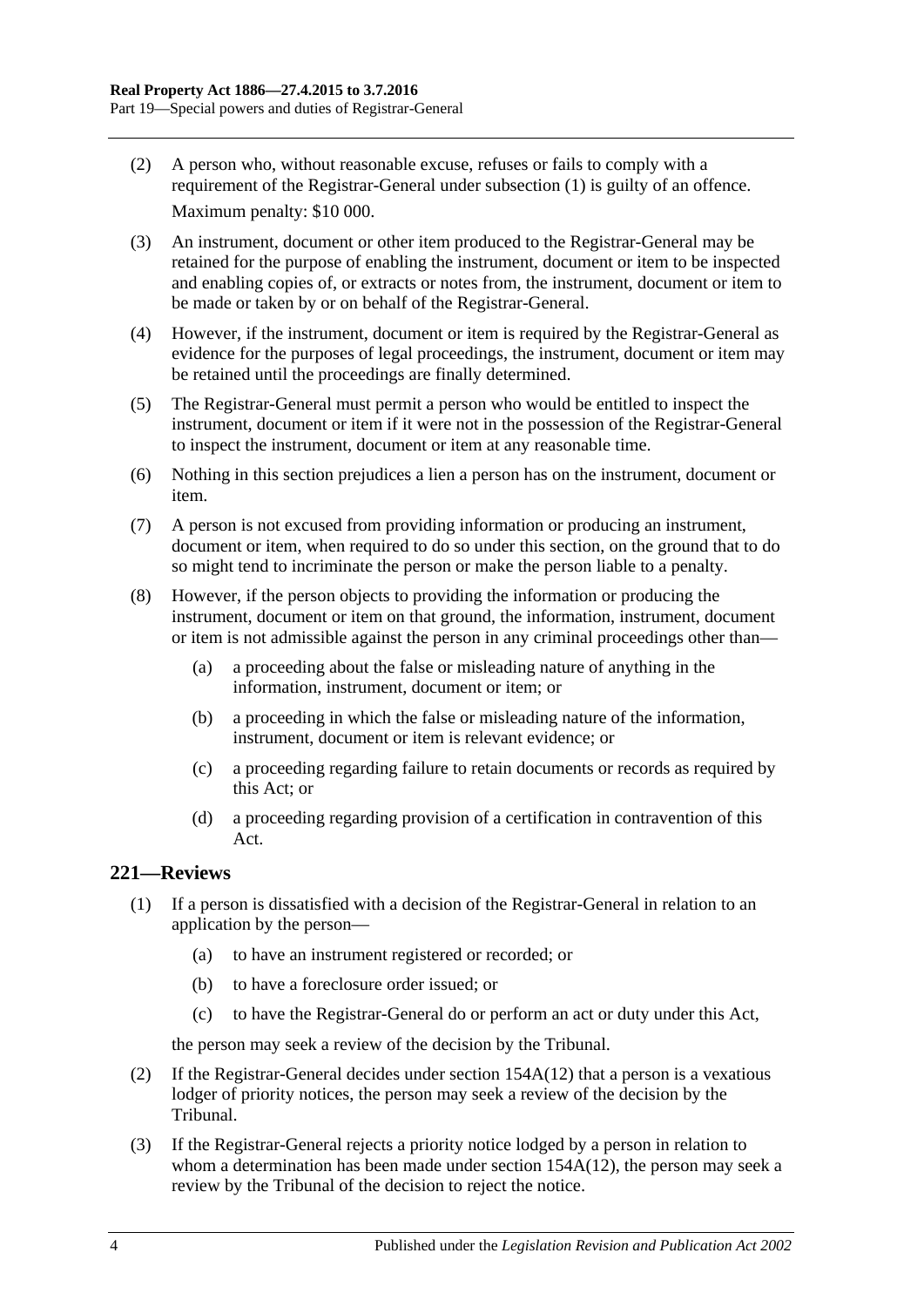(2) A person who, without reasonable excuse, refuses or fails to comply with a requirement of the Registrar-General under subsection (1) is guilty of an offence.

Maximum penalty: $10 000.

(3) An instrument, document or other item produced to the Registrar-General may be retained for the purpose of enabling the instrument, document or item to be inspected and enabling copies of, or extracts or notes from, the instrument, document or item to be made or taken by or on behalf of the Registrar-General.

(4) However, if the instrument, document or item is required by the Registrar-General as evidence for the purposes of legal proceedings, the instrument, document or item may be retained until the proceedings are finally determined.

(5) The Registrar-General must permit a person who would be entitled to inspect the instrument, document or item if it were not in the possession of the Registrar-General to inspect the instrument, document or item at any reasonable time.

(6) Nothing in this section prejudices a lien a person has on the instrument, document or item.

(7) A person is not excused from providing information or producing an instrument, document or item, when required to do so under this section, on the ground that to do so might tend to incriminate the person or make the person liable to a penalty.

(8) However, if the person objects to providing the information or producing the instrument, document or item on that ground, the information, instrument, document or item is not admissible against the person in any criminal proceedings other than—

(a) a proceeding about the false or misleading nature of anything in the information, instrument, document or item; or

(b) a proceeding in which the false or misleading nature of the information, instrument, document or item is relevant evidence; or

(c) a proceeding regarding failure to retain documents or records as required by this Act; or

(d) a proceeding regarding provision of a certification in contravention of this Act.

## 221—Reviews

(1) If a person is dissatisfied with a decision of the Registrar-General in relation to an application by the person—

(a) to have an instrument registered or recorded; or

(b) to have a foreclosure order issued; or

(c) to have the Registrar-General do or perform an act or duty under this Act,

the person may seek a review of the decision by the Tribunal.

(2) If the Registrar-General decides under section 154A(12) that a person is a vexatious lodger of priority notices, the person may seek a review of the decision by the Tribunal.

(3) If the Registrar-General rejects a priority notice lodged by a person in relation to whom a determination has been made under section 154A(12), the person may seek a review by the Tribunal of the decision to reject the notice.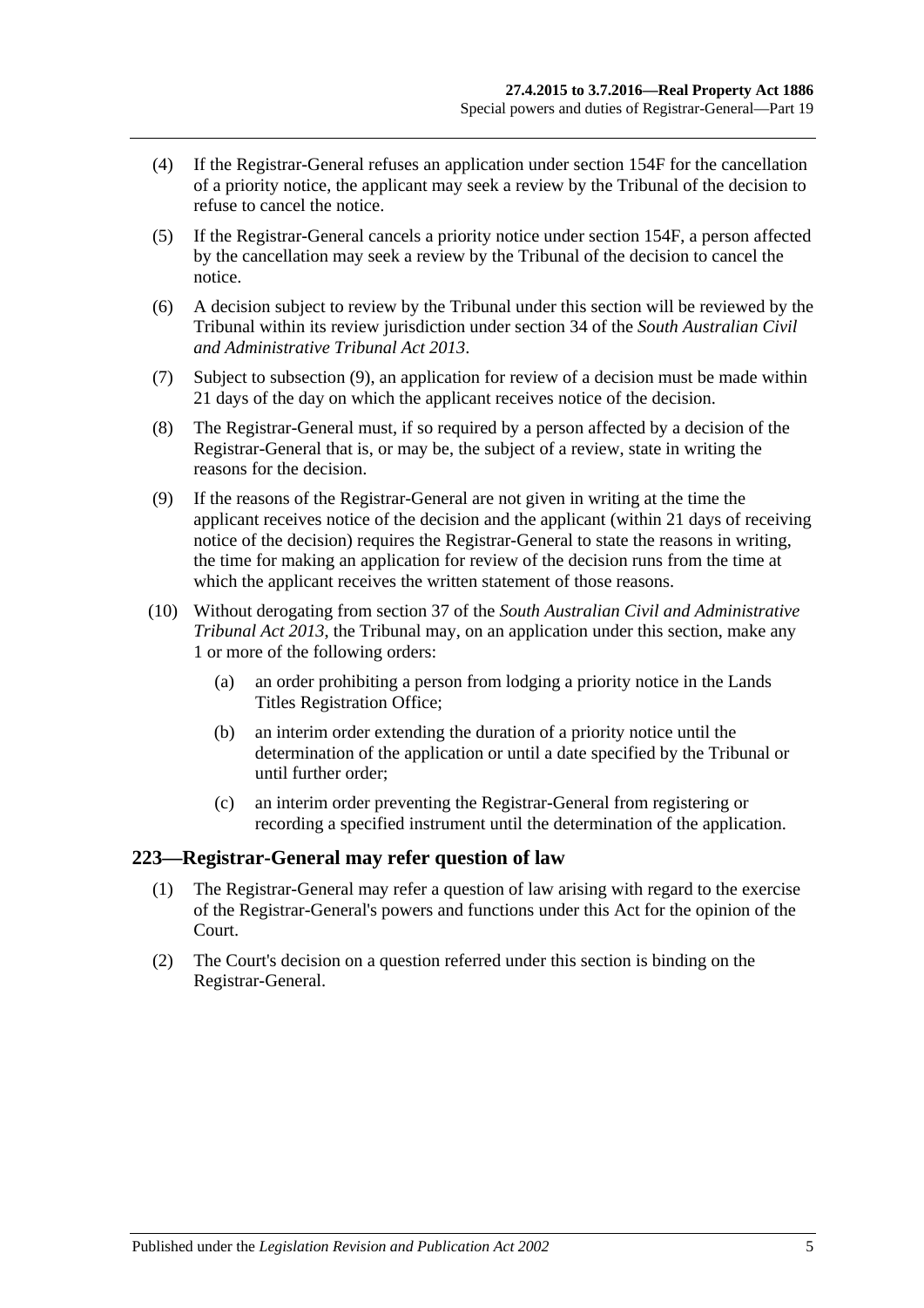(4) If the Registrar-General refuses an application under section 154F for the cancellation of a priority notice, the applicant may seek a review by the Tribunal of the decision to refuse to cancel the notice.

(5) If the Registrar-General cancels a priority notice under section 154F, a person affected by the cancellation may seek a review by the Tribunal of the decision to cancel the notice.

(6) A decision subject to review by the Tribunal under this section will be reviewed by the Tribunal within its review jurisdiction under section 34 of the *South Australian Civil and Administrative Tribunal Act 2013*.

(7) Subject to subsection (9), an application for review of a decision must be made within 21 days of the day on which the applicant receives notice of the decision.

(8) The Registrar-General must, if so required by a person affected by a decision of the Registrar-General that is, or may be, the subject of a review, state in writing the reasons for the decision.

(9) If the reasons of the Registrar-General are not given in writing at the time the applicant receives notice of the decision and the applicant (within 21 days of receiving notice of the decision) requires the Registrar-General to state the reasons in writing, the time for making an application for review of the decision runs from the time at which the applicant receives the written statement of those reasons.

(10) Without derogating from section 37 of the *South Australian Civil and Administrative Tribunal Act 2013*, the Tribunal may, on an application under this section, make any 1 or more of the following orders:

- (a) an order prohibiting a person from lodging a priority notice in the Lands Titles Registration Office;
- (b) an interim order extending the duration of a priority notice until the determination of the application or until a date specified by the Tribunal or until further order;
- (c) an interim order preventing the Registrar-General from registering or recording a specified instrument until the determination of the application.

## 223—Registrar-General may refer question of law

(1) The Registrar-General may refer a question of law arising with regard to the exercise of the Registrar-General's powers and functions under this Act for the opinion of the Court.

(2) The Court's decision on a question referred under this section is binding on the Registrar-General.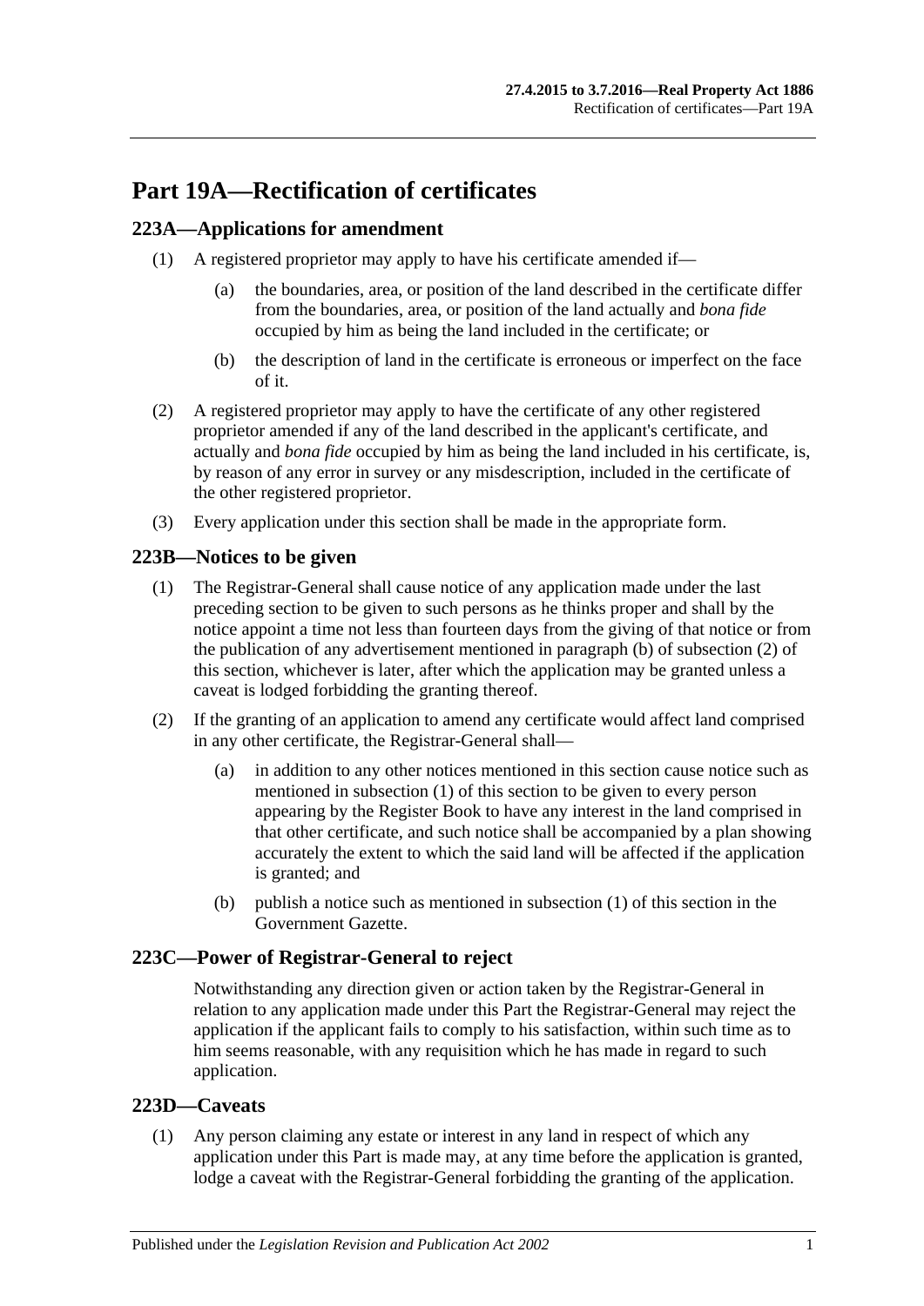# Part 19A—Rectification of certificates

## 223A—Applications for amendment

(1) A registered proprietor may apply to have his certificate amended if—

(a) the boundaries, area, or position of the land described in the certificate differ from the boundaries, area, or position of the land actually and *bona fide* occupied by him as being the land included in the certificate; or

(b) the description of land in the certificate is erroneous or imperfect on the face of it.

(2) A registered proprietor may apply to have the certificate of any other registered proprietor amended if any of the land described in the applicant's certificate, and actually and *bona fide* occupied by him as being the land included in his certificate, is, by reason of any error in survey or any misdescription, included in the certificate of the other registered proprietor.

(3) Every application under this section shall be made in the appropriate form.

## 223B—Notices to be given

(1) The Registrar-General shall cause notice of any application made under the last preceding section to be given to such persons as he thinks proper and shall by the notice appoint a time not less than fourteen days from the giving of that notice or from the publication of any advertisement mentioned in paragraph (b) of subsection (2) of this section, whichever is later, after which the application may be granted unless a caveat is lodged forbidding the granting thereof.

(2) If the granting of an application to amend any certificate would affect land comprised in any other certificate, the Registrar-General shall—

(a) in addition to any other notices mentioned in this section cause notice such as mentioned in subsection (1) of this section to be given to every person appearing by the Register Book to have any interest in the land comprised in that other certificate, and such notice shall be accompanied by a plan showing accurately the extent to which the said land will be affected if the application is granted; and

(b) publish a notice such as mentioned in subsection (1) of this section in the Government Gazette.

## 223C—Power of Registrar-General to reject

Notwithstanding any direction given or action taken by the Registrar-General in relation to any application made under this Part the Registrar-General may reject the application if the applicant fails to comply to his satisfaction, within such time as to him seems reasonable, with any requisition which he has made in regard to such application.

## 223D—Caveats

(1) Any person claiming any estate or interest in any land in respect of which any application under this Part is made may, at any time before the application is granted, lodge a caveat with the Registrar-General forbidding the granting of the application.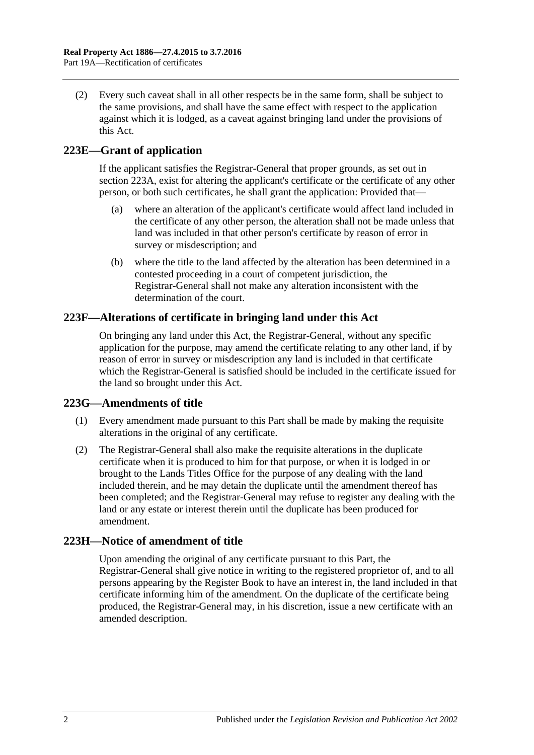(2) Every such caveat shall in all other respects be in the same form, shall be subject to the same provisions, and shall have the same effect with respect to the application against which it is lodged, as a caveat against bringing land under the provisions of this Act.

## 223E—Grant of application

If the applicant satisfies the Registrar-General that proper grounds, as set out in section 223A, exist for altering the applicant's certificate or the certificate of any other person, or both such certificates, he shall grant the application: Provided that—

(a) where an alteration of the applicant's certificate would affect land included in the certificate of any other person, the alteration shall not be made unless that land was included in that other person's certificate by reason of error in survey or misdescription; and

(b) where the title to the land affected by the alteration has been determined in a contested proceeding in a court of competent jurisdiction, the Registrar-General shall not make any alteration inconsistent with the determination of the court.

## 223F—Alterations of certificate in bringing land under this Act

On bringing any land under this Act, the Registrar-General, without any specific application for the purpose, may amend the certificate relating to any other land, if by reason of error in survey or misdescription any land is included in that certificate which the Registrar-General is satisfied should be included in the certificate issued for the land so brought under this Act.

## 223G—Amendments of title

(1) Every amendment made pursuant to this Part shall be made by making the requisite alterations in the original of any certificate.

(2) The Registrar-General shall also make the requisite alterations in the duplicate certificate when it is produced to him for that purpose, or when it is lodged in or brought to the Lands Titles Office for the purpose of any dealing with the land included therein, and he may detain the duplicate until the amendment thereof has been completed; and the Registrar-General may refuse to register any dealing with the land or any estate or interest therein until the duplicate has been produced for amendment.

## 223H—Notice of amendment of title

Upon amending the original of any certificate pursuant to this Part, the Registrar-General shall give notice in writing to the registered proprietor of, and to all persons appearing by the Register Book to have an interest in, the land included in that certificate informing him of the amendment. On the duplicate of the certificate being produced, the Registrar-General may, in his discretion, issue a new certificate with an amended description.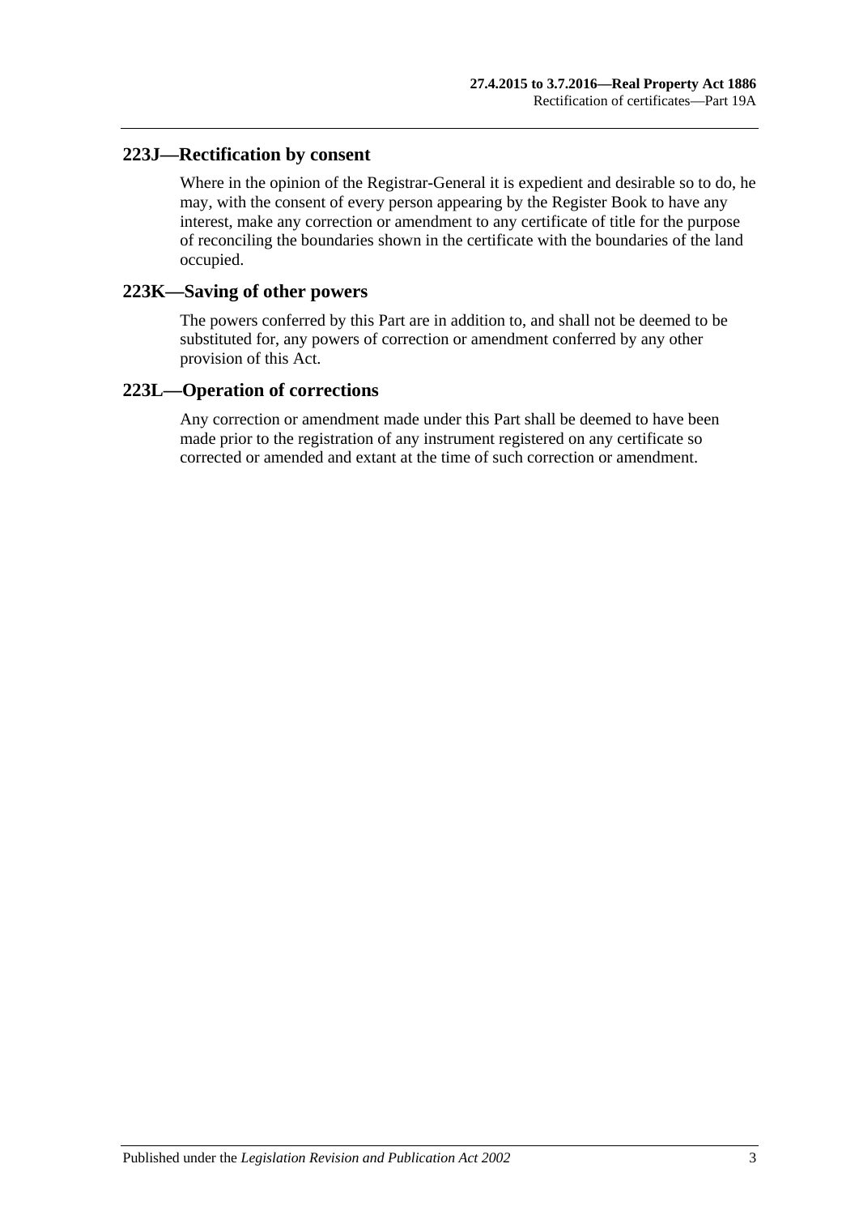## 223J—Rectification by consent

Where in the opinion of the Registrar-General it is expedient and desirable so to do, he may, with the consent of every person appearing by the Register Book to have any interest, make any correction or amendment to any certificate of title for the purpose of reconciling the boundaries shown in the certificate with the boundaries of the land occupied.

## 223K—Saving of other powers

The powers conferred by this Part are in addition to, and shall not be deemed to be substituted for, any powers of correction or amendment conferred by any other provision of this Act.

## 223L—Operation of corrections

Any correction or amendment made under this Part shall be deemed to have been made prior to the registration of any instrument registered on any certificate so corrected or amended and extant at the time of such correction or amendment.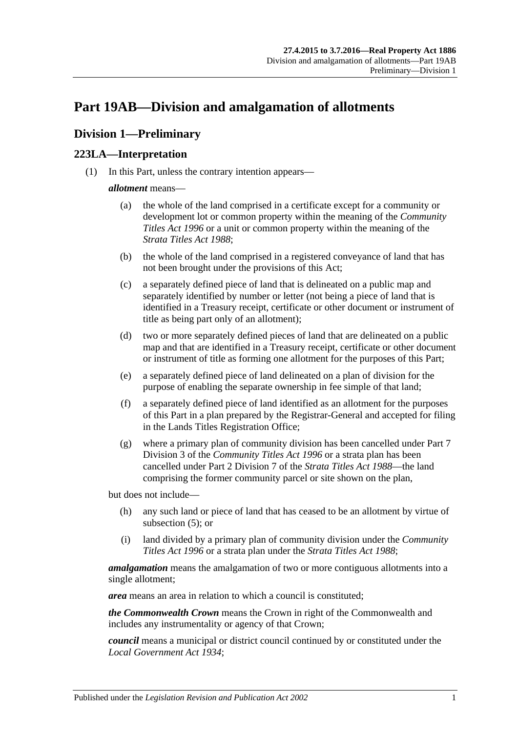# Part 19AB—Division and amalgamation of allotments

## Division 1—Preliminary

### 223LA—Interpretation

(1) In this Part, unless the contrary intention appears—

***allotment*** means—

(a) the whole of the land comprised in a certificate except for a community or development lot or common property within the meaning of the *Community Titles Act 1996* or a unit or common property within the meaning of the *Strata Titles Act 1988*;

(b) the whole of the land comprised in a registered conveyance of land that has not been brought under the provisions of this Act;

(c) a separately defined piece of land that is delineated on a public map and separately identified by number or letter (not being a piece of land that is identified in a Treasury receipt, certificate or other document or instrument of title as being part only of an allotment);

(d) two or more separately defined pieces of land that are delineated on a public map and that are identified in a Treasury receipt, certificate or other document or instrument of title as forming one allotment for the purposes of this Part;

(e) a separately defined piece of land delineated on a plan of division for the purpose of enabling the separate ownership in fee simple of that land;

(f) a separately defined piece of land identified as an allotment for the purposes of this Part in a plan prepared by the Registrar-General and accepted for filing in the Lands Titles Registration Office;

(g) where a primary plan of community division has been cancelled under Part 7 Division 3 of the *Community Titles Act 1996* or a strata plan has been cancelled under Part 2 Division 7 of the *Strata Titles Act 1988*—the land comprising the former community parcel or site shown on the plan,

but does not include—

(h) any such land or piece of land that has ceased to be an allotment by virtue of subsection (5); or

(i) land divided by a primary plan of community division under the *Community Titles Act 1996* or a strata plan under the *Strata Titles Act 1988*;

***amalgamation*** means the amalgamation of two or more contiguous allotments into a single allotment;

***area*** means an area in relation to which a council is constituted;

***the Commonwealth Crown*** means the Crown in right of the Commonwealth and includes any instrumentality or agency of that Crown;

***council*** means a municipal or district council continued by or constituted under the *Local Government Act 1934*;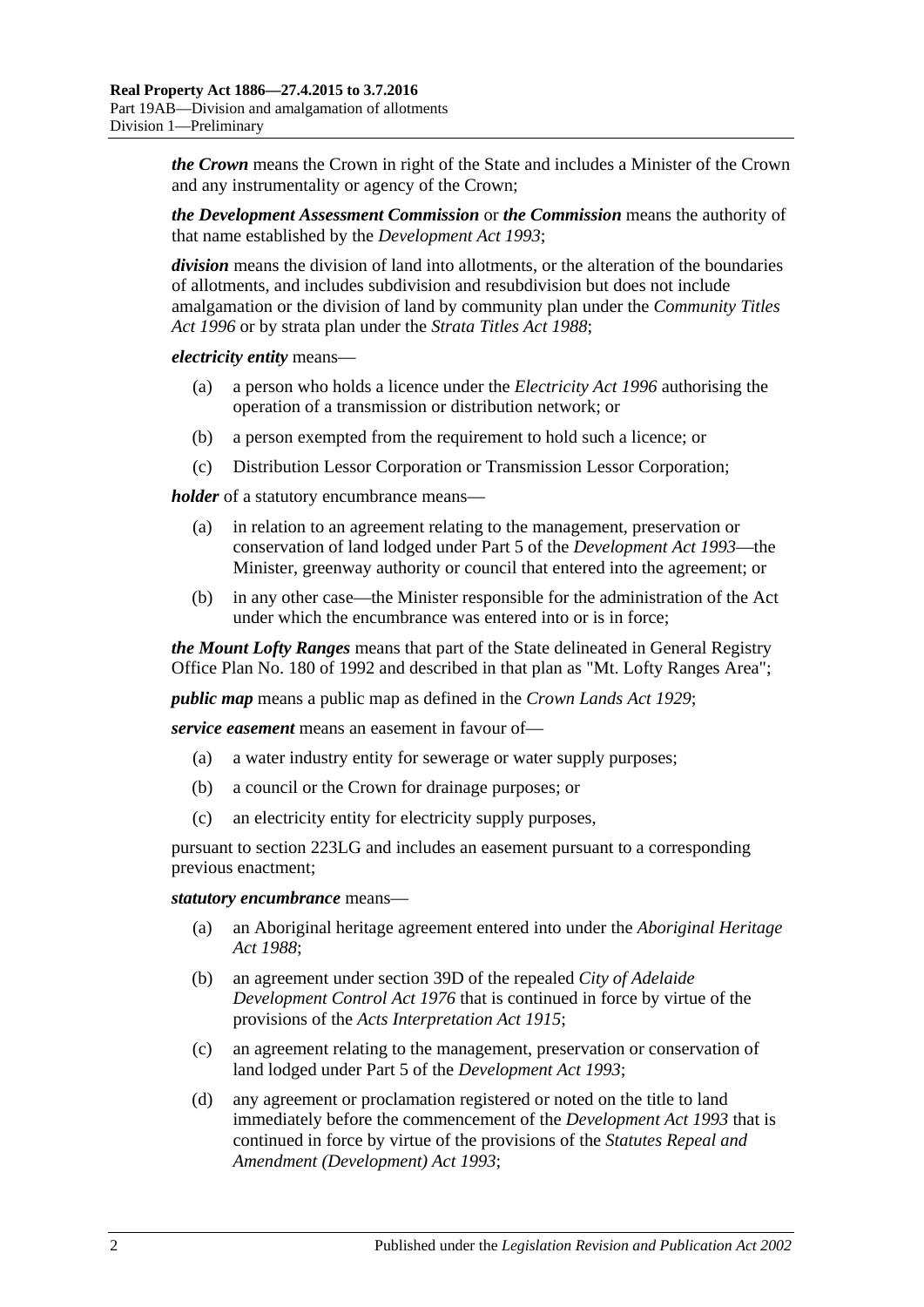***the Crown*** means the Crown in right of the State and includes a Minister of the Crown and any instrumentality or agency of the Crown;

***the Development Assessment Commission*** or ***the Commission*** means the authority of that name established by the *Development Act 1993*;

***division*** means the division of land into allotments, or the alteration of the boundaries of allotments, and includes subdivision and resubdivision but does not include amalgamation or the division of land by community plan under the *Community Titles Act 1996* or by strata plan under the *Strata Titles Act 1988*;

***electricity entity*** means—

- (a) a person who holds a licence under the *Electricity Act 1996* authorising the operation of a transmission or distribution network; or
- (b) a person exempted from the requirement to hold such a licence; or
- (c) Distribution Lessor Corporation or Transmission Lessor Corporation;

***holder*** of a statutory encumbrance means—

- (a) in relation to an agreement relating to the management, preservation or conservation of land lodged under Part 5 of the *Development Act 1993*—the Minister, greenway authority or council that entered into the agreement; or
- (b) in any other case—the Minister responsible for the administration of the Act under which the encumbrance was entered into or is in force;

***the Mount Lofty Ranges*** means that part of the State delineated in General Registry Office Plan No. 180 of 1992 and described in that plan as "Mt. Lofty Ranges Area";

***public map*** means a public map as defined in the *Crown Lands Act 1929*;

***service easement*** means an easement in favour of—

- (a) a water industry entity for sewerage or water supply purposes;
- (b) a council or the Crown for drainage purposes; or
- (c) an electricity entity for electricity supply purposes,

pursuant to section 223LG and includes an easement pursuant to a corresponding previous enactment;

***statutory encumbrance*** means—

- (a) an Aboriginal heritage agreement entered into under the *Aboriginal Heritage Act 1988*;
- (b) an agreement under section 39D of the repealed *City of Adelaide Development Control Act 1976* that is continued in force by virtue of the provisions of the *Acts Interpretation Act 1915*;
- (c) an agreement relating to the management, preservation or conservation of land lodged under Part 5 of the *Development Act 1993*;
- (d) any agreement or proclamation registered or noted on the title to land immediately before the commencement of the *Development Act 1993* that is continued in force by virtue of the provisions of the *Statutes Repeal and Amendment (Development) Act 1993*;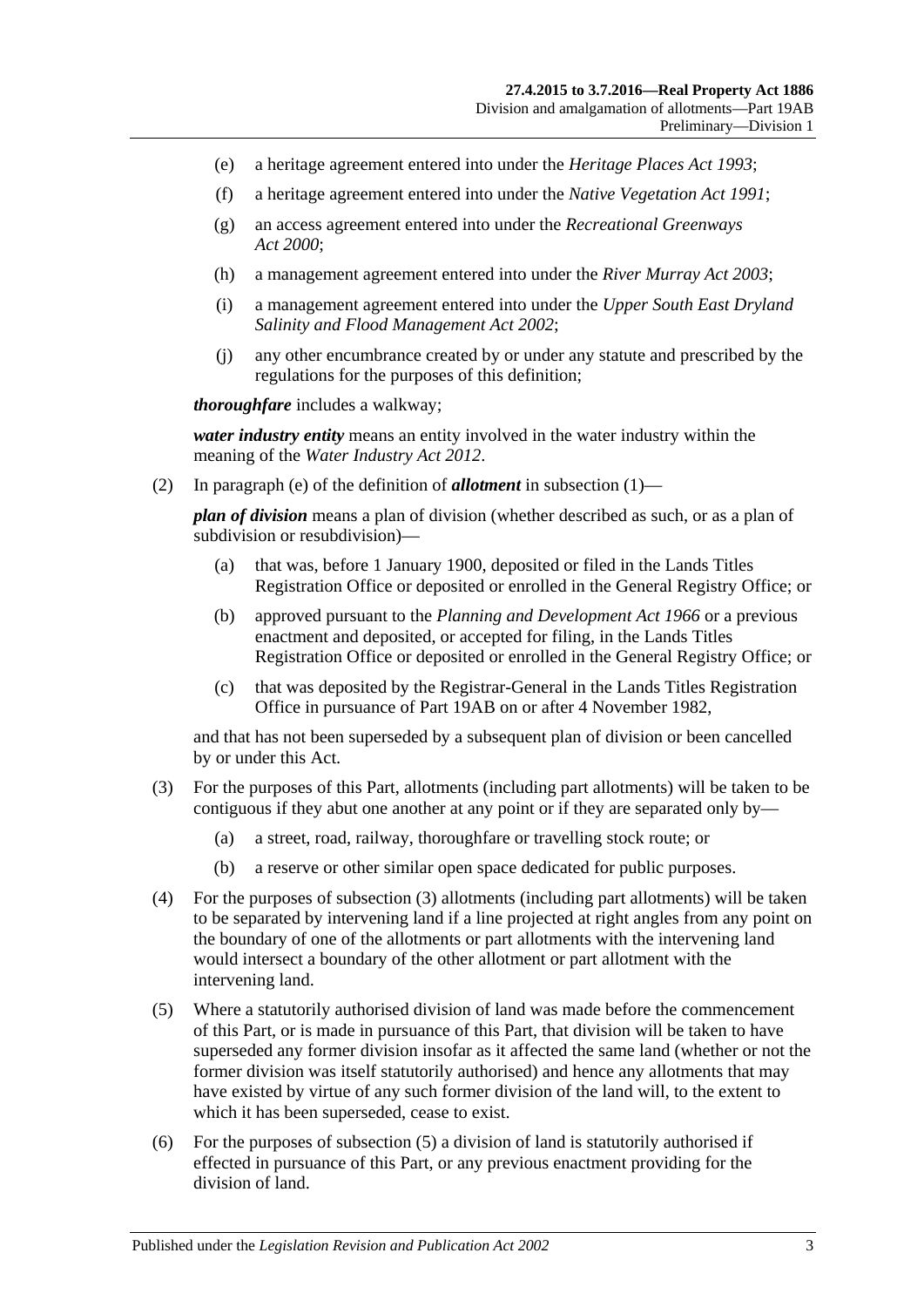(e) a heritage agreement entered into under the *Heritage Places Act 1993*;

(f) a heritage agreement entered into under the *Native Vegetation Act 1991*;

(g) an access agreement entered into under the *Recreational Greenways Act 2000*;

(h) a management agreement entered into under the *River Murray Act 2003*;

(i) a management agreement entered into under the *Upper South East Dryland Salinity and Flood Management Act 2002*;

(j) any other encumbrance created by or under any statute and prescribed by the regulations for the purposes of this definition;

***thoroughfare*** includes a walkway;

***water industry entity*** means an entity involved in the water industry within the meaning of the *Water Industry Act 2012*.

(2) In paragraph (e) of the definition of ***allotment*** in subsection (1)—

***plan of division*** means a plan of division (whether described as such, or as a plan of subdivision or resubdivision)—

(a) that was, before 1 January 1900, deposited or filed in the Lands Titles Registration Office or deposited or enrolled in the General Registry Office; or

(b) approved pursuant to the *Planning and Development Act 1966* or a previous enactment and deposited, or accepted for filing, in the Lands Titles Registration Office or deposited or enrolled in the General Registry Office; or

(c) that was deposited by the Registrar-General in the Lands Titles Registration Office in pursuance of Part 19AB on or after 4 November 1982,

and that has not been superseded by a subsequent plan of division or been cancelled by or under this Act.

(3) For the purposes of this Part, allotments (including part allotments) will be taken to be contiguous if they abut one another at any point or if they are separated only by—

(a) a street, road, railway, thoroughfare or travelling stock route; or

(b) a reserve or other similar open space dedicated for public purposes.

(4) For the purposes of subsection (3) allotments (including part allotments) will be taken to be separated by intervening land if a line projected at right angles from any point on the boundary of one of the allotments or part allotments with the intervening land would intersect a boundary of the other allotment or part allotment with the intervening land.

(5) Where a statutorily authorised division of land was made before the commencement of this Part, or is made in pursuance of this Part, that division will be taken to have superseded any former division insofar as it affected the same land (whether or not the former division was itself statutorily authorised) and hence any allotments that may have existed by virtue of any such former division of the land will, to the extent to which it has been superseded, cease to exist.

(6) For the purposes of subsection (5) a division of land is statutorily authorised if effected in pursuance of this Part, or any previous enactment providing for the division of land.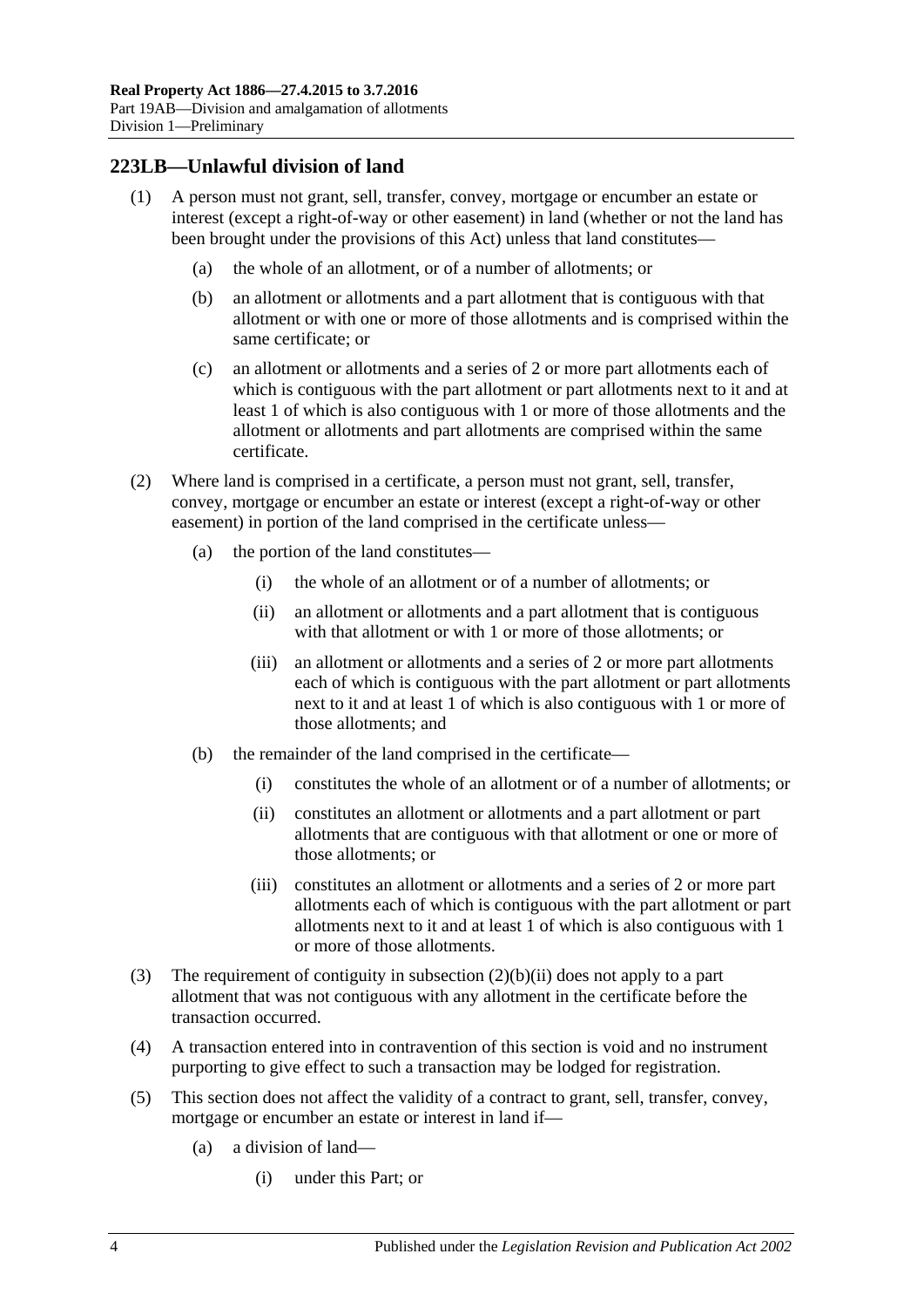## 223LB—Unlawful division of land

(1) A person must not grant, sell, transfer, convey, mortgage or encumber an estate or interest (except a right-of-way or other easement) in land (whether or not the land has been brought under the provisions of this Act) unless that land constitutes—

(a) the whole of an allotment, or of a number of allotments; or

(b) an allotment or allotments and a part allotment that is contiguous with that allotment or with one or more of those allotments and is comprised within the same certificate; or

(c) an allotment or allotments and a series of 2 or more part allotments each of which is contiguous with the part allotment or part allotments next to it and at least 1 of which is also contiguous with 1 or more of those allotments and the allotment or allotments and part allotments are comprised within the same certificate.

(2) Where land is comprised in a certificate, a person must not grant, sell, transfer, convey, mortgage or encumber an estate or interest (except a right-of-way or other easement) in portion of the land comprised in the certificate unless—

(a) the portion of the land constitutes—

(i) the whole of an allotment or of a number of allotments; or

(ii) an allotment or allotments and a part allotment that is contiguous with that allotment or with 1 or more of those allotments; or

(iii) an allotment or allotments and a series of 2 or more part allotments each of which is contiguous with the part allotment or part allotments next to it and at least 1 of which is also contiguous with 1 or more of those allotments; and

(b) the remainder of the land comprised in the certificate—

(i) constitutes the whole of an allotment or of a number of allotments; or

(ii) constitutes an allotment or allotments and a part allotment or part allotments that are contiguous with that allotment or one or more of those allotments; or

(iii) constitutes an allotment or allotments and a series of 2 or more part allotments each of which is contiguous with the part allotment or part allotments next to it and at least 1 of which is also contiguous with 1 or more of those allotments.

(3) The requirement of contiguity in subsection (2)(b)(ii) does not apply to a part allotment that was not contiguous with any allotment in the certificate before the transaction occurred.

(4) A transaction entered into in contravention of this section is void and no instrument purporting to give effect to such a transaction may be lodged for registration.

(5) This section does not affect the validity of a contract to grant, sell, transfer, convey, mortgage or encumber an estate or interest in land if—

(a) a division of land—

(i) under this Part; or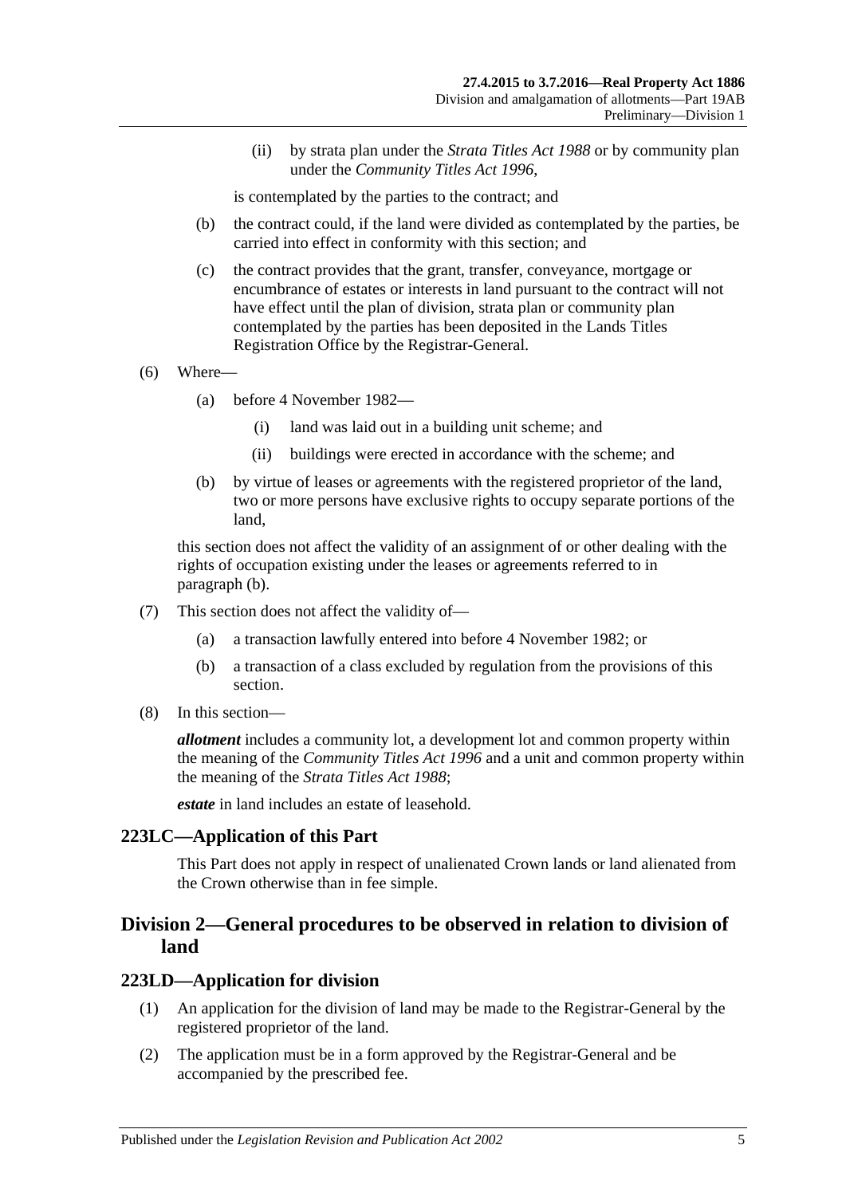(ii) by strata plan under the *Strata Titles Act 1988* or by community plan under the *Community Titles Act 1996*,

is contemplated by the parties to the contract; and

(b) the contract could, if the land were divided as contemplated by the parties, be carried into effect in conformity with this section; and

(c) the contract provides that the grant, transfer, conveyance, mortgage or encumbrance of estates or interests in land pursuant to the contract will not have effect until the plan of division, strata plan or community plan contemplated by the parties has been deposited in the Lands Titles Registration Office by the Registrar-General.

(6) Where—

(a) before 4 November 1982—

(i) land was laid out in a building unit scheme; and

(ii) buildings were erected in accordance with the scheme; and

(b) by virtue of leases or agreements with the registered proprietor of the land, two or more persons have exclusive rights to occupy separate portions of the land,

this section does not affect the validity of an assignment of or other dealing with the rights of occupation existing under the leases or agreements referred to in paragraph (b).

(7) This section does not affect the validity of—

(a) a transaction lawfully entered into before 4 November 1982; or

(b) a transaction of a class excluded by regulation from the provisions of this section.

(8) In this section—

***allotment*** includes a community lot, a development lot and common property within the meaning of the *Community Titles Act 1996* and a unit and common property within the meaning of the *Strata Titles Act 1988*;

***estate*** in land includes an estate of leasehold.

### 223LC—Application of this Part

This Part does not apply in respect of unalienated Crown lands or land alienated from the Crown otherwise than in fee simple.

## Division 2—General procedures to be observed in relation to division of land

### 223LD—Application for division

(1) An application for the division of land may be made to the Registrar-General by the registered proprietor of the land.

(2) The application must be in a form approved by the Registrar-General and be accompanied by the prescribed fee.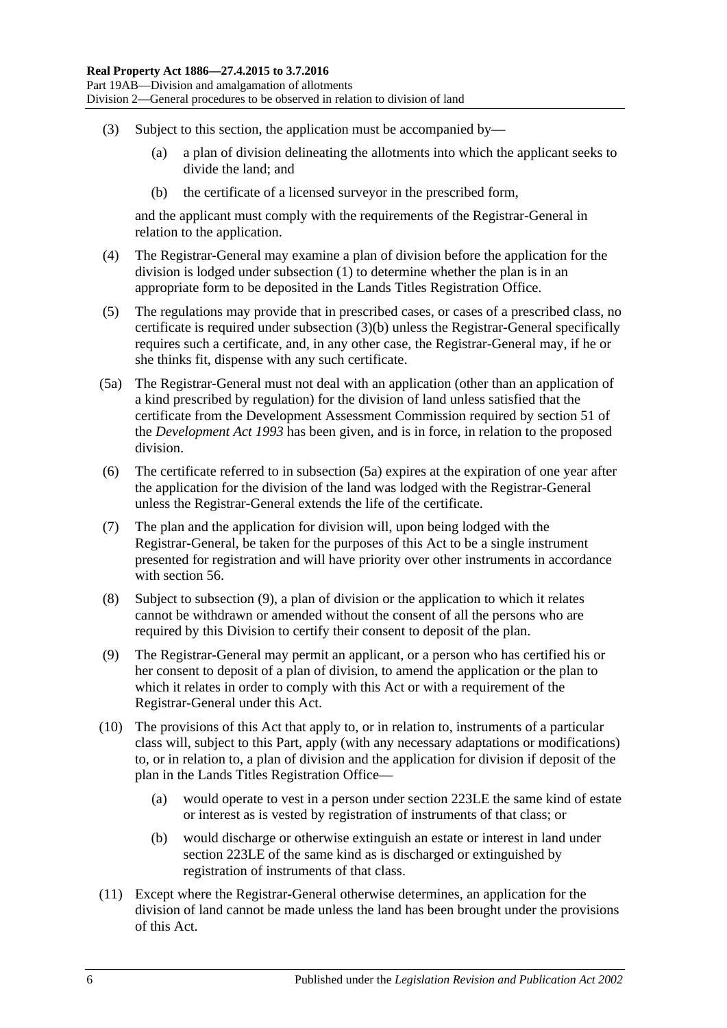(3) Subject to this section, the application must be accompanied by—

(a) a plan of division delineating the allotments into which the applicant seeks to divide the land; and

(b) the certificate of a licensed surveyor in the prescribed form,

and the applicant must comply with the requirements of the Registrar-General in relation to the application.

(4) The Registrar-General may examine a plan of division before the application for the division is lodged under subsection (1) to determine whether the plan is in an appropriate form to be deposited in the Lands Titles Registration Office.

(5) The regulations may provide that in prescribed cases, or cases of a prescribed class, no certificate is required under subsection (3)(b) unless the Registrar-General specifically requires such a certificate, and, in any other case, the Registrar-General may, if he or she thinks fit, dispense with any such certificate.

(5a) The Registrar-General must not deal with an application (other than an application of a kind prescribed by regulation) for the division of land unless satisfied that the certificate from the Development Assessment Commission required by section 51 of the *Development Act 1993* has been given, and is in force, in relation to the proposed division.

(6) The certificate referred to in subsection (5a) expires at the expiration of one year after the application for the division of the land was lodged with the Registrar-General unless the Registrar-General extends the life of the certificate.

(7) The plan and the application for division will, upon being lodged with the Registrar-General, be taken for the purposes of this Act to be a single instrument presented for registration and will have priority over other instruments in accordance with section 56.

(8) Subject to subsection (9), a plan of division or the application to which it relates cannot be withdrawn or amended without the consent of all the persons who are required by this Division to certify their consent to deposit of the plan.

(9) The Registrar-General may permit an applicant, or a person who has certified his or her consent to deposit of a plan of division, to amend the application or the plan to which it relates in order to comply with this Act or with a requirement of the Registrar-General under this Act.

(10) The provisions of this Act that apply to, or in relation to, instruments of a particular class will, subject to this Part, apply (with any necessary adaptations or modifications) to, or in relation to, a plan of division and the application for division if deposit of the plan in the Lands Titles Registration Office—

(a) would operate to vest in a person under section 223LE the same kind of estate or interest as is vested by registration of instruments of that class; or

(b) would discharge or otherwise extinguish an estate or interest in land under section 223LE of the same kind as is discharged or extinguished by registration of instruments of that class.

(11) Except where the Registrar-General otherwise determines, an application for the division of land cannot be made unless the land has been brought under the provisions of this Act.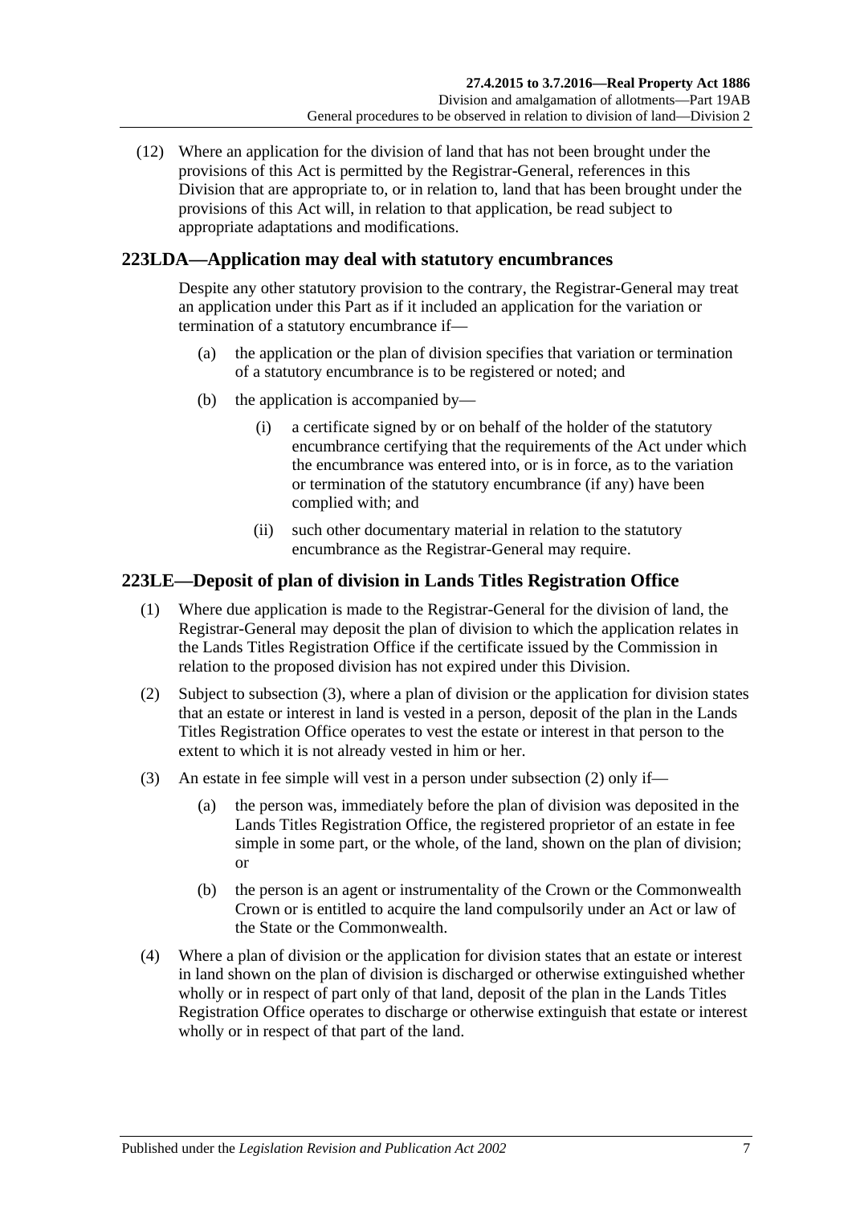(12) Where an application for the division of land that has not been brought under the provisions of this Act is permitted by the Registrar-General, references in this Division that are appropriate to, or in relation to, land that has been brought under the provisions of this Act will, in relation to that application, be read subject to appropriate adaptations and modifications.

## 223LDA—Application may deal with statutory encumbrances

Despite any other statutory provision to the contrary, the Registrar-General may treat an application under this Part as if it included an application for the variation or termination of a statutory encumbrance if—

(a) the application or the plan of division specifies that variation or termination of a statutory encumbrance is to be registered or noted; and

(b) the application is accompanied by—

(i) a certificate signed by or on behalf of the holder of the statutory encumbrance certifying that the requirements of the Act under which the encumbrance was entered into, or is in force, as to the variation or termination of the statutory encumbrance (if any) have been complied with; and

(ii) such other documentary material in relation to the statutory encumbrance as the Registrar-General may require.

## 223LE—Deposit of plan of division in Lands Titles Registration Office

(1) Where due application is made to the Registrar-General for the division of land, the Registrar-General may deposit the plan of division to which the application relates in the Lands Titles Registration Office if the certificate issued by the Commission in relation to the proposed division has not expired under this Division.

(2) Subject to subsection (3), where a plan of division or the application for division states that an estate or interest in land is vested in a person, deposit of the plan in the Lands Titles Registration Office operates to vest the estate or interest in that person to the extent to which it is not already vested in him or her.

(3) An estate in fee simple will vest in a person under subsection (2) only if—

(a) the person was, immediately before the plan of division was deposited in the Lands Titles Registration Office, the registered proprietor of an estate in fee simple in some part, or the whole, of the land, shown on the plan of division; or

(b) the person is an agent or instrumentality of the Crown or the Commonwealth Crown or is entitled to acquire the land compulsorily under an Act or law of the State or the Commonwealth.

(4) Where a plan of division or the application for division states that an estate or interest in land shown on the plan of division is discharged or otherwise extinguished whether wholly or in respect of part only of that land, deposit of the plan in the Lands Titles Registration Office operates to discharge or otherwise extinguish that estate or interest wholly or in respect of that part of the land.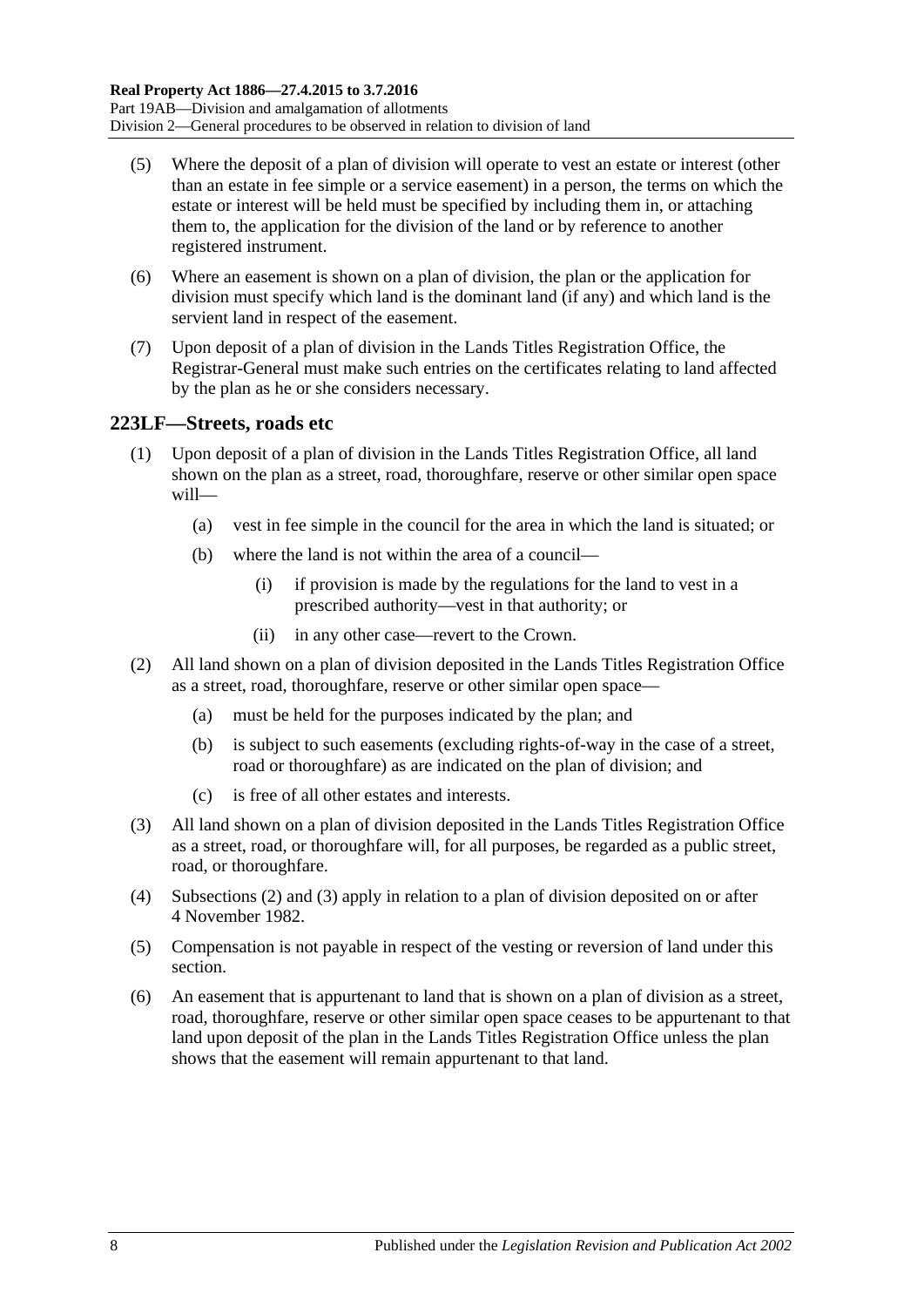(5) Where the deposit of a plan of division will operate to vest an estate or interest (other than an estate in fee simple or a service easement) in a person, the terms on which the estate or interest will be held must be specified by including them in, or attaching them to, the application for the division of the land or by reference to another registered instrument.

(6) Where an easement is shown on a plan of division, the plan or the application for division must specify which land is the dominant land (if any) and which land is the servient land in respect of the easement.

(7) Upon deposit of a plan of division in the Lands Titles Registration Office, the Registrar-General must make such entries on the certificates relating to land affected by the plan as he or she considers necessary.

## 223LF—Streets, roads etc

(1) Upon deposit of a plan of division in the Lands Titles Registration Office, all land shown on the plan as a street, road, thoroughfare, reserve or other similar open space will—

(a) vest in fee simple in the council for the area in which the land is situated; or

(b) where the land is not within the area of a council—

(i) if provision is made by the regulations for the land to vest in a prescribed authority—vest in that authority; or

(ii) in any other case—revert to the Crown.

(2) All land shown on a plan of division deposited in the Lands Titles Registration Office as a street, road, thoroughfare, reserve or other similar open space—

(a) must be held for the purposes indicated by the plan; and

(b) is subject to such easements (excluding rights-of-way in the case of a street, road or thoroughfare) as are indicated on the plan of division; and

(c) is free of all other estates and interests.

(3) All land shown on a plan of division deposited in the Lands Titles Registration Office as a street, road, or thoroughfare will, for all purposes, be regarded as a public street, road, or thoroughfare.

(4) Subsections (2) and (3) apply in relation to a plan of division deposited on or after 4 November 1982.

(5) Compensation is not payable in respect of the vesting or reversion of land under this section.

(6) An easement that is appurtenant to land that is shown on a plan of division as a street, road, thoroughfare, reserve or other similar open space ceases to be appurtenant to that land upon deposit of the plan in the Lands Titles Registration Office unless the plan shows that the easement will remain appurtenant to that land.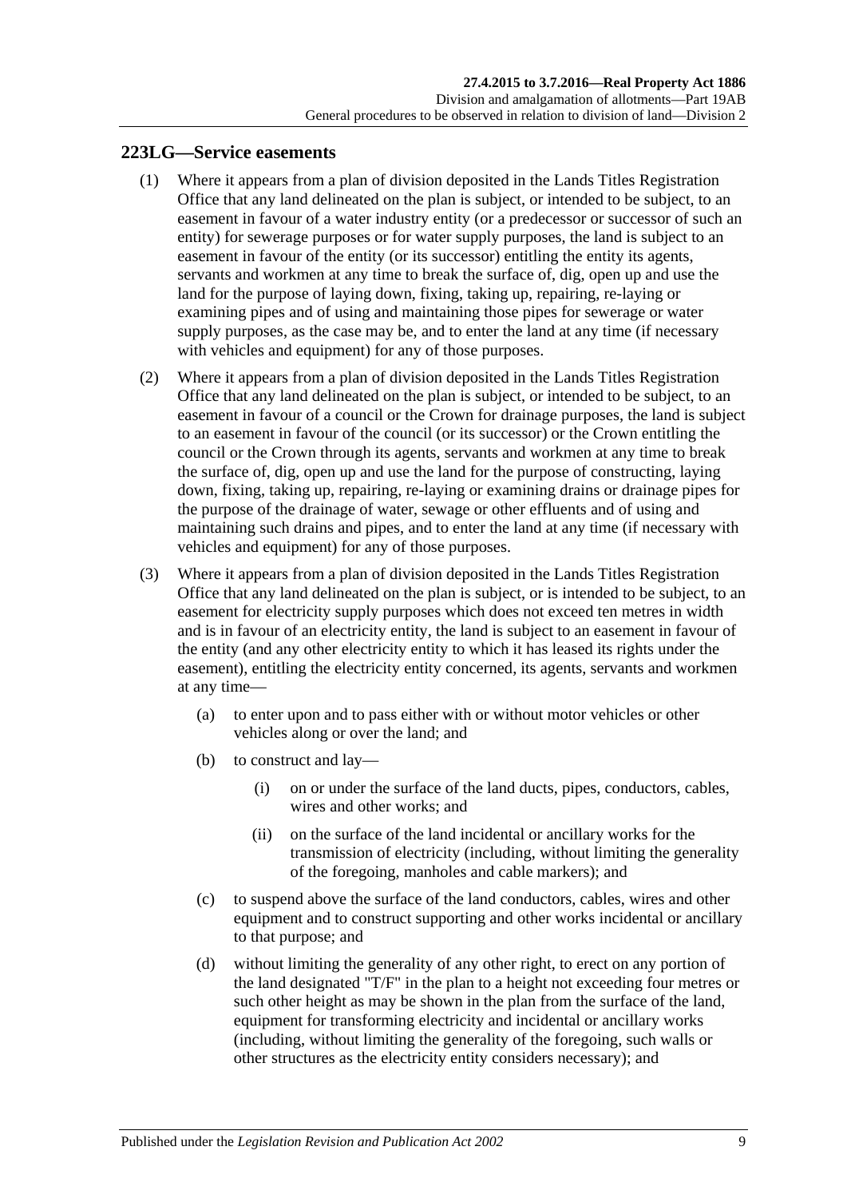## 223LG—Service easements

(1) Where it appears from a plan of division deposited in the Lands Titles Registration Office that any land delineated on the plan is subject, or intended to be subject, to an easement in favour of a water industry entity (or a predecessor or successor of such an entity) for sewerage purposes or for water supply purposes, the land is subject to an easement in favour of the entity (or its successor) entitling the entity its agents, servants and workmen at any time to break the surface of, dig, open up and use the land for the purpose of laying down, fixing, taking up, repairing, re-laying or examining pipes and of using and maintaining those pipes for sewerage or water supply purposes, as the case may be, and to enter the land at any time (if necessary with vehicles and equipment) for any of those purposes.

(2) Where it appears from a plan of division deposited in the Lands Titles Registration Office that any land delineated on the plan is subject, or intended to be subject, to an easement in favour of a council or the Crown for drainage purposes, the land is subject to an easement in favour of the council (or its successor) or the Crown entitling the council or the Crown through its agents, servants and workmen at any time to break the surface of, dig, open up and use the land for the purpose of constructing, laying down, fixing, taking up, repairing, re-laying or examining drains or drainage pipes for the purpose of the drainage of water, sewage or other effluents and of using and maintaining such drains and pipes, and to enter the land at any time (if necessary with vehicles and equipment) for any of those purposes.

(3) Where it appears from a plan of division deposited in the Lands Titles Registration Office that any land delineated on the plan is subject, or is intended to be subject, to an easement for electricity supply purposes which does not exceed ten metres in width and is in favour of an electricity entity, the land is subject to an easement in favour of the entity (and any other electricity entity to which it has leased its rights under the easement), entitling the electricity entity concerned, its agents, servants and workmen at any time—

(a) to enter upon and to pass either with or without motor vehicles or other vehicles along or over the land; and

(b) to construct and lay—

(i) on or under the surface of the land ducts, pipes, conductors, cables, wires and other works; and

(ii) on the surface of the land incidental or ancillary works for the transmission of electricity (including, without limiting the generality of the foregoing, manholes and cable markers); and

(c) to suspend above the surface of the land conductors, cables, wires and other equipment and to construct supporting and other works incidental or ancillary to that purpose; and

(d) without limiting the generality of any other right, to erect on any portion of the land designated "T/F" in the plan to a height not exceeding four metres or such other height as may be shown in the plan from the surface of the land, equipment for transforming electricity and incidental or ancillary works (including, without limiting the generality of the foregoing, such walls or other structures as the electricity entity considers necessary); and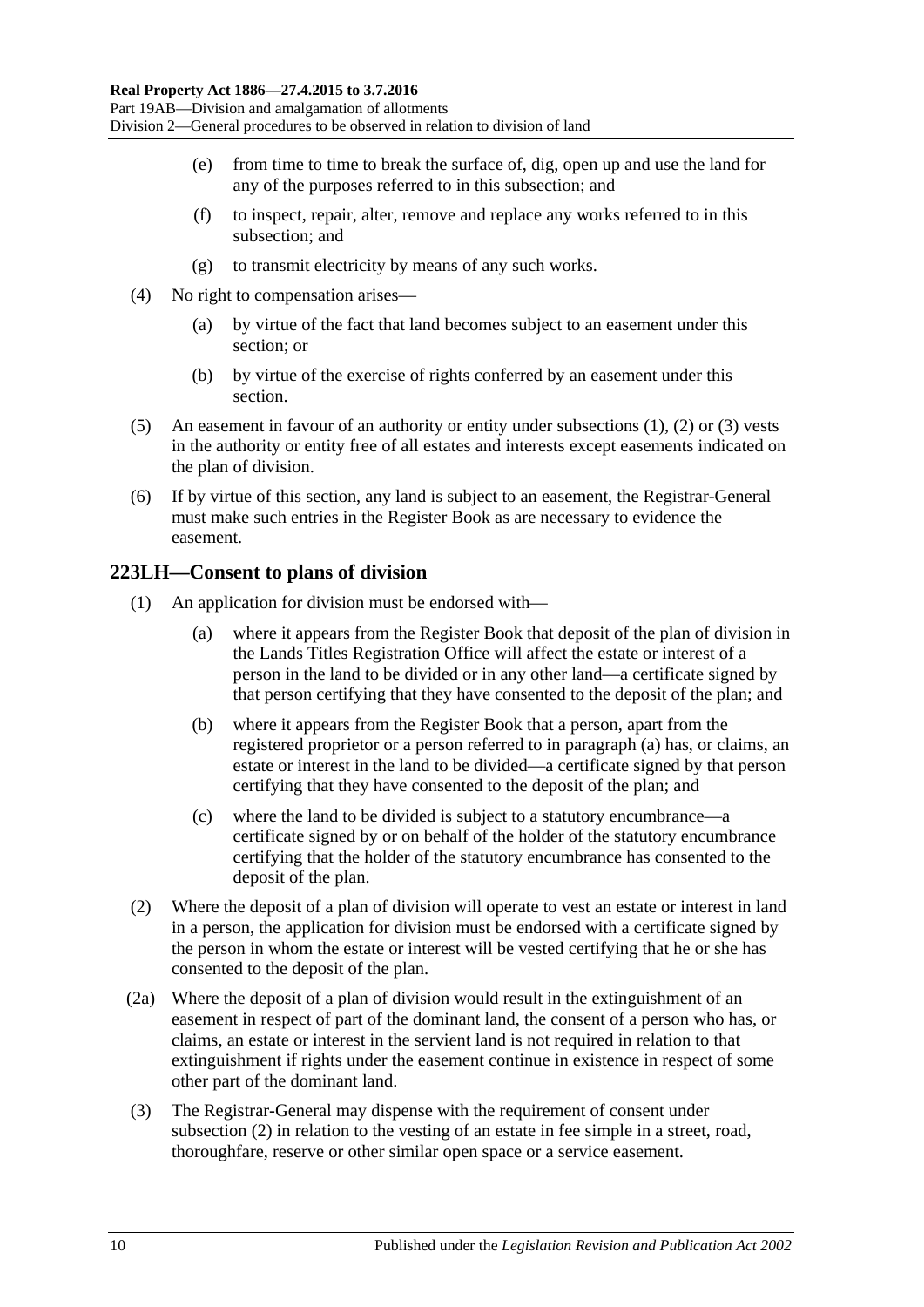(e) from time to time to break the surface of, dig, open up and use the land for any of the purposes referred to in this subsection; and

(f) to inspect, repair, alter, remove and replace any works referred to in this subsection; and

(g) to transmit electricity by means of any such works.

(4) No right to compensation arises—

(a) by virtue of the fact that land becomes subject to an easement under this section; or

(b) by virtue of the exercise of rights conferred by an easement under this section.

(5) An easement in favour of an authority or entity under subsections (1), (2) or (3) vests in the authority or entity free of all estates and interests except easements indicated on the plan of division.

(6) If by virtue of this section, any land is subject to an easement, the Registrar-General must make such entries in the Register Book as are necessary to evidence the easement.

## 223LH—Consent to plans of division

(1) An application for division must be endorsed with—

(a) where it appears from the Register Book that deposit of the plan of division in the Lands Titles Registration Office will affect the estate or interest of a person in the land to be divided or in any other land—a certificate signed by that person certifying that they have consented to the deposit of the plan; and

(b) where it appears from the Register Book that a person, apart from the registered proprietor or a person referred to in paragraph (a) has, or claims, an estate or interest in the land to be divided—a certificate signed by that person certifying that they have consented to the deposit of the plan; and

(c) where the land to be divided is subject to a statutory encumbrance—a certificate signed by or on behalf of the holder of the statutory encumbrance certifying that the holder of the statutory encumbrance has consented to the deposit of the plan.

(2) Where the deposit of a plan of division will operate to vest an estate or interest in land in a person, the application for division must be endorsed with a certificate signed by the person in whom the estate or interest will be vested certifying that he or she has consented to the deposit of the plan.

(2a) Where the deposit of a plan of division would result in the extinguishment of an easement in respect of part of the dominant land, the consent of a person who has, or claims, an estate or interest in the servient land is not required in relation to that extinguishment if rights under the easement continue in existence in respect of some other part of the dominant land.

(3) The Registrar-General may dispense with the requirement of consent under subsection (2) in relation to the vesting of an estate in fee simple in a street, road, thoroughfare, reserve or other similar open space or a service easement.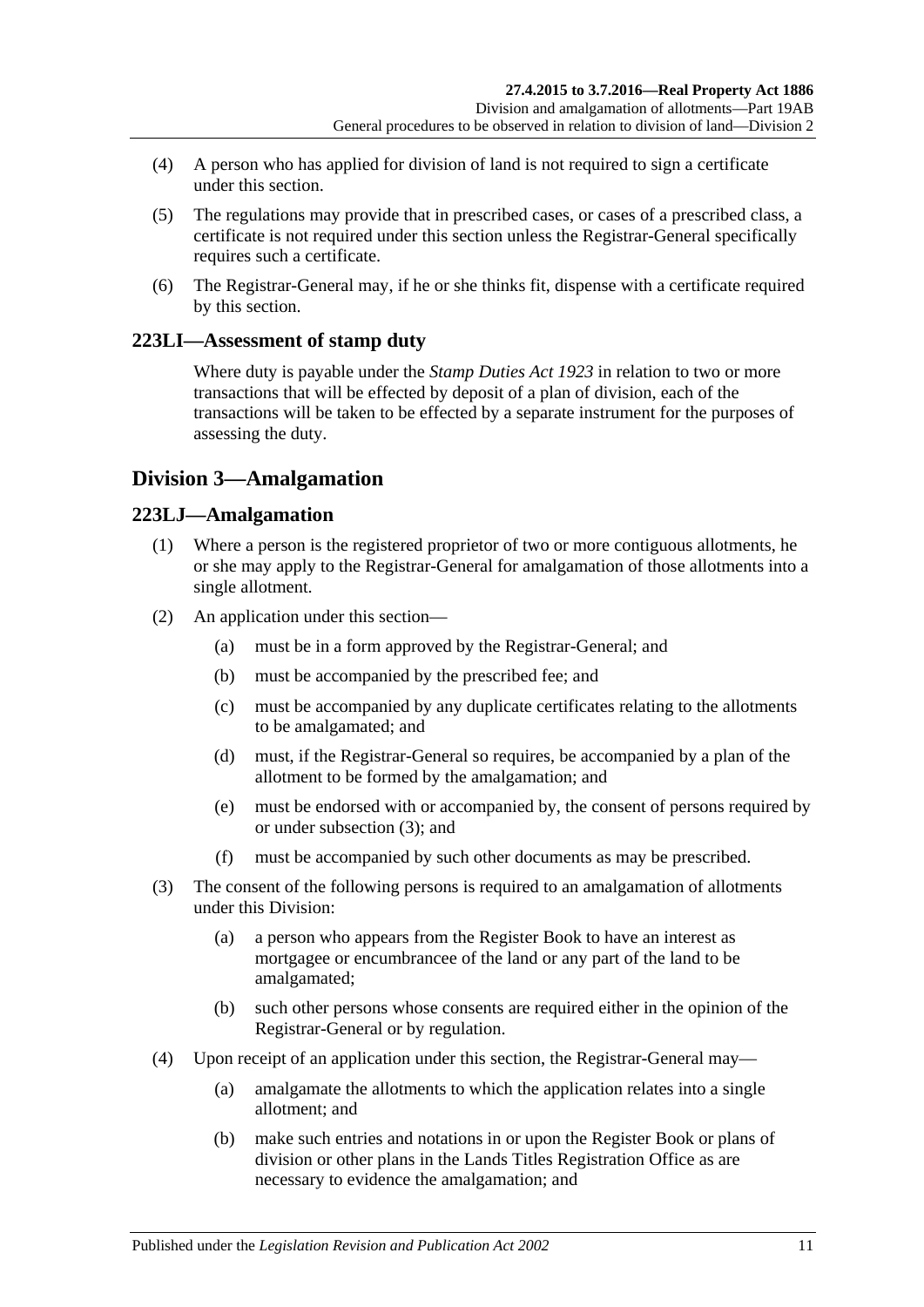(4) A person who has applied for division of land is not required to sign a certificate under this section.

(5) The regulations may provide that in prescribed cases, or cases of a prescribed class, a certificate is not required under this section unless the Registrar-General specifically requires such a certificate.

(6) The Registrar-General may, if he or she thinks fit, dispense with a certificate required by this section.

### 223LI—Assessment of stamp duty

Where duty is payable under the *Stamp Duties Act 1923* in relation to two or more transactions that will be effected by deposit of a plan of division, each of the transactions will be taken to be effected by a separate instrument for the purposes of assessing the duty.

## Division 3—Amalgamation

### 223LJ—Amalgamation

(1) Where a person is the registered proprietor of two or more contiguous allotments, he or she may apply to the Registrar-General for amalgamation of those allotments into a single allotment.

(2) An application under this section—

- (a) must be in a form approved by the Registrar-General; and
- (b) must be accompanied by the prescribed fee; and
- (c) must be accompanied by any duplicate certificates relating to the allotments to be amalgamated; and
- (d) must, if the Registrar-General so requires, be accompanied by a plan of the allotment to be formed by the amalgamation; and
- (e) must be endorsed with or accompanied by, the consent of persons required by or under subsection (3); and
- (f) must be accompanied by such other documents as may be prescribed.

(3) The consent of the following persons is required to an amalgamation of allotments under this Division:

- (a) a person who appears from the Register Book to have an interest as mortgagee or encumbrancee of the land or any part of the land to be amalgamated;
- (b) such other persons whose consents are required either in the opinion of the Registrar-General or by regulation.

(4) Upon receipt of an application under this section, the Registrar-General may—

- (a) amalgamate the allotments to which the application relates into a single allotment; and
- (b) make such entries and notations in or upon the Register Book or plans of division or other plans in the Lands Titles Registration Office as are necessary to evidence the amalgamation; and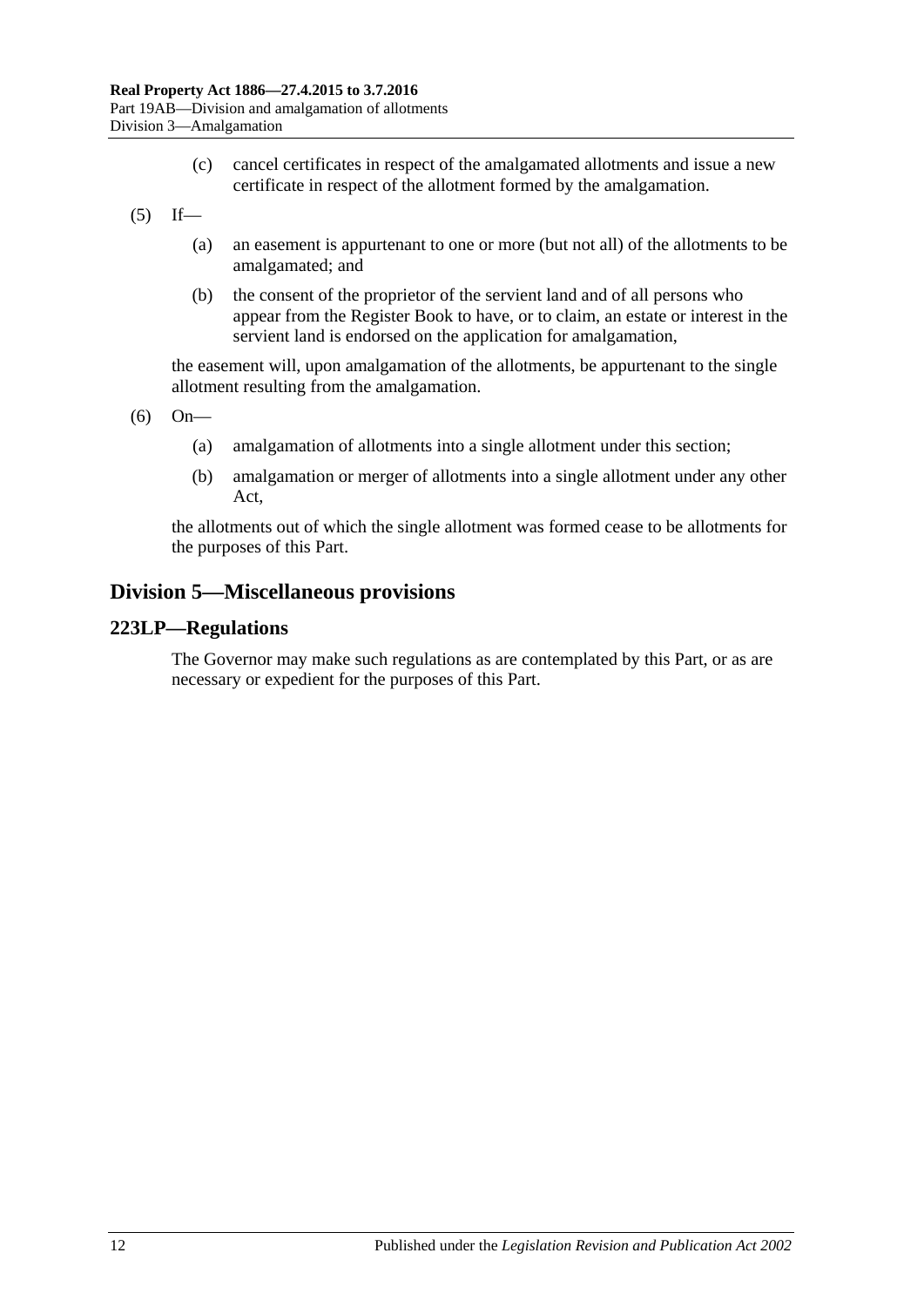(c) cancel certificates in respect of the amalgamated allotments and issue a new certificate in respect of the allotment formed by the amalgamation.

(5) If—

(a) an easement is appurtenant to one or more (but not all) of the allotments to be amalgamated; and

(b) the consent of the proprietor of the servient land and of all persons who appear from the Register Book to have, or to claim, an estate or interest in the servient land is endorsed on the application for amalgamation,

the easement will, upon amalgamation of the allotments, be appurtenant to the single allotment resulting from the amalgamation.

(6) On—

(a) amalgamation of allotments into a single allotment under this section;

(b) amalgamation or merger of allotments into a single allotment under any other Act,

the allotments out of which the single allotment was formed cease to be allotments for the purposes of this Part.

## Division 5—Miscellaneous provisions

### 223LP—Regulations

The Governor may make such regulations as are contemplated by this Part, or as are necessary or expedient for the purposes of this Part.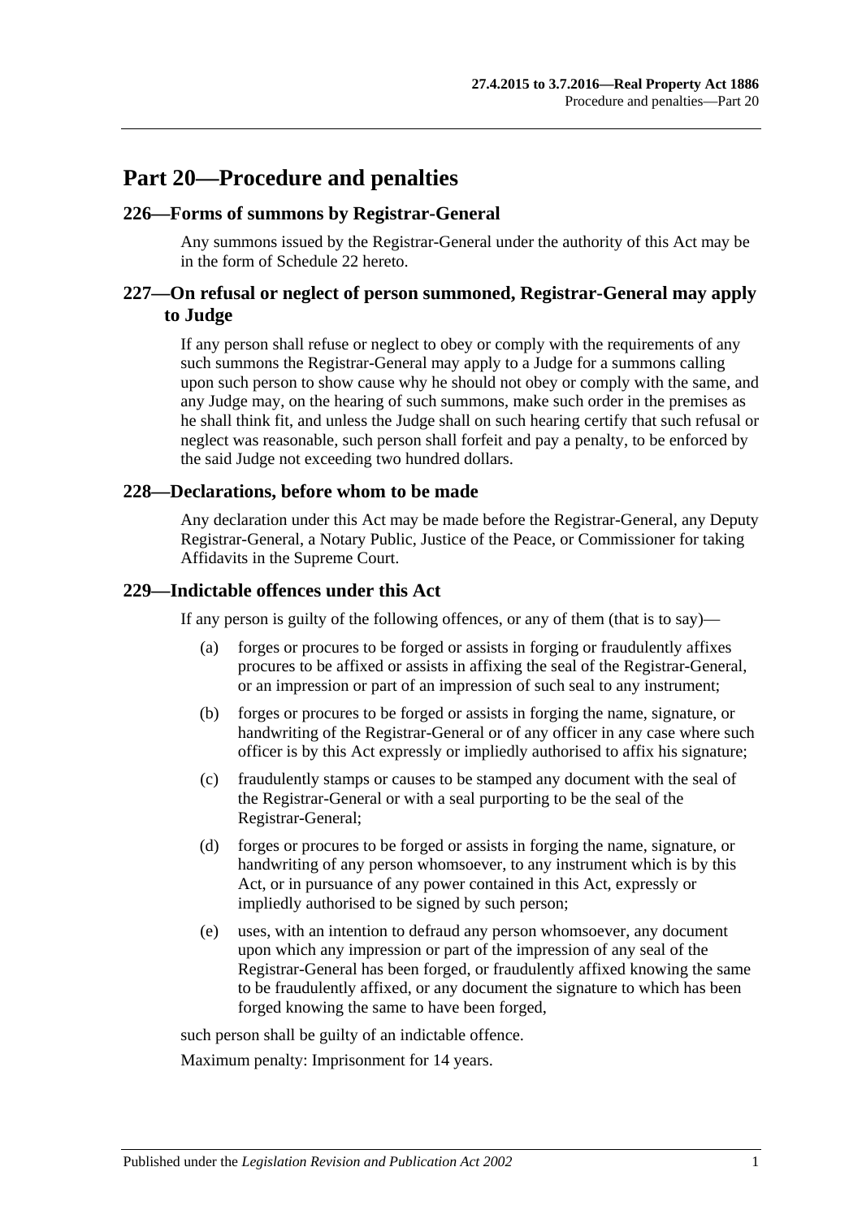# Part 20—Procedure and penalties

## 226—Forms of summons by Registrar-General

Any summons issued by the Registrar-General under the authority of this Act may be in the form of Schedule 22 hereto.

## 227—On refusal or neglect of person summoned, Registrar-General may apply to Judge

If any person shall refuse or neglect to obey or comply with the requirements of any such summons the Registrar-General may apply to a Judge for a summons calling upon such person to show cause why he should not obey or comply with the same, and any Judge may, on the hearing of such summons, make such order in the premises as he shall think fit, and unless the Judge shall on such hearing certify that such refusal or neglect was reasonable, such person shall forfeit and pay a penalty, to be enforced by the said Judge not exceeding two hundred dollars.

## 228—Declarations, before whom to be made

Any declaration under this Act may be made before the Registrar-General, any Deputy Registrar-General, a Notary Public, Justice of the Peace, or Commissioner for taking Affidavits in the Supreme Court.

## 229—Indictable offences under this Act

If any person is guilty of the following offences, or any of them (that is to say)—

(a) forges or procures to be forged or assists in forging or fraudulently affixes procures to be affixed or assists in affixing the seal of the Registrar-General, or an impression or part of an impression of such seal to any instrument;

(b) forges or procures to be forged or assists in forging the name, signature, or handwriting of the Registrar-General or of any officer in any case where such officer is by this Act expressly or impliedly authorised to affix his signature;

(c) fraudulently stamps or causes to be stamped any document with the seal of the Registrar-General or with a seal purporting to be the seal of the Registrar-General;

(d) forges or procures to be forged or assists in forging the name, signature, or handwriting of any person whomsoever, to any instrument which is by this Act, or in pursuance of any power contained in this Act, expressly or impliedly authorised to be signed by such person;

(e) uses, with an intention to defraud any person whomsoever, any document upon which any impression or part of the impression of any seal of the Registrar-General has been forged, or fraudulently affixed knowing the same to be fraudulently affixed, or any document the signature to which has been forged knowing the same to have been forged,

such person shall be guilty of an indictable offence.

Maximum penalty: Imprisonment for 14 years.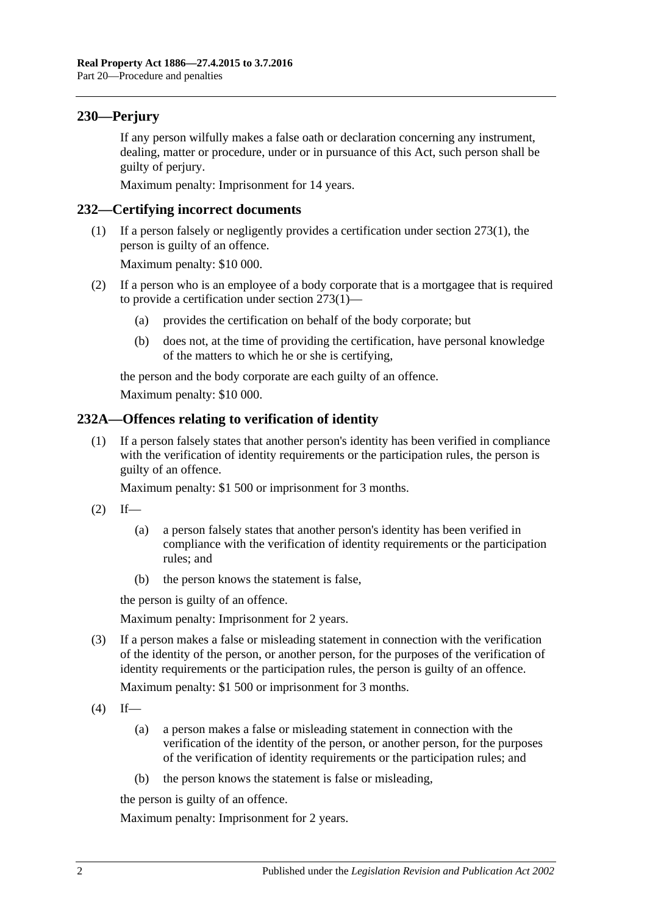## 230—Perjury

If any person wilfully makes a false oath or declaration concerning any instrument, dealing, matter or procedure, under or in pursuance of this Act, such person shall be guilty of perjury.

Maximum penalty: Imprisonment for 14 years.

## 232—Certifying incorrect documents

(1) If a person falsely or negligently provides a certification under section 273(1), the person is guilty of an offence.

Maximum penalty: $10 000.

(2) If a person who is an employee of a body corporate that is a mortgagee that is required to provide a certification under section 273(1)—

(a) provides the certification on behalf of the body corporate; but

(b) does not, at the time of providing the certification, have personal knowledge of the matters to which he or she is certifying,

the person and the body corporate are each guilty of an offence.

Maximum penalty: $10 000.

## 232A—Offences relating to verification of identity

(1) If a person falsely states that another person's identity has been verified in compliance with the verification of identity requirements or the participation rules, the person is guilty of an offence.

Maximum penalty: $1 500 or imprisonment for 3 months.

(2) If—

(a) a person falsely states that another person's identity has been verified in compliance with the verification of identity requirements or the participation rules; and

(b) the person knows the statement is false,

the person is guilty of an offence.

Maximum penalty: Imprisonment for 2 years.

(3) If a person makes a false or misleading statement in connection with the verification of the identity of the person, or another person, for the purposes of the verification of identity requirements or the participation rules, the person is guilty of an offence.

Maximum penalty: $1 500 or imprisonment for 3 months.

(4) If—

(a) a person makes a false or misleading statement in connection with the verification of the identity of the person, or another person, for the purposes of the verification of identity requirements or the participation rules; and

(b) the person knows the statement is false or misleading,

the person is guilty of an offence.

Maximum penalty: Imprisonment for 2 years.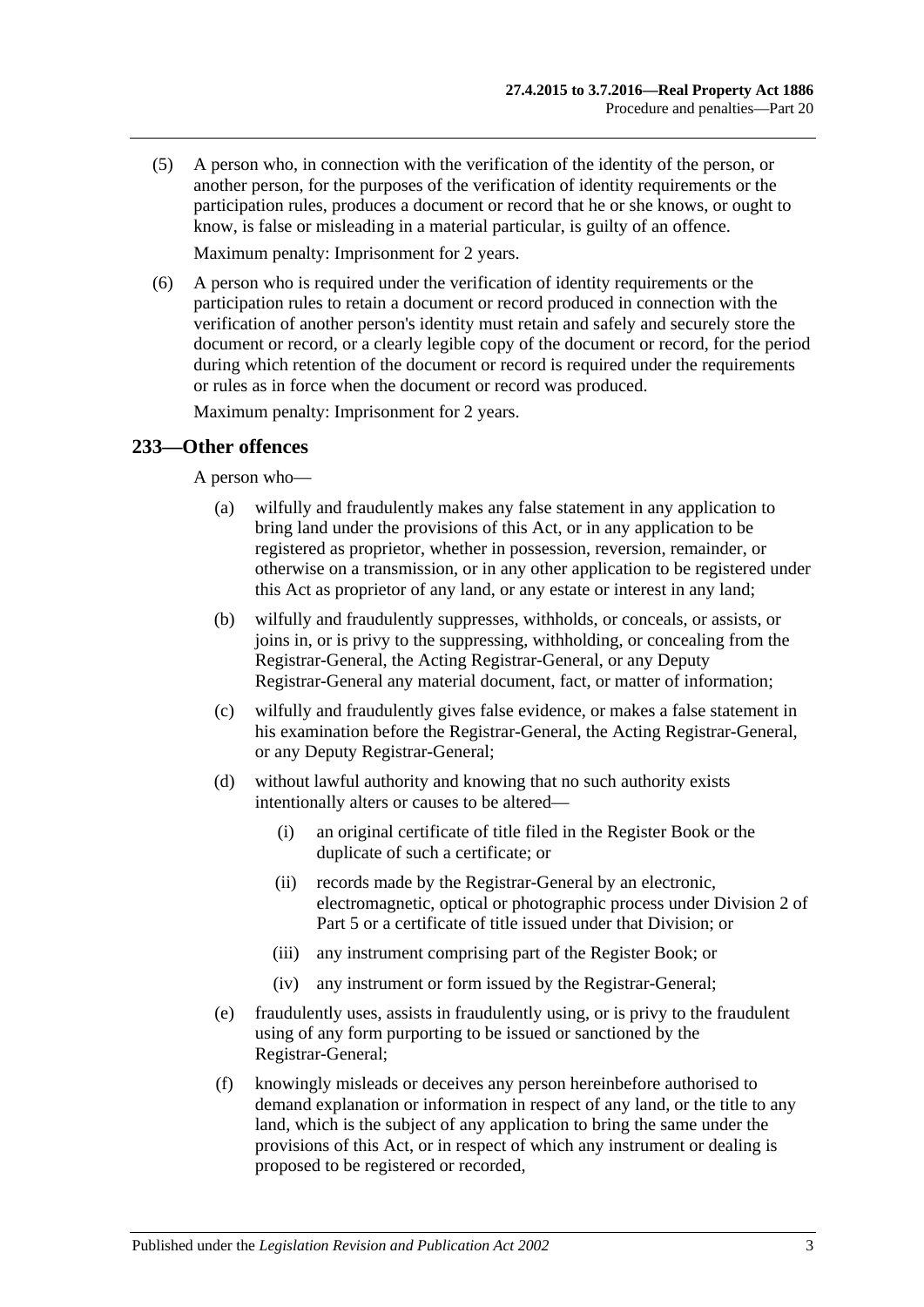(5) A person who, in connection with the verification of the identity of the person, or another person, for the purposes of the verification of identity requirements or the participation rules, produces a document or record that he or she knows, or ought to know, is false or misleading in a material particular, is guilty of an offence.

Maximum penalty: Imprisonment for 2 years.

(6) A person who is required under the verification of identity requirements or the participation rules to retain a document or record produced in connection with the verification of another person's identity must retain and safely and securely store the document or record, or a clearly legible copy of the document or record, for the period during which retention of the document or record is required under the requirements or rules as in force when the document or record was produced.

Maximum penalty: Imprisonment for 2 years.

## 233—Other offences

A person who—

(a) wilfully and fraudulently makes any false statement in any application to bring land under the provisions of this Act, or in any application to be registered as proprietor, whether in possession, reversion, remainder, or otherwise on a transmission, or in any other application to be registered under this Act as proprietor of any land, or any estate or interest in any land;

(b) wilfully and fraudulently suppresses, withholds, or conceals, or assists, or joins in, or is privy to the suppressing, withholding, or concealing from the Registrar-General, the Acting Registrar-General, or any Deputy Registrar-General any material document, fact, or matter of information;

(c) wilfully and fraudulently gives false evidence, or makes a false statement in his examination before the Registrar-General, the Acting Registrar-General, or any Deputy Registrar-General;

(d) without lawful authority and knowing that no such authority exists intentionally alters or causes to be altered—

(i) an original certificate of title filed in the Register Book or the duplicate of such a certificate; or

(ii) records made by the Registrar-General by an electronic, electromagnetic, optical or photographic process under Division 2 of Part 5 or a certificate of title issued under that Division; or

(iii) any instrument comprising part of the Register Book; or

(iv) any instrument or form issued by the Registrar-General;

(e) fraudulently uses, assists in fraudulently using, or is privy to the fraudulent using of any form purporting to be issued or sanctioned by the Registrar-General;

(f) knowingly misleads or deceives any person hereinbefore authorised to demand explanation or information in respect of any land, or the title to any land, which is the subject of any application to bring the same under the provisions of this Act, or in respect of which any instrument or dealing is proposed to be registered or recorded,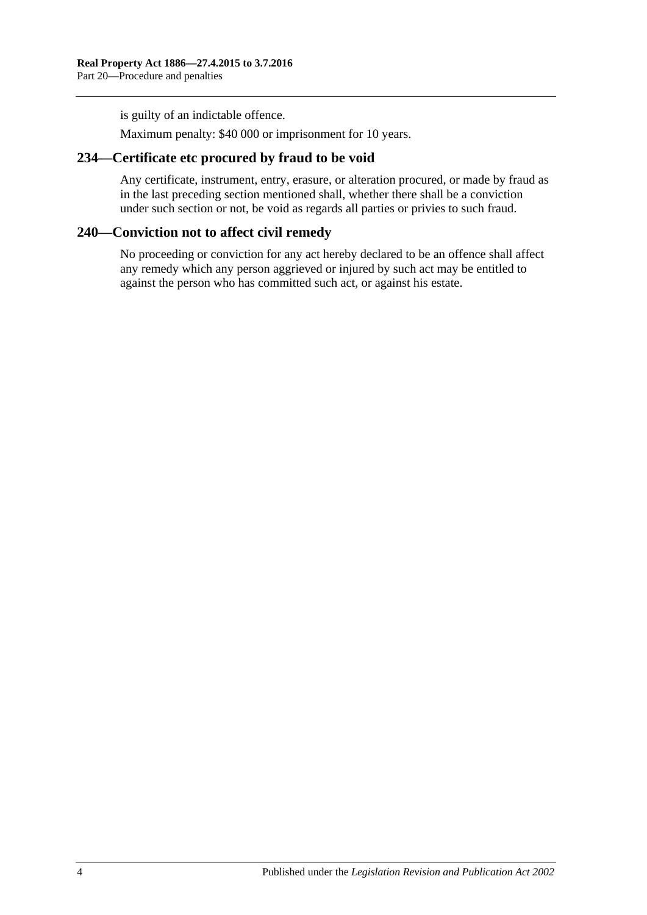is guilty of an indictable offence.

Maximum penalty: $40 000 or imprisonment for 10 years.

## 234—Certificate etc procured by fraud to be void

Any certificate, instrument, entry, erasure, or alteration procured, or made by fraud as in the last preceding section mentioned shall, whether there shall be a conviction under such section or not, be void as regards all parties or privies to such fraud.

## 240—Conviction not to affect civil remedy

No proceeding or conviction for any act hereby declared to be an offence shall affect any remedy which any person aggrieved or injured by such act may be entitled to against the person who has committed such act, or against his estate.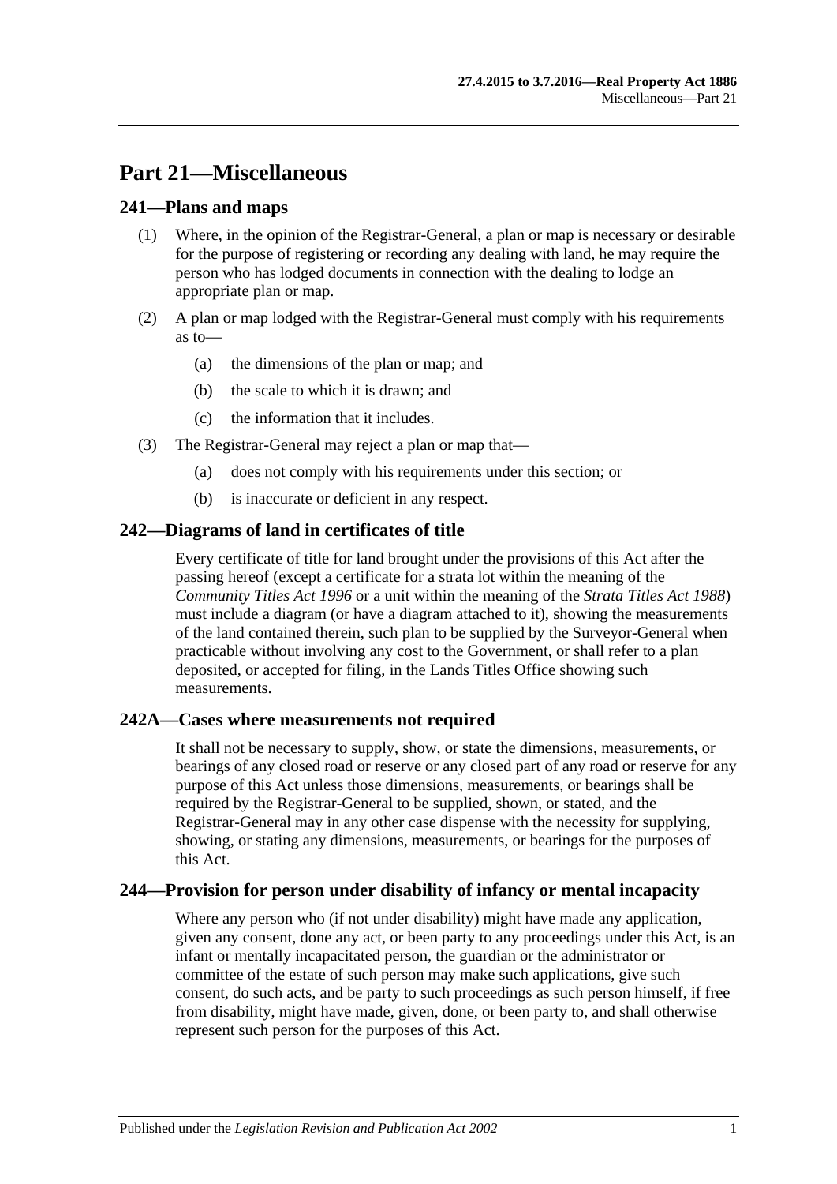# Part 21—Miscellaneous

## 241—Plans and maps

(1) Where, in the opinion of the Registrar-General, a plan or map is necessary or desirable for the purpose of registering or recording any dealing with land, he may require the person who has lodged documents in connection with the dealing to lodge an appropriate plan or map.

(2) A plan or map lodged with the Registrar-General must comply with his requirements as to—

(a) the dimensions of the plan or map; and

(b) the scale to which it is drawn; and

(c) the information that it includes.

(3) The Registrar-General may reject a plan or map that—

(a) does not comply with his requirements under this section; or

(b) is inaccurate or deficient in any respect.

## 242—Diagrams of land in certificates of title

Every certificate of title for land brought under the provisions of this Act after the passing hereof (except a certificate for a strata lot within the meaning of the *Community Titles Act 1996* or a unit within the meaning of the *Strata Titles Act 1988*) must include a diagram (or have a diagram attached to it), showing the measurements of the land contained therein, such plan to be supplied by the Surveyor-General when practicable without involving any cost to the Government, or shall refer to a plan deposited, or accepted for filing, in the Lands Titles Office showing such measurements.

## 242A—Cases where measurements not required

It shall not be necessary to supply, show, or state the dimensions, measurements, or bearings of any closed road or reserve or any closed part of any road or reserve for any purpose of this Act unless those dimensions, measurements, or bearings shall be required by the Registrar-General to be supplied, shown, or stated, and the Registrar-General may in any other case dispense with the necessity for supplying, showing, or stating any dimensions, measurements, or bearings for the purposes of this Act.

## 244—Provision for person under disability of infancy or mental incapacity

Where any person who (if not under disability) might have made any application, given any consent, done any act, or been party to any proceedings under this Act, is an infant or mentally incapacitated person, the guardian or the administrator or committee of the estate of such person may make such applications, give such consent, do such acts, and be party to such proceedings as such person himself, if free from disability, might have made, given, done, or been party to, and shall otherwise represent such person for the purposes of this Act.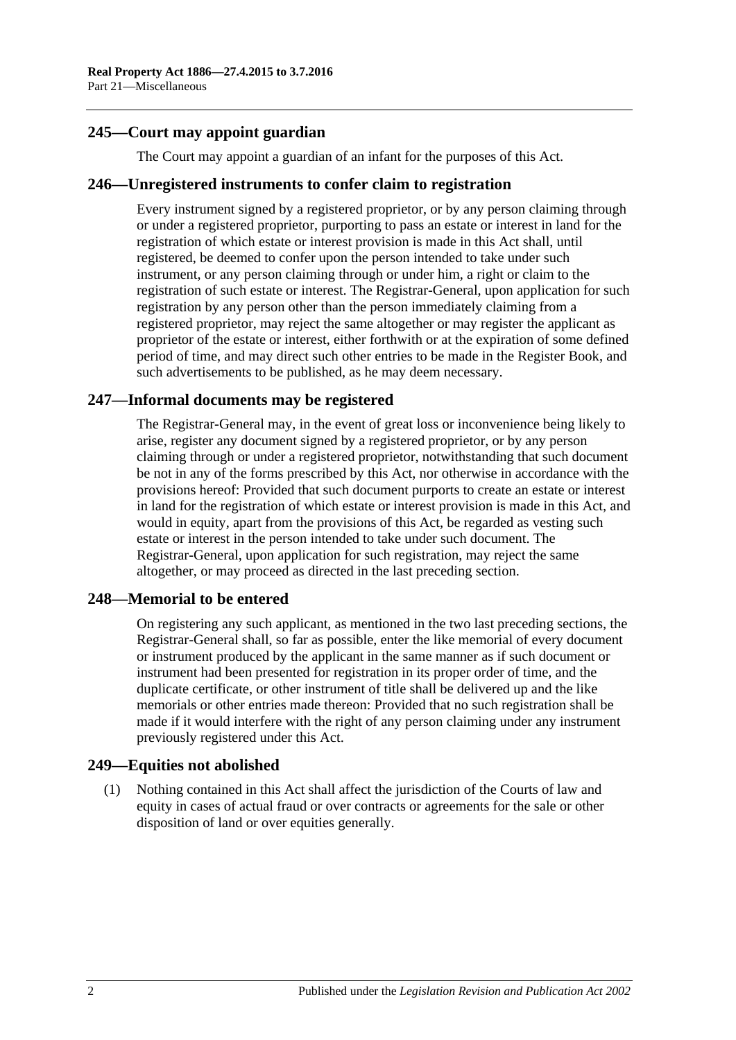## 245—Court may appoint guardian

The Court may appoint a guardian of an infant for the purposes of this Act.

## 246—Unregistered instruments to confer claim to registration

Every instrument signed by a registered proprietor, or by any person claiming through or under a registered proprietor, purporting to pass an estate or interest in land for the registration of which estate or interest provision is made in this Act shall, until registered, be deemed to confer upon the person intended to take under such instrument, or any person claiming through or under him, a right or claim to the registration of such estate or interest. The Registrar-General, upon application for such registration by any person other than the person immediately claiming from a registered proprietor, may reject the same altogether or may register the applicant as proprietor of the estate or interest, either forthwith or at the expiration of some defined period of time, and may direct such other entries to be made in the Register Book, and such advertisements to be published, as he may deem necessary.

## 247—Informal documents may be registered

The Registrar-General may, in the event of great loss or inconvenience being likely to arise, register any document signed by a registered proprietor, or by any person claiming through or under a registered proprietor, notwithstanding that such document be not in any of the forms prescribed by this Act, nor otherwise in accordance with the provisions hereof: Provided that such document purports to create an estate or interest in land for the registration of which estate or interest provision is made in this Act, and would in equity, apart from the provisions of this Act, be regarded as vesting such estate or interest in the person intended to take under such document. The Registrar-General, upon application for such registration, may reject the same altogether, or may proceed as directed in the last preceding section.

## 248—Memorial to be entered

On registering any such applicant, as mentioned in the two last preceding sections, the Registrar-General shall, so far as possible, enter the like memorial of every document or instrument produced by the applicant in the same manner as if such document or instrument had been presented for registration in its proper order of time, and the duplicate certificate, or other instrument of title shall be delivered up and the like memorials or other entries made thereon: Provided that no such registration shall be made if it would interfere with the right of any person claiming under any instrument previously registered under this Act.

## 249—Equities not abolished

(1) Nothing contained in this Act shall affect the jurisdiction of the Courts of law and equity in cases of actual fraud or over contracts or agreements for the sale or other disposition of land or over equities generally.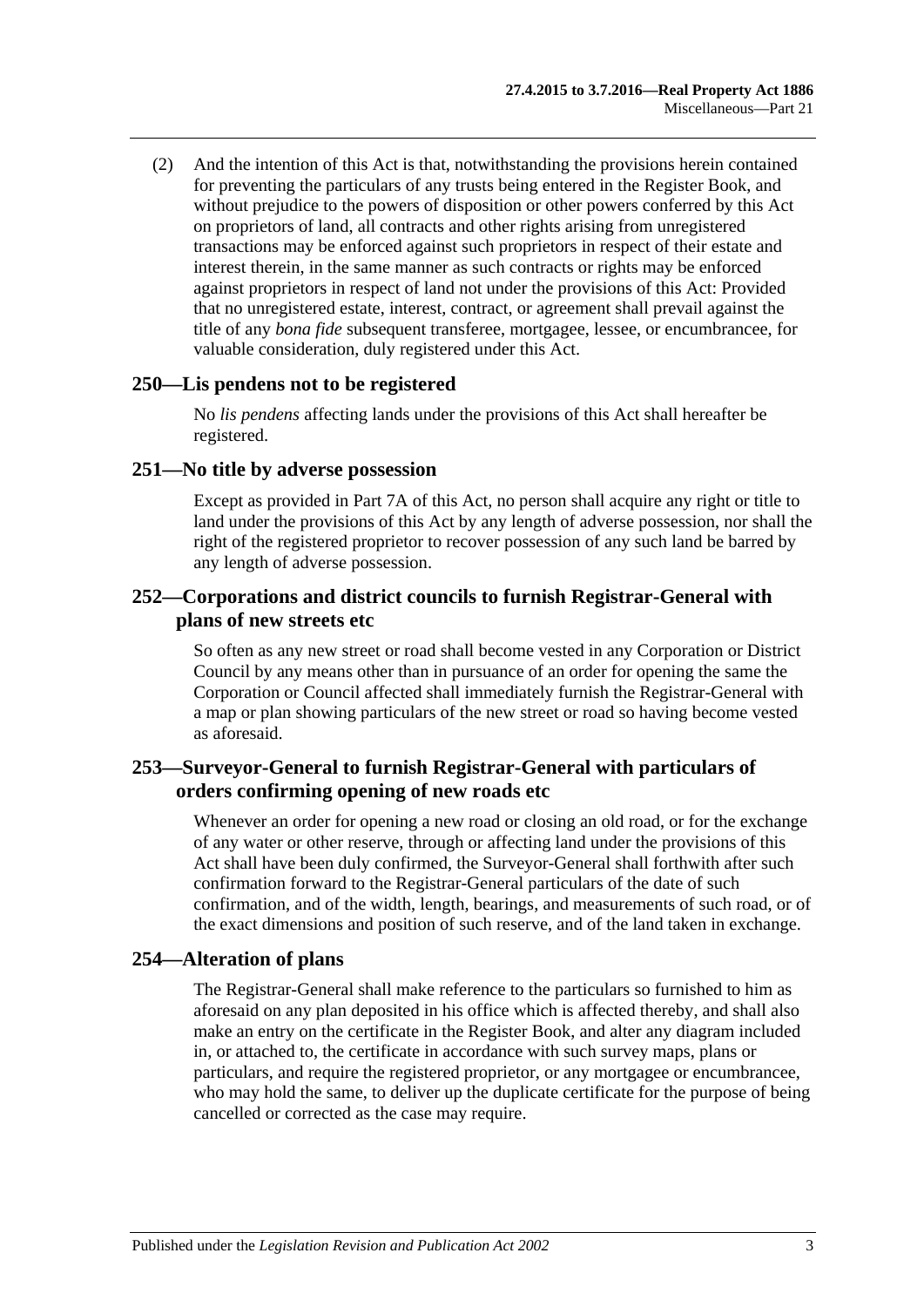(2) And the intention of this Act is that, notwithstanding the provisions herein contained for preventing the particulars of any trusts being entered in the Register Book, and without prejudice to the powers of disposition or other powers conferred by this Act on proprietors of land, all contracts and other rights arising from unregistered transactions may be enforced against such proprietors in respect of their estate and interest therein, in the same manner as such contracts or rights may be enforced against proprietors in respect of land not under the provisions of this Act: Provided that no unregistered estate, interest, contract, or agreement shall prevail against the title of any *bona fide* subsequent transferee, mortgagee, lessee, or encumbrancee, for valuable consideration, duly registered under this Act.

## 250—Lis pendens not to be registered

No *lis pendens* affecting lands under the provisions of this Act shall hereafter be registered.

## 251—No title by adverse possession

Except as provided in Part 7A of this Act, no person shall acquire any right or title to land under the provisions of this Act by any length of adverse possession, nor shall the right of the registered proprietor to recover possession of any such land be barred by any length of adverse possession.

## 252—Corporations and district councils to furnish Registrar-General with plans of new streets etc

So often as any new street or road shall become vested in any Corporation or District Council by any means other than in pursuance of an order for opening the same the Corporation or Council affected shall immediately furnish the Registrar-General with a map or plan showing particulars of the new street or road so having become vested as aforesaid.

## 253—Surveyor-General to furnish Registrar-General with particulars of orders confirming opening of new roads etc

Whenever an order for opening a new road or closing an old road, or for the exchange of any water or other reserve, through or affecting land under the provisions of this Act shall have been duly confirmed, the Surveyor-General shall forthwith after such confirmation forward to the Registrar-General particulars of the date of such confirmation, and of the width, length, bearings, and measurements of such road, or of the exact dimensions and position of such reserve, and of the land taken in exchange.

## 254—Alteration of plans

The Registrar-General shall make reference to the particulars so furnished to him as aforesaid on any plan deposited in his office which is affected thereby, and shall also make an entry on the certificate in the Register Book, and alter any diagram included in, or attached to, the certificate in accordance with such survey maps, plans or particulars, and require the registered proprietor, or any mortgagee or encumbrancee, who may hold the same, to deliver up the duplicate certificate for the purpose of being cancelled or corrected as the case may require.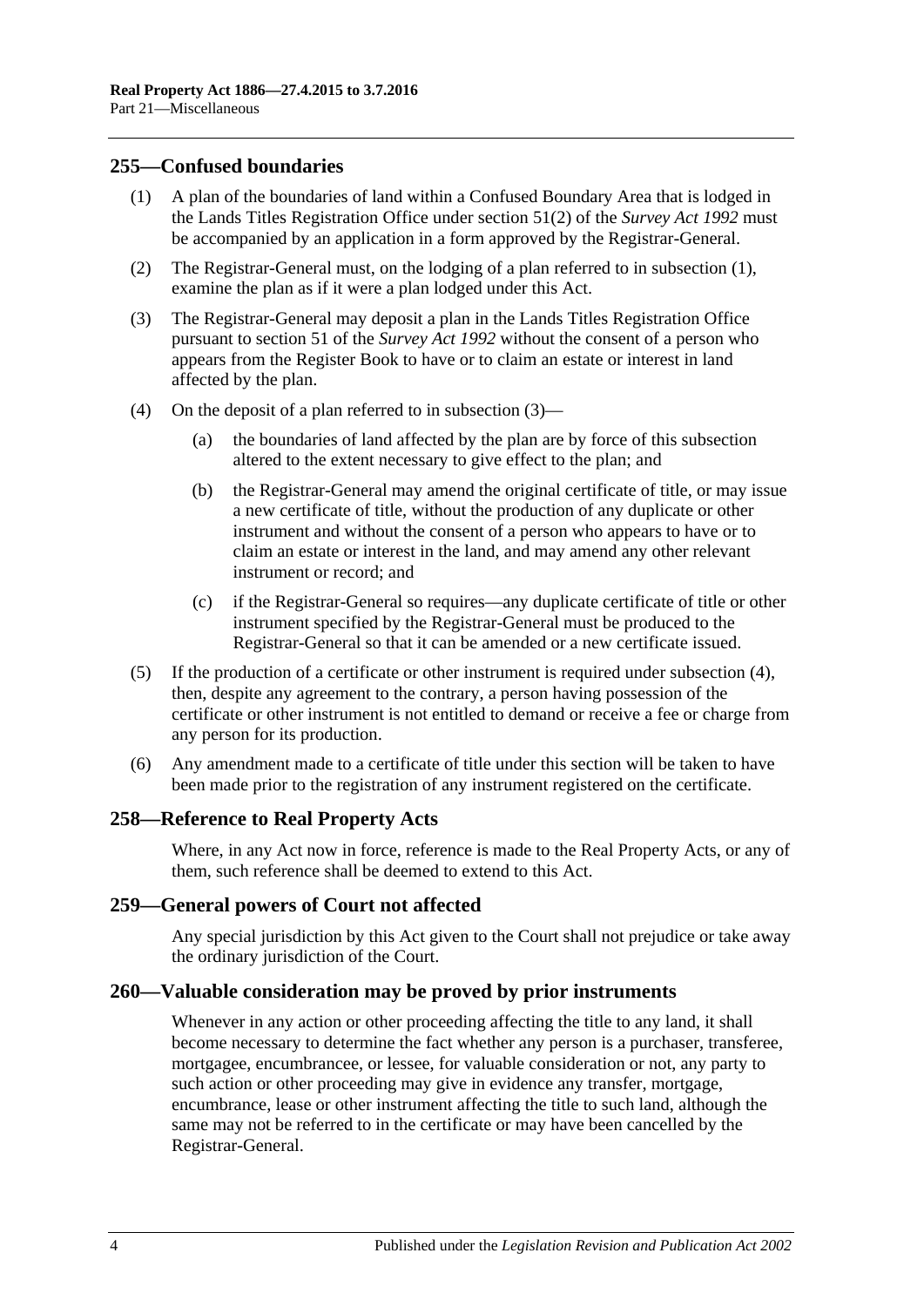## 255—Confused boundaries

(1) A plan of the boundaries of land within a Confused Boundary Area that is lodged in the Lands Titles Registration Office under section 51(2) of the *Survey Act 1992* must be accompanied by an application in a form approved by the Registrar-General.

(2) The Registrar-General must, on the lodging of a plan referred to in subsection (1), examine the plan as if it were a plan lodged under this Act.

(3) The Registrar-General may deposit a plan in the Lands Titles Registration Office pursuant to section 51 of the *Survey Act 1992* without the consent of a person who appears from the Register Book to have or to claim an estate or interest in land affected by the plan.

(4) On the deposit of a plan referred to in subsection (3)—

(a) the boundaries of land affected by the plan are by force of this subsection altered to the extent necessary to give effect to the plan; and

(b) the Registrar-General may amend the original certificate of title, or may issue a new certificate of title, without the production of any duplicate or other instrument and without the consent of a person who appears to have or to claim an estate or interest in the land, and may amend any other relevant instrument or record; and

(c) if the Registrar-General so requires—any duplicate certificate of title or other instrument specified by the Registrar-General must be produced to the Registrar-General so that it can be amended or a new certificate issued.

(5) If the production of a certificate or other instrument is required under subsection (4), then, despite any agreement to the contrary, a person having possession of the certificate or other instrument is not entitled to demand or receive a fee or charge from any person for its production.

(6) Any amendment made to a certificate of title under this section will be taken to have been made prior to the registration of any instrument registered on the certificate.

## 258—Reference to Real Property Acts

Where, in any Act now in force, reference is made to the Real Property Acts, or any of them, such reference shall be deemed to extend to this Act.

## 259—General powers of Court not affected

Any special jurisdiction by this Act given to the Court shall not prejudice or take away the ordinary jurisdiction of the Court.

## 260—Valuable consideration may be proved by prior instruments

Whenever in any action or other proceeding affecting the title to any land, it shall become necessary to determine the fact whether any person is a purchaser, transferee, mortgagee, encumbrancee, or lessee, for valuable consideration or not, any party to such action or other proceeding may give in evidence any transfer, mortgage, encumbrance, lease or other instrument affecting the title to such land, although the same may not be referred to in the certificate or may have been cancelled by the Registrar-General.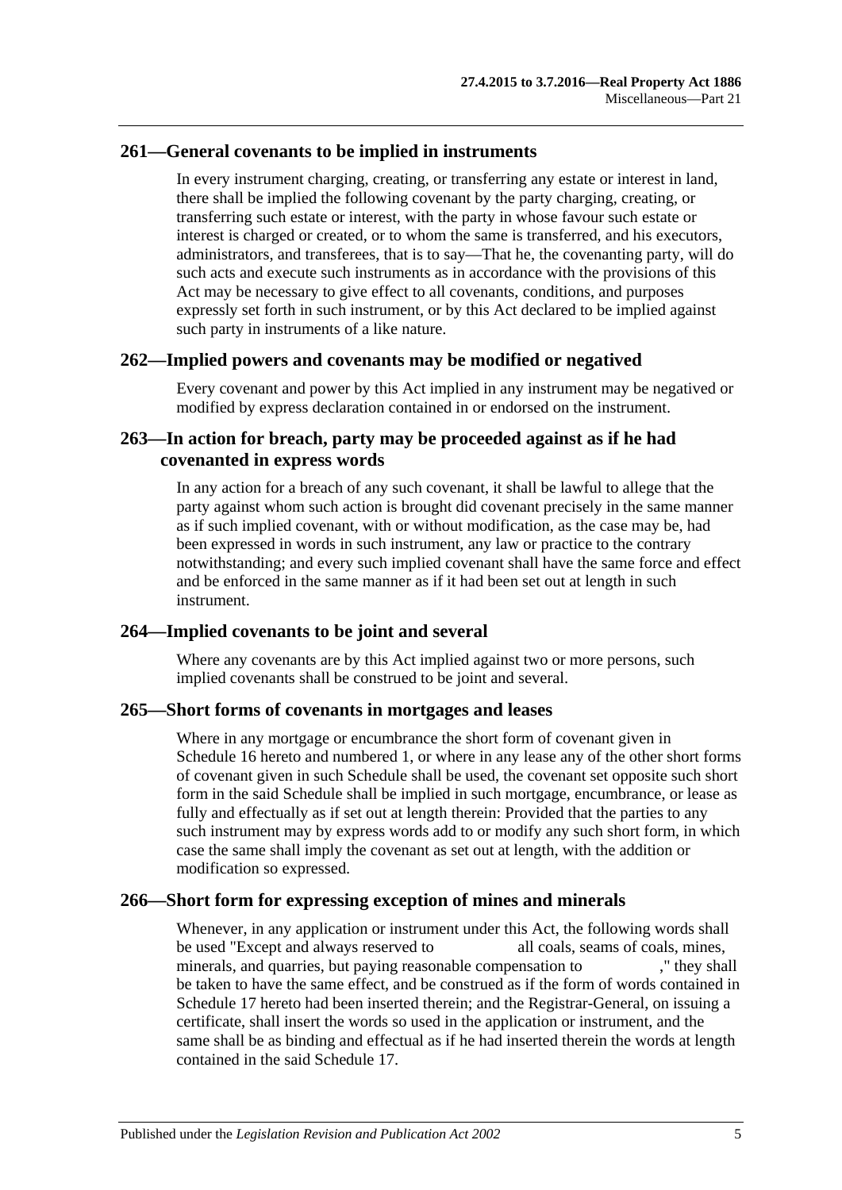## 261—General covenants to be implied in instruments

In every instrument charging, creating, or transferring any estate or interest in land, there shall be implied the following covenant by the party charging, creating, or transferring such estate or interest, with the party in whose favour such estate or interest is charged or created, or to whom the same is transferred, and his executors, administrators, and transferees, that is to say—That he, the covenanting party, will do such acts and execute such instruments as in accordance with the provisions of this Act may be necessary to give effect to all covenants, conditions, and purposes expressly set forth in such instrument, or by this Act declared to be implied against such party in instruments of a like nature.

## 262—Implied powers and covenants may be modified or negatived

Every covenant and power by this Act implied in any instrument may be negatived or modified by express declaration contained in or endorsed on the instrument.

## 263—In action for breach, party may be proceeded against as if he had covenanted in express words

In any action for a breach of any such covenant, it shall be lawful to allege that the party against whom such action is brought did covenant precisely in the same manner as if such implied covenant, with or without modification, as the case may be, had been expressed in words in such instrument, any law or practice to the contrary notwithstanding; and every such implied covenant shall have the same force and effect and be enforced in the same manner as if it had been set out at length in such instrument.

## 264—Implied covenants to be joint and several

Where any covenants are by this Act implied against two or more persons, such implied covenants shall be construed to be joint and several.

## 265—Short forms of covenants in mortgages and leases

Where in any mortgage or encumbrance the short form of covenant given in Schedule 16 hereto and numbered 1, or where in any lease any of the other short forms of covenant given in such Schedule shall be used, the covenant set opposite such short form in the said Schedule shall be implied in such mortgage, encumbrance, or lease as fully and effectually as if set out at length therein: Provided that the parties to any such instrument may by express words add to or modify any such short form, in which case the same shall imply the covenant as set out at length, with the addition or modification so expressed.

## 266—Short form for expressing exception of mines and minerals

Whenever, in any application or instrument under this Act, the following words shall be used "Except and always reserved to all coals, seams of coals, mines, minerals, and quarries, but paying reasonable compensation to ," they shall be taken to have the same effect, and be construed as if the form of words contained in Schedule 17 hereto had been inserted therein; and the Registrar-General, on issuing a certificate, shall insert the words so used in the application or instrument, and the same shall be as binding and effectual as if he had inserted therein the words at length contained in the said Schedule 17.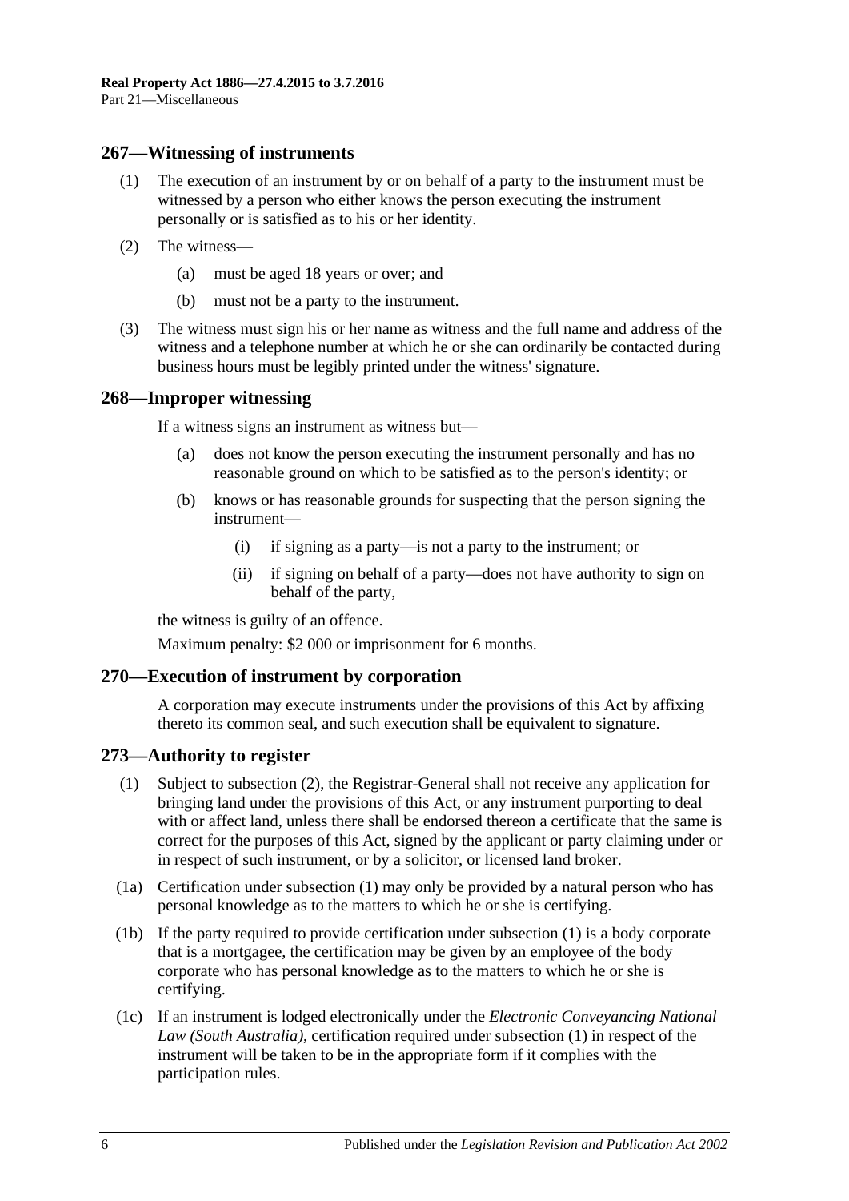## 267—Witnessing of instruments

(1) The execution of an instrument by or on behalf of a party to the instrument must be witnessed by a person who either knows the person executing the instrument personally or is satisfied as to his or her identity.

(2) The witness—

(a) must be aged 18 years or over; and

(b) must not be a party to the instrument.

(3) The witness must sign his or her name as witness and the full name and address of the witness and a telephone number at which he or she can ordinarily be contacted during business hours must be legibly printed under the witness' signature.

## 268—Improper witnessing

If a witness signs an instrument as witness but—

(a) does not know the person executing the instrument personally and has no reasonable ground on which to be satisfied as to the person's identity; or

(b) knows or has reasonable grounds for suspecting that the person signing the instrument—

(i) if signing as a party—is not a party to the instrument; or

(ii) if signing on behalf of a party—does not have authority to sign on behalf of the party,

the witness is guilty of an offence.

Maximum penalty: $2 000 or imprisonment for 6 months.

## 270—Execution of instrument by corporation

A corporation may execute instruments under the provisions of this Act by affixing thereto its common seal, and such execution shall be equivalent to signature.

## 273—Authority to register

(1) Subject to subsection (2), the Registrar-General shall not receive any application for bringing land under the provisions of this Act, or any instrument purporting to deal with or affect land, unless there shall be endorsed thereon a certificate that the same is correct for the purposes of this Act, signed by the applicant or party claiming under or in respect of such instrument, or by a solicitor, or licensed land broker.

(1a) Certification under subsection (1) may only be provided by a natural person who has personal knowledge as to the matters to which he or she is certifying.

(1b) If the party required to provide certification under subsection (1) is a body corporate that is a mortgagee, the certification may be given by an employee of the body corporate who has personal knowledge as to the matters to which he or she is certifying.

(1c) If an instrument is lodged electronically under the *Electronic Conveyancing National Law (South Australia)*, certification required under subsection (1) in respect of the instrument will be taken to be in the appropriate form if it complies with the participation rules.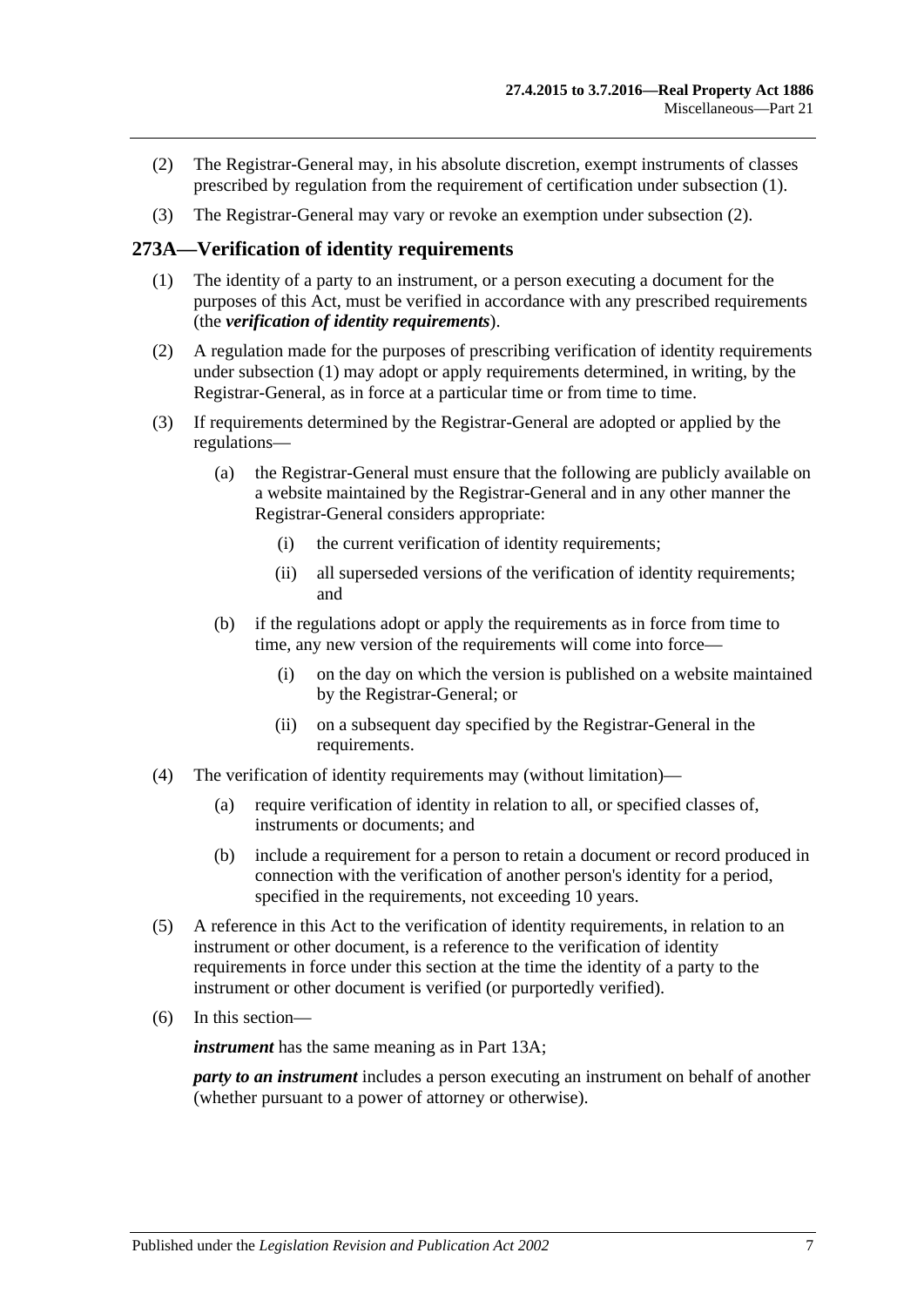(2) The Registrar-General may, in his absolute discretion, exempt instruments of classes prescribed by regulation from the requirement of certification under subsection (1).

(3) The Registrar-General may vary or revoke an exemption under subsection (2).

## 273A—Verification of identity requirements

(1) The identity of a party to an instrument, or a person executing a document for the purposes of this Act, must be verified in accordance with any prescribed requirements (the ***verification of identity requirements***).

(2) A regulation made for the purposes of prescribing verification of identity requirements under subsection (1) may adopt or apply requirements determined, in writing, by the Registrar-General, as in force at a particular time or from time to time.

(3) If requirements determined by the Registrar-General are adopted or applied by the regulations—

   (a) the Registrar-General must ensure that the following are publicly available on a website maintained by the Registrar-General and in any other manner the Registrar-General considers appropriate:

      (i) the current verification of identity requirements;

      (ii) all superseded versions of the verification of identity requirements; and

   (b) if the regulations adopt or apply the requirements as in force from time to time, any new version of the requirements will come into force—

      (i) on the day on which the version is published on a website maintained by the Registrar-General; or

      (ii) on a subsequent day specified by the Registrar-General in the requirements.

(4) The verification of identity requirements may (without limitation)—

   (a) require verification of identity in relation to all, or specified classes of, instruments or documents; and

   (b) include a requirement for a person to retain a document or record produced in connection with the verification of another person's identity for a period, specified in the requirements, not exceeding 10 years.

(5) A reference in this Act to the verification of identity requirements, in relation to an instrument or other document, is a reference to the verification of identity requirements in force under this section at the time the identity of a party to the instrument or other document is verified (or purportedly verified).

(6) In this section—

***instrument*** has the same meaning as in Part 13A;

***party to an instrument*** includes a person executing an instrument on behalf of another (whether pursuant to a power of attorney or otherwise).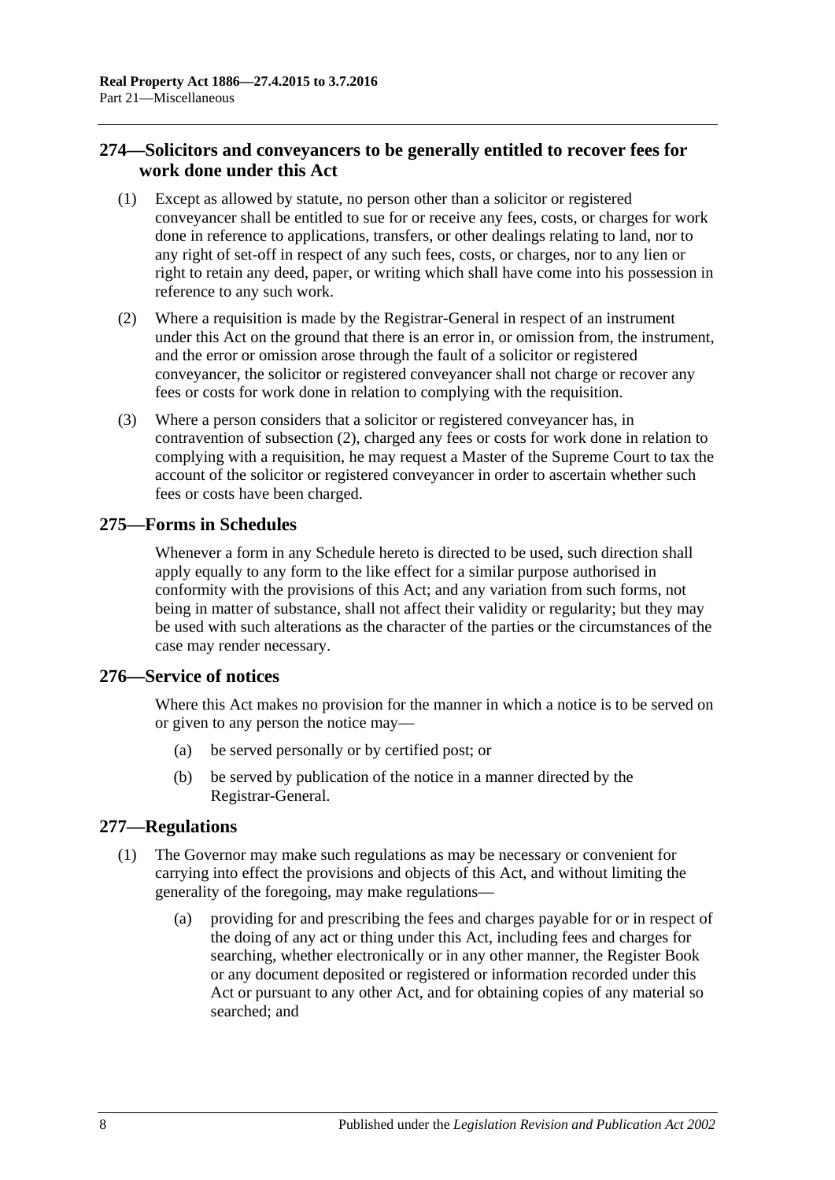## 274—Solicitors and conveyancers to be generally entitled to recover fees for work done under this Act

(1) Except as allowed by statute, no person other than a solicitor or registered conveyancer shall be entitled to sue for or receive any fees, costs, or charges for work done in reference to applications, transfers, or other dealings relating to land, nor to any right of set-off in respect of any such fees, costs, or charges, nor to any lien or right to retain any deed, paper, or writing which shall have come into his possession in reference to any such work.

(2) Where a requisition is made by the Registrar-General in respect of an instrument under this Act on the ground that there is an error in, or omission from, the instrument, and the error or omission arose through the fault of a solicitor or registered conveyancer, the solicitor or registered conveyancer shall not charge or recover any fees or costs for work done in relation to complying with the requisition.

(3) Where a person considers that a solicitor or registered conveyancer has, in contravention of subsection (2), charged any fees or costs for work done in relation to complying with a requisition, he may request a Master of the Supreme Court to tax the account of the solicitor or registered conveyancer in order to ascertain whether such fees or costs have been charged.

## 275—Forms in Schedules

Whenever a form in any Schedule hereto is directed to be used, such direction shall apply equally to any form to the like effect for a similar purpose authorised in conformity with the provisions of this Act; and any variation from such forms, not being in matter of substance, shall not affect their validity or regularity; but they may be used with such alterations as the character of the parties or the circumstances of the case may render necessary.

## 276—Service of notices

Where this Act makes no provision for the manner in which a notice is to be served on or given to any person the notice may—

(a) be served personally or by certified post; or

(b) be served by publication of the notice in a manner directed by the Registrar-General.

## 277—Regulations

(1) The Governor may make such regulations as may be necessary or convenient for carrying into effect the provisions and objects of this Act, and without limiting the generality of the foregoing, may make regulations—

(a) providing for and prescribing the fees and charges payable for or in respect of the doing of any act or thing under this Act, including fees and charges for searching, whether electronically or in any other manner, the Register Book or any document deposited or registered or information recorded under this Act or pursuant to any other Act, and for obtaining copies of any material so searched; and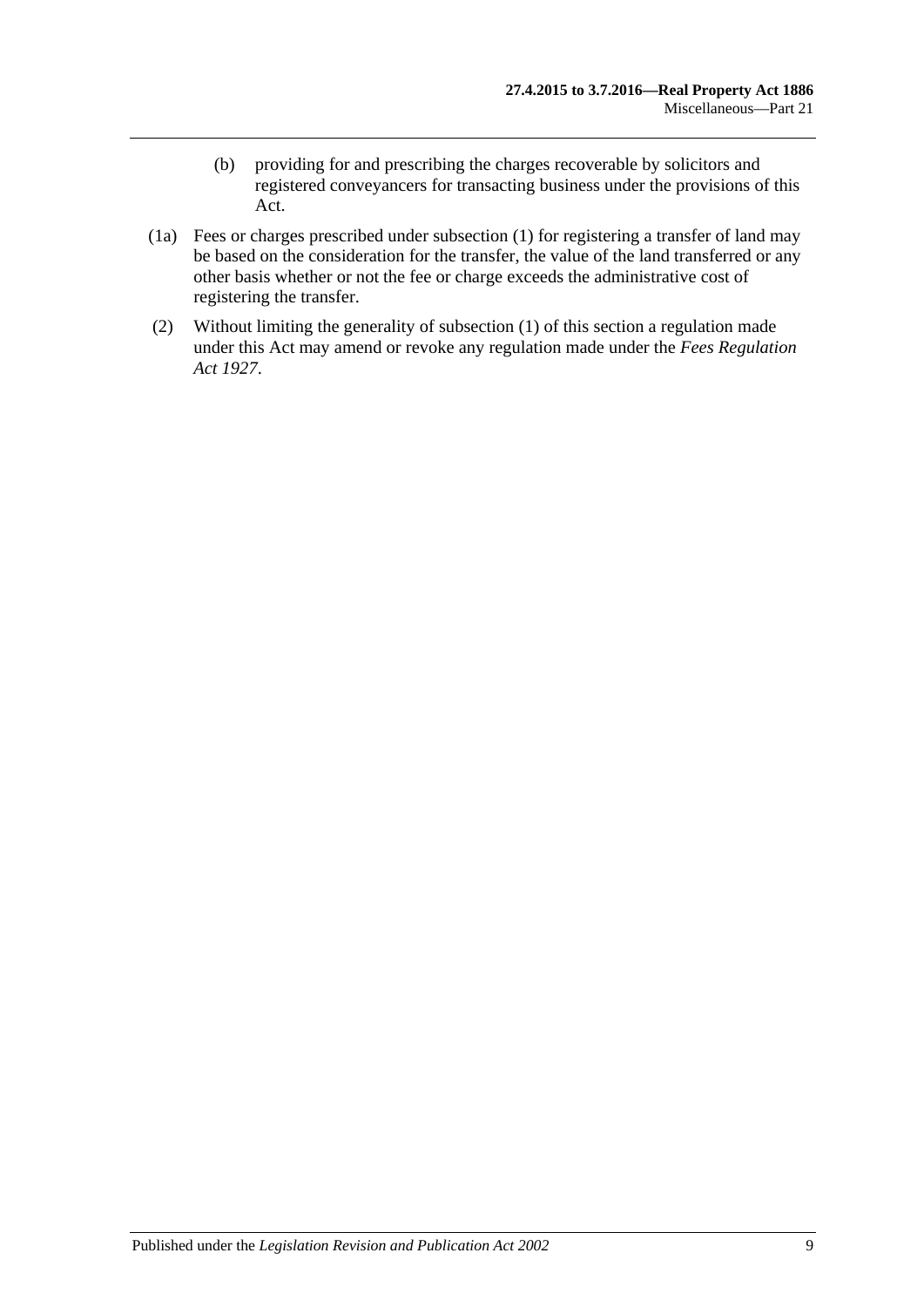(b) providing for and prescribing the charges recoverable by solicitors and registered conveyancers for transacting business under the provisions of this Act.

(1a) Fees or charges prescribed under subsection (1) for registering a transfer of land may be based on the consideration for the transfer, the value of the land transferred or any other basis whether or not the fee or charge exceeds the administrative cost of registering the transfer.

(2) Without limiting the generality of subsection (1) of this section a regulation made under this Act may amend or revoke any regulation made under the *Fees Regulation Act 1927*.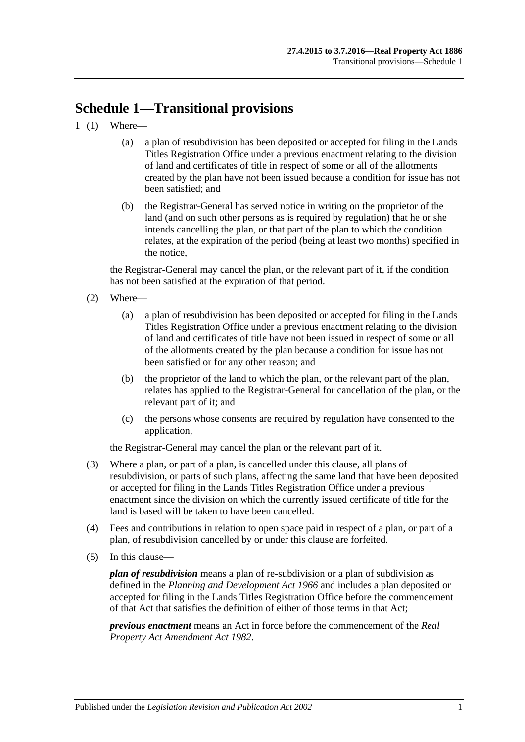# Schedule 1—Transitional provisions

1 (1) Where—

(a) a plan of resubdivision has been deposited or accepted for filing in the Lands Titles Registration Office under a previous enactment relating to the division of land and certificates of title in respect of some or all of the allotments created by the plan have not been issued because a condition for issue has not been satisfied; and

(b) the Registrar-General has served notice in writing on the proprietor of the land (and on such other persons as is required by regulation) that he or she intends cancelling the plan, or that part of the plan to which the condition relates, at the expiration of the period (being at least two months) specified in the notice,

the Registrar-General may cancel the plan, or the relevant part of it, if the condition has not been satisfied at the expiration of that period.

(2) Where—

(a) a plan of resubdivision has been deposited or accepted for filing in the Lands Titles Registration Office under a previous enactment relating to the division of land and certificates of title have not been issued in respect of some or all of the allotments created by the plan because a condition for issue has not been satisfied or for any other reason; and

(b) the proprietor of the land to which the plan, or the relevant part of the plan, relates has applied to the Registrar-General for cancellation of the plan, or the relevant part of it; and

(c) the persons whose consents are required by regulation have consented to the application,

the Registrar-General may cancel the plan or the relevant part of it.

(3) Where a plan, or part of a plan, is cancelled under this clause, all plans of resubdivision, or parts of such plans, affecting the same land that have been deposited or accepted for filing in the Lands Titles Registration Office under a previous enactment since the division on which the currently issued certificate of title for the land is based will be taken to have been cancelled.

(4) Fees and contributions in relation to open space paid in respect of a plan, or part of a plan, of resubdivision cancelled by or under this clause are forfeited.

(5) In this clause—

***plan of resubdivision*** means a plan of re-subdivision or a plan of subdivision as defined in the *Planning and Development Act 1966* and includes a plan deposited or accepted for filing in the Lands Titles Registration Office before the commencement of that Act that satisfies the definition of either of those terms in that Act;

***previous enactment*** means an Act in force before the commencement of the *Real Property Act Amendment Act 1982*.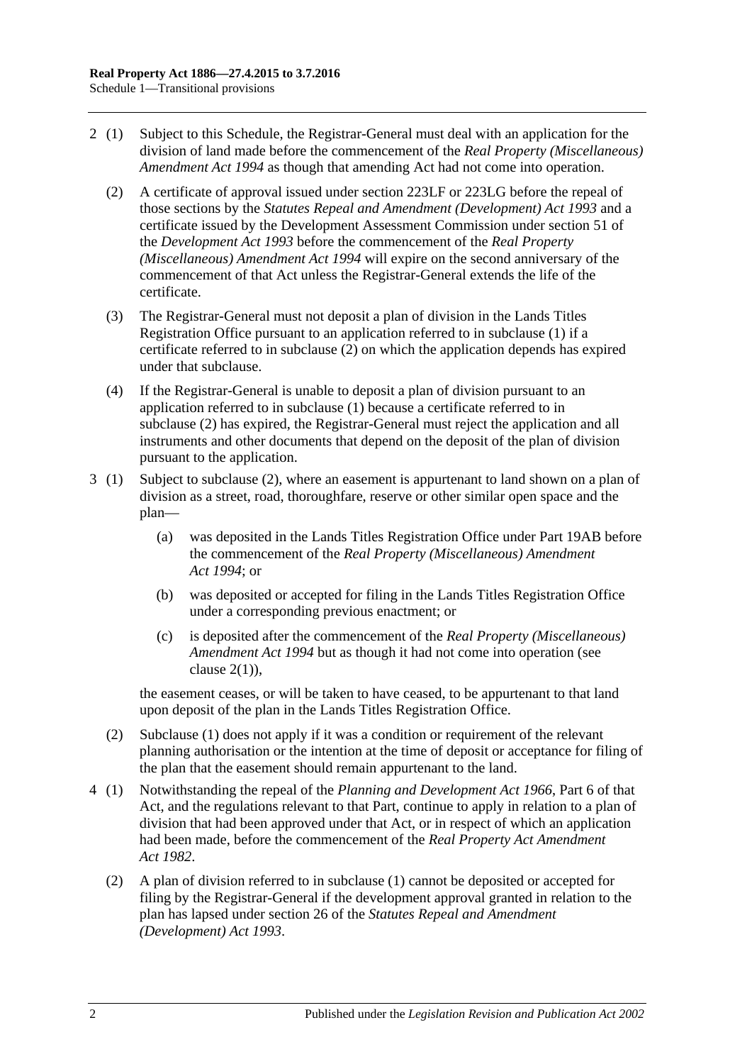2 (1) Subject to this Schedule, the Registrar-General must deal with an application for the division of land made before the commencement of the *Real Property (Miscellaneous) Amendment Act 1994* as though that amending Act had not come into operation.

(2) A certificate of approval issued under section 223LF or 223LG before the repeal of those sections by the *Statutes Repeal and Amendment (Development) Act 1993* and a certificate issued by the Development Assessment Commission under section 51 of the *Development Act 1993* before the commencement of the *Real Property (Miscellaneous) Amendment Act 1994* will expire on the second anniversary of the commencement of that Act unless the Registrar-General extends the life of the certificate.

(3) The Registrar-General must not deposit a plan of division in the Lands Titles Registration Office pursuant to an application referred to in subclause (1) if a certificate referred to in subclause (2) on which the application depends has expired under that subclause.

(4) If the Registrar-General is unable to deposit a plan of division pursuant to an application referred to in subclause (1) because a certificate referred to in subclause (2) has expired, the Registrar-General must reject the application and all instruments and other documents that depend on the deposit of the plan of division pursuant to the application.

3 (1) Subject to subclause (2), where an easement is appurtenant to land shown on a plan of division as a street, road, thoroughfare, reserve or other similar open space and the plan—

(a) was deposited in the Lands Titles Registration Office under Part 19AB before the commencement of the *Real Property (Miscellaneous) Amendment Act 1994*; or

(b) was deposited or accepted for filing in the Lands Titles Registration Office under a corresponding previous enactment; or

(c) is deposited after the commencement of the *Real Property (Miscellaneous) Amendment Act 1994* but as though it had not come into operation (see clause 2(1)),

the easement ceases, or will be taken to have ceased, to be appurtenant to that land upon deposit of the plan in the Lands Titles Registration Office.

(2) Subclause (1) does not apply if it was a condition or requirement of the relevant planning authorisation or the intention at the time of deposit or acceptance for filing of the plan that the easement should remain appurtenant to the land.

4 (1) Notwithstanding the repeal of the *Planning and Development Act 1966*, Part 6 of that Act, and the regulations relevant to that Part, continue to apply in relation to a plan of division that had been approved under that Act, or in respect of which an application had been made, before the commencement of the *Real Property Act Amendment Act 1982*.

(2) A plan of division referred to in subclause (1) cannot be deposited or accepted for filing by the Registrar-General if the development approval granted in relation to the plan has lapsed under section 26 of the *Statutes Repeal and Amendment (Development) Act 1993*.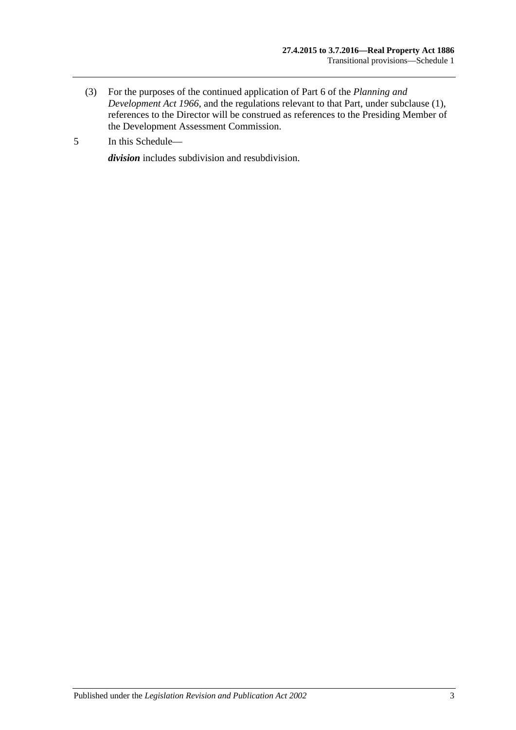(3) For the purposes of the continued application of Part 6 of the *Planning and Development Act 1966*, and the regulations relevant to that Part, under subclause (1), references to the Director will be construed as references to the Presiding Member of the Development Assessment Commission.

5 In this Schedule—

***division*** includes subdivision and resubdivision.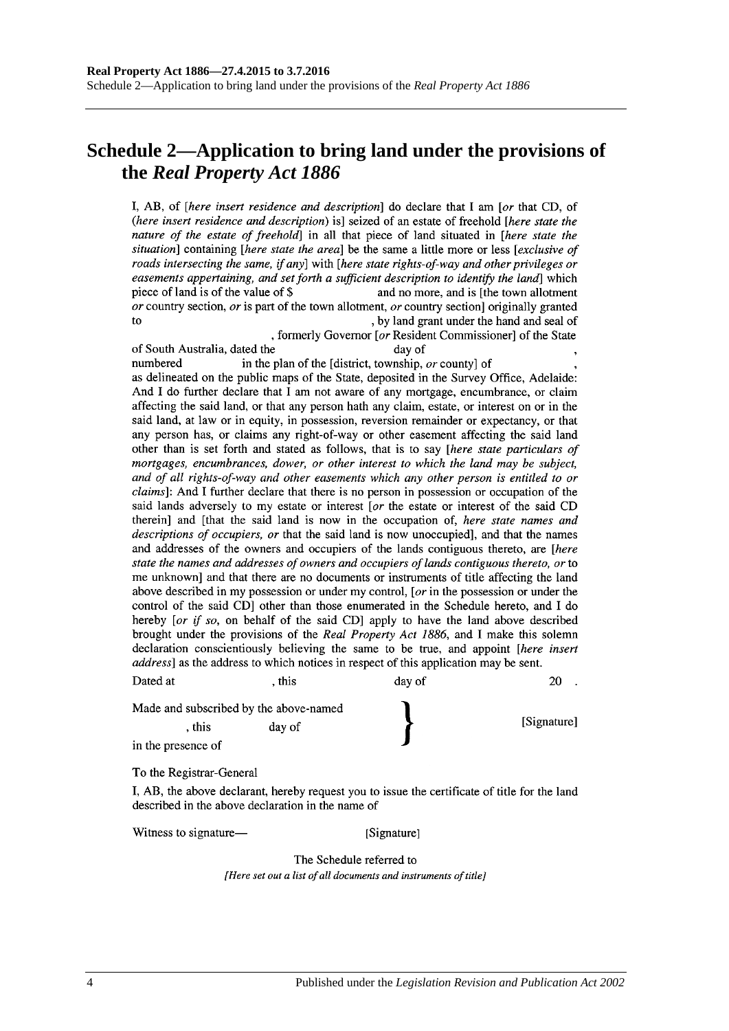# Schedule 2—Application to bring land under the provisions of the *Real Property Act 1886*

I, AB, of [*here insert residence and description*] do declare that I am [*or* that CD, of (*here insert residence and description*) is] seized of an estate of freehold [*here state the nature of the estate of freehold*] in all that piece of land situated in [*here state the situation*] containing [*here state the area*] be the same a little more or less [*exclusive of roads intersecting the same, if any*] with [*here state rights-of-way and other privileges or easements appertaining, and set forth a sufficient description to identify the land*] which piece of land is of the value of $ and no more, and is [the town allotment *or* country section, *or* is part of the town allotment, *or* country section] originally granted to , by land grant under the hand and seal of , formerly Governor [*or* Resident Commissioner] of the State of South Australia, dated the day of , numbered in the plan of the [district, township, *or* county] of , as delineated on the public maps of the State, deposited in the Survey Office, Adelaide: And I do further declare that I am not aware of any mortgage, encumbrance, or claim affecting the said land, or that any person hath any claim, estate, or interest on or in the said land, at law or in equity, in possession, reversion remainder or expectancy, or that any person has, or claims any right-of-way or other easement affecting the said land other than is set forth and stated as follows, that is to say [*here state particulars of mortgages, encumbrances, dower, or other interest to which the land may be subject, and of all rights-of-way and other easements which any other person is entitled to or claims*]: And I further declare that there is no person in possession or occupation of the said lands adversely to my estate or interest [*or* the estate or interest of the said CD therein] and [that the said land is now in the occupation of, *here state names and descriptions of occupiers, or* that the said land is now unoccupied], and that the names and addresses of the owners and occupiers of the lands contiguous thereto, are [*here state the names and addresses of owners and occupiers of lands contiguous thereto, or* to me unknown] and that there are no documents or instruments of title affecting the land above described in my possession or under my control, [*or* in the possession or under the control of the said CD] other than those enumerated in the Schedule hereto, and I do hereby [*or if so*, on behalf of the said CD] apply to have the land above described brought under the provisions of the *Real Property Act 1886*, and I make this solemn declaration conscientiously believing the same to be true, and appoint [*here insert address*] as the address to which notices in respect of this application may be sent.

Dated at , this day of 20 .

Made and subscribed by the above-named , this day of in the presence of } [Signature]

To the Registrar-General

I, AB, the above declarant, hereby request you to issue the certificate of title for the land described in the above declaration in the name of

Witness to signature— [Signature]

The Schedule referred to

*[Here set out a list of all documents and instruments of title]*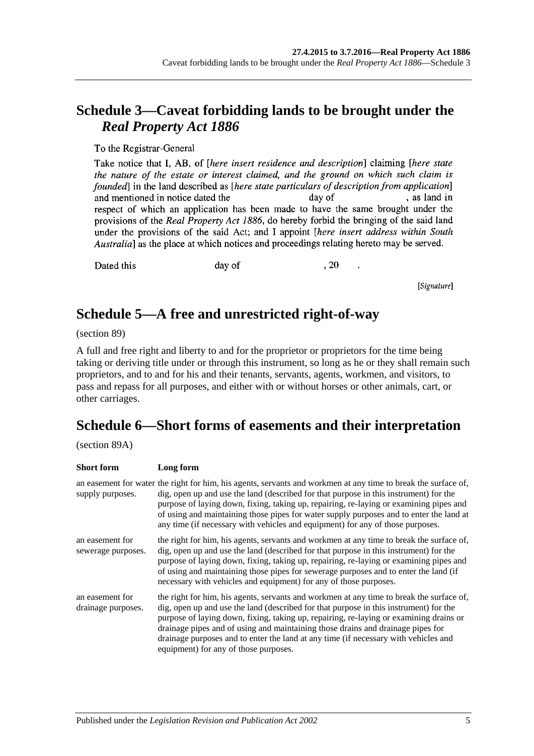## Schedule 3—Caveat forbidding lands to be brought under the *Real Property Act 1886*

To the Registrar-General

Take notice that I, AB, of [*here insert residence and description*] claiming [*here state the nature of the estate or interest claimed, and the ground on which such claim is founded*] in the land described as [*here state particulars of description from application*] and mentioned in notice dated the day of , as land in respect of which an application has been made to have the same brought under the provisions of the *Real Property Act 1886*, do hereby forbid the bringing of the said land under the provisions of the said Act; and I appoint [*here insert address within South Australia*] as the place at which notices and proceedings relating hereto may be served.

Dated this day of , 20 .

[*Signature*]

## Schedule 5—A free and unrestricted right-of-way

(section 89)

A full and free right and liberty to and for the proprietor or proprietors for the time being taking or deriving title under or through this instrument, so long as he or they shall remain such proprietors, and to and for his and their tenants, servants, agents, workmen, and visitors, to pass and repass for all purposes, and either with or without horses or other animals, cart, or other carriages.

## Schedule 6—Short forms of easements and their interpretation

(section 89A)

| Short form | Long form |
|---|---|
| an easement for water supply purposes. | the right for him, his agents, servants and workmen at any time to break the surface of, dig, open up and use the land (described for that purpose in this instrument) for the purpose of laying down, fixing, taking up, repairing, re-laying or examining pipes and of using and maintaining those pipes for water supply purposes and to enter the land at any time (if necessary with vehicles and equipment) for any of those purposes. |
| an easement for sewerage purposes. | the right for him, his agents, servants and workmen at any time to break the surface of, dig, open up and use the land (described for that purpose in this instrument) for the purpose of laying down, fixing, taking up, repairing, re-laying or examining pipes and of using and maintaining those pipes for sewerage purposes and to enter the land (if necessary with vehicles and equipment) for any of those purposes. |
| an easement for drainage purposes. | the right for him, his agents, servants and workmen at any time to break the surface of, dig, open up and use the land (described for that purpose in this instrument) for the purpose of laying down, fixing, taking up, repairing, re-laying or examining drains or drainage pipes and of using and maintaining those drains and drainage pipes for drainage purposes and to enter the land at any time (if necessary with vehicles and equipment) for any of those purposes. |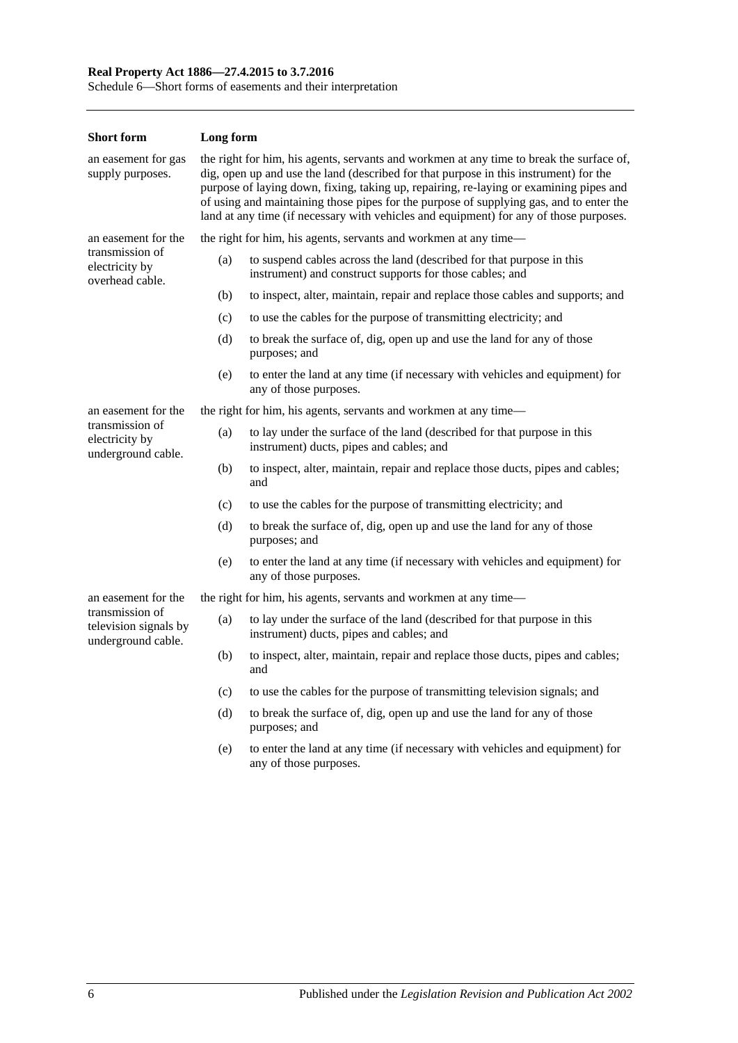| Short form | Long form |
| --- | --- |
| an easement for gas supply purposes. | the right for him, his agents, servants and workmen at any time to break the surface of, dig, open up and use the land (described for that purpose in this instrument) for the purpose of laying down, fixing, taking up, repairing, re-laying or examining pipes and of using and maintaining those pipes for the purpose of supplying gas, and to enter the land at any time (if necessary with vehicles and equipment) for any of those purposes. |
| an easement for the transmission of electricity by overhead cable. | the right for him, his agents, servants and workmen at any time—<br>(a) to suspend cables across the land (described for that purpose in this instrument) and construct supports for those cables; and<br>(b) to inspect, alter, maintain, repair and replace those cables and supports; and<br>(c) to use the cables for the purpose of transmitting electricity; and<br>(d) to break the surface of, dig, open up and use the land for any of those purposes; and<br>(e) to enter the land at any time (if necessary with vehicles and equipment) for any of those purposes. |
| an easement for the transmission of electricity by underground cable. | the right for him, his agents, servants and workmen at any time—<br>(a) to lay under the surface of the land (described for that purpose in this instrument) ducts, pipes and cables; and<br>(b) to inspect, alter, maintain, repair and replace those ducts, pipes and cables; and<br>(c) to use the cables for the purpose of transmitting electricity; and<br>(d) to break the surface of, dig, open up and use the land for any of those purposes; and<br>(e) to enter the land at any time (if necessary with vehicles and equipment) for any of those purposes. |
| an easement for the transmission of television signals by underground cable. | the right for him, his agents, servants and workmen at any time—<br>(a) to lay under the surface of the land (described for that purpose in this instrument) ducts, pipes and cables; and<br>(b) to inspect, alter, maintain, repair and replace those ducts, pipes and cables; and<br>(c) to use the cables for the purpose of transmitting television signals; and<br>(d) to break the surface of, dig, open up and use the land for any of those purposes; and<br>(e) to enter the land at any time (if necessary with vehicles and equipment) for any of those purposes. |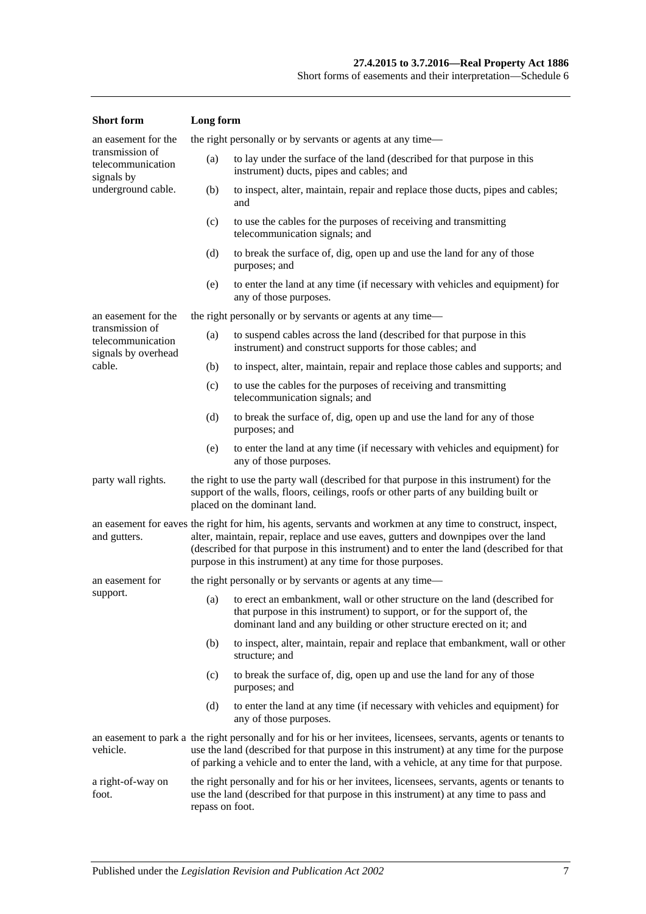| Short form | Long form |
|---|---|
| an easement for the transmission of telecommunication signals by underground cable. | the right personally or by servants or agents at any time—<br>(a) to lay under the surface of the land (described for that purpose in this instrument) ducts, pipes and cables; and<br>(b) to inspect, alter, maintain, repair and replace those ducts, pipes and cables; and<br>(c) to use the cables for the purposes of receiving and transmitting telecommunication signals; and<br>(d) to break the surface of, dig, open up and use the land for any of those purposes; and<br>(e) to enter the land at any time (if necessary with vehicles and equipment) for any of those purposes. |
| an easement for the transmission of telecommunication signals by overhead cable. | the right personally or by servants or agents at any time—<br>(a) to suspend cables across the land (described for that purpose in this instrument) and construct supports for those cables; and<br>(b) to inspect, alter, maintain, repair and replace those cables and supports; and<br>(c) to use the cables for the purposes of receiving and transmitting telecommunication signals; and<br>(d) to break the surface of, dig, open up and use the land for any of those purposes; and<br>(e) to enter the land at any time (if necessary with vehicles and equipment) for any of those purposes. |
| party wall rights. | the right to use the party wall (described for that purpose in this instrument) for the support of the walls, floors, ceilings, roofs or other parts of any building built or placed on the dominant land. |
| an easement for eaves and gutters. | the right for him, his agents, servants and workmen at any time to construct, inspect, alter, maintain, repair, replace and use eaves, gutters and downpipes over the land (described for that purpose in this instrument) and to enter the land (described for that purpose in this instrument) at any time for those purposes. |
| an easement for support. | the right personally or by servants or agents at any time—<br>(a) to erect an embankment, wall or other structure on the land (described for that purpose in this instrument) to support, or for the support of, the dominant land and any building or other structure erected on it; and<br>(b) to inspect, alter, maintain, repair and replace that embankment, wall or other structure; and<br>(c) to break the surface of, dig, open up and use the land for any of those purposes; and<br>(d) to enter the land at any time (if necessary with vehicles and equipment) for any of those purposes. |
| an easement to park a vehicle. | the right personally and for his or her invitees, licensees, servants, agents or tenants to use the land (described for that purpose in this instrument) at any time for the purpose of parking a vehicle and to enter the land, with a vehicle, at any time for that purpose. |
| a right-of-way on foot. | the right personally and for his or her invitees, licensees, servants, agents or tenants to use the land (described for that purpose in this instrument) at any time to pass and repass on foot. |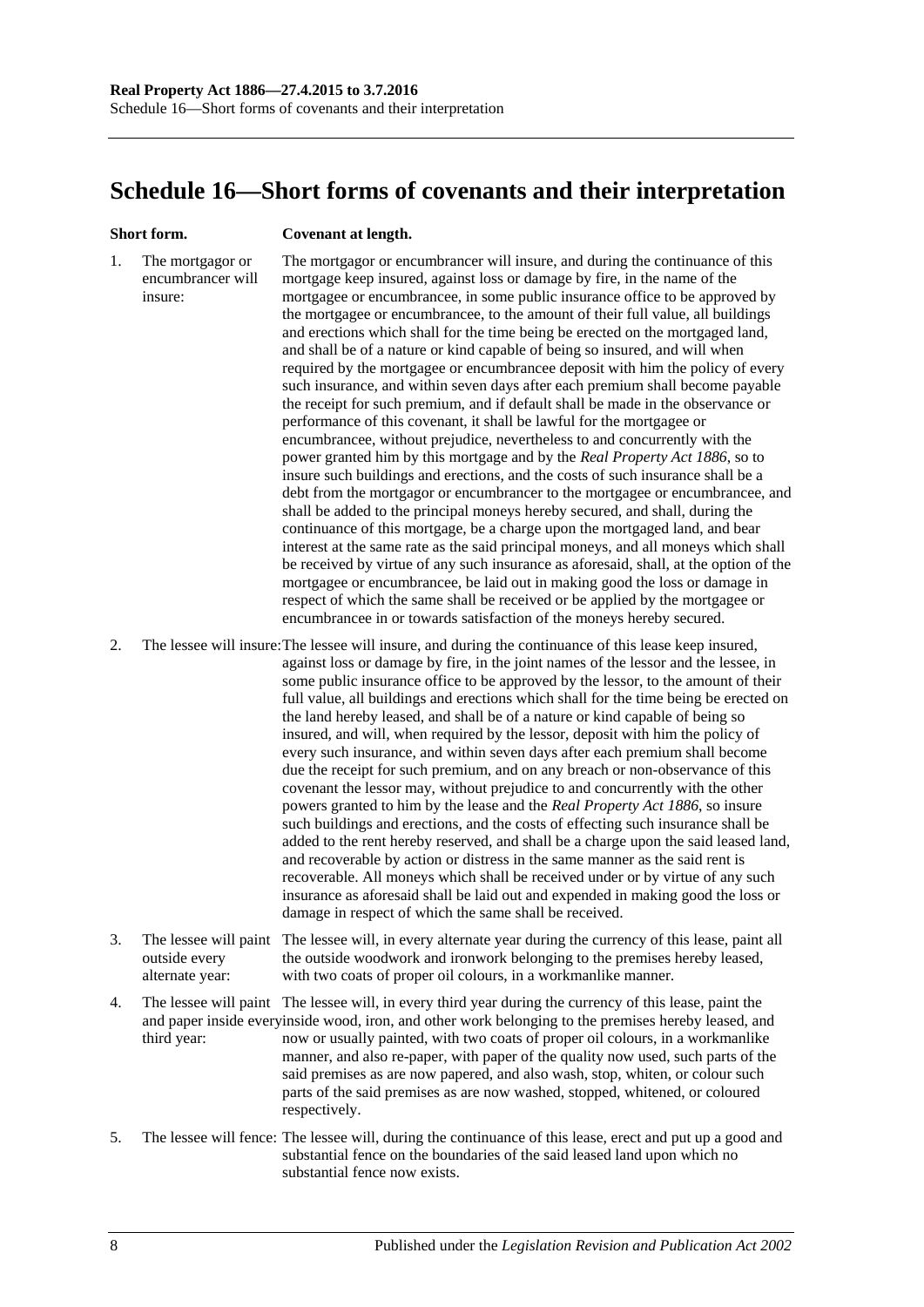# Schedule 16—Short forms of covenants and their interpretation

| | Short form. | Covenant at length. |
|---|---|---|
| 1. | The mortgagor or encumbrancer will insure: | The mortgagor or encumbrancer will insure, and during the continuance of this mortgage keep insured, against loss or damage by fire, in the name of the mortgagee or encumbrancee, in some public insurance office to be approved by the mortgagee or encumbrancee, to the amount of their full value, all buildings and erections which shall for the time being be erected on the mortgaged land, and shall be of a nature or kind capable of being so insured, and will when required by the mortgagee or encumbrancee deposit with him the policy of every such insurance, and within seven days after each premium shall become payable the receipt for such premium, and if default shall be made in the observance or performance of this covenant, it shall be lawful for the mortgagee or encumbrancee, without prejudice, nevertheless to and concurrently with the power granted him by this mortgage and by the *Real Property Act 1886*, so to insure such buildings and erections, and the costs of such insurance shall be a debt from the mortgagor or encumbrancer to the mortgagee or encumbrancee, and shall be added to the principal moneys hereby secured, and shall, during the continuance of this mortgage, be a charge upon the mortgaged land, and bear interest at the same rate as the said principal moneys, and all moneys which shall be received by virtue of any such insurance as aforesaid, shall, at the option of the mortgagee or encumbrancee, be laid out in making good the loss or damage in respect of which the same shall be received or be applied by the mortgagee or encumbrancee in or towards satisfaction of the moneys hereby secured. |
| 2. | The lessee will insure: | The lessee will insure, and during the continuance of this lease keep insured, against loss or damage by fire, in the joint names of the lessor and the lessee, in some public insurance office to be approved by the lessor, to the amount of their full value, all buildings and erections which shall for the time being be erected on the land hereby leased, and shall be of a nature or kind capable of being so insured, and will, when required by the lessor, deposit with him the policy of every such insurance, and within seven days after each premium shall become due the receipt for such premium, and on any breach or non-observance of this covenant the lessor may, without prejudice to and concurrently with the other powers granted to him by the lease and the *Real Property Act 1886*, so insure such buildings and erections, and the costs of effecting such insurance shall be added to the rent hereby reserved, and shall be a charge upon the said leased land, and recoverable by action or distress in the same manner as the said rent is recoverable. All moneys which shall be received under or by virtue of any such insurance as aforesaid shall be laid out and expended in making good the loss or damage in respect of which the same shall be received. |
| 3. | The lessee will paint outside every alternate year: | The lessee will, in every alternate year during the currency of this lease, paint all the outside woodwork and ironwork belonging to the premises hereby leased, with two coats of proper oil colours, in a workmanlike manner. |
| 4. | The lessee will paint and paper inside every third year: | The lessee will, in every third year during the currency of this lease, paint the inside wood, iron, and other work belonging to the premises hereby leased, and now or usually painted, with two coats of proper oil colours, in a workmanlike manner, and also re-paper, with paper of the quality now used, such parts of the said premises as are now papered, and also wash, stop, whiten, or colour such parts of the said premises as are now washed, stopped, whitened, or coloured respectively. |
| 5. | The lessee will fence: | The lessee will, during the continuance of this lease, erect and put up a good and substantial fence on the boundaries of the said leased land upon which no substantial fence now exists. |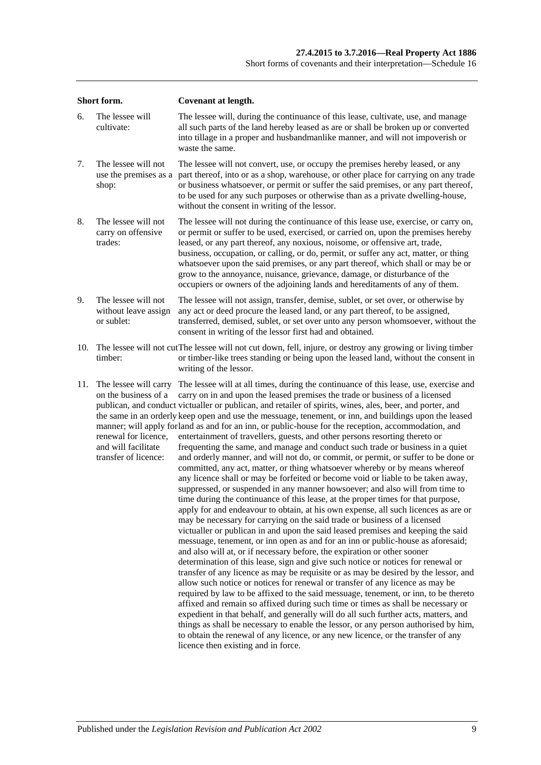| | Short form. | Covenant at length. |
|---|---|---|
| 6. | The lessee will cultivate: | The lessee will, during the continuance of this lease, cultivate, use, and manage all such parts of the land hereby leased as are or shall be broken up or converted into tillage in a proper and husbandmanlike manner, and will not impoverish or waste the same. |
| 7. | The lessee will not use the premises as a shop: | The lessee will not convert, use, or occupy the premises hereby leased, or any part thereof, into or as a shop, warehouse, or other place for carrying on any trade or business whatsoever, or permit or suffer the said premises, or any part thereof, to be used for any such purposes or otherwise than as a private dwelling-house, without the consent in writing of the lessor. |
| 8. | The lessee will not carry on offensive trades: | The lessee will not during the continuance of this lease use, exercise, or carry on, or permit or suffer to be used, exercised, or carried on, upon the premises hereby leased, or any part thereof, any noxious, noisome, or offensive art, trade, business, occupation, or calling, or do, permit, or suffer any act, matter, or thing whatsoever upon the said premises, or any part thereof, which shall or may be or grow to the annoyance, nuisance, grievance, damage, or disturbance of the occupiers or owners of the adjoining lands and hereditaments of any of them. |
| 9. | The lessee will not without leave assign or sublet: | The lessee will not assign, transfer, demise, sublet, or set over, or otherwise by any act or deed procure the leased land, or any part thereof, to be assigned, transferred, demised, sublet, or set over unto any person whomsoever, without the consent in writing of the lessor first had and obtained. |
| 10. | The lessee will not cut timber: | The lessee will not cut down, fell, injure, or destroy any growing or living timber or timber-like trees standing or being upon the leased land, without the consent in writing of the lessor. |
| 11. | The lessee will carry on the business of a publican, and conduct the same in an orderly manner; will apply for renewal for licence, and will facilitate transfer of licence: | The lessee will at all times, during the continuance of this lease, use, exercise and carry on in and upon the leased premises the trade or business of a licensed victualler or publican, and retailer of spirits, wines, ales, beer, and porter, and keep open and use the messuage, tenement, or inn, and buildings upon the leased land as and for an inn, or public-house for the reception, accommodation, and entertainment of travellers, guests, and other persons resorting thereto or frequenting the same, and manage and conduct such trade or business in a quiet and orderly manner, and will not do, or commit, or permit, or suffer to be done or committed, any act, matter, or thing whatsoever whereby or by means whereof any licence shall or may be forfeited or become void or liable to be taken away, suppressed, or suspended in any manner howsoever; and also will from time to time during the continuance of this lease, at the proper times for that purpose, apply for and endeavour to obtain, at his own expense, all such licences as are or may be necessary for carrying on the said trade or business of a licensed victualler or publican in and upon the said leased premises and keeping the said messuage, tenement, or inn open as and for an inn or public-house as aforesaid; and also will at, or if necessary before, the expiration or other sooner determination of this lease, sign and give such notice or notices for renewal or transfer of any licence as may be requisite or as may be desired by the lessor, and allow such notice or notices for renewal or transfer of any licence as may be required by law to be affixed to the said messuage, tenement, or inn, to be thereto affixed and remain so affixed during such time or times as shall be necessary or expedient in that behalf, and generally will do all such further acts, matters, and things as shall be necessary to enable the lessor, or any person authorised by him, to obtain the renewal of any licence, or any new licence, or the transfer of any licence then existing and in force. |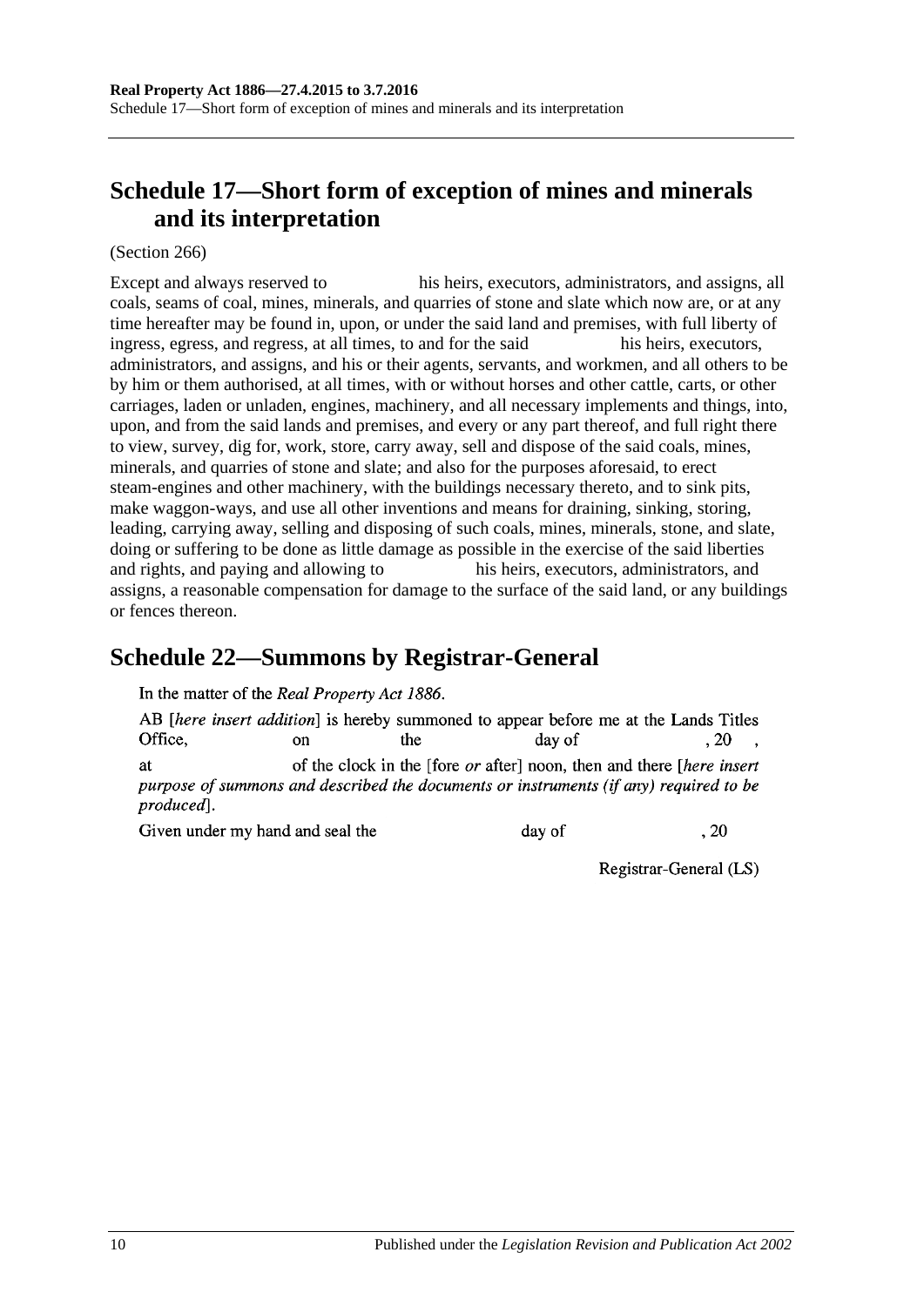## Schedule 17—Short form of exception of mines and minerals and its interpretation

(Section 266)

Except and always reserved to                his heirs, executors, administrators, and assigns, all coals, seams of coal, mines, minerals, and quarries of stone and slate which now are, or at any time hereafter may be found in, upon, or under the said land and premises, with full liberty of ingress, egress, and regress, at all times, to and for the said                his heirs, executors, administrators, and assigns, and his or their agents, servants, and workmen, and all others to be by him or them authorised, at all times, with or without horses and other cattle, carts, or other carriages, laden or unladen, engines, machinery, and all necessary implements and things, into, upon, and from the said lands and premises, and every or any part thereof, and full right there to view, survey, dig for, work, store, carry away, sell and dispose of the said coals, mines, minerals, and quarries of stone and slate; and also for the purposes aforesaid, to erect steam-engines and other machinery, with the buildings necessary thereto, and to sink pits, make waggon-ways, and use all other inventions and means for draining, sinking, storing, leading, carrying away, selling and disposing of such coals, mines, minerals, stone, and slate, doing or suffering to be done as little damage as possible in the exercise of the said liberties and rights, and paying and allowing to                his heirs, executors, administrators, and assigns, a reasonable compensation for damage to the surface of the said land, or any buildings or fences thereon.

## Schedule 22—Summons by Registrar-General

In the matter of the *Real Property Act 1886*.

AB [*here insert addition*] is hereby summoned to appear before me at the Lands Titles Office,        on        the        day of        , 20    , at        of the clock in the [fore *or* after] noon, then and there [*here insert purpose of summons and described the documents or instruments (if any) required to be produced*].

Given under my hand and seal the        day of        , 20

Registrar-General (LS)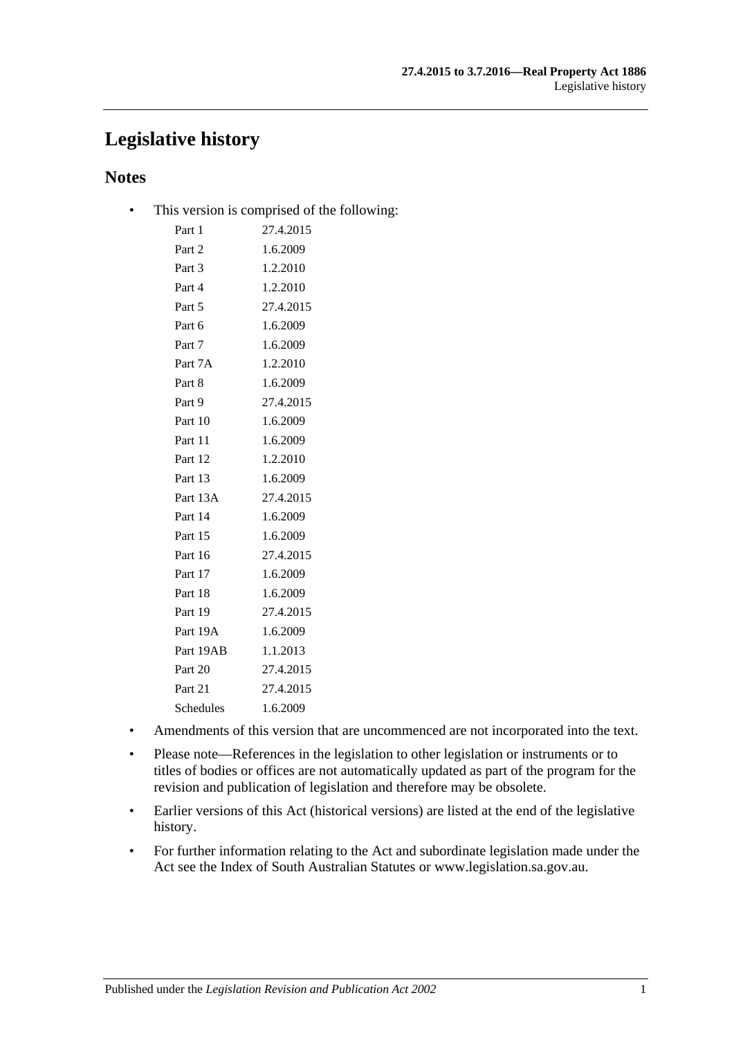# Legislative history

## Notes

- This version is comprised of the following:

| | |
|---|---|
| Part 1 | 27.4.2015 |
| Part 2 | 1.6.2009 |
| Part 3 | 1.2.2010 |
| Part 4 | 1.2.2010 |
| Part 5 | 27.4.2015 |
| Part 6 | 1.6.2009 |
| Part 7 | 1.6.2009 |
| Part 7A | 1.2.2010 |
| Part 8 | 1.6.2009 |
| Part 9 | 27.4.2015 |
| Part 10 | 1.6.2009 |
| Part 11 | 1.6.2009 |
| Part 12 | 1.2.2010 |
| Part 13 | 1.6.2009 |
| Part 13A | 27.4.2015 |
| Part 14 | 1.6.2009 |
| Part 15 | 1.6.2009 |
| Part 16 | 27.4.2015 |
| Part 17 | 1.6.2009 |
| Part 18 | 1.6.2009 |
| Part 19 | 27.4.2015 |
| Part 19A | 1.6.2009 |
| Part 19AB | 1.1.2013 |
| Part 20 | 27.4.2015 |
| Part 21 | 27.4.2015 |
| Schedules | 1.6.2009 |

- Amendments of this version that are uncommenced are not incorporated into the text.
- Please note—References in the legislation to other legislation or instruments or to titles of bodies or offices are not automatically updated as part of the program for the revision and publication of legislation and therefore may be obsolete.
- Earlier versions of this Act (historical versions) are listed at the end of the legislative history.
- For further information relating to the Act and subordinate legislation made under the Act see the Index of South Australian Statutes or www.legislation.sa.gov.au.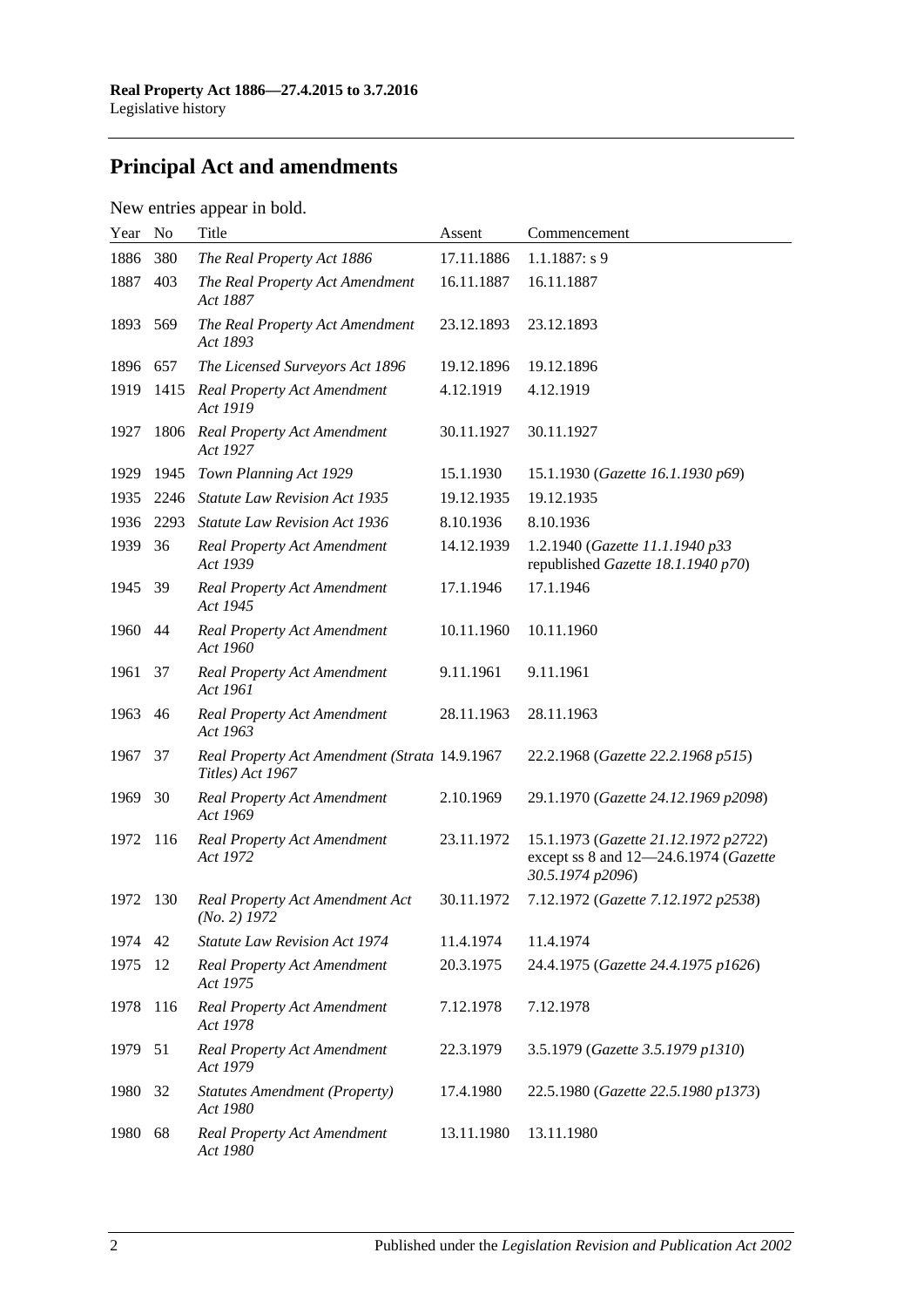## Principal Act and amendments

New entries appear in bold.

| Year | No | Title | Assent | Commencement |
|---|---|---|---|---|
| 1886 | 380 | *The Real Property Act 1886* | 17.11.1886 | 1.1.1887: s 9 |
| 1887 | 403 | *The Real Property Act Amendment Act 1887* | 16.11.1887 | 16.11.1887 |
| 1893 | 569 | *The Real Property Act Amendment Act 1893* | 23.12.1893 | 23.12.1893 |
| 1896 | 657 | *The Licensed Surveyors Act 1896* | 19.12.1896 | 19.12.1896 |
| 1919 | 1415 | *Real Property Act Amendment Act 1919* | 4.12.1919 | 4.12.1919 |
| 1927 | 1806 | *Real Property Act Amendment Act 1927* | 30.11.1927 | 30.11.1927 |
| 1929 | 1945 | *Town Planning Act 1929* | 15.1.1930 | 15.1.1930 (*Gazette 16.1.1930 p69*) |
| 1935 | 2246 | *Statute Law Revision Act 1935* | 19.12.1935 | 19.12.1935 |
| 1936 | 2293 | *Statute Law Revision Act 1936* | 8.10.1936 | 8.10.1936 |
| 1939 | 36 | *Real Property Act Amendment Act 1939* | 14.12.1939 | 1.2.1940 (*Gazette 11.1.1940 p33* republished *Gazette 18.1.1940 p70*) |
| 1945 | 39 | *Real Property Act Amendment Act 1945* | 17.1.1946 | 17.1.1946 |
| 1960 | 44 | *Real Property Act Amendment Act 1960* | 10.11.1960 | 10.11.1960 |
| 1961 | 37 | *Real Property Act Amendment Act 1961* | 9.11.1961 | 9.11.1961 |
| 1963 | 46 | *Real Property Act Amendment Act 1963* | 28.11.1963 | 28.11.1963 |
| 1967 | 37 | *Real Property Act Amendment (Strata Titles) Act 1967* | 14.9.1967 | 22.2.1968 (*Gazette 22.2.1968 p515*) |
| 1969 | 30 | *Real Property Act Amendment Act 1969* | 2.10.1969 | 29.1.1970 (*Gazette 24.12.1969 p2098*) |
| 1972 | 116 | *Real Property Act Amendment Act 1972* | 23.11.1972 | 15.1.1973 (*Gazette 21.12.1972 p2722*) except ss 8 and 12—24.6.1974 (*Gazette 30.5.1974 p2096*) |
| 1972 | 130 | *Real Property Act Amendment Act (No. 2) 1972* | 30.11.1972 | 7.12.1972 (*Gazette 7.12.1972 p2538*) |
| 1974 | 42 | *Statute Law Revision Act 1974* | 11.4.1974 | 11.4.1974 |
| 1975 | 12 | *Real Property Act Amendment Act 1975* | 20.3.1975 | 24.4.1975 (*Gazette 24.4.1975 p1626*) |
| 1978 | 116 | *Real Property Act Amendment Act 1978* | 7.12.1978 | 7.12.1978 |
| 1979 | 51 | *Real Property Act Amendment Act 1979* | 22.3.1979 | 3.5.1979 (*Gazette 3.5.1979 p1310*) |
| 1980 | 32 | *Statutes Amendment (Property) Act 1980* | 17.4.1980 | 22.5.1980 (*Gazette 22.5.1980 p1373*) |
| 1980 | 68 | *Real Property Act Amendment Act 1980* | 13.11.1980 | 13.11.1980 |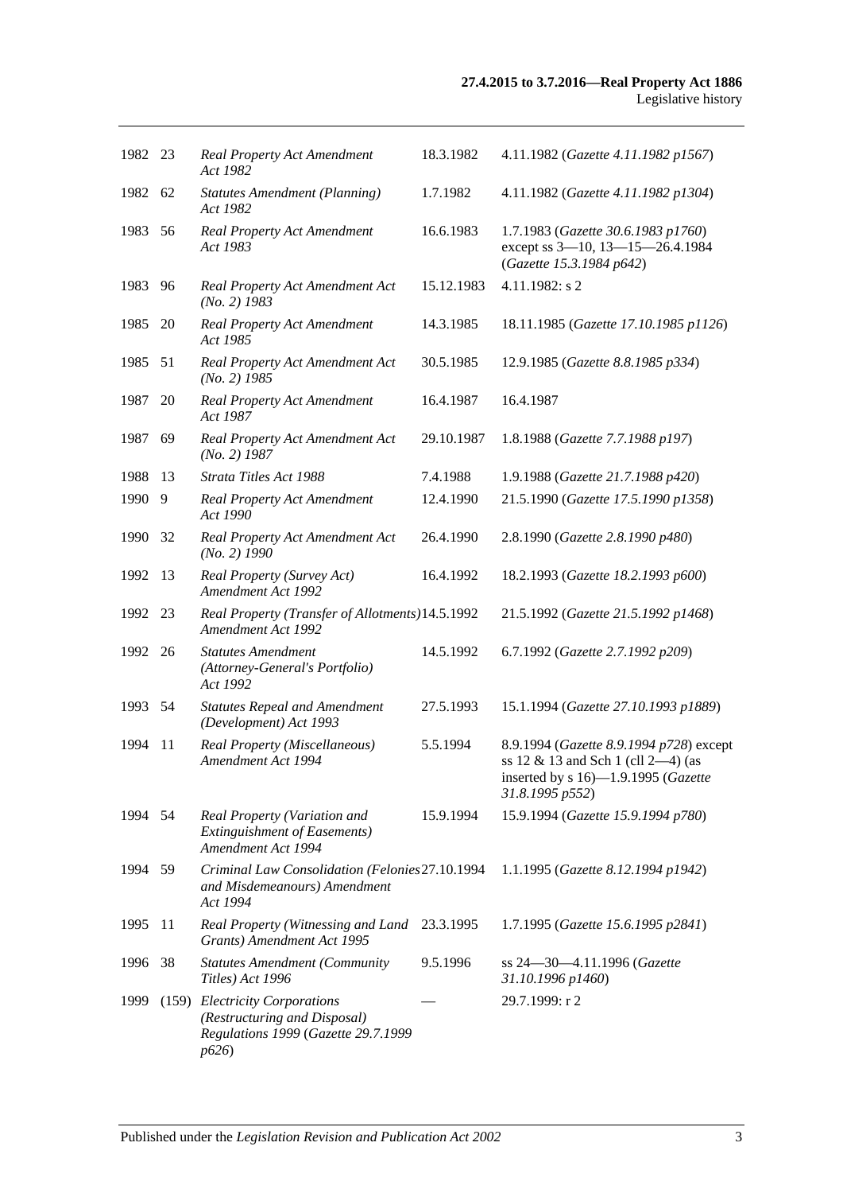| 1982 | 23 | *Real Property Act Amendment Act 1982* | 18.3.1982 | 4.11.1982 (*Gazette 4.11.1982 p1567*) |
|---|---|---|---|---|
| 1982 | 62 | *Statutes Amendment (Planning) Act 1982* | 1.7.1982 | 4.11.1982 (*Gazette 4.11.1982 p1304*) |
| 1983 | 56 | *Real Property Act Amendment Act 1983* | 16.6.1983 | 1.7.1983 (*Gazette 30.6.1983 p1760*) except ss 3—10, 13—15—26.4.1984 (*Gazette 15.3.1984 p642*) |
| 1983 | 96 | *Real Property Act Amendment Act (No. 2) 1983* | 15.12.1983 | 4.11.1982: s 2 |
| 1985 | 20 | *Real Property Act Amendment Act 1985* | 14.3.1985 | 18.11.1985 (*Gazette 17.10.1985 p1126*) |
| 1985 | 51 | *Real Property Act Amendment Act (No. 2) 1985* | 30.5.1985 | 12.9.1985 (*Gazette 8.8.1985 p334*) |
| 1987 | 20 | *Real Property Act Amendment Act 1987* | 16.4.1987 | 16.4.1987 |
| 1987 | 69 | *Real Property Act Amendment Act (No. 2) 1987* | 29.10.1987 | 1.8.1988 (*Gazette 7.7.1988 p197*) |
| 1988 | 13 | *Strata Titles Act 1988* | 7.4.1988 | 1.9.1988 (*Gazette 21.7.1988 p420*) |
| 1990 | 9 | *Real Property Act Amendment Act 1990* | 12.4.1990 | 21.5.1990 (*Gazette 17.5.1990 p1358*) |
| 1990 | 32 | *Real Property Act Amendment Act (No. 2) 1990* | 26.4.1990 | 2.8.1990 (*Gazette 2.8.1990 p480*) |
| 1992 | 13 | *Real Property (Survey Act) Amendment Act 1992* | 16.4.1992 | 18.2.1993 (*Gazette 18.2.1993 p600*) |
| 1992 | 23 | *Real Property (Transfer of Allotments) Amendment Act 1992* | 14.5.1992 | 21.5.1992 (*Gazette 21.5.1992 p1468*) |
| 1992 | 26 | *Statutes Amendment (Attorney-General's Portfolio) Act 1992* | 14.5.1992 | 6.7.1992 (*Gazette 2.7.1992 p209*) |
| 1993 | 54 | *Statutes Repeal and Amendment (Development) Act 1993* | 27.5.1993 | 15.1.1994 (*Gazette 27.10.1993 p1889*) |
| 1994 | 11 | *Real Property (Miscellaneous) Amendment Act 1994* | 5.5.1994 | 8.9.1994 (*Gazette 8.9.1994 p728*) except ss 12 & 13 and Sch 1 (cll 2—4) (as inserted by s 16)—1.9.1995 (*Gazette 31.8.1995 p552*) |
| 1994 | 54 | *Real Property (Variation and Extinguishment of Easements) Amendment Act 1994* | 15.9.1994 | 15.9.1994 (*Gazette 15.9.1994 p780*) |
| 1994 | 59 | *Criminal Law Consolidation (Felonies and Misdemeanours) Amendment Act 1994* | 27.10.1994 | 1.1.1995 (*Gazette 8.12.1994 p1942*) |
| 1995 | 11 | *Real Property (Witnessing and Land Grants) Amendment Act 1995* | 23.3.1995 | 1.7.1995 (*Gazette 15.6.1995 p2841*) |
| 1996 | 38 | *Statutes Amendment (Community Titles) Act 1996* | 9.5.1996 | ss 24—30—4.11.1996 (*Gazette 31.10.1996 p1460*) |
| 1999 | (159) | *Electricity Corporations (Restructuring and Disposal) Regulations 1999* (*Gazette 29.7.1999 p626*) | — | 29.7.1999: r 2 |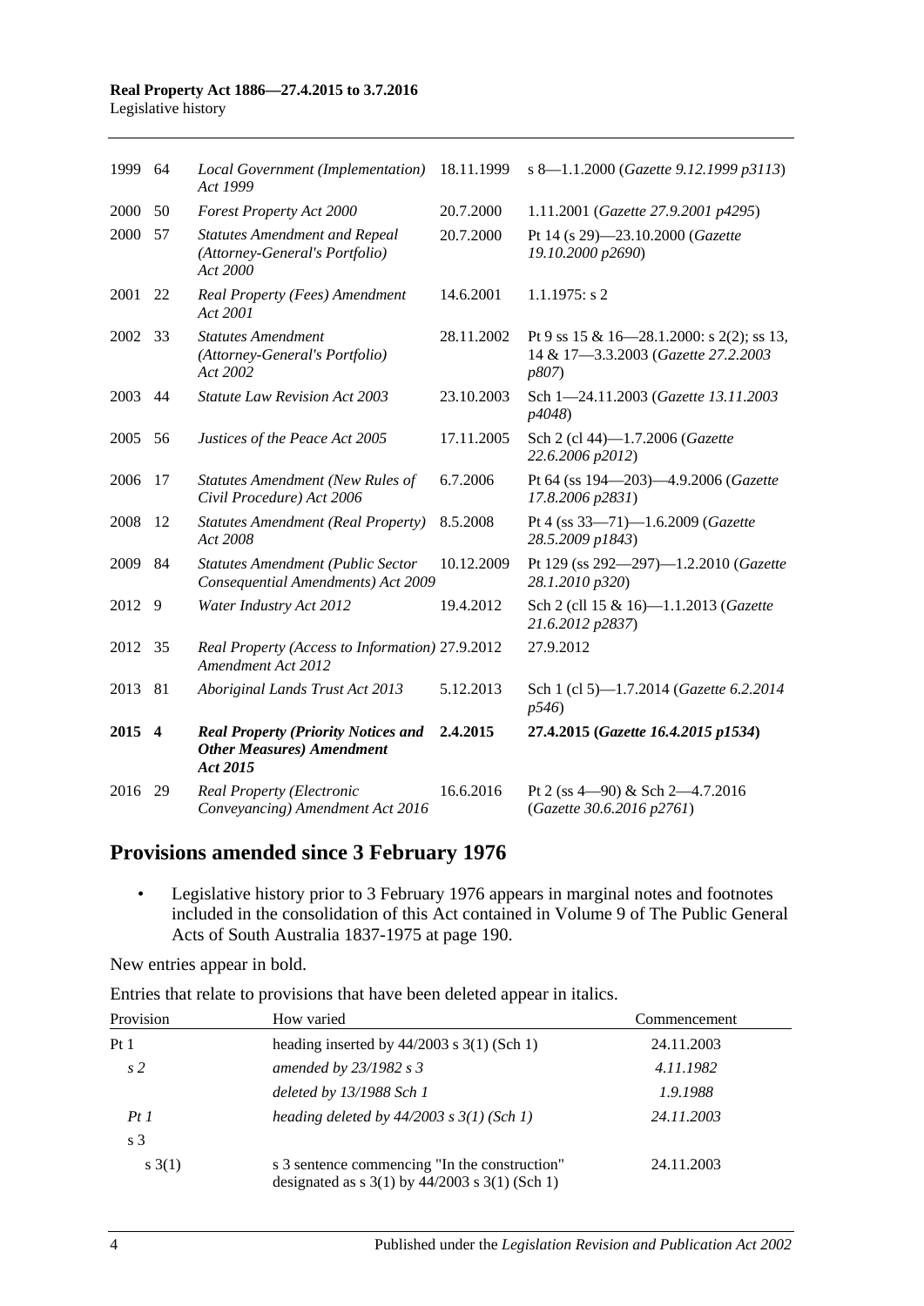| 1999 | 64 | *Local Government (Implementation) Act 1999* | 18.11.1999 | s 8—1.1.2000 (*Gazette 9.12.1999 p3113*) |
|---|---|---|---|---|
| 2000 | 50 | *Forest Property Act 2000* | 20.7.2000 | 1.11.2001 (*Gazette 27.9.2001 p4295*) |
| 2000 | 57 | *Statutes Amendment and Repeal (Attorney-General's Portfolio) Act 2000* | 20.7.2000 | Pt 14 (s 29)—23.10.2000 (*Gazette 19.10.2000 p2690*) |
| 2001 | 22 | *Real Property (Fees) Amendment Act 2001* | 14.6.2001 | 1.1.1975: s 2 |
| 2002 | 33 | *Statutes Amendment (Attorney-General's Portfolio) Act 2002* | 28.11.2002 | Pt 9 ss 15 & 16—28.1.2000: s 2(2); ss 13, 14 & 17—3.3.2003 (*Gazette 27.2.2003 p807*) |
| 2003 | 44 | *Statute Law Revision Act 2003* | 23.10.2003 | Sch 1—24.11.2003 (*Gazette 13.11.2003 p4048*) |
| 2005 | 56 | *Justices of the Peace Act 2005* | 17.11.2005 | Sch 2 (cl 44)—1.7.2006 (*Gazette 22.6.2006 p2012*) |
| 2006 | 17 | *Statutes Amendment (New Rules of Civil Procedure) Act 2006* | 6.7.2006 | Pt 64 (ss 194—203)—4.9.2006 (*Gazette 17.8.2006 p2831*) |
| 2008 | 12 | *Statutes Amendment (Real Property) Act 2008* | 8.5.2008 | Pt 4 (ss 33—71)—1.6.2009 (*Gazette 28.5.2009 p1843*) |
| 2009 | 84 | *Statutes Amendment (Public Sector Consequential Amendments) Act 2009* | 10.12.2009 | Pt 129 (ss 292—297)—1.2.2010 (*Gazette 28.1.2010 p320*) |
| 2012 | 9 | *Water Industry Act 2012* | 19.4.2012 | Sch 2 (cll 15 & 16)—1.1.2013 (*Gazette 21.6.2012 p2837*) |
| 2012 | 35 | *Real Property (Access to Information) Amendment Act 2012* | 27.9.2012 | 27.9.2012 |
| 2013 | 81 | *Aboriginal Lands Trust Act 2013* | 5.12.2013 | Sch 1 (cl 5)—1.7.2014 (*Gazette 6.2.2014 p546*) |
| **2015** | **4** | ***Real Property (Priority Notices and Other Measures) Amendment Act 2015*** | **2.4.2015** | **27.4.2015 (*Gazette 16.4.2015 p1534*)** |
| 2016 | 29 | *Real Property (Electronic Conveyancing) Amendment Act 2016* | 16.6.2016 | Pt 2 (ss 4—90) & Sch 2—4.7.2016 (*Gazette 30.6.2016 p2761*) |

## Provisions amended since 3 February 1976

- Legislative history prior to 3 February 1976 appears in marginal notes and footnotes included in the consolidation of this Act contained in Volume 9 of The Public General Acts of South Australia 1837-1975 at page 190.

New entries appear in bold.

Entries that relate to provisions that have been deleted appear in italics.

| Provision | How varied | Commencement |
|---|---|---|
| Pt 1 | heading inserted by 44/2003 s 3(1) (Sch 1) | 24.11.2003 |
| *s 2* | *amended by 23/1982 s 3* | *4.11.1982* |
| | *deleted by 13/1988 Sch 1* | *1.9.1988* |
| *Pt 1* | *heading deleted by 44/2003 s 3(1) (Sch 1)* | *24.11.2003* |
| s 3 | | |
| s 3(1) | s 3 sentence commencing "In the construction" designated as s 3(1) by 44/2003 s 3(1) (Sch 1) | 24.11.2003 |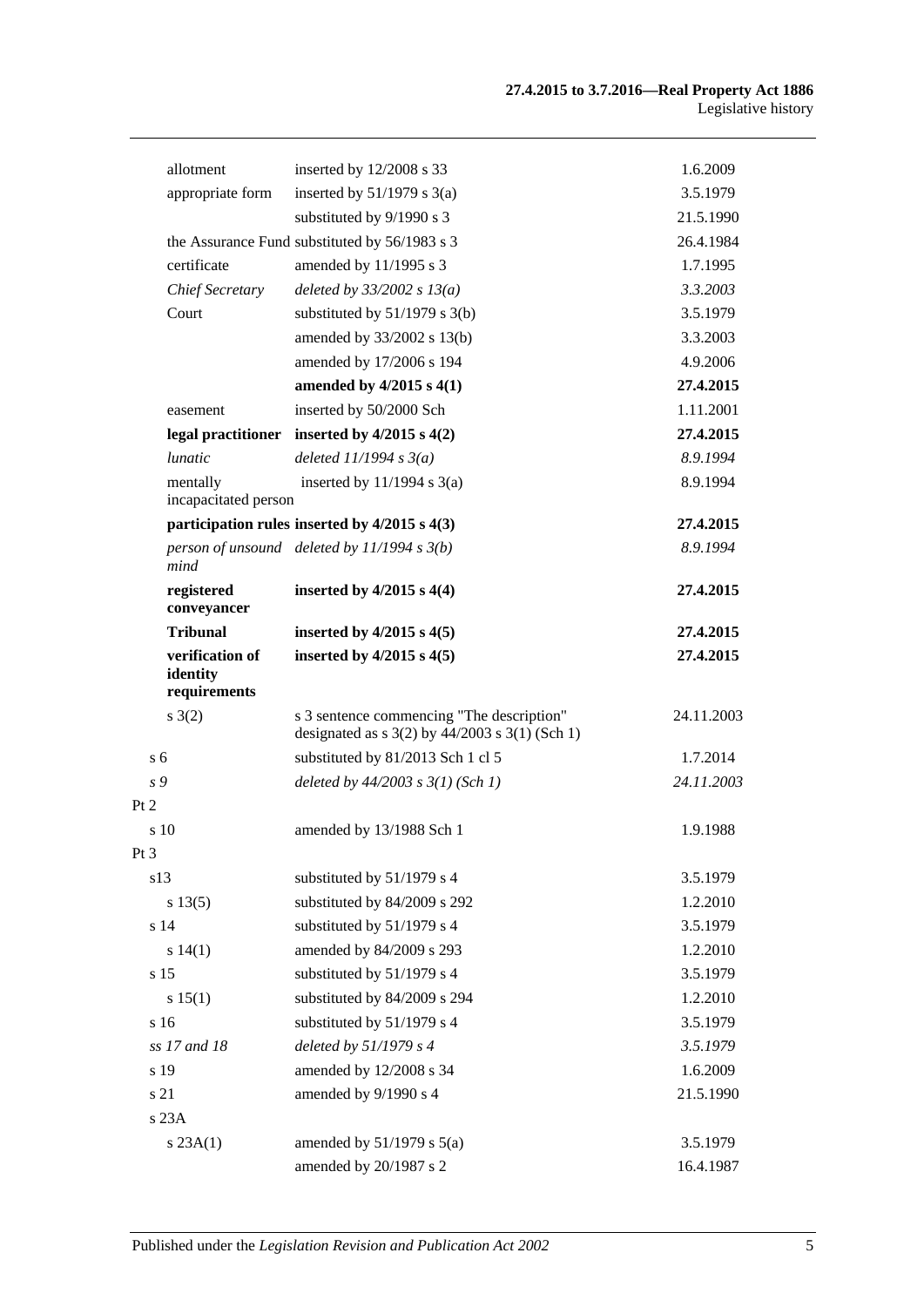| | | | |
|---|---|---|---|
| | allotment | inserted by 12/2008 s 33 | 1.6.2009 |
| | appropriate form | inserted by 51/1979 s 3(a) | 3.5.1979 |
| | | substituted by 9/1990 s 3 | 21.5.1990 |
| | the Assurance Fund | substituted by 56/1983 s 3 | 26.4.1984 |
| | certificate | amended by 11/1995 s 3 | 1.7.1995 |
| | *Chief Secretary* | *deleted by 33/2002 s 13(a)* | *3.3.2003* |
| | Court | substituted by 51/1979 s 3(b) | 3.5.1979 |
| | | amended by 33/2002 s 13(b) | 3.3.2003 |
| | | amended by 17/2006 s 194 | 4.9.2006 |
| | | **amended by 4/2015 s 4(1)** | **27.4.2015** |
| | easement | inserted by 50/2000 Sch | 1.11.2001 |
| | **legal practitioner** | **inserted by 4/2015 s 4(2)** | **27.4.2015** |
| | *lunatic* | *deleted 11/1994 s 3(a)* | *8.9.1994* |
| | mentally incapacitated person | inserted by 11/1994 s 3(a) | 8.9.1994 |
| | **participation rules** | **inserted by 4/2015 s 4(3)** | **27.4.2015** |
| | *person of unsound mind* | *deleted by 11/1994 s 3(b)* | *8.9.1994* |
| | **registered conveyancer** | **inserted by 4/2015 s 4(4)** | **27.4.2015** |
| | **Tribunal** | **inserted by 4/2015 s 4(5)** | **27.4.2015** |
| | **verification of identity requirements** | **inserted by 4/2015 s 4(5)** | **27.4.2015** |
| | s 3(2) | s 3 sentence commencing "The description" designated as s 3(2) by 44/2003 s 3(1) (Sch 1) | 24.11.2003 |
| s 6 | | substituted by 81/2013 Sch 1 cl 5 | 1.7.2014 |
| *s 9* | | *deleted by 44/2003 s 3(1) (Sch 1)* | *24.11.2003* |
| Pt 2 | | | |
| s 10 | | amended by 13/1988 Sch 1 | 1.9.1988 |
| Pt 3 | | | |
| s13 | | substituted by 51/1979 s 4 | 3.5.1979 |
| | s 13(5) | substituted by 84/2009 s 292 | 1.2.2010 |
| s 14 | | substituted by 51/1979 s 4 | 3.5.1979 |
| | s 14(1) | amended by 84/2009 s 293 | 1.2.2010 |
| s 15 | | substituted by 51/1979 s 4 | 3.5.1979 |
| | s 15(1) | substituted by 84/2009 s 294 | 1.2.2010 |
| s 16 | | substituted by 51/1979 s 4 | 3.5.1979 |
| *ss 17 and 18* | | *deleted by 51/1979 s 4* | *3.5.1979* |
| s 19 | | amended by 12/2008 s 34 | 1.6.2009 |
| s 21 | | amended by 9/1990 s 4 | 21.5.1990 |
| s 23A | | | |
| | s 23A(1) | amended by 51/1979 s 5(a) | 3.5.1979 |
| | | amended by 20/1987 s 2 | 16.4.1987 |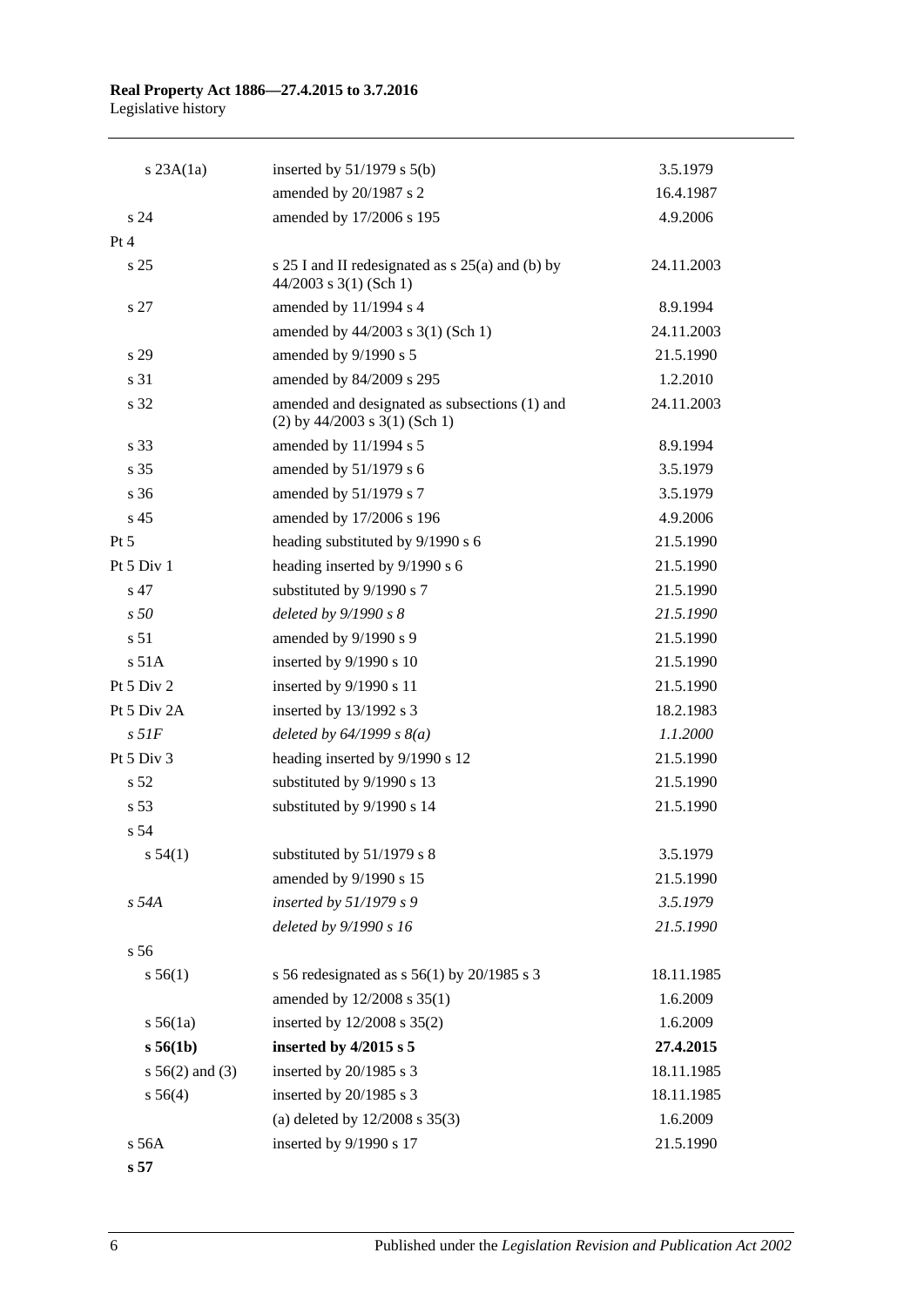| | | |
|---|---|---|
| s 23A(1a) | inserted by 51/1979 s 5(b) | 3.5.1979 |
| | amended by 20/1987 s 2 | 16.4.1987 |
| s 24 | amended by 17/2006 s 195 | 4.9.2006 |
| Pt 4 | | |
| s 25 | s 25 I and II redesignated as s 25(a) and (b) by 44/2003 s 3(1) (Sch 1) | 24.11.2003 |
| s 27 | amended by 11/1994 s 4 | 8.9.1994 |
| | amended by 44/2003 s 3(1) (Sch 1) | 24.11.2003 |
| s 29 | amended by 9/1990 s 5 | 21.5.1990 |
| s 31 | amended by 84/2009 s 295 | 1.2.2010 |
| s 32 | amended and designated as subsections (1) and (2) by 44/2003 s 3(1) (Sch 1) | 24.11.2003 |
| s 33 | amended by 11/1994 s 5 | 8.9.1994 |
| s 35 | amended by 51/1979 s 6 | 3.5.1979 |
| s 36 | amended by 51/1979 s 7 | 3.5.1979 |
| s 45 | amended by 17/2006 s 196 | 4.9.2006 |
| Pt 5 | heading substituted by 9/1990 s 6 | 21.5.1990 |
| Pt 5 Div 1 | heading inserted by 9/1990 s 6 | 21.5.1990 |
| s 47 | substituted by 9/1990 s 7 | 21.5.1990 |
| *s 50* | *deleted by 9/1990 s 8* | *21.5.1990* |
| s 51 | amended by 9/1990 s 9 | 21.5.1990 |
| s 51A | inserted by 9/1990 s 10 | 21.5.1990 |
| Pt 5 Div 2 | inserted by 9/1990 s 11 | 21.5.1990 |
| Pt 5 Div 2A | inserted by 13/1992 s 3 | 18.2.1983 |
| *s 51F* | *deleted by 64/1999 s 8(a)* | *1.1.2000* |
| Pt 5 Div 3 | heading inserted by 9/1990 s 12 | 21.5.1990 |
| s 52 | substituted by 9/1990 s 13 | 21.5.1990 |
| s 53 | substituted by 9/1990 s 14 | 21.5.1990 |
| s 54 | | |
| s 54(1) | substituted by 51/1979 s 8 | 3.5.1979 |
| | amended by 9/1990 s 15 | 21.5.1990 |
| *s 54A* | *inserted by 51/1979 s 9* | *3.5.1979* |
| | *deleted by 9/1990 s 16* | *21.5.1990* |
| s 56 | | |
| s 56(1) | s 56 redesignated as s 56(1) by 20/1985 s 3 | 18.11.1985 |
| | amended by 12/2008 s 35(1) | 1.6.2009 |
| s 56(1a) | inserted by 12/2008 s 35(2) | 1.6.2009 |
| **s 56(1b)** | **inserted by 4/2015 s 5** | **27.4.2015** |
| s 56(2) and (3) | inserted by 20/1985 s 3 | 18.11.1985 |
| s 56(4) | inserted by 20/1985 s 3 | 18.11.1985 |
| | (a) deleted by 12/2008 s 35(3) | 1.6.2009 |
| s 56A | inserted by 9/1990 s 17 | 21.5.1990 |
| **s 57** | | |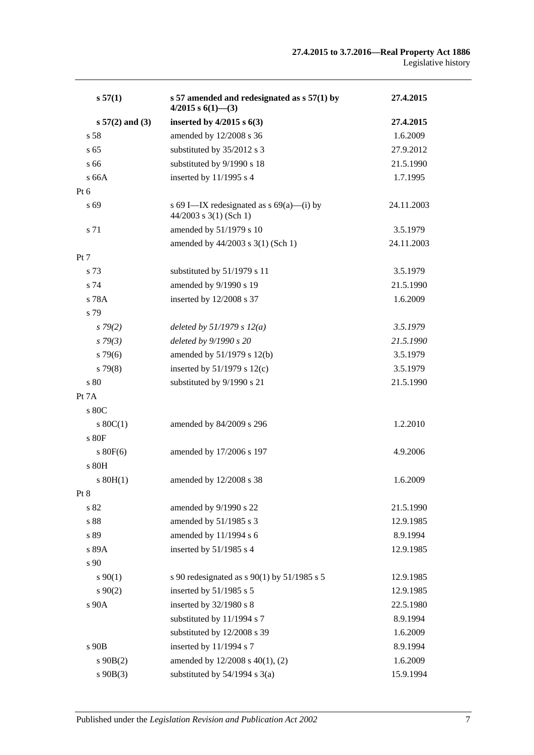| | | |
|---|---|---|
| **s 57(1)** | **s 57 amended and redesignated as s 57(1) by 4/2015 s 6(1)—(3)** | **27.4.2015** |
| **s 57(2) and (3)** | **inserted by 4/2015 s 6(3)** | **27.4.2015** |
| s 58 | amended by 12/2008 s 36 | 1.6.2009 |
| s 65 | substituted by 35/2012 s 3 | 27.9.2012 |
| s 66 | substituted by 9/1990 s 18 | 21.5.1990 |
| s 66A | inserted by 11/1995 s 4 | 1.7.1995 |
| Pt 6 | | |
| s 69 | s 69 I—IX redesignated as s 69(a)—(i) by 44/2003 s 3(1) (Sch 1) | 24.11.2003 |
| s 71 | amended by 51/1979 s 10 | 3.5.1979 |
| | amended by 44/2003 s 3(1) (Sch 1) | 24.11.2003 |
| Pt 7 | | |
| s 73 | substituted by 51/1979 s 11 | 3.5.1979 |
| s 74 | amended by 9/1990 s 19 | 21.5.1990 |
| s 78A | inserted by 12/2008 s 37 | 1.6.2009 |
| s 79 | | |
| *s 79(2)* | *deleted by 51/1979 s 12(a)* | *3.5.1979* |
| *s 79(3)* | *deleted by 9/1990 s 20* | *21.5.1990* |
| s 79(6) | amended by 51/1979 s 12(b) | 3.5.1979 |
| s 79(8) | inserted by 51/1979 s 12(c) | 3.5.1979 |
| s 80 | substituted by 9/1990 s 21 | 21.5.1990 |
| Pt 7A | | |
| s 80C | | |
| s 80C(1) | amended by 84/2009 s 296 | 1.2.2010 |
| s 80F | | |
| s 80F(6) | amended by 17/2006 s 197 | 4.9.2006 |
| s 80H | | |
| s 80H(1) | amended by 12/2008 s 38 | 1.6.2009 |
| Pt 8 | | |
| s 82 | amended by 9/1990 s 22 | 21.5.1990 |
| s 88 | amended by 51/1985 s 3 | 12.9.1985 |
| s 89 | amended by 11/1994 s 6 | 8.9.1994 |
| s 89A | inserted by 51/1985 s 4 | 12.9.1985 |
| s 90 | | |
| s 90(1) | s 90 redesignated as s 90(1) by 51/1985 s 5 | 12.9.1985 |
| s 90(2) | inserted by 51/1985 s 5 | 12.9.1985 |
| s 90A | inserted by 32/1980 s 8 | 22.5.1980 |
| | substituted by 11/1994 s 7 | 8.9.1994 |
| | substituted by 12/2008 s 39 | 1.6.2009 |
| s 90B | inserted by 11/1994 s 7 | 8.9.1994 |
| s 90B(2) | amended by 12/2008 s 40(1), (2) | 1.6.2009 |
| s 90B(3) | substituted by 54/1994 s 3(a) | 15.9.1994 |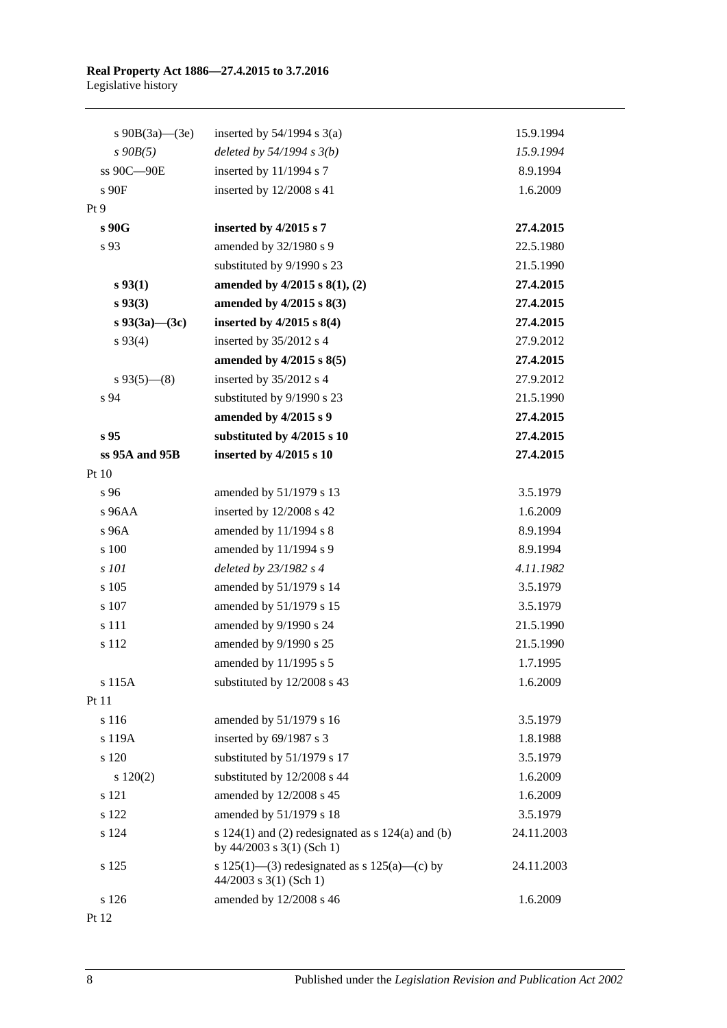| | | |
|---|---|---|
| s 90B(3a)—(3e) | inserted by 54/1994 s 3(a) | 15.9.1994 |
| *s 90B(5)* | *deleted by 54/1994 s 3(b)* | *15.9.1994* |
| ss 90C—90E | inserted by 11/1994 s 7 | 8.9.1994 |
| s 90F | inserted by 12/2008 s 41 | 1.6.2009 |
| Pt 9 | | |
| **s 90G** | **inserted by 4/2015 s 7** | **27.4.2015** |
| s 93 | amended by 32/1980 s 9 | 22.5.1980 |
| | substituted by 9/1990 s 23 | 21.5.1990 |
| **s 93(1)** | **amended by 4/2015 s 8(1), (2)** | **27.4.2015** |
| **s 93(3)** | **amended by 4/2015 s 8(3)** | **27.4.2015** |
| **s 93(3a)—(3c)** | **inserted by 4/2015 s 8(4)** | **27.4.2015** |
| s 93(4) | inserted by 35/2012 s 4 | 27.9.2012 |
| | **amended by 4/2015 s 8(5)** | **27.4.2015** |
| s 93(5)—(8) | inserted by 35/2012 s 4 | 27.9.2012 |
| s 94 | substituted by 9/1990 s 23 | 21.5.1990 |
| | **amended by 4/2015 s 9** | **27.4.2015** |
| **s 95** | **substituted by 4/2015 s 10** | **27.4.2015** |
| **ss 95A and 95B** | **inserted by 4/2015 s 10** | **27.4.2015** |
| Pt 10 | | |
| s 96 | amended by 51/1979 s 13 | 3.5.1979 |
| s 96AA | inserted by 12/2008 s 42 | 1.6.2009 |
| s 96A | amended by 11/1994 s 8 | 8.9.1994 |
| s 100 | amended by 11/1994 s 9 | 8.9.1994 |
| *s 101* | *deleted by 23/1982 s 4* | *4.11.1982* |
| s 105 | amended by 51/1979 s 14 | 3.5.1979 |
| s 107 | amended by 51/1979 s 15 | 3.5.1979 |
| s 111 | amended by 9/1990 s 24 | 21.5.1990 |
| s 112 | amended by 9/1990 s 25 | 21.5.1990 |
| | amended by 11/1995 s 5 | 1.7.1995 |
| s 115A | substituted by 12/2008 s 43 | 1.6.2009 |
| Pt 11 | | |
| s 116 | amended by 51/1979 s 16 | 3.5.1979 |
| s 119A | inserted by 69/1987 s 3 | 1.8.1988 |
| s 120 | substituted by 51/1979 s 17 | 3.5.1979 |
| s 120(2) | substituted by 12/2008 s 44 | 1.6.2009 |
| s 121 | amended by 12/2008 s 45 | 1.6.2009 |
| s 122 | amended by 51/1979 s 18 | 3.5.1979 |
| s 124 | s 124(1) and (2) redesignated as s 124(a) and (b) by 44/2003 s 3(1) (Sch 1) | 24.11.2003 |
| s 125 | s 125(1)—(3) redesignated as s 125(a)—(c) by 44/2003 s 3(1) (Sch 1) | 24.11.2003 |
| s 126 | amended by 12/2008 s 46 | 1.6.2009 |
| Pt 12 | | |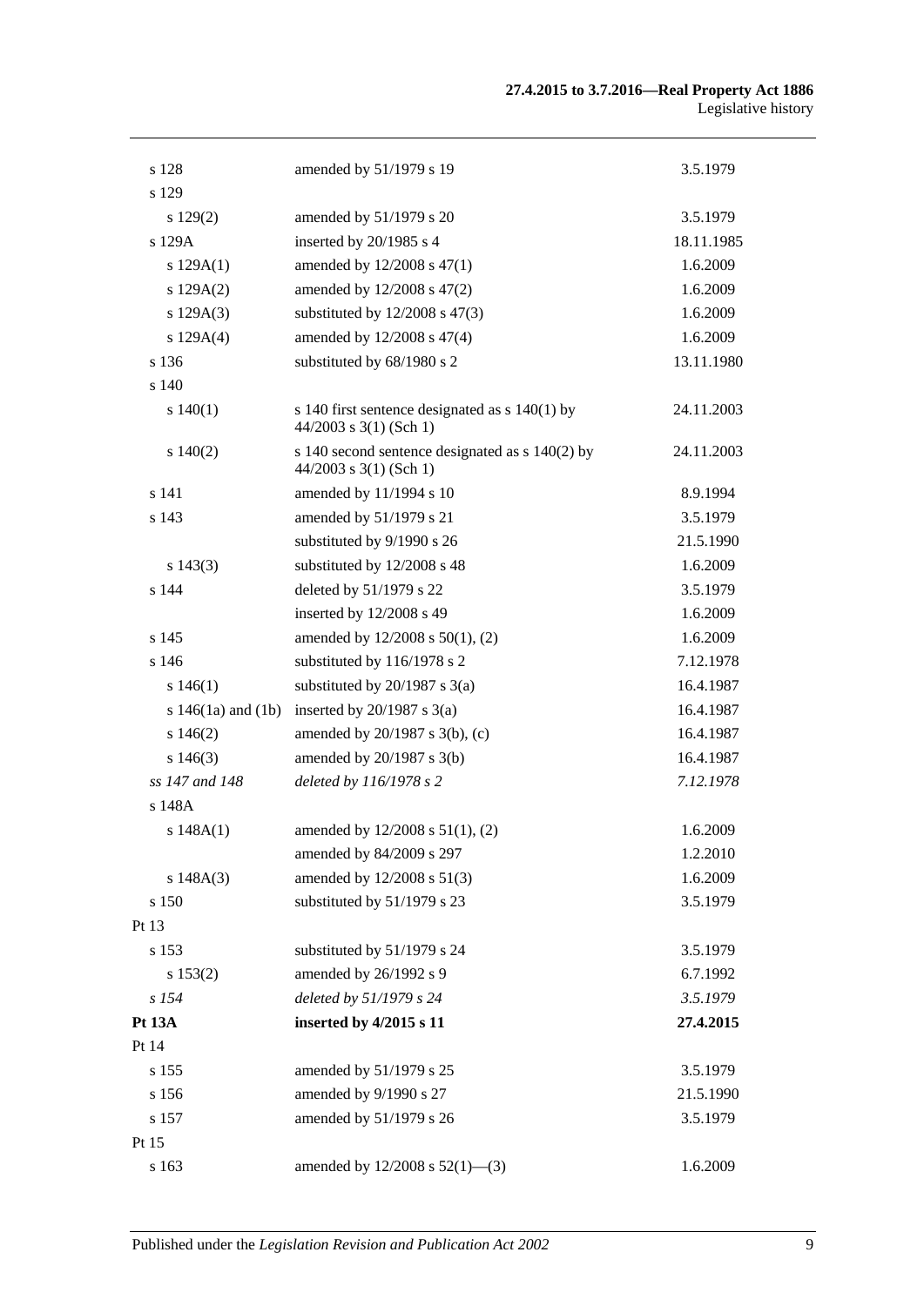| | | |
|---|---|---|
| s 128 | amended by 51/1979 s 19 | 3.5.1979 |
| s 129 | | |
| s 129(2) | amended by 51/1979 s 20 | 3.5.1979 |
| s 129A | inserted by 20/1985 s 4 | 18.11.1985 |
| s 129A(1) | amended by 12/2008 s 47(1) | 1.6.2009 |
| s 129A(2) | amended by 12/2008 s 47(2) | 1.6.2009 |
| s 129A(3) | substituted by 12/2008 s 47(3) | 1.6.2009 |
| s 129A(4) | amended by 12/2008 s 47(4) | 1.6.2009 |
| s 136 | substituted by 68/1980 s 2 | 13.11.1980 |
| s 140 | | |
| s 140(1) | s 140 first sentence designated as s 140(1) by 44/2003 s 3(1) (Sch 1) | 24.11.2003 |
| s 140(2) | s 140 second sentence designated as s 140(2) by 44/2003 s 3(1) (Sch 1) | 24.11.2003 |
| s 141 | amended by 11/1994 s 10 | 8.9.1994 |
| s 143 | amended by 51/1979 s 21 | 3.5.1979 |
| | substituted by 9/1990 s 26 | 21.5.1990 |
| s 143(3) | substituted by 12/2008 s 48 | 1.6.2009 |
| s 144 | deleted by 51/1979 s 22 | 3.5.1979 |
| | inserted by 12/2008 s 49 | 1.6.2009 |
| s 145 | amended by 12/2008 s 50(1), (2) | 1.6.2009 |
| s 146 | substituted by 116/1978 s 2 | 7.12.1978 |
| s 146(1) | substituted by 20/1987 s 3(a) | 16.4.1987 |
| s 146(1a) and (1b) | inserted by 20/1987 s 3(a) | 16.4.1987 |
| s 146(2) | amended by 20/1987 s 3(b), (c) | 16.4.1987 |
| s 146(3) | amended by 20/1987 s 3(b) | 16.4.1987 |
| *ss 147 and 148* | *deleted by 116/1978 s 2* | *7.12.1978* |
| s 148A | | |
| s 148A(1) | amended by 12/2008 s 51(1), (2) | 1.6.2009 |
| | amended by 84/2009 s 297 | 1.2.2010 |
| s 148A(3) | amended by 12/2008 s 51(3) | 1.6.2009 |
| s 150 | substituted by 51/1979 s 23 | 3.5.1979 |
| Pt 13 | | |
| s 153 | substituted by 51/1979 s 24 | 3.5.1979 |
| s 153(2) | amended by 26/1992 s 9 | 6.7.1992 |
| *s 154* | *deleted by 51/1979 s 24* | *3.5.1979* |
| **Pt 13A** | **inserted by 4/2015 s 11** | **27.4.2015** |
| Pt 14 | | |
| s 155 | amended by 51/1979 s 25 | 3.5.1979 |
| s 156 | amended by 9/1990 s 27 | 21.5.1990 |
| s 157 | amended by 51/1979 s 26 | 3.5.1979 |
| Pt 15 | | |
| s 163 | amended by 12/2008 s 52(1)—(3) | 1.6.2009 |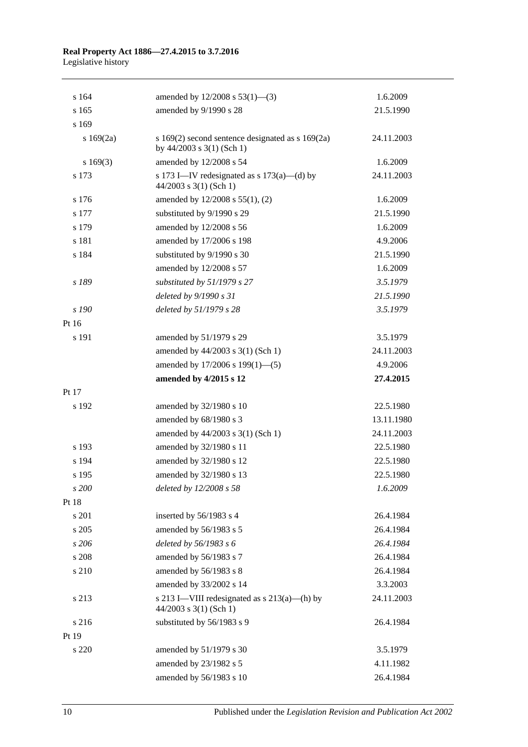| | | |
|---|---|---|
| s 164 | amended by 12/2008 s 53(1)—(3) | 1.6.2009 |
| s 165 | amended by 9/1990 s 28 | 21.5.1990 |
| s 169 | | |
| s 169(2a) | s 169(2) second sentence designated as s 169(2a) by 44/2003 s 3(1) (Sch 1) | 24.11.2003 |
| s 169(3) | amended by 12/2008 s 54 | 1.6.2009 |
| s 173 | s 173 I—IV redesignated as s 173(a)—(d) by 44/2003 s 3(1) (Sch 1) | 24.11.2003 |
| s 176 | amended by 12/2008 s 55(1), (2) | 1.6.2009 |
| s 177 | substituted by 9/1990 s 29 | 21.5.1990 |
| s 179 | amended by 12/2008 s 56 | 1.6.2009 |
| s 181 | amended by 17/2006 s 198 | 4.9.2006 |
| s 184 | substituted by 9/1990 s 30 | 21.5.1990 |
| | amended by 12/2008 s 57 | 1.6.2009 |
| *s 189* | *substituted by 51/1979 s 27* | *3.5.1979* |
| | *deleted by 9/1990 s 31* | *21.5.1990* |
| *s 190* | *deleted by 51/1979 s 28* | *3.5.1979* |
| Pt 16 | | |
| s 191 | amended by 51/1979 s 29 | 3.5.1979 |
| | amended by 44/2003 s 3(1) (Sch 1) | 24.11.2003 |
| | amended by 17/2006 s 199(1)—(5) | 4.9.2006 |
| | **amended by 4/2015 s 12** | **27.4.2015** |
| Pt 17 | | |
| s 192 | amended by 32/1980 s 10 | 22.5.1980 |
| | amended by 68/1980 s 3 | 13.11.1980 |
| | amended by 44/2003 s 3(1) (Sch 1) | 24.11.2003 |
| s 193 | amended by 32/1980 s 11 | 22.5.1980 |
| s 194 | amended by 32/1980 s 12 | 22.5.1980 |
| s 195 | amended by 32/1980 s 13 | 22.5.1980 |
| *s 200* | *deleted by 12/2008 s 58* | *1.6.2009* |
| Pt 18 | | |
| s 201 | inserted by 56/1983 s 4 | 26.4.1984 |
| s 205 | amended by 56/1983 s 5 | 26.4.1984 |
| *s 206* | *deleted by 56/1983 s 6* | *26.4.1984* |
| s 208 | amended by 56/1983 s 7 | 26.4.1984 |
| s 210 | amended by 56/1983 s 8 | 26.4.1984 |
| | amended by 33/2002 s 14 | 3.3.2003 |
| s 213 | s 213 I—VIII redesignated as s 213(a)—(h) by 44/2003 s 3(1) (Sch 1) | 24.11.2003 |
| s 216 | substituted by 56/1983 s 9 | 26.4.1984 |
| Pt 19 | | |
| s 220 | amended by 51/1979 s 30 | 3.5.1979 |
| | amended by 23/1982 s 5 | 4.11.1982 |
| | amended by 56/1983 s 10 | 26.4.1984 |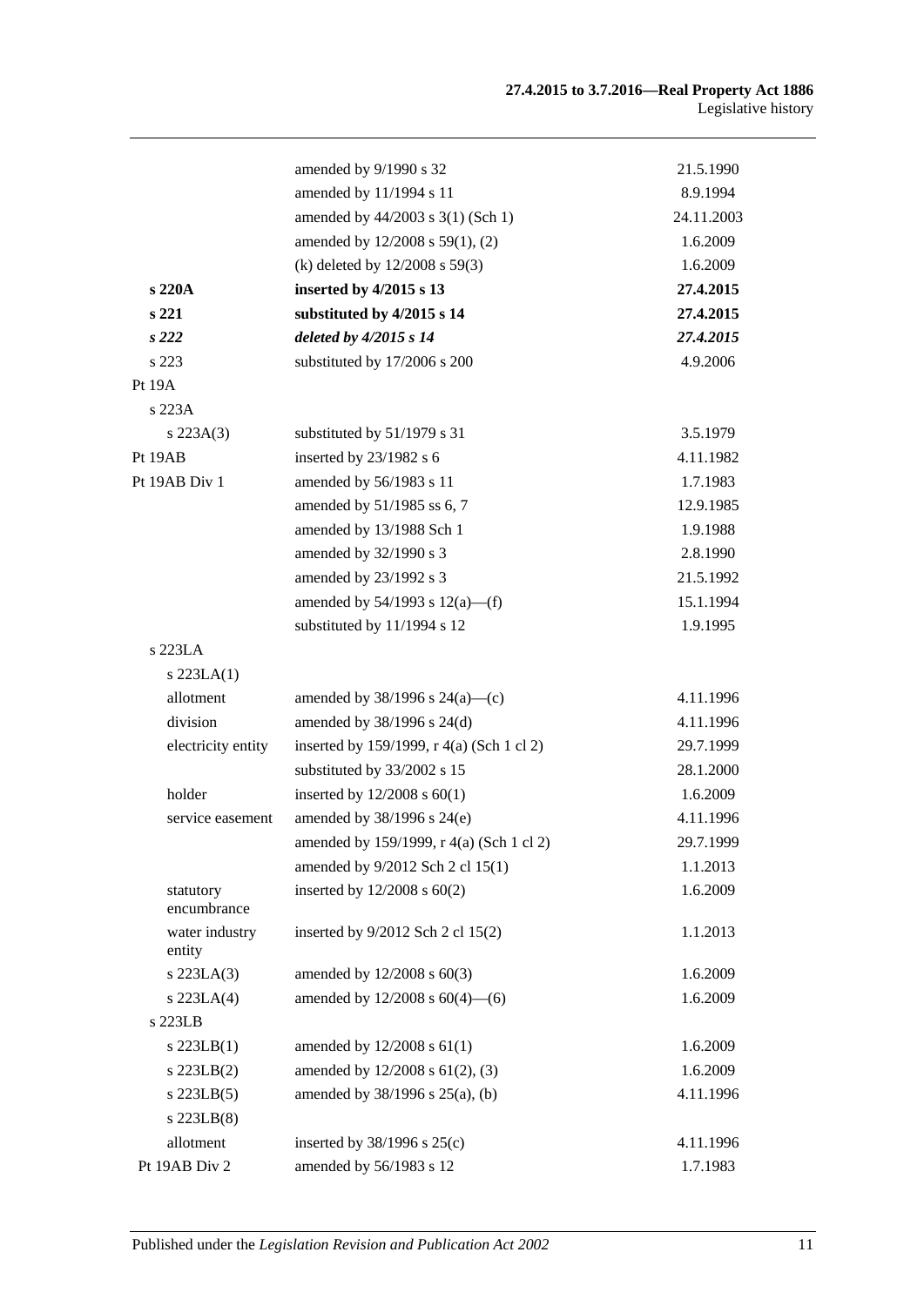| | | |
|---|---|---|
| | amended by 9/1990 s 32 | 21.5.1990 |
| | amended by 11/1994 s 11 | 8.9.1994 |
| | amended by 44/2003 s 3(1) (Sch 1) | 24.11.2003 |
| | amended by 12/2008 s 59(1), (2) | 1.6.2009 |
| | (k) deleted by 12/2008 s 59(3) | 1.6.2009 |
| **s 220A** | **inserted by 4/2015 s 13** | **27.4.2015** |
| **s 221** | **substituted by 4/2015 s 14** | **27.4.2015** |
| ***s 222*** | ***deleted by 4/2015 s 14*** | ***27.4.2015*** |
| s 223 | substituted by 17/2006 s 200 | 4.9.2006 |
| Pt 19A | | |
| s 223A | | |
| s 223A(3) | substituted by 51/1979 s 31 | 3.5.1979 |
| Pt 19AB | inserted by 23/1982 s 6 | 4.11.1982 |
| Pt 19AB Div 1 | amended by 56/1983 s 11 | 1.7.1983 |
| | amended by 51/1985 ss 6, 7 | 12.9.1985 |
| | amended by 13/1988 Sch 1 | 1.9.1988 |
| | amended by 32/1990 s 3 | 2.8.1990 |
| | amended by 23/1992 s 3 | 21.5.1992 |
| | amended by 54/1993 s 12(a)—(f) | 15.1.1994 |
| | substituted by 11/1994 s 12 | 1.9.1995 |
| s 223LA | | |
| s 223LA(1) | | |
| allotment | amended by 38/1996 s 24(a)—(c) | 4.11.1996 |
| division | amended by 38/1996 s 24(d) | 4.11.1996 |
| electricity entity | inserted by 159/1999, r 4(a) (Sch 1 cl 2) | 29.7.1999 |
| | substituted by 33/2002 s 15 | 28.1.2000 |
| holder | inserted by 12/2008 s 60(1) | 1.6.2009 |
| service easement | amended by 38/1996 s 24(e) | 4.11.1996 |
| | amended by 159/1999, r 4(a) (Sch 1 cl 2) | 29.7.1999 |
| | amended by 9/2012 Sch 2 cl 15(1) | 1.1.2013 |
| statutory encumbrance | inserted by 12/2008 s 60(2) | 1.6.2009 |
| water industry entity | inserted by 9/2012 Sch 2 cl 15(2) | 1.1.2013 |
| s 223LA(3) | amended by 12/2008 s 60(3) | 1.6.2009 |
| s 223LA(4) | amended by 12/2008 s 60(4)—(6) | 1.6.2009 |
| s 223LB | | |
| s 223LB(1) | amended by 12/2008 s 61(1) | 1.6.2009 |
| s 223LB(2) | amended by 12/2008 s 61(2), (3) | 1.6.2009 |
| s 223LB(5) | amended by 38/1996 s 25(a), (b) | 4.11.1996 |
| s 223LB(8) | | |
| allotment | inserted by 38/1996 s 25(c) | 4.11.1996 |
| Pt 19AB Div 2 | amended by 56/1983 s 12 | 1.7.1983 |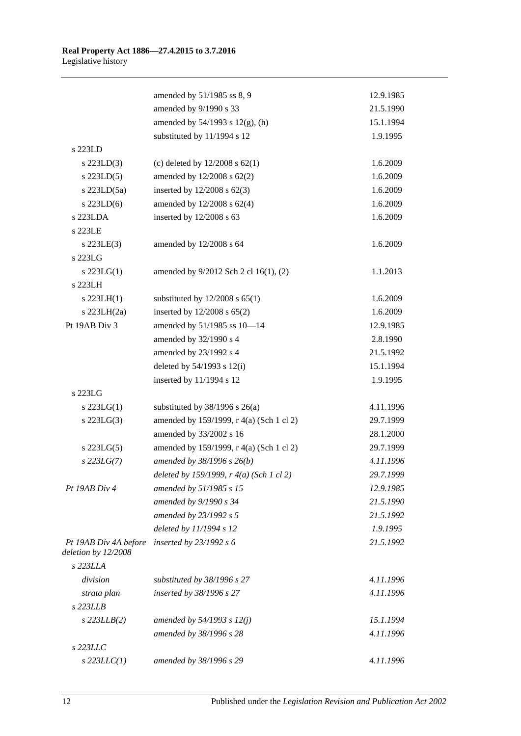| | | |
|---|---|---|
| | amended by 51/1985 ss 8, 9 | 12.9.1985 |
| | amended by 9/1990 s 33 | 21.5.1990 |
| | amended by 54/1993 s 12(g), (h) | 15.1.1994 |
| | substituted by 11/1994 s 12 | 1.9.1995 |
| s 223LD | | |
| s 223LD(3) | (c) deleted by 12/2008 s 62(1) | 1.6.2009 |
| s 223LD(5) | amended by 12/2008 s 62(2) | 1.6.2009 |
| s 223LD(5a) | inserted by 12/2008 s 62(3) | 1.6.2009 |
| s 223LD(6) | amended by 12/2008 s 62(4) | 1.6.2009 |
| s 223LDA | inserted by 12/2008 s 63 | 1.6.2009 |
| s 223LE | | |
| s 223LE(3) | amended by 12/2008 s 64 | 1.6.2009 |
| s 223LG | | |
| s 223LG(1) | amended by 9/2012 Sch 2 cl 16(1), (2) | 1.1.2013 |
| s 223LH | | |
| s 223LH(1) | substituted by 12/2008 s 65(1) | 1.6.2009 |
| s 223LH(2a) | inserted by 12/2008 s 65(2) | 1.6.2009 |
| Pt 19AB Div 3 | amended by 51/1985 ss 10—14 | 12.9.1985 |
| | amended by 32/1990 s 4 | 2.8.1990 |
| | amended by 23/1992 s 4 | 21.5.1992 |
| | deleted by 54/1993 s 12(i) | 15.1.1994 |
| | inserted by 11/1994 s 12 | 1.9.1995 |
| s 223LG | | |
| s 223LG(1) | substituted by 38/1996 s 26(a) | 4.11.1996 |
| s 223LG(3) | amended by 159/1999, r 4(a) (Sch 1 cl 2) | 29.7.1999 |
| | amended by 33/2002 s 16 | 28.1.2000 |
| s 223LG(5) | amended by 159/1999, r 4(a) (Sch 1 cl 2) | 29.7.1999 |
| *s 223LG(7)* | *amended by 38/1996 s 26(b)* | *4.11.1996* |
| | *deleted by 159/1999, r 4(a) (Sch 1 cl 2)* | *29.7.1999* |
| *Pt 19AB Div 4* | *amended by 51/1985 s 15* | *12.9.1985* |
| | *amended by 9/1990 s 34* | *21.5.1990* |
| | *amended by 23/1992 s 5* | *21.5.1992* |
| | *deleted by 11/1994 s 12* | *1.9.1995* |
| *Pt 19AB Div 4A before deletion by 12/2008* | *inserted by 23/1992 s 6* | *21.5.1992* |
| *s 223LLA* | | |
| *division* | *substituted by 38/1996 s 27* | *4.11.1996* |
| *strata plan* | *inserted by 38/1996 s 27* | *4.11.1996* |
| *s 223LLB* | | |
| *s 223LLB(2)* | *amended by 54/1993 s 12(j)* | *15.1.1994* |
| | *amended by 38/1996 s 28* | *4.11.1996* |
| *s 223LLC* | | |
| *s 223LLC(1)* | *amended by 38/1996 s 29* | *4.11.1996* |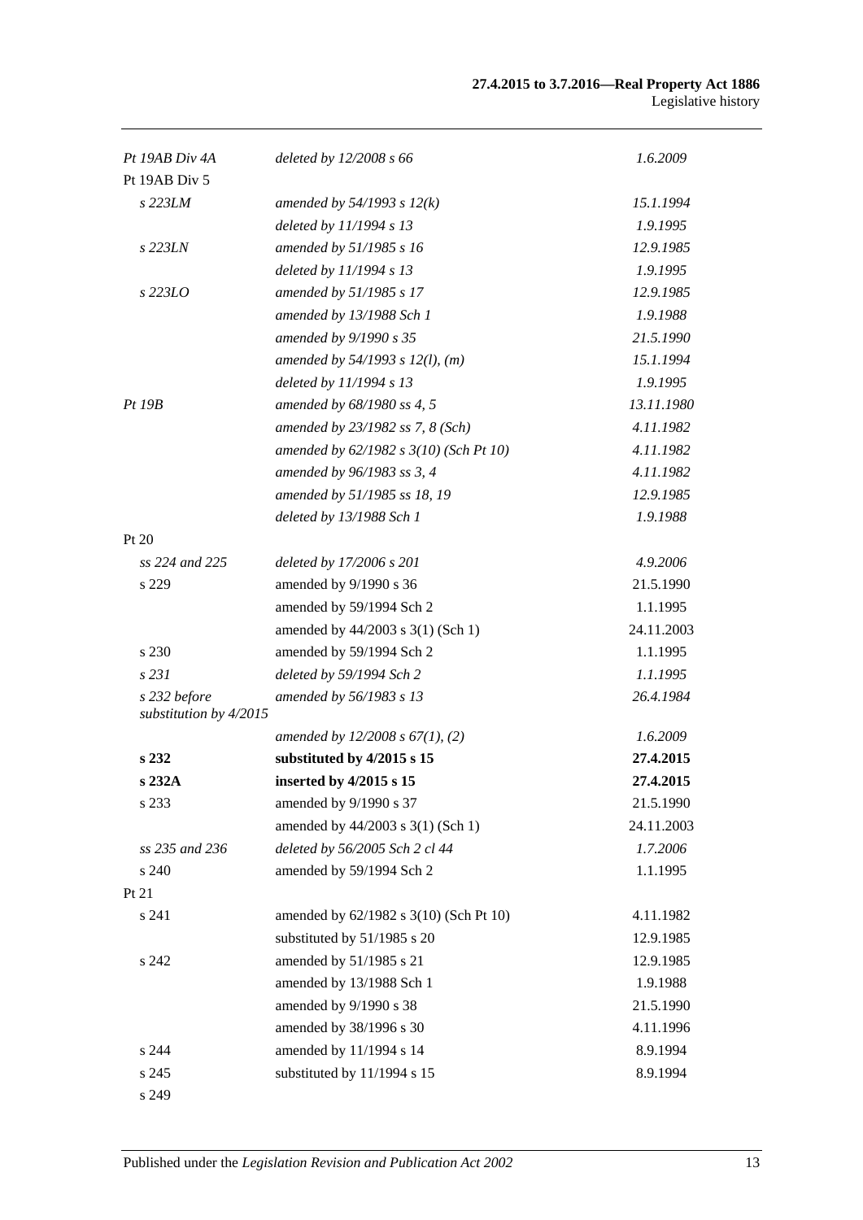| | | |
|---|---|---|
| *Pt 19AB Div 4A* | *deleted by 12/2008 s 66* | *1.6.2009* |
| Pt 19AB Div 5 | | |
| *s 223LM* | *amended by 54/1993 s 12(k)* | *15.1.1994* |
| | *deleted by 11/1994 s 13* | *1.9.1995* |
| *s 223LN* | *amended by 51/1985 s 16* | *12.9.1985* |
| | *deleted by 11/1994 s 13* | *1.9.1995* |
| *s 223LO* | *amended by 51/1985 s 17* | *12.9.1985* |
| | *amended by 13/1988 Sch 1* | *1.9.1988* |
| | *amended by 9/1990 s 35* | *21.5.1990* |
| | *amended by 54/1993 s 12(l), (m)* | *15.1.1994* |
| | *deleted by 11/1994 s 13* | *1.9.1995* |
| *Pt 19B* | *amended by 68/1980 ss 4, 5* | *13.11.1980* |
| | *amended by 23/1982 ss 7, 8 (Sch)* | *4.11.1982* |
| | *amended by 62/1982 s 3(10) (Sch Pt 10)* | *4.11.1982* |
| | *amended by 96/1983 ss 3, 4* | *4.11.1982* |
| | *amended by 51/1985 ss 18, 19* | *12.9.1985* |
| | *deleted by 13/1988 Sch 1* | *1.9.1988* |
| Pt 20 | | |
| *ss 224 and 225* | *deleted by 17/2006 s 201* | *4.9.2006* |
| s 229 | amended by 9/1990 s 36 | 21.5.1990 |
| | amended by 59/1994 Sch 2 | 1.1.1995 |
| | amended by 44/2003 s 3(1) (Sch 1) | 24.11.2003 |
| s 230 | amended by 59/1994 Sch 2 | 1.1.1995 |
| *s 231* | *deleted by 59/1994 Sch 2* | *1.1.1995* |
| *s 232 before substitution by 4/2015* | *amended by 56/1983 s 13* | *26.4.1984* |
| | *amended by 12/2008 s 67(1), (2)* | *1.6.2009* |
| **s 232** | **substituted by 4/2015 s 15** | **27.4.2015** |
| **s 232A** | **inserted by 4/2015 s 15** | **27.4.2015** |
| s 233 | amended by 9/1990 s 37 | 21.5.1990 |
| | amended by 44/2003 s 3(1) (Sch 1) | 24.11.2003 |
| *ss 235 and 236* | *deleted by 56/2005 Sch 2 cl 44* | *1.7.2006* |
| s 240 | amended by 59/1994 Sch 2 | 1.1.1995 |
| Pt 21 | | |
| s 241 | amended by 62/1982 s 3(10) (Sch Pt 10) | 4.11.1982 |
| | substituted by 51/1985 s 20 | 12.9.1985 |
| s 242 | amended by 51/1985 s 21 | 12.9.1985 |
| | amended by 13/1988 Sch 1 | 1.9.1988 |
| | amended by 9/1990 s 38 | 21.5.1990 |
| | amended by 38/1996 s 30 | 4.11.1996 |
| s 244 | amended by 11/1994 s 14 | 8.9.1994 |
| s 245 | substituted by 11/1994 s 15 | 8.9.1994 |
| s 249 | | |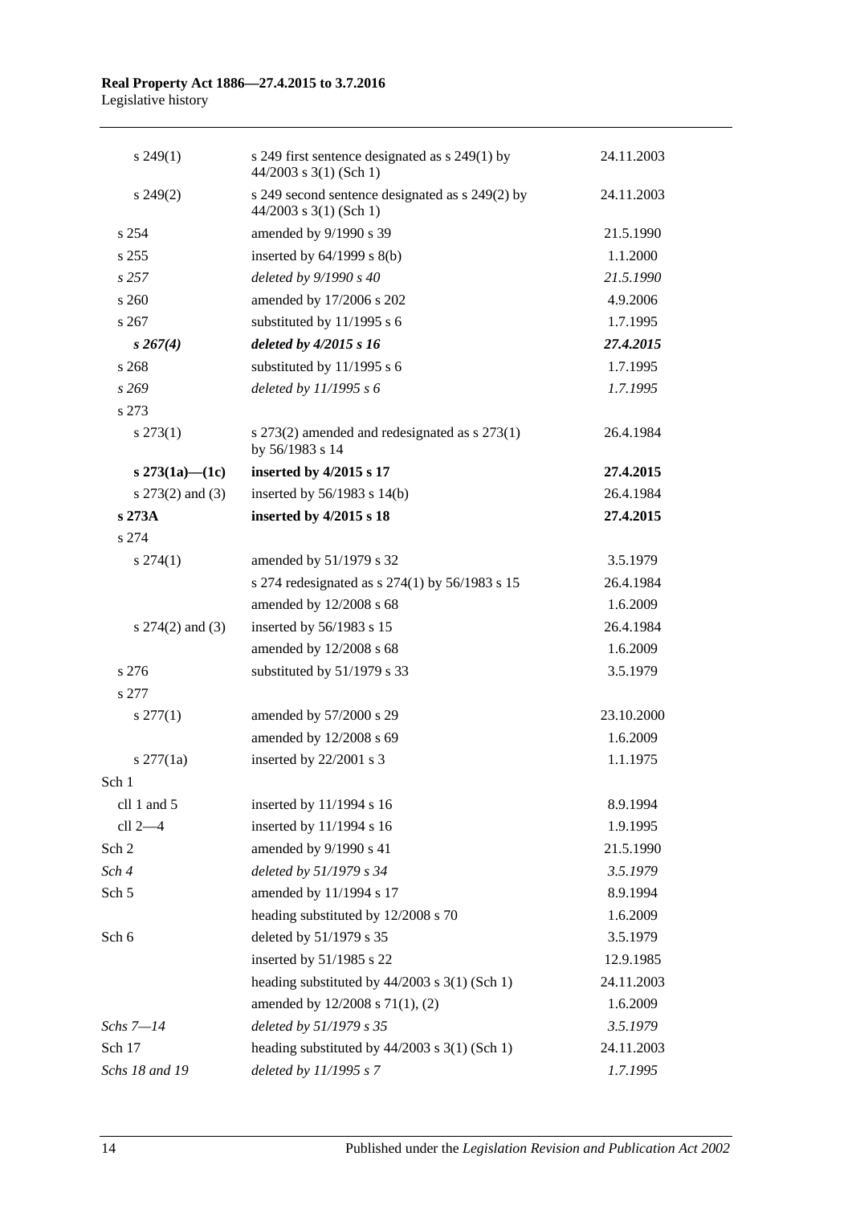| | | |
|---|---|---|
| s 249(1) | s 249 first sentence designated as s 249(1) by 44/2003 s 3(1) (Sch 1) | 24.11.2003 |
| s 249(2) | s 249 second sentence designated as s 249(2) by 44/2003 s 3(1) (Sch 1) | 24.11.2003 |
| s 254 | amended by 9/1990 s 39 | 21.5.1990 |
| s 255 | inserted by 64/1999 s 8(b) | 1.1.2000 |
| *s 257* | *deleted by 9/1990 s 40* | *21.5.1990* |
| s 260 | amended by 17/2006 s 202 | 4.9.2006 |
| s 267 | substituted by 11/1995 s 6 | 1.7.1995 |
| ***s 267(4)*** | ***deleted by 4/2015 s 16*** | ***27.4.2015*** |
| s 268 | substituted by 11/1995 s 6 | 1.7.1995 |
| *s 269* | *deleted by 11/1995 s 6* | *1.7.1995* |
| s 273 | | |
| s 273(1) | s 273(2) amended and redesignated as s 273(1) by 56/1983 s 14 | 26.4.1984 |
| **s 273(1a)—(1c)** | **inserted by 4/2015 s 17** | **27.4.2015** |
| s 273(2) and (3) | inserted by 56/1983 s 14(b) | 26.4.1984 |
| **s 273A** | **inserted by 4/2015 s 18** | **27.4.2015** |
| s 274 | | |
| s 274(1) | amended by 51/1979 s 32 | 3.5.1979 |
| | s 274 redesignated as s 274(1) by 56/1983 s 15 | 26.4.1984 |
| | amended by 12/2008 s 68 | 1.6.2009 |
| s 274(2) and (3) | inserted by 56/1983 s 15 | 26.4.1984 |
| | amended by 12/2008 s 68 | 1.6.2009 |
| s 276 | substituted by 51/1979 s 33 | 3.5.1979 |
| s 277 | | |
| s 277(1) | amended by 57/2000 s 29 | 23.10.2000 |
| | amended by 12/2008 s 69 | 1.6.2009 |
| s 277(1a) | inserted by 22/2001 s 3 | 1.1.1975 |
| Sch 1 | | |
| cll 1 and 5 | inserted by 11/1994 s 16 | 8.9.1994 |
| cll 2—4 | inserted by 11/1994 s 16 | 1.9.1995 |
| Sch 2 | amended by 9/1990 s 41 | 21.5.1990 |
| *Sch 4* | *deleted by 51/1979 s 34* | *3.5.1979* |
| Sch 5 | amended by 11/1994 s 17 | 8.9.1994 |
| | heading substituted by 12/2008 s 70 | 1.6.2009 |
| Sch 6 | deleted by 51/1979 s 35 | 3.5.1979 |
| | inserted by 51/1985 s 22 | 12.9.1985 |
| | heading substituted by 44/2003 s 3(1) (Sch 1) | 24.11.2003 |
| | amended by 12/2008 s 71(1), (2) | 1.6.2009 |
| *Schs 7—14* | *deleted by 51/1979 s 35* | *3.5.1979* |
| Sch 17 | heading substituted by 44/2003 s 3(1) (Sch 1) | 24.11.2003 |
| *Schs 18 and 19* | *deleted by 11/1995 s 7* | *1.7.1995* |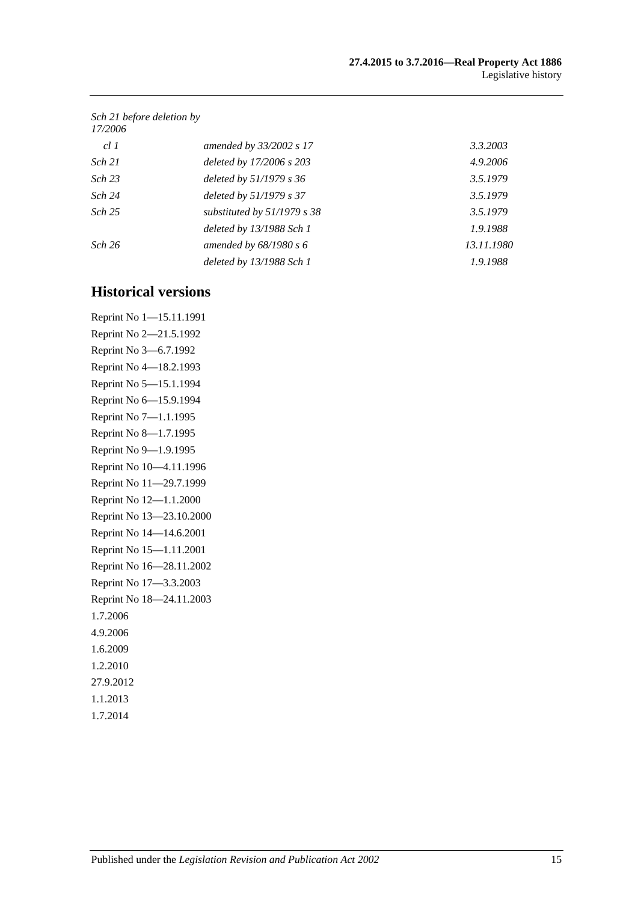*Sch 21 before deletion by 17/2006*

| | | |
|---|---|---|
| *cl 1* | *amended by 33/2002 s 17* | *3.3.2003* |
| *Sch 21* | *deleted by 17/2006 s 203* | *4.9.2006* |
| *Sch 23* | *deleted by 51/1979 s 36* | *3.5.1979* |
| *Sch 24* | *deleted by 51/1979 s 37* | *3.5.1979* |
| *Sch 25* | *substituted by 51/1979 s 38* | *3.5.1979* |
| | *deleted by 13/1988 Sch 1* | *1.9.1988* |
| *Sch 26* | *amended by 68/1980 s 6* | *13.11.1980* |
| | *deleted by 13/1988 Sch 1* | *1.9.1988* |

## Historical versions

Reprint No 1—15.11.1991
Reprint No 2—21.5.1992
Reprint No 3—6.7.1992
Reprint No 4—18.2.1993
Reprint No 5—15.1.1994
Reprint No 6—15.9.1994
Reprint No 7—1.1.1995
Reprint No 8—1.7.1995
Reprint No 9—1.9.1995
Reprint No 10—4.11.1996
Reprint No 11—29.7.1999
Reprint No 12—1.1.2000
Reprint No 13—23.10.2000
Reprint No 14—14.6.2001
Reprint No 15—1.11.2001
Reprint No 16—28.11.2002
Reprint No 17—3.3.2003
Reprint No 18—24.11.2003
1.7.2006
4.9.2006
1.6.2009
1.2.2010
27.9.2012
1.1.2013
1.7.2014